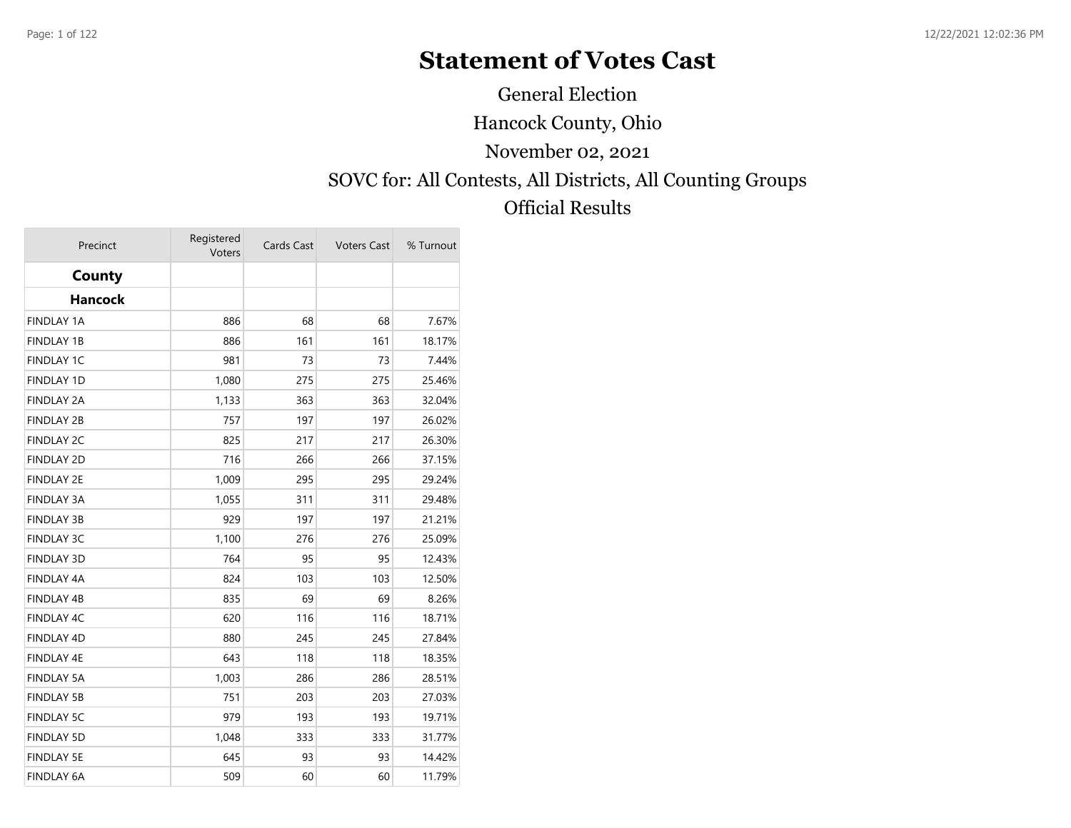# Statement of Votes Cast

General Election

Hancock County, Ohio

November 02, 2021

SOVC for: All Contests, All Districts, All Counting Groups

Official Results

| Precinct | Registered Voters | Cards Cast | Voters Cast | % Turnout |
|---|---|---|---|---|
| **County** | | | | |
| **Hancock** | | | | |
| FINDLAY 1A | 886 | 68 | 68 | 7.67% |
| FINDLAY 1B | 886 | 161 | 161 | 18.17% |
| FINDLAY 1C | 981 | 73 | 73 | 7.44% |
| FINDLAY 1D | 1,080 | 275 | 275 | 25.46% |
| FINDLAY 2A | 1,133 | 363 | 363 | 32.04% |
| FINDLAY 2B | 757 | 197 | 197 | 26.02% |
| FINDLAY 2C | 825 | 217 | 217 | 26.30% |
| FINDLAY 2D | 716 | 266 | 266 | 37.15% |
| FINDLAY 2E | 1,009 | 295 | 295 | 29.24% |
| FINDLAY 3A | 1,055 | 311 | 311 | 29.48% |
| FINDLAY 3B | 929 | 197 | 197 | 21.21% |
| FINDLAY 3C | 1,100 | 276 | 276 | 25.09% |
| FINDLAY 3D | 764 | 95 | 95 | 12.43% |
| FINDLAY 4A | 824 | 103 | 103 | 12.50% |
| FINDLAY 4B | 835 | 69 | 69 | 8.26% |
| FINDLAY 4C | 620 | 116 | 116 | 18.71% |
| FINDLAY 4D | 880 | 245 | 245 | 27.84% |
| FINDLAY 4E | 643 | 118 | 118 | 18.35% |
| FINDLAY 5A | 1,003 | 286 | 286 | 28.51% |
| FINDLAY 5B | 751 | 203 | 203 | 27.03% |
| FINDLAY 5C | 979 | 193 | 193 | 19.71% |
| FINDLAY 5D | 1,048 | 333 | 333 | 31.77% |
| FINDLAY 5E | 645 | 93 | 93 | 14.42% |
| FINDLAY 6A | 509 | 60 | 60 | 11.79% |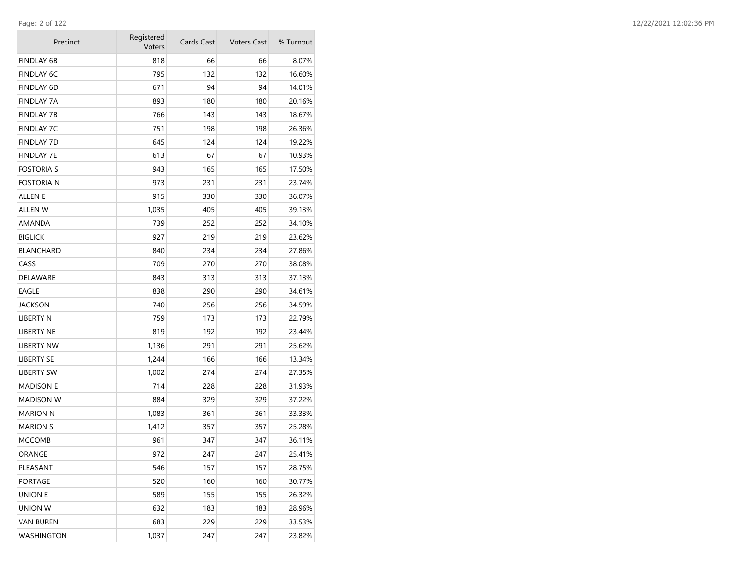| Precinct | Registered Voters | Cards Cast | Voters Cast | % Turnout |
|---|---|---|---|---|
| FINDLAY 6B | 818 | 66 | 66 | 8.07% |
| FINDLAY 6C | 795 | 132 | 132 | 16.60% |
| FINDLAY 6D | 671 | 94 | 94 | 14.01% |
| FINDLAY 7A | 893 | 180 | 180 | 20.16% |
| FINDLAY 7B | 766 | 143 | 143 | 18.67% |
| FINDLAY 7C | 751 | 198 | 198 | 26.36% |
| FINDLAY 7D | 645 | 124 | 124 | 19.22% |
| FINDLAY 7E | 613 | 67 | 67 | 10.93% |
| FOSTORIA S | 943 | 165 | 165 | 17.50% |
| FOSTORIA N | 973 | 231 | 231 | 23.74% |
| ALLEN E | 915 | 330 | 330 | 36.07% |
| ALLEN W | 1,035 | 405 | 405 | 39.13% |
| AMANDA | 739 | 252 | 252 | 34.10% |
| BIGLICK | 927 | 219 | 219 | 23.62% |
| BLANCHARD | 840 | 234 | 234 | 27.86% |
| CASS | 709 | 270 | 270 | 38.08% |
| DELAWARE | 843 | 313 | 313 | 37.13% |
| EAGLE | 838 | 290 | 290 | 34.61% |
| JACKSON | 740 | 256 | 256 | 34.59% |
| LIBERTY N | 759 | 173 | 173 | 22.79% |
| LIBERTY NE | 819 | 192 | 192 | 23.44% |
| LIBERTY NW | 1,136 | 291 | 291 | 25.62% |
| LIBERTY SE | 1,244 | 166 | 166 | 13.34% |
| LIBERTY SW | 1,002 | 274 | 274 | 27.35% |
| MADISON E | 714 | 228 | 228 | 31.93% |
| MADISON W | 884 | 329 | 329 | 37.22% |
| MARION N | 1,083 | 361 | 361 | 33.33% |
| MARION S | 1,412 | 357 | 357 | 25.28% |
| MCCOMB | 961 | 347 | 347 | 36.11% |
| ORANGE | 972 | 247 | 247 | 25.41% |
| PLEASANT | 546 | 157 | 157 | 28.75% |
| PORTAGE | 520 | 160 | 160 | 30.77% |
| UNION E | 589 | 155 | 155 | 26.32% |
| UNION W | 632 | 183 | 183 | 28.96% |
| VAN BUREN | 683 | 229 | 229 | 33.53% |
| WASHINGTON | 1,037 | 247 | 247 | 23.82% |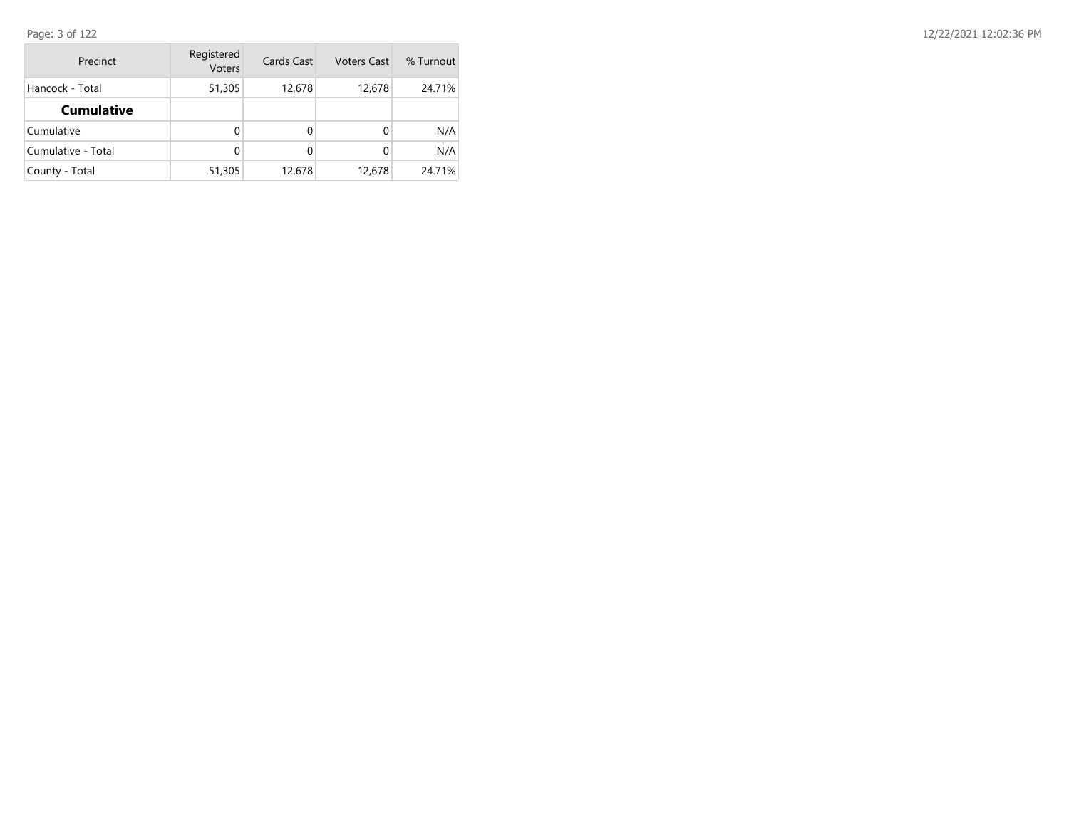| Precinct | Registered Voters | Cards Cast | Voters Cast | % Turnout |
|---|---|---|---|---|
| Hancock - Total | 51,305 | 12,678 | 12,678 | 24.71% |
| **Cumulative** | | | | |
| Cumulative | 0 | 0 | 0 | N/A |
| Cumulative - Total | 0 | 0 | 0 | N/A |
| County - Total | 51,305 | 12,678 | 12,678 | 24.71% |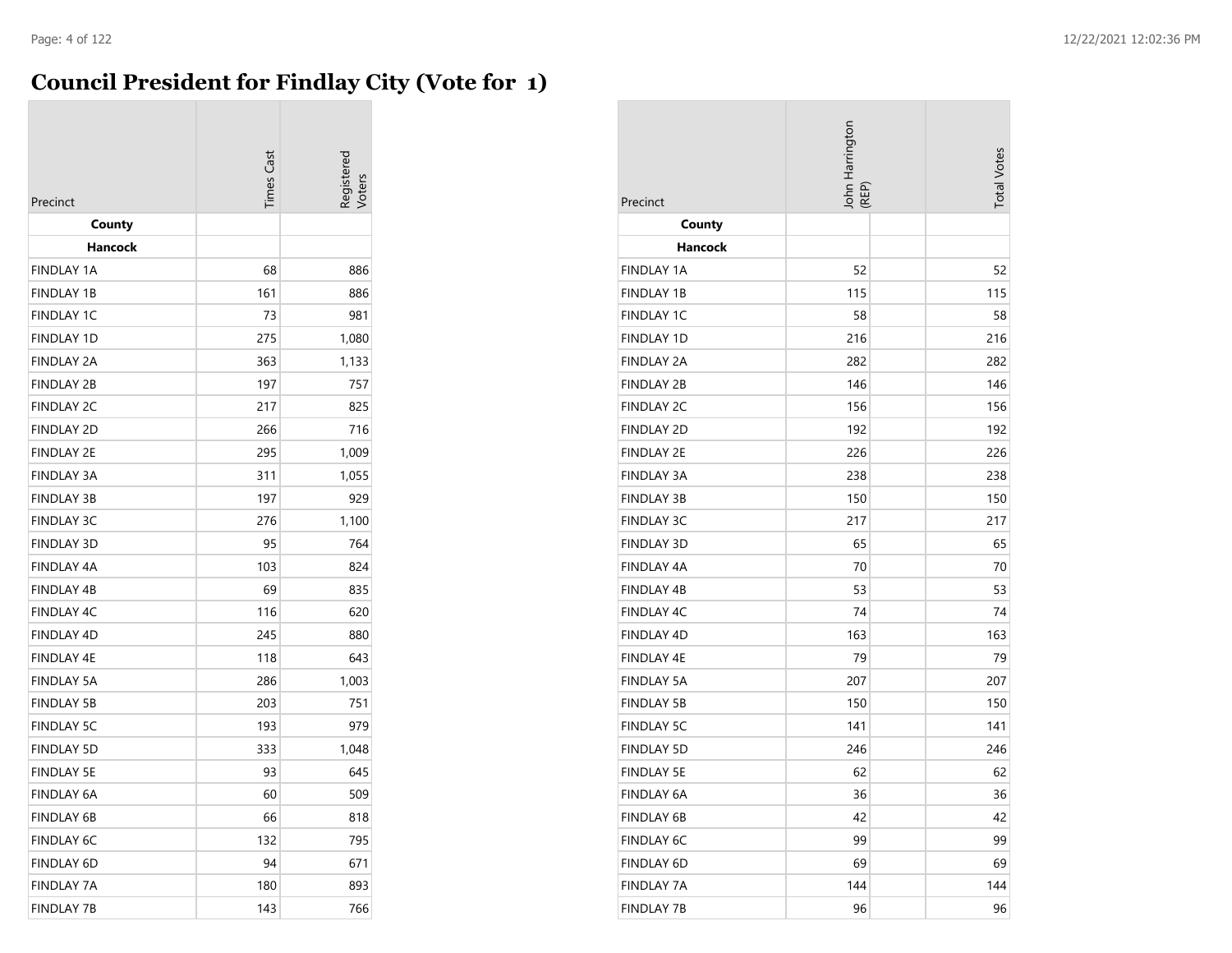# Council President for Findlay City (Vote for 1)

| Precinct | Times Cast | Registered Voters |
|---|---|---|
| **County** | | |
| **Hancock** | | |
| FINDLAY 1A | 68 | 886 |
| FINDLAY 1B | 161 | 886 |
| FINDLAY 1C | 73 | 981 |
| FINDLAY 1D | 275 | 1,080 |
| FINDLAY 2A | 363 | 1,133 |
| FINDLAY 2B | 197 | 757 |
| FINDLAY 2C | 217 | 825 |
| FINDLAY 2D | 266 | 716 |
| FINDLAY 2E | 295 | 1,009 |
| FINDLAY 3A | 311 | 1,055 |
| FINDLAY 3B | 197 | 929 |
| FINDLAY 3C | 276 | 1,100 |
| FINDLAY 3D | 95 | 764 |
| FINDLAY 4A | 103 | 824 |
| FINDLAY 4B | 69 | 835 |
| FINDLAY 4C | 116 | 620 |
| FINDLAY 4D | 245 | 880 |
| FINDLAY 4E | 118 | 643 |
| FINDLAY 5A | 286 | 1,003 |
| FINDLAY 5B | 203 | 751 |
| FINDLAY 5C | 193 | 979 |
| FINDLAY 5D | 333 | 1,048 |
| FINDLAY 5E | 93 | 645 |
| FINDLAY 6A | 60 | 509 |
| FINDLAY 6B | 66 | 818 |
| FINDLAY 6C | 132 | 795 |
| FINDLAY 6D | 94 | 671 |
| FINDLAY 7A | 180 | 893 |
| FINDLAY 7B | 143 | 766 |

| Precinct | John Harrington (REP) | | Total Votes |
|---|---|---|---|
| **County** | | | |
| **Hancock** | | | |
| FINDLAY 1A | 52 | | 52 |
| FINDLAY 1B | 115 | | 115 |
| FINDLAY 1C | 58 | | 58 |
| FINDLAY 1D | 216 | | 216 |
| FINDLAY 2A | 282 | | 282 |
| FINDLAY 2B | 146 | | 146 |
| FINDLAY 2C | 156 | | 156 |
| FINDLAY 2D | 192 | | 192 |
| FINDLAY 2E | 226 | | 226 |
| FINDLAY 3A | 238 | | 238 |
| FINDLAY 3B | 150 | | 150 |
| FINDLAY 3C | 217 | | 217 |
| FINDLAY 3D | 65 | | 65 |
| FINDLAY 4A | 70 | | 70 |
| FINDLAY 4B | 53 | | 53 |
| FINDLAY 4C | 74 | | 74 |
| FINDLAY 4D | 163 | | 163 |
| FINDLAY 4E | 79 | | 79 |
| FINDLAY 5A | 207 | | 207 |
| FINDLAY 5B | 150 | | 150 |
| FINDLAY 5C | 141 | | 141 |
| FINDLAY 5D | 246 | | 246 |
| FINDLAY 5E | 62 | | 62 |
| FINDLAY 6A | 36 | | 36 |
| FINDLAY 6B | 42 | | 42 |
| FINDLAY 6C | 99 | | 99 |
| FINDLAY 6D | 69 | | 69 |
| FINDLAY 7A | 144 | | 144 |
| FINDLAY 7B | 96 | | 96 |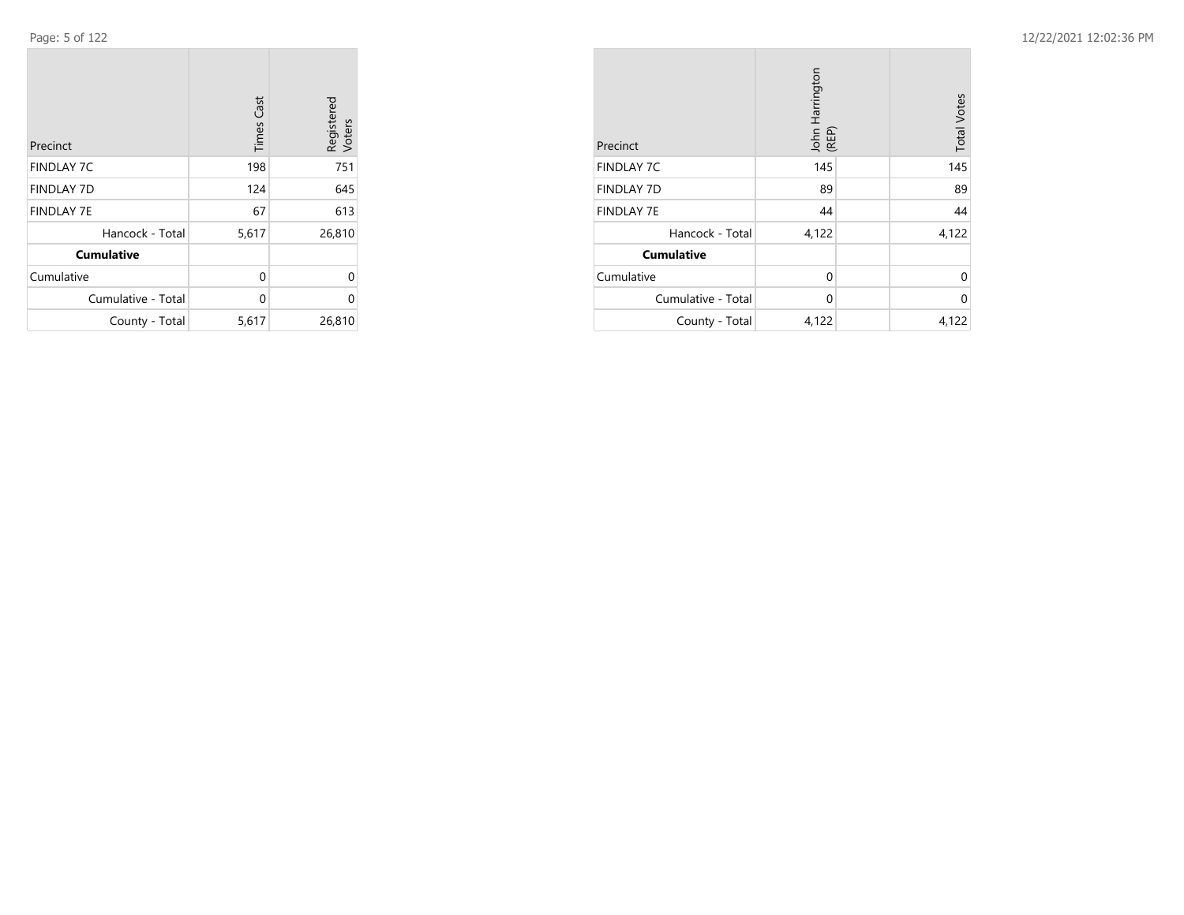| Precinct | Times Cast | Registered Voters |
|---|---|---|
| FINDLAY 7C | 198 | 751 |
| FINDLAY 7D | 124 | 645 |
| FINDLAY 7E | 67 | 613 |
| Hancock - Total | 5,617 | 26,810 |
| **Cumulative** | | |
| Cumulative | 0 | 0 |
| Cumulative - Total | 0 | 0 |
| County - Total | 5,617 | 26,810 |

| Precinct | John Harrington (REP) | | Total Votes |
|---|---|---|---|
| FINDLAY 7C | 145 | | 145 |
| FINDLAY 7D | 89 | | 89 |
| FINDLAY 7E | 44 | | 44 |
| Hancock - Total | 4,122 | | 4,122 |
| **Cumulative** | | | |
| Cumulative | 0 | | 0 |
| Cumulative - Total | 0 | | 0 |
| County - Total | 4,122 | | 4,122 |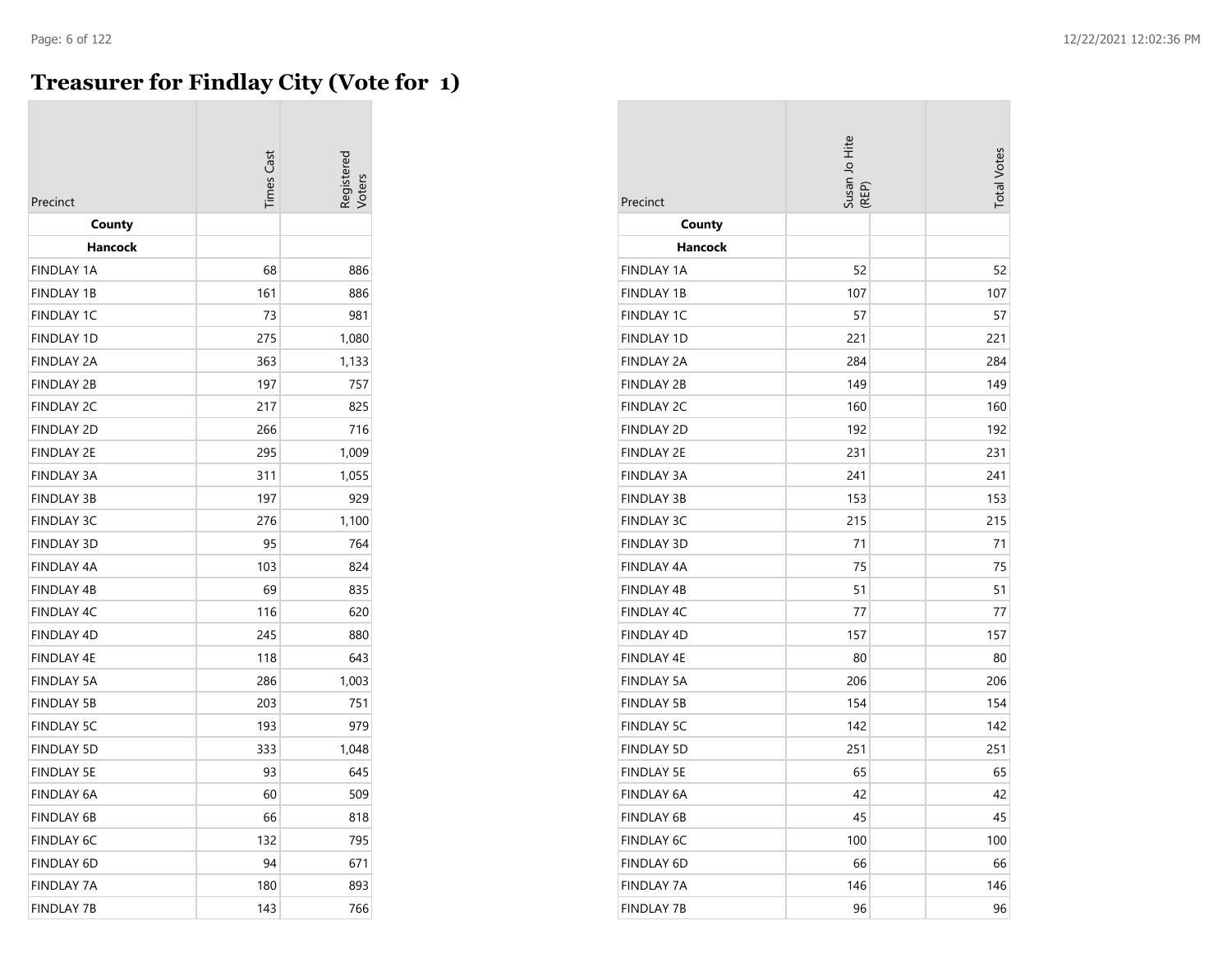# Treasurer for Findlay City (Vote for 1)

| Precinct | Times Cast | Registered Voters |
|---|---|---|
| **County** | | |
| **Hancock** | | |
| FINDLAY 1A | 68 | 886 |
| FINDLAY 1B | 161 | 886 |
| FINDLAY 1C | 73 | 981 |
| FINDLAY 1D | 275 | 1,080 |
| FINDLAY 2A | 363 | 1,133 |
| FINDLAY 2B | 197 | 757 |
| FINDLAY 2C | 217 | 825 |
| FINDLAY 2D | 266 | 716 |
| FINDLAY 2E | 295 | 1,009 |
| FINDLAY 3A | 311 | 1,055 |
| FINDLAY 3B | 197 | 929 |
| FINDLAY 3C | 276 | 1,100 |
| FINDLAY 3D | 95 | 764 |
| FINDLAY 4A | 103 | 824 |
| FINDLAY 4B | 69 | 835 |
| FINDLAY 4C | 116 | 620 |
| FINDLAY 4D | 245 | 880 |
| FINDLAY 4E | 118 | 643 |
| FINDLAY 5A | 286 | 1,003 |
| FINDLAY 5B | 203 | 751 |
| FINDLAY 5C | 193 | 979 |
| FINDLAY 5D | 333 | 1,048 |
| FINDLAY 5E | 93 | 645 |
| FINDLAY 6A | 60 | 509 |
| FINDLAY 6B | 66 | 818 |
| FINDLAY 6C | 132 | 795 |
| FINDLAY 6D | 94 | 671 |
| FINDLAY 7A | 180 | 893 |
| FINDLAY 7B | 143 | 766 |

| Precinct | Susan Jo Hite (REP) | | Total Votes |
|---|---|---|---|
| **County** | | | |
| **Hancock** | | | |
| FINDLAY 1A | 52 | | 52 |
| FINDLAY 1B | 107 | | 107 |
| FINDLAY 1C | 57 | | 57 |
| FINDLAY 1D | 221 | | 221 |
| FINDLAY 2A | 284 | | 284 |
| FINDLAY 2B | 149 | | 149 |
| FINDLAY 2C | 160 | | 160 |
| FINDLAY 2D | 192 | | 192 |
| FINDLAY 2E | 231 | | 231 |
| FINDLAY 3A | 241 | | 241 |
| FINDLAY 3B | 153 | | 153 |
| FINDLAY 3C | 215 | | 215 |
| FINDLAY 3D | 71 | | 71 |
| FINDLAY 4A | 75 | | 75 |
| FINDLAY 4B | 51 | | 51 |
| FINDLAY 4C | 77 | | 77 |
| FINDLAY 4D | 157 | | 157 |
| FINDLAY 4E | 80 | | 80 |
| FINDLAY 5A | 206 | | 206 |
| FINDLAY 5B | 154 | | 154 |
| FINDLAY 5C | 142 | | 142 |
| FINDLAY 5D | 251 | | 251 |
| FINDLAY 5E | 65 | | 65 |
| FINDLAY 6A | 42 | | 42 |
| FINDLAY 6B | 45 | | 45 |
| FINDLAY 6C | 100 | | 100 |
| FINDLAY 6D | 66 | | 66 |
| FINDLAY 7A | 146 | | 146 |
| FINDLAY 7B | 96 | | 96 |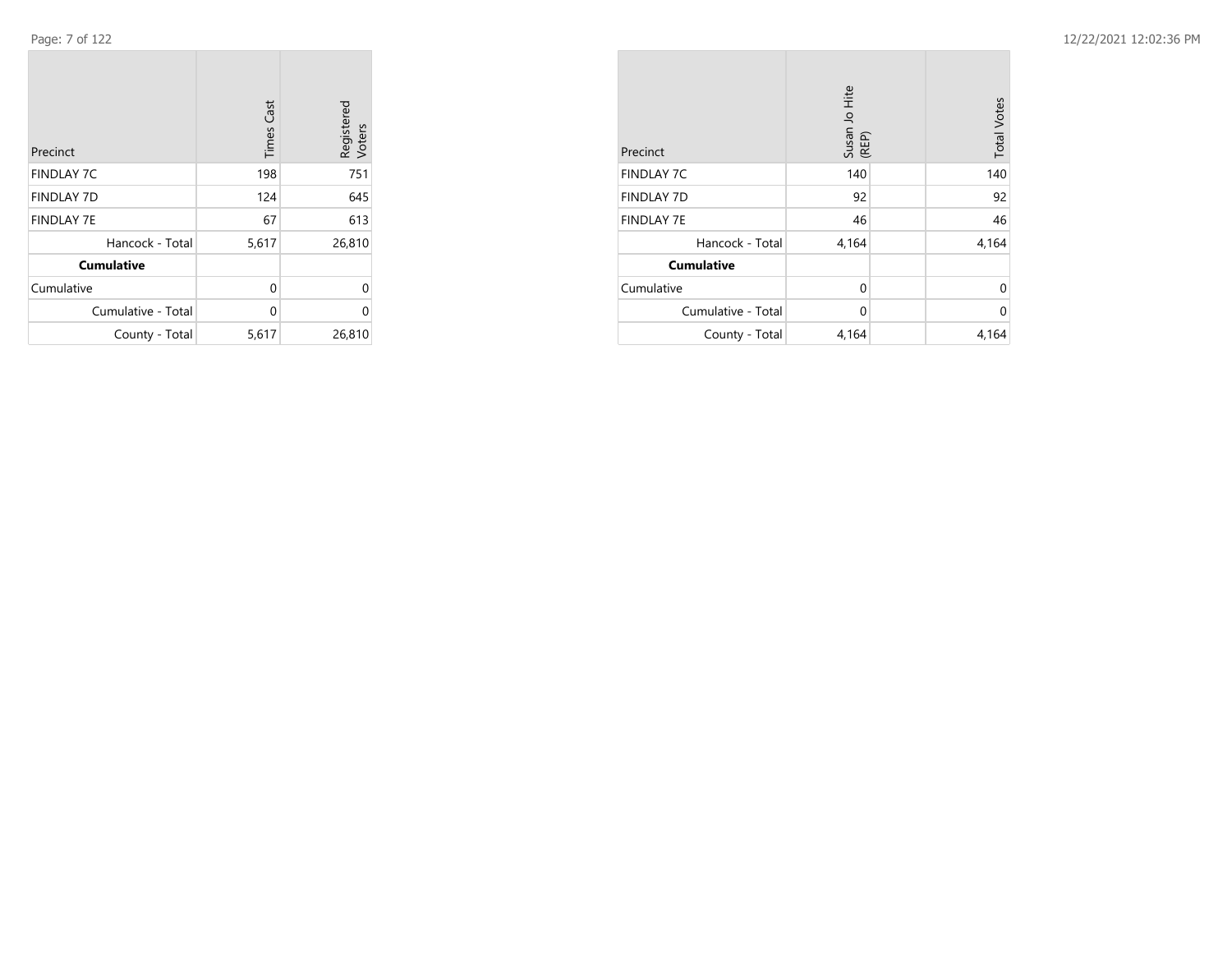| Precinct | Times Cast | Registered Voters |
| --- | --- | --- |
| FINDLAY 7C | 198 | 751 |
| FINDLAY 7D | 124 | 645 |
| FINDLAY 7E | 67 | 613 |
| Hancock - Total | 5,617 | 26,810 |
| **Cumulative** | | |
| Cumulative | 0 | 0 |
| Cumulative - Total | 0 | 0 |
| County - Total | 5,617 | 26,810 |

| Precinct | Susan Jo Hite (REP) | | Total Votes |
| --- | --- | --- | --- |
| FINDLAY 7C | 140 | | 140 |
| FINDLAY 7D | 92 | | 92 |
| FINDLAY 7E | 46 | | 46 |
| Hancock - Total | 4,164 | | 4,164 |
| **Cumulative** | | | |
| Cumulative | 0 | | 0 |
| Cumulative - Total | 0 | | 0 |
| County - Total | 4,164 | | 4,164 |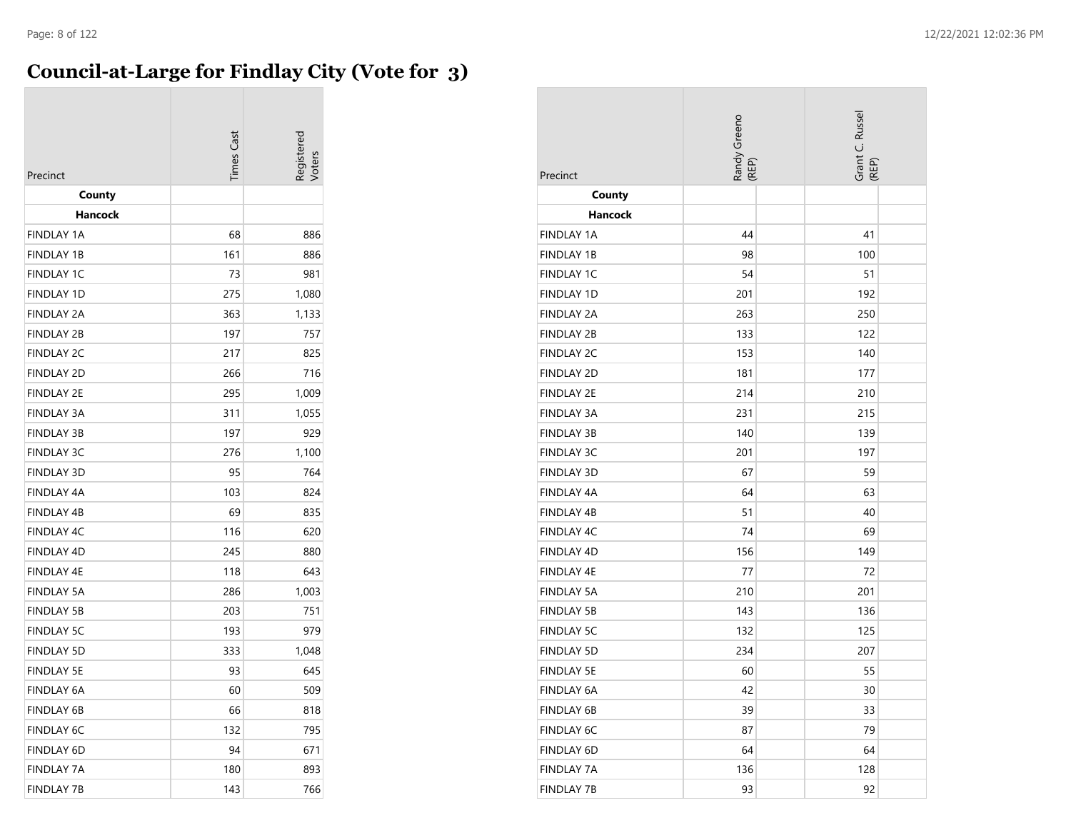# Council-at-Large for Findlay City (Vote for 3)

| Precinct | Times Cast | Registered Voters | Randy Greeno (REP) | Grant C. Russel (REP) |
|---|---|---|---|---|
| **County** | | | | |
| **Hancock** | | | | |
| FINDLAY 1A | 68 | 886 | 44 | 41 |
| FINDLAY 1B | 161 | 886 | 98 | 100 |
| FINDLAY 1C | 73 | 981 | 54 | 51 |
| FINDLAY 1D | 275 | 1,080 | 201 | 192 |
| FINDLAY 2A | 363 | 1,133 | 263 | 250 |
| FINDLAY 2B | 197 | 757 | 133 | 122 |
| FINDLAY 2C | 217 | 825 | 153 | 140 |
| FINDLAY 2D | 266 | 716 | 181 | 177 |
| FINDLAY 2E | 295 | 1,009 | 214 | 210 |
| FINDLAY 3A | 311 | 1,055 | 231 | 215 |
| FINDLAY 3B | 197 | 929 | 140 | 139 |
| FINDLAY 3C | 276 | 1,100 | 201 | 197 |
| FINDLAY 3D | 95 | 764 | 67 | 59 |
| FINDLAY 4A | 103 | 824 | 64 | 63 |
| FINDLAY 4B | 69 | 835 | 51 | 40 |
| FINDLAY 4C | 116 | 620 | 74 | 69 |
| FINDLAY 4D | 245 | 880 | 156 | 149 |
| FINDLAY 4E | 118 | 643 | 77 | 72 |
| FINDLAY 5A | 286 | 1,003 | 210 | 201 |
| FINDLAY 5B | 203 | 751 | 143 | 136 |
| FINDLAY 5C | 193 | 979 | 132 | 125 |
| FINDLAY 5D | 333 | 1,048 | 234 | 207 |
| FINDLAY 5E | 93 | 645 | 60 | 55 |
| FINDLAY 6A | 60 | 509 | 42 | 30 |
| FINDLAY 6B | 66 | 818 | 39 | 33 |
| FINDLAY 6C | 132 | 795 | 87 | 79 |
| FINDLAY 6D | 94 | 671 | 64 | 64 |
| FINDLAY 7A | 180 | 893 | 136 | 128 |
| FINDLAY 7B | 143 | 766 | 93 | 92 |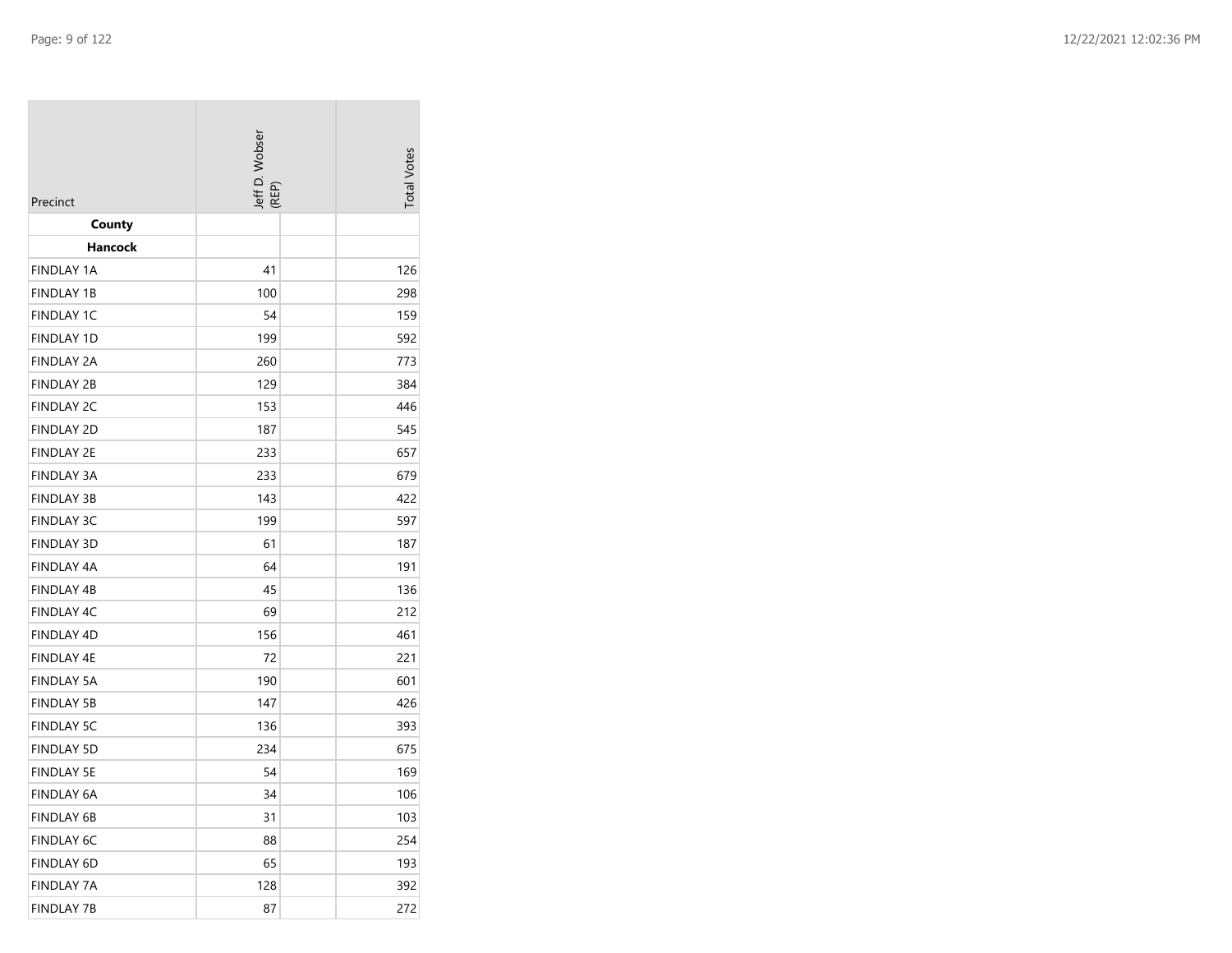| Precinct | Jeff D. Wobser (REP) | | Total Votes |
|---|---|---|---|
| **County** | | | |
| **Hancock** | | | |
| FINDLAY 1A | 41 | | 126 |
| FINDLAY 1B | 100 | | 298 |
| FINDLAY 1C | 54 | | 159 |
| FINDLAY 1D | 199 | | 592 |
| FINDLAY 2A | 260 | | 773 |
| FINDLAY 2B | 129 | | 384 |
| FINDLAY 2C | 153 | | 446 |
| FINDLAY 2D | 187 | | 545 |
| FINDLAY 2E | 233 | | 657 |
| FINDLAY 3A | 233 | | 679 |
| FINDLAY 3B | 143 | | 422 |
| FINDLAY 3C | 199 | | 597 |
| FINDLAY 3D | 61 | | 187 |
| FINDLAY 4A | 64 | | 191 |
| FINDLAY 4B | 45 | | 136 |
| FINDLAY 4C | 69 | | 212 |
| FINDLAY 4D | 156 | | 461 |
| FINDLAY 4E | 72 | | 221 |
| FINDLAY 5A | 190 | | 601 |
| FINDLAY 5B | 147 | | 426 |
| FINDLAY 5C | 136 | | 393 |
| FINDLAY 5D | 234 | | 675 |
| FINDLAY 5E | 54 | | 169 |
| FINDLAY 6A | 34 | | 106 |
| FINDLAY 6B | 31 | | 103 |
| FINDLAY 6C | 88 | | 254 |
| FINDLAY 6D | 65 | | 193 |
| FINDLAY 7A | 128 | | 392 |
| FINDLAY 7B | 87 | | 272 |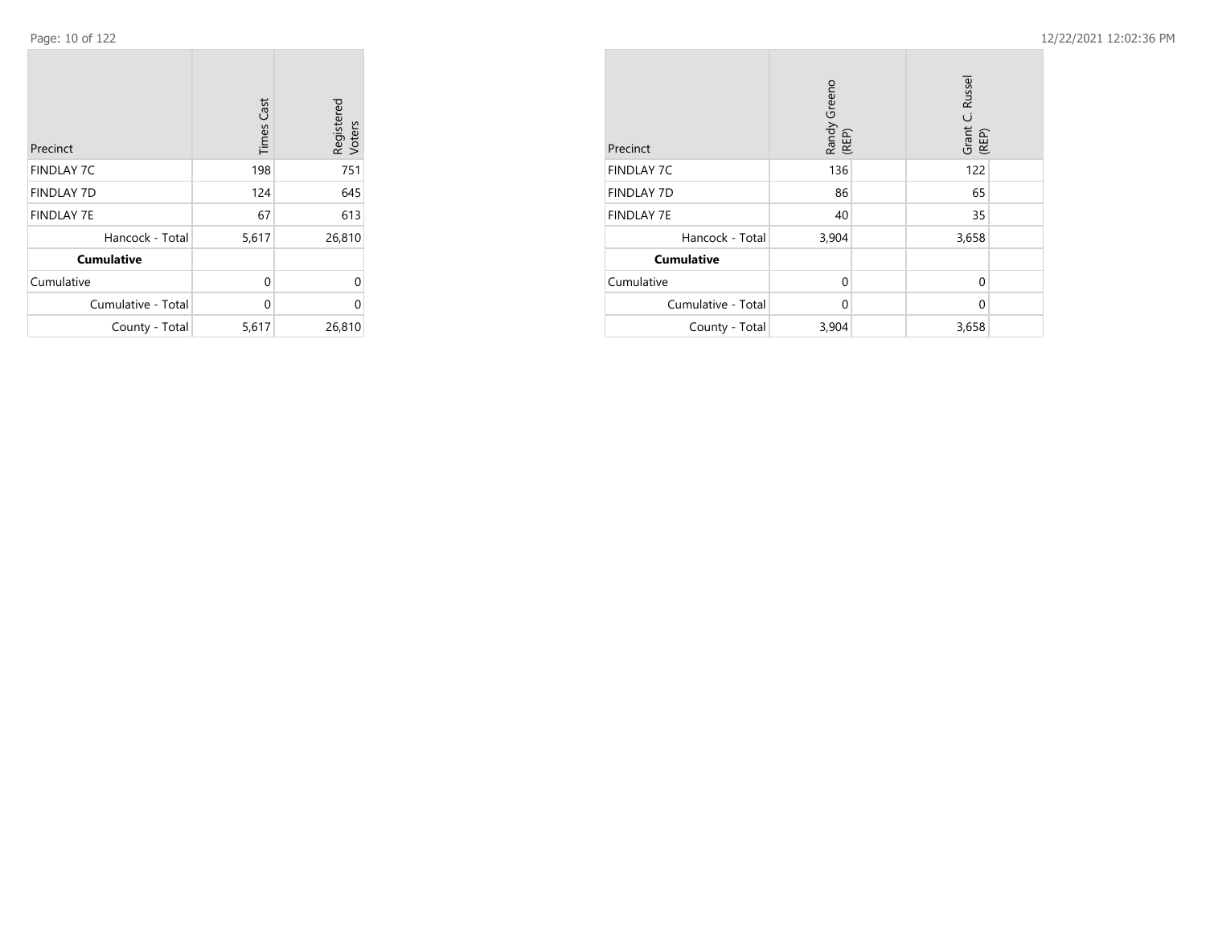| Precinct | Times Cast | Registered Voters |
|---|---|---|
| FINDLAY 7C | 198 | 751 |
| FINDLAY 7D | 124 | 645 |
| FINDLAY 7E | 67 | 613 |
| Hancock - Total | 5,617 | 26,810 |
| **Cumulative** | | |
| Cumulative | 0 | 0 |
| Cumulative - Total | 0 | 0 |
| County - Total | 5,617 | 26,810 |

| Precinct | Randy Greeno (REP) | Grant C. Russel (REP) |
|---|---|---|
| FINDLAY 7C | 136 | 122 |
| FINDLAY 7D | 86 | 65 |
| FINDLAY 7E | 40 | 35 |
| Hancock - Total | 3,904 | 3,658 |
| **Cumulative** | | |
| Cumulative | 0 | 0 |
| Cumulative - Total | 0 | 0 |
| County - Total | 3,904 | 3,658 |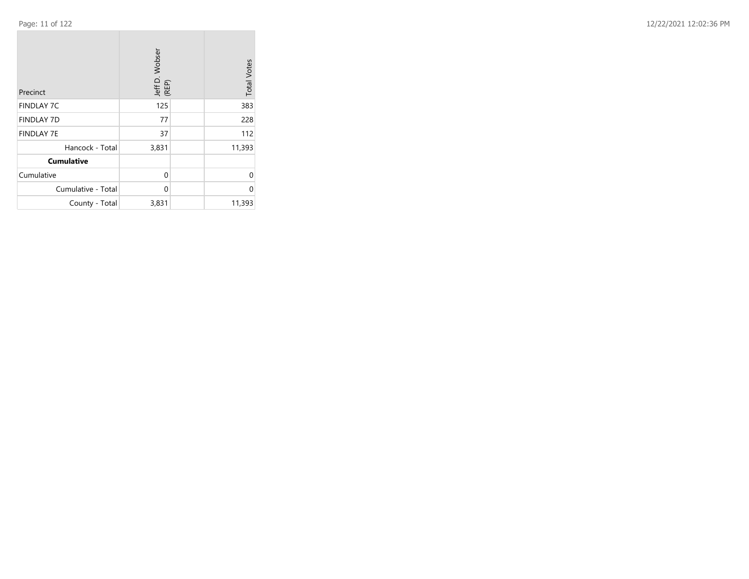| Precinct | Jeff D. Wobser (REP) | | Total Votes |
|---|---|---|---|
| FINDLAY 7C | 125 | | 383 |
| FINDLAY 7D | 77 | | 228 |
| FINDLAY 7E | 37 | | 112 |
| Hancock - Total | 3,831 | | 11,393 |
| **Cumulative** | | | |
| Cumulative | 0 | | 0 |
| Cumulative - Total | 0 | | 0 |
| County - Total | 3,831 | | 11,393 |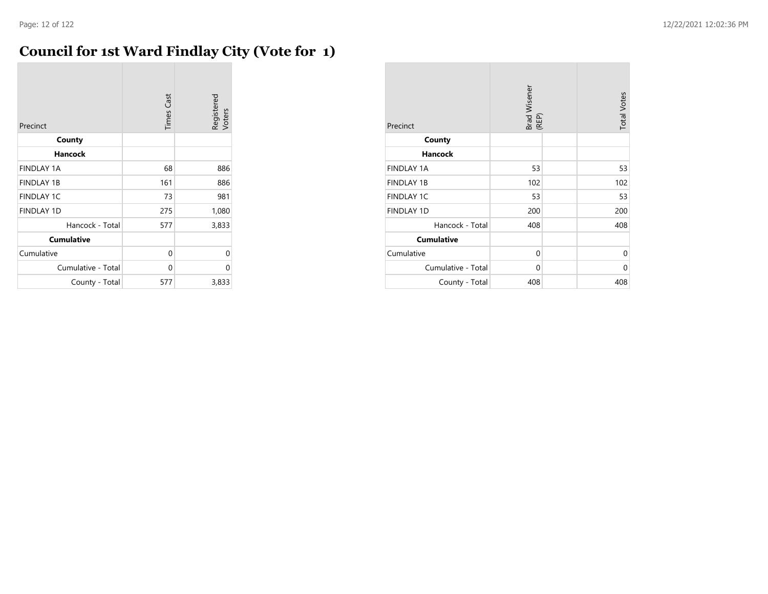# Council for 1st Ward Findlay City (Vote for 1)

| Precinct | Times Cast | Registered Voters |
|---|---|---|
| **County** | | |
| **Hancock** | | |
| FINDLAY 1A | 68 | 886 |
| FINDLAY 1B | 161 | 886 |
| FINDLAY 1C | 73 | 981 |
| FINDLAY 1D | 275 | 1,080 |
| Hancock - Total | 577 | 3,833 |
| **Cumulative** | | |
| Cumulative | 0 | 0 |
| Cumulative - Total | 0 | 0 |
| County - Total | 577 | 3,833 |

| Precinct | Brad Wisener (REP) | | Total Votes |
|---|---|---|---|
| **County** | | | |
| **Hancock** | | | |
| FINDLAY 1A | 53 | | 53 |
| FINDLAY 1B | 102 | | 102 |
| FINDLAY 1C | 53 | | 53 |
| FINDLAY 1D | 200 | | 200 |
| Hancock - Total | 408 | | 408 |
| **Cumulative** | | | |
| Cumulative | 0 | | 0 |
| Cumulative - Total | 0 | | 0 |
| County - Total | 408 | | 408 |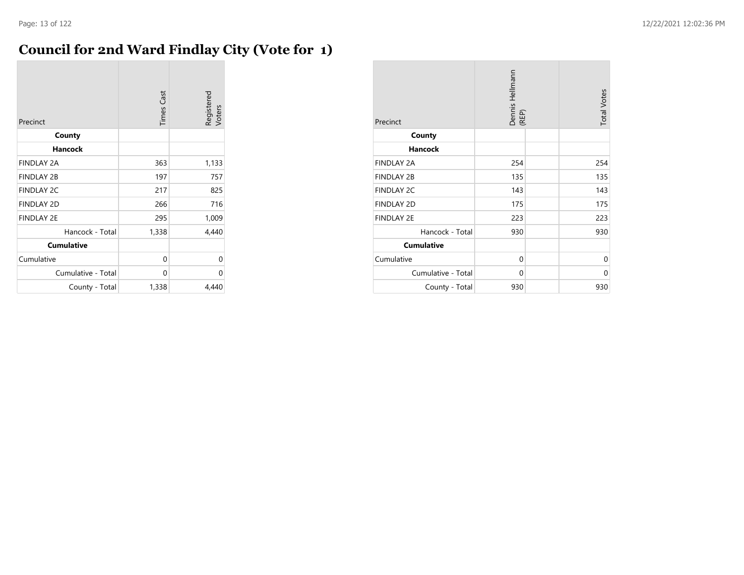# Council for 2nd Ward Findlay City (Vote for 1)

| Precinct | Times Cast | Registered Voters |
|---|---|---|
| **County** | | |
| **Hancock** | | |
| FINDLAY 2A | 363 | 1,133 |
| FINDLAY 2B | 197 | 757 |
| FINDLAY 2C | 217 | 825 |
| FINDLAY 2D | 266 | 716 |
| FINDLAY 2E | 295 | 1,009 |
| Hancock - Total | 1,338 | 4,440 |
| **Cumulative** | | |
| Cumulative | 0 | 0 |
| Cumulative - Total | 0 | 0 |
| County - Total | 1,338 | 4,440 |

| Precinct | Dennis Hellmann (REP) | | Total Votes |
|---|---|---|---|
| **County** | | | |
| **Hancock** | | | |
| FINDLAY 2A | 254 | | 254 |
| FINDLAY 2B | 135 | | 135 |
| FINDLAY 2C | 143 | | 143 |
| FINDLAY 2D | 175 | | 175 |
| FINDLAY 2E | 223 | | 223 |
| Hancock - Total | 930 | | 930 |
| **Cumulative** | | | |
| Cumulative | 0 | | 0 |
| Cumulative - Total | 0 | | 0 |
| County - Total | 930 | | 930 |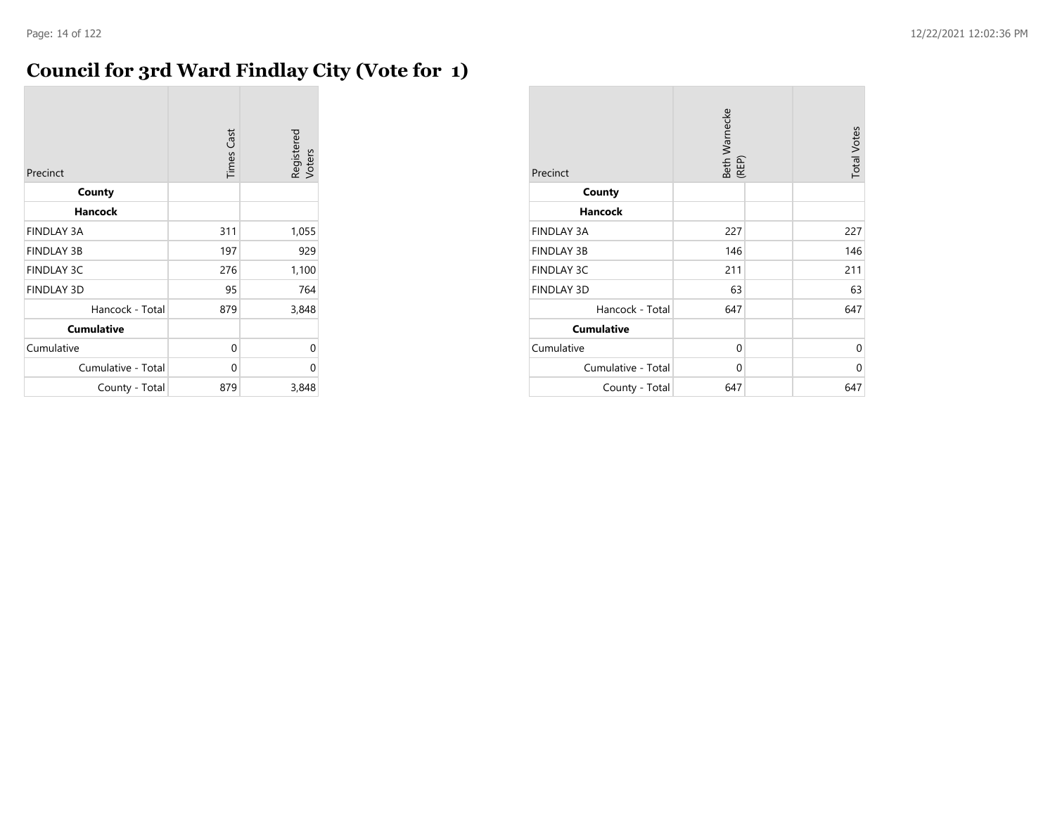# Council for 3rd Ward Findlay City (Vote for 1)

| Precinct | Times Cast | Registered Voters |
|---|---|---|
| **County** | | |
| **Hancock** | | |
| FINDLAY 3A | 311 | 1,055 |
| FINDLAY 3B | 197 | 929 |
| FINDLAY 3C | 276 | 1,100 |
| FINDLAY 3D | 95 | 764 |
| Hancock - Total | 879 | 3,848 |
| **Cumulative** | | |
| Cumulative | 0 | 0 |
| Cumulative - Total | 0 | 0 |
| County - Total | 879 | 3,848 |

| Precinct | Beth Warnecke (REP) | | Total Votes |
|---|---|---|---|
| **County** | | | |
| **Hancock** | | | |
| FINDLAY 3A | 227 | | 227 |
| FINDLAY 3B | 146 | | 146 |
| FINDLAY 3C | 211 | | 211 |
| FINDLAY 3D | 63 | | 63 |
| Hancock - Total | 647 | | 647 |
| **Cumulative** | | | |
| Cumulative | 0 | | 0 |
| Cumulative - Total | 0 | | 0 |
| County - Total | 647 | | 647 |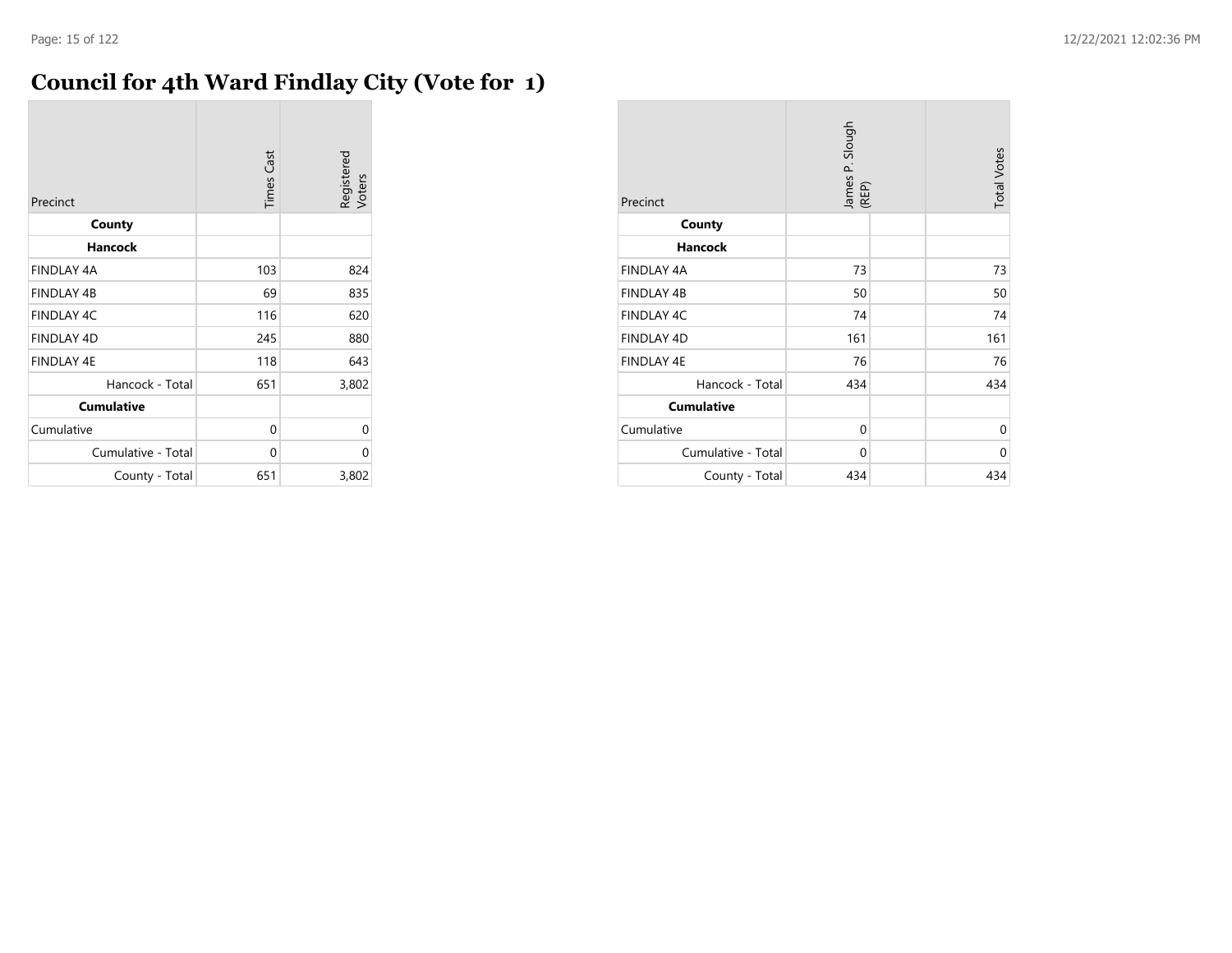# Council for 4th Ward Findlay City (Vote for 1)

| Precinct | Times Cast | Registered Voters |
|---|---|---|
| **County** | | |
| **Hancock** | | |
| FINDLAY 4A | 103 | 824 |
| FINDLAY 4B | 69 | 835 |
| FINDLAY 4C | 116 | 620 |
| FINDLAY 4D | 245 | 880 |
| FINDLAY 4E | 118 | 643 |
| Hancock - Total | 651 | 3,802 |
| **Cumulative** | | |
| Cumulative | 0 | 0 |
| Cumulative - Total | 0 | 0 |
| County - Total | 651 | 3,802 |

| Precinct | James P. Slough (REP) | | Total Votes |
|---|---|---|---|
| **County** | | | |
| **Hancock** | | | |
| FINDLAY 4A | 73 | | 73 |
| FINDLAY 4B | 50 | | 50 |
| FINDLAY 4C | 74 | | 74 |
| FINDLAY 4D | 161 | | 161 |
| FINDLAY 4E | 76 | | 76 |
| Hancock - Total | 434 | | 434 |
| **Cumulative** | | | |
| Cumulative | 0 | | 0 |
| Cumulative - Total | 0 | | 0 |
| County - Total | 434 | | 434 |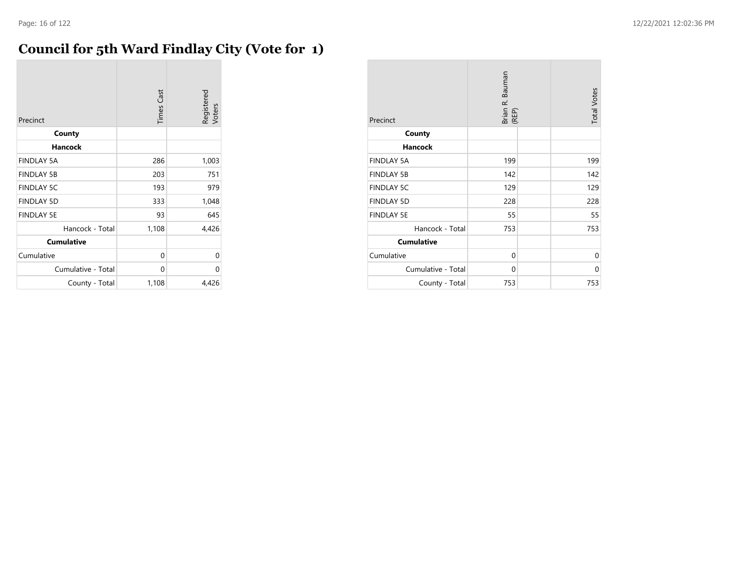# Council for 5th Ward Findlay City (Vote for 1)

| Precinct | Times Cast | Registered Voters |
|---|---|---|
| **County** | | |
| **Hancock** | | |
| FINDLAY 5A | 286 | 1,003 |
| FINDLAY 5B | 203 | 751 |
| FINDLAY 5C | 193 | 979 |
| FINDLAY 5D | 333 | 1,048 |
| FINDLAY 5E | 93 | 645 |
| Hancock - Total | 1,108 | 4,426 |
| **Cumulative** | | |
| Cumulative | 0 | 0 |
| Cumulative - Total | 0 | 0 |
| County - Total | 1,108 | 4,426 |

| Precinct | Brian R. Bauman (REP) | | Total Votes |
|---|---|---|---|
| **County** | | | |
| **Hancock** | | | |
| FINDLAY 5A | 199 | | 199 |
| FINDLAY 5B | 142 | | 142 |
| FINDLAY 5C | 129 | | 129 |
| FINDLAY 5D | 228 | | 228 |
| FINDLAY 5E | 55 | | 55 |
| Hancock - Total | 753 | | 753 |
| **Cumulative** | | | |
| Cumulative | 0 | | 0 |
| Cumulative - Total | 0 | | 0 |
| County - Total | 753 | | 753 |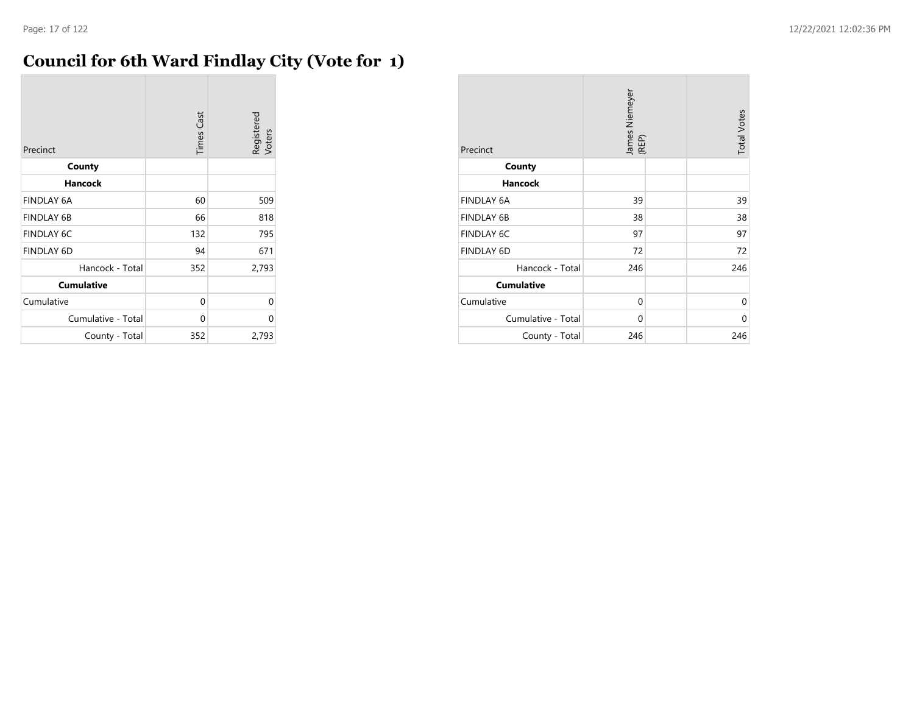# Council for 6th Ward Findlay City (Vote for 1)

| Precinct | Times Cast | Registered Voters |
|---|---|---|
| **County** | | |
| **Hancock** | | |
| FINDLAY 6A | 60 | 509 |
| FINDLAY 6B | 66 | 818 |
| FINDLAY 6C | 132 | 795 |
| FINDLAY 6D | 94 | 671 |
| Hancock - Total | 352 | 2,793 |
| **Cumulative** | | |
| Cumulative | 0 | 0 |
| Cumulative - Total | 0 | 0 |
| County - Total | 352 | 2,793 |

| Precinct | James Niemeyer (REP) | | Total Votes |
|---|---|---|---|
| **County** | | | |
| **Hancock** | | | |
| FINDLAY 6A | 39 | | 39 |
| FINDLAY 6B | 38 | | 38 |
| FINDLAY 6C | 97 | | 97 |
| FINDLAY 6D | 72 | | 72 |
| Hancock - Total | 246 | | 246 |
| **Cumulative** | | | |
| Cumulative | 0 | | 0 |
| Cumulative - Total | 0 | | 0 |
| County - Total | 246 | | 246 |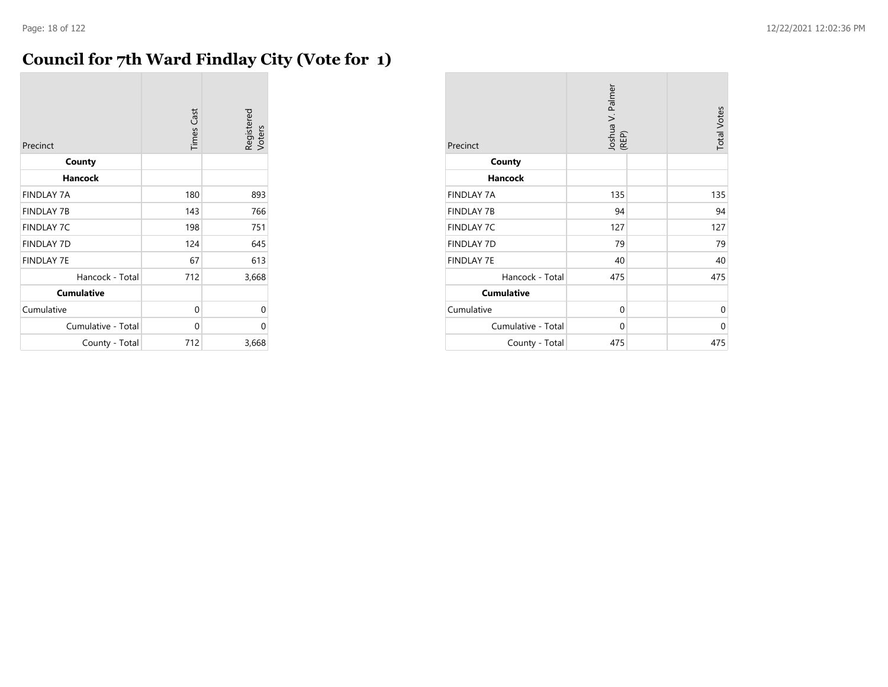# Council for 7th Ward Findlay City (Vote for 1)

| Precinct | Times Cast | Registered Voters |
|---|---|---|
| **County** | | |
| **Hancock** | | |
| FINDLAY 7A | 180 | 893 |
| FINDLAY 7B | 143 | 766 |
| FINDLAY 7C | 198 | 751 |
| FINDLAY 7D | 124 | 645 |
| FINDLAY 7E | 67 | 613 |
| Hancock - Total | 712 | 3,668 |
| **Cumulative** | | |
| Cumulative | 0 | 0 |
| Cumulative - Total | 0 | 0 |
| County - Total | 712 | 3,668 |

| Precinct | Joshua V. Palmer (REP) | Total Votes |
|---|---|---|
| **County** | | |
| **Hancock** | | |
| FINDLAY 7A | 135 | 135 |
| FINDLAY 7B | 94 | 94 |
| FINDLAY 7C | 127 | 127 |
| FINDLAY 7D | 79 | 79 |
| FINDLAY 7E | 40 | 40 |
| Hancock - Total | 475 | 475 |
| **Cumulative** | | |
| Cumulative | 0 | 0 |
| Cumulative - Total | 0 | 0 |
| County - Total | 475 | 475 |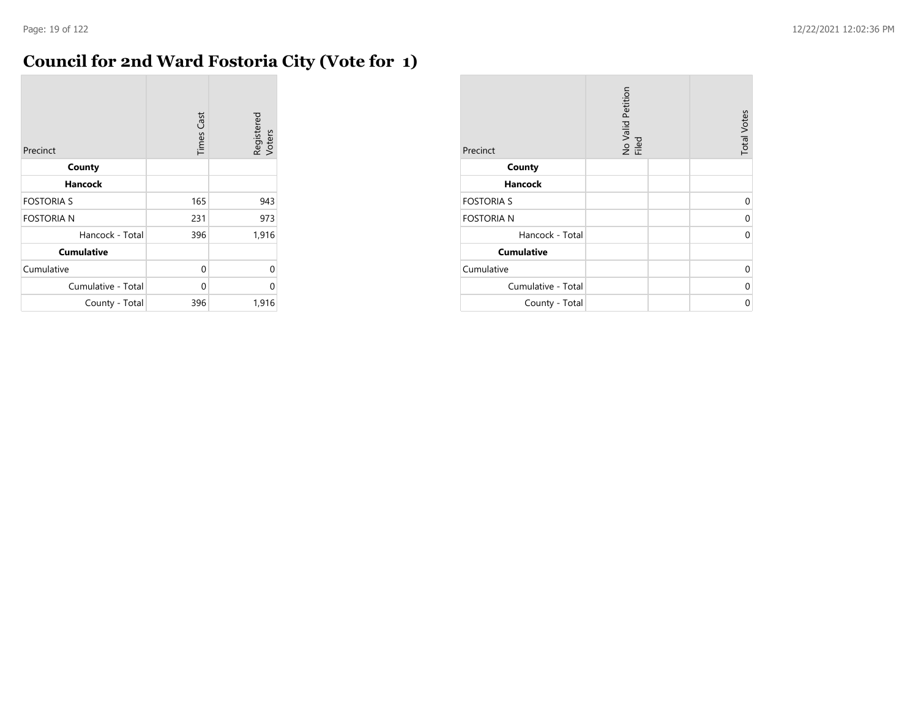# Council for 2nd Ward Fostoria City (Vote for 1)

| Precinct | Times Cast | Registered Voters |
|---|---|---|
| **County** | | |
| **Hancock** | | |
| FOSTORIA S | 165 | 943 |
| FOSTORIA N | 231 | 973 |
| Hancock - Total | 396 | 1,916 |
| **Cumulative** | | |
| Cumulative | 0 | 0 |
| Cumulative - Total | 0 | 0 |
| County - Total | 396 | 1,916 |

| Precinct | No Valid Petition Filed | | Total Votes |
|---|---|---|---|
| **County** | | | |
| **Hancock** | | | |
| FOSTORIA S | | | 0 |
| FOSTORIA N | | | 0 |
| Hancock - Total | | | 0 |
| **Cumulative** | | | |
| Cumulative | | | 0 |
| Cumulative - Total | | | 0 |
| County - Total | | | 0 |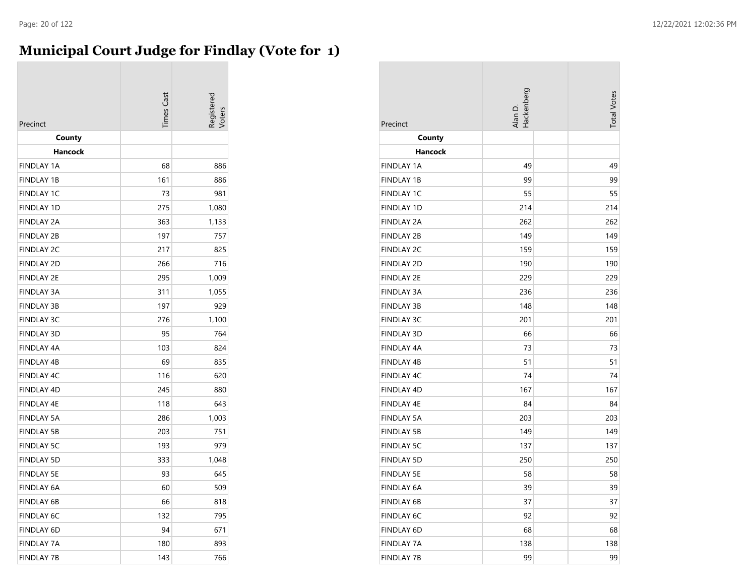# Municipal Court Judge for Findlay (Vote for 1)

| Precinct | Times Cast | Registered Voters |
|---|---|---|
| **County** | | |
| **Hancock** | | |
| FINDLAY 1A | 68 | 886 |
| FINDLAY 1B | 161 | 886 |
| FINDLAY 1C | 73 | 981 |
| FINDLAY 1D | 275 | 1,080 |
| FINDLAY 2A | 363 | 1,133 |
| FINDLAY 2B | 197 | 757 |
| FINDLAY 2C | 217 | 825 |
| FINDLAY 2D | 266 | 716 |
| FINDLAY 2E | 295 | 1,009 |
| FINDLAY 3A | 311 | 1,055 |
| FINDLAY 3B | 197 | 929 |
| FINDLAY 3C | 276 | 1,100 |
| FINDLAY 3D | 95 | 764 |
| FINDLAY 4A | 103 | 824 |
| FINDLAY 4B | 69 | 835 |
| FINDLAY 4C | 116 | 620 |
| FINDLAY 4D | 245 | 880 |
| FINDLAY 4E | 118 | 643 |
| FINDLAY 5A | 286 | 1,003 |
| FINDLAY 5B | 203 | 751 |
| FINDLAY 5C | 193 | 979 |
| FINDLAY 5D | 333 | 1,048 |
| FINDLAY 5E | 93 | 645 |
| FINDLAY 6A | 60 | 509 |
| FINDLAY 6B | 66 | 818 |
| FINDLAY 6C | 132 | 795 |
| FINDLAY 6D | 94 | 671 |
| FINDLAY 7A | 180 | 893 |
| FINDLAY 7B | 143 | 766 |

| Precinct | Alan D. Hackenberg | | Total Votes |
|---|---|---|---|
| **County** | | | |
| **Hancock** | | | |
| FINDLAY 1A | 49 | | 49 |
| FINDLAY 1B | 99 | | 99 |
| FINDLAY 1C | 55 | | 55 |
| FINDLAY 1D | 214 | | 214 |
| FINDLAY 2A | 262 | | 262 |
| FINDLAY 2B | 149 | | 149 |
| FINDLAY 2C | 159 | | 159 |
| FINDLAY 2D | 190 | | 190 |
| FINDLAY 2E | 229 | | 229 |
| FINDLAY 3A | 236 | | 236 |
| FINDLAY 3B | 148 | | 148 |
| FINDLAY 3C | 201 | | 201 |
| FINDLAY 3D | 66 | | 66 |
| FINDLAY 4A | 73 | | 73 |
| FINDLAY 4B | 51 | | 51 |
| FINDLAY 4C | 74 | | 74 |
| FINDLAY 4D | 167 | | 167 |
| FINDLAY 4E | 84 | | 84 |
| FINDLAY 5A | 203 | | 203 |
| FINDLAY 5B | 149 | | 149 |
| FINDLAY 5C | 137 | | 137 |
| FINDLAY 5D | 250 | | 250 |
| FINDLAY 5E | 58 | | 58 |
| FINDLAY 6A | 39 | | 39 |
| FINDLAY 6B | 37 | | 37 |
| FINDLAY 6C | 92 | | 92 |
| FINDLAY 6D | 68 | | 68 |
| FINDLAY 7A | 138 | | 138 |
| FINDLAY 7B | 99 | | 99 |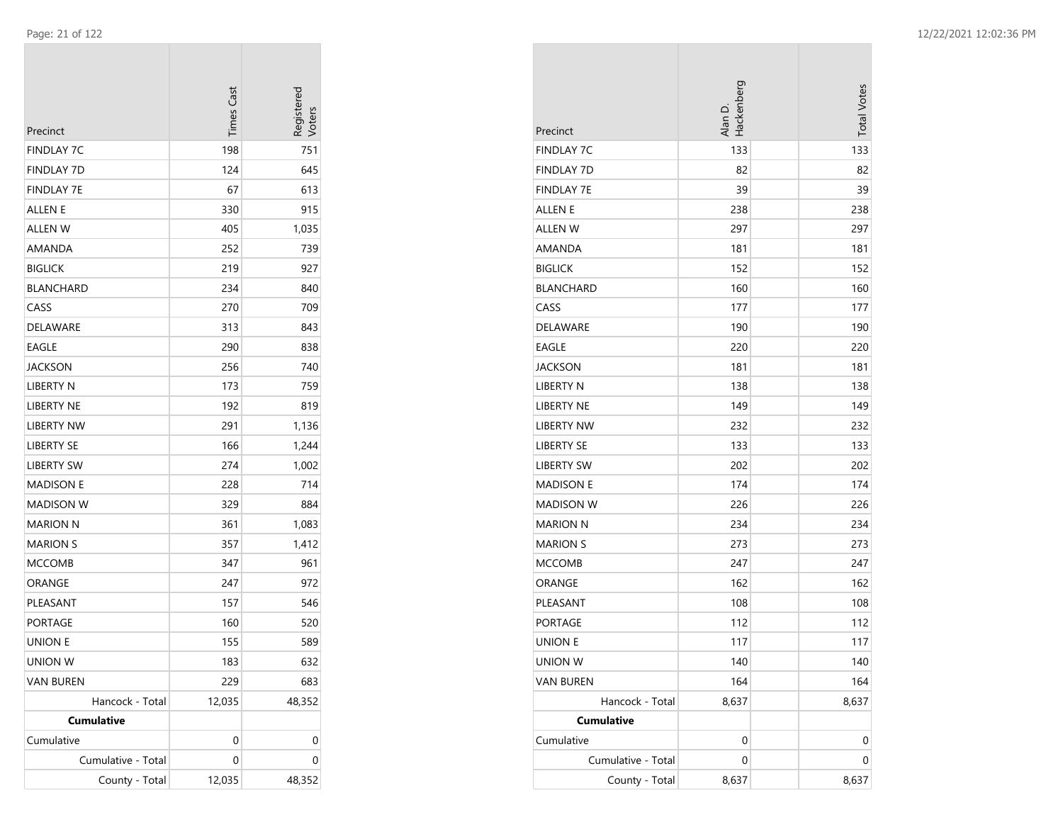| Precinct | Times Cast | Registered Voters |
|---|---|---|
| FINDLAY 7C | 198 | 751 |
| FINDLAY 7D | 124 | 645 |
| FINDLAY 7E | 67 | 613 |
| ALLEN E | 330 | 915 |
| ALLEN W | 405 | 1,035 |
| AMANDA | 252 | 739 |
| BIGLICK | 219 | 927 |
| BLANCHARD | 234 | 840 |
| CASS | 270 | 709 |
| DELAWARE | 313 | 843 |
| EAGLE | 290 | 838 |
| JACKSON | 256 | 740 |
| LIBERTY N | 173 | 759 |
| LIBERTY NE | 192 | 819 |
| LIBERTY NW | 291 | 1,136 |
| LIBERTY SE | 166 | 1,244 |
| LIBERTY SW | 274 | 1,002 |
| MADISON E | 228 | 714 |
| MADISON W | 329 | 884 |
| MARION N | 361 | 1,083 |
| MARION S | 357 | 1,412 |
| MCCOMB | 347 | 961 |
| ORANGE | 247 | 972 |
| PLEASANT | 157 | 546 |
| PORTAGE | 160 | 520 |
| UNION E | 155 | 589 |
| UNION W | 183 | 632 |
| VAN BUREN | 229 | 683 |
| Hancock - Total | 12,035 | 48,352 |
| **Cumulative** | | |
| Cumulative | 0 | 0 |
| Cumulative - Total | 0 | 0 |
| County - Total | 12,035 | 48,352 |

| Precinct | Alan D. Hackenberg | Total Votes |
|---|---|---|
| FINDLAY 7C | 133 | 133 |
| FINDLAY 7D | 82 | 82 |
| FINDLAY 7E | 39 | 39 |
| ALLEN E | 238 | 238 |
| ALLEN W | 297 | 297 |
| AMANDA | 181 | 181 |
| BIGLICK | 152 | 152 |
| BLANCHARD | 160 | 160 |
| CASS | 177 | 177 |
| DELAWARE | 190 | 190 |
| EAGLE | 220 | 220 |
| JACKSON | 181 | 181 |
| LIBERTY N | 138 | 138 |
| LIBERTY NE | 149 | 149 |
| LIBERTY NW | 232 | 232 |
| LIBERTY SE | 133 | 133 |
| LIBERTY SW | 202 | 202 |
| MADISON E | 174 | 174 |
| MADISON W | 226 | 226 |
| MARION N | 234 | 234 |
| MARION S | 273 | 273 |
| MCCOMB | 247 | 247 |
| ORANGE | 162 | 162 |
| PLEASANT | 108 | 108 |
| PORTAGE | 112 | 112 |
| UNION E | 117 | 117 |
| UNION W | 140 | 140 |
| VAN BUREN | 164 | 164 |
| Hancock - Total | 8,637 | 8,637 |
| **Cumulative** | | |
| Cumulative | 0 | 0 |
| Cumulative - Total | 0 | 0 |
| County - Total | 8,637 | 8,637 |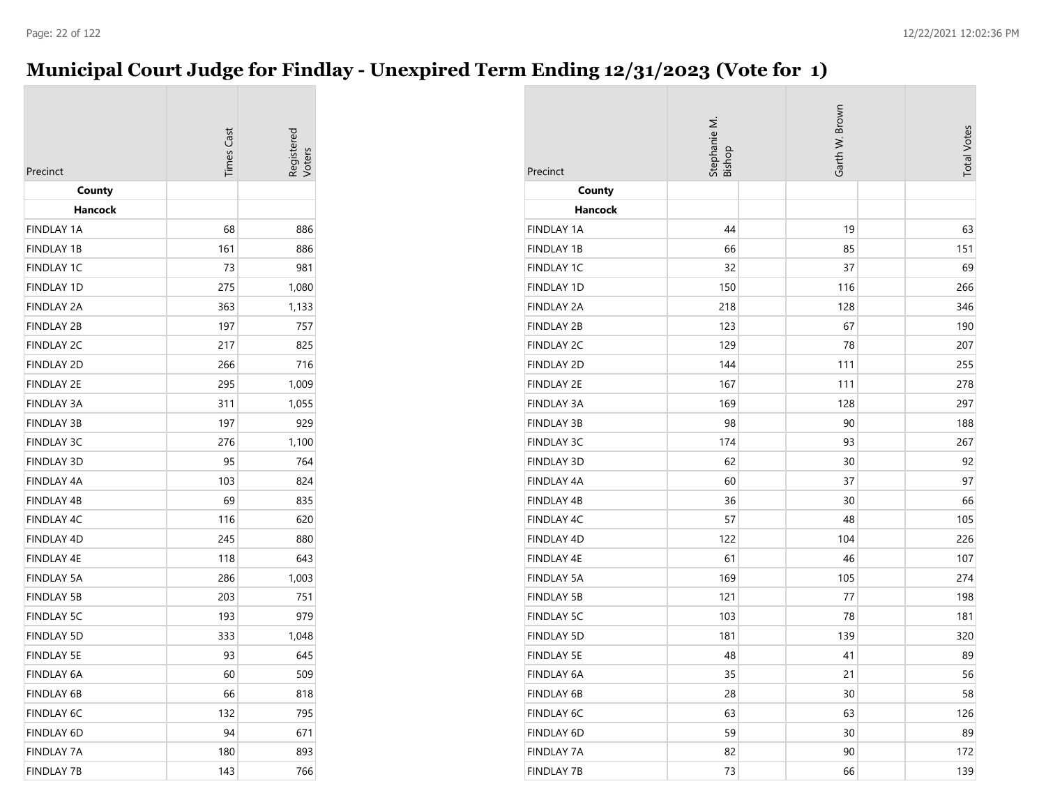# Municipal Court Judge for Findlay - Unexpired Term Ending 12/31/2023 (Vote for 1)

| Precinct | Times Cast | Registered Voters |
|---|---|---|
| **County** | | |
| **Hancock** | | |
| FINDLAY 1A | 68 | 886 |
| FINDLAY 1B | 161 | 886 |
| FINDLAY 1C | 73 | 981 |
| FINDLAY 1D | 275 | 1,080 |
| FINDLAY 2A | 363 | 1,133 |
| FINDLAY 2B | 197 | 757 |
| FINDLAY 2C | 217 | 825 |
| FINDLAY 2D | 266 | 716 |
| FINDLAY 2E | 295 | 1,009 |
| FINDLAY 3A | 311 | 1,055 |
| FINDLAY 3B | 197 | 929 |
| FINDLAY 3C | 276 | 1,100 |
| FINDLAY 3D | 95 | 764 |
| FINDLAY 4A | 103 | 824 |
| FINDLAY 4B | 69 | 835 |
| FINDLAY 4C | 116 | 620 |
| FINDLAY 4D | 245 | 880 |
| FINDLAY 4E | 118 | 643 |
| FINDLAY 5A | 286 | 1,003 |
| FINDLAY 5B | 203 | 751 |
| FINDLAY 5C | 193 | 979 |
| FINDLAY 5D | 333 | 1,048 |
| FINDLAY 5E | 93 | 645 |
| FINDLAY 6A | 60 | 509 |
| FINDLAY 6B | 66 | 818 |
| FINDLAY 6C | 132 | 795 |
| FINDLAY 6D | 94 | 671 |
| FINDLAY 7A | 180 | 893 |
| FINDLAY 7B | 143 | 766 |

| Precinct | Stephanie M. Bishop | Garth W. Brown | Total Votes |
|---|---|---|---|
| **County** | | | |
| **Hancock** | | | |
| FINDLAY 1A | 44 | 19 | 63 |
| FINDLAY 1B | 66 | 85 | 151 |
| FINDLAY 1C | 32 | 37 | 69 |
| FINDLAY 1D | 150 | 116 | 266 |
| FINDLAY 2A | 218 | 128 | 346 |
| FINDLAY 2B | 123 | 67 | 190 |
| FINDLAY 2C | 129 | 78 | 207 |
| FINDLAY 2D | 144 | 111 | 255 |
| FINDLAY 2E | 167 | 111 | 278 |
| FINDLAY 3A | 169 | 128 | 297 |
| FINDLAY 3B | 98 | 90 | 188 |
| FINDLAY 3C | 174 | 93 | 267 |
| FINDLAY 3D | 62 | 30 | 92 |
| FINDLAY 4A | 60 | 37 | 97 |
| FINDLAY 4B | 36 | 30 | 66 |
| FINDLAY 4C | 57 | 48 | 105 |
| FINDLAY 4D | 122 | 104 | 226 |
| FINDLAY 4E | 61 | 46 | 107 |
| FINDLAY 5A | 169 | 105 | 274 |
| FINDLAY 5B | 121 | 77 | 198 |
| FINDLAY 5C | 103 | 78 | 181 |
| FINDLAY 5D | 181 | 139 | 320 |
| FINDLAY 5E | 48 | 41 | 89 |
| FINDLAY 6A | 35 | 21 | 56 |
| FINDLAY 6B | 28 | 30 | 58 |
| FINDLAY 6C | 63 | 63 | 126 |
| FINDLAY 6D | 59 | 30 | 89 |
| FINDLAY 7A | 82 | 90 | 172 |
| FINDLAY 7B | 73 | 66 | 139 |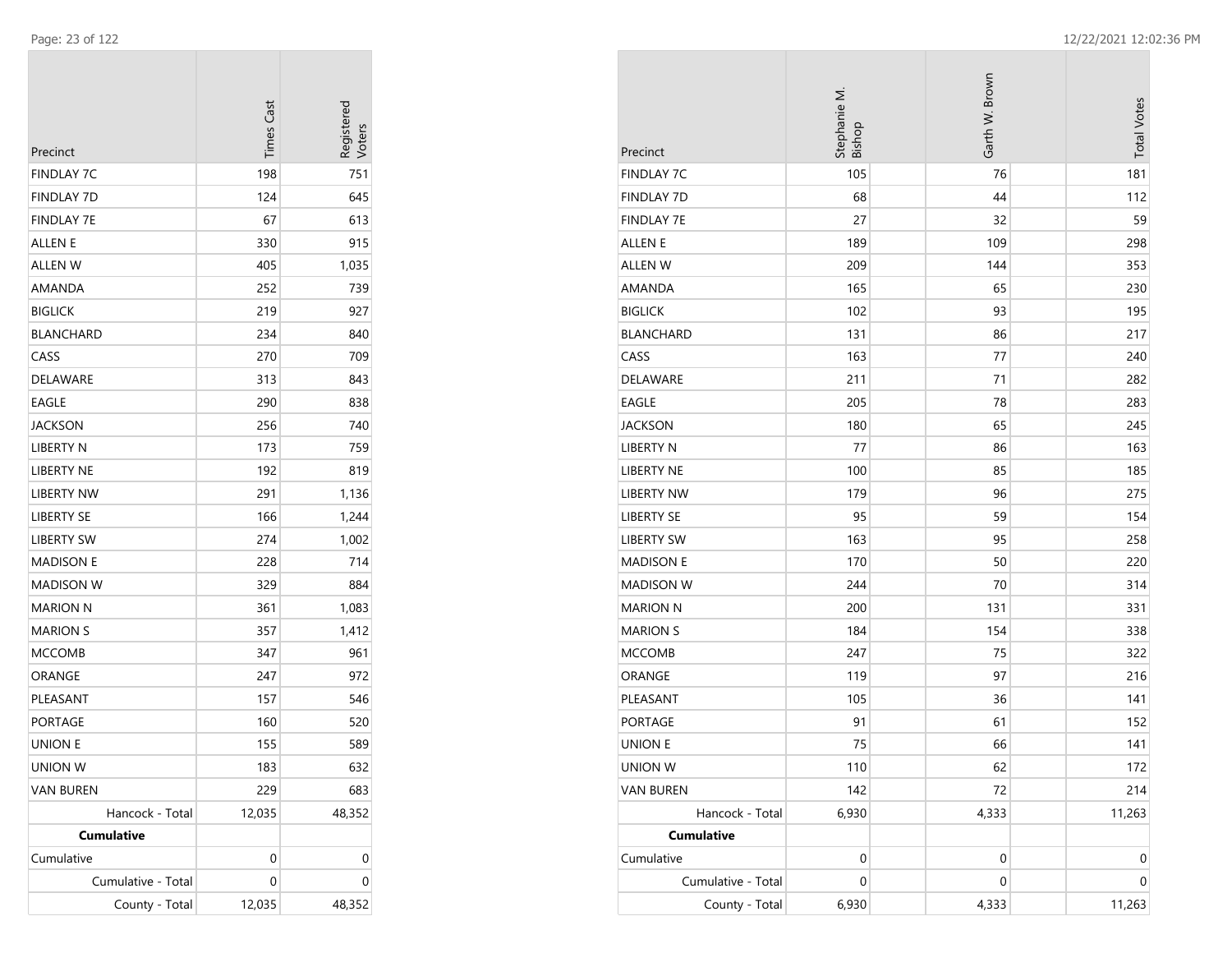| Precinct | Times Cast | Registered Voters |
|---|---|---|
| FINDLAY 7C | 198 | 751 |
| FINDLAY 7D | 124 | 645 |
| FINDLAY 7E | 67 | 613 |
| ALLEN E | 330 | 915 |
| ALLEN W | 405 | 1,035 |
| AMANDA | 252 | 739 |
| BIGLICK | 219 | 927 |
| BLANCHARD | 234 | 840 |
| CASS | 270 | 709 |
| DELAWARE | 313 | 843 |
| EAGLE | 290 | 838 |
| JACKSON | 256 | 740 |
| LIBERTY N | 173 | 759 |
| LIBERTY NE | 192 | 819 |
| LIBERTY NW | 291 | 1,136 |
| LIBERTY SE | 166 | 1,244 |
| LIBERTY SW | 274 | 1,002 |
| MADISON E | 228 | 714 |
| MADISON W | 329 | 884 |
| MARION N | 361 | 1,083 |
| MARION S | 357 | 1,412 |
| MCCOMB | 347 | 961 |
| ORANGE | 247 | 972 |
| PLEASANT | 157 | 546 |
| PORTAGE | 160 | 520 |
| UNION E | 155 | 589 |
| UNION W | 183 | 632 |
| VAN BUREN | 229 | 683 |
| Hancock - Total | 12,035 | 48,352 |
| **Cumulative** | | |
| Cumulative | 0 | 0 |
| Cumulative - Total | 0 | 0 |
| County - Total | 12,035 | 48,352 |

| Precinct | Stephanie M. Bishop | Garth W. Brown | Total Votes |
|---|---|---|---|
| FINDLAY 7C | 105 | 76 | 181 |
| FINDLAY 7D | 68 | 44 | 112 |
| FINDLAY 7E | 27 | 32 | 59 |
| ALLEN E | 189 | 109 | 298 |
| ALLEN W | 209 | 144 | 353 |
| AMANDA | 165 | 65 | 230 |
| BIGLICK | 102 | 93 | 195 |
| BLANCHARD | 131 | 86 | 217 |
| CASS | 163 | 77 | 240 |
| DELAWARE | 211 | 71 | 282 |
| EAGLE | 205 | 78 | 283 |
| JACKSON | 180 | 65 | 245 |
| LIBERTY N | 77 | 86 | 163 |
| LIBERTY NE | 100 | 85 | 185 |
| LIBERTY NW | 179 | 96 | 275 |
| LIBERTY SE | 95 | 59 | 154 |
| LIBERTY SW | 163 | 95 | 258 |
| MADISON E | 170 | 50 | 220 |
| MADISON W | 244 | 70 | 314 |
| MARION N | 200 | 131 | 331 |
| MARION S | 184 | 154 | 338 |
| MCCOMB | 247 | 75 | 322 |
| ORANGE | 119 | 97 | 216 |
| PLEASANT | 105 | 36 | 141 |
| PORTAGE | 91 | 61 | 152 |
| UNION E | 75 | 66 | 141 |
| UNION W | 110 | 62 | 172 |
| VAN BUREN | 142 | 72 | 214 |
| Hancock - Total | 6,930 | 4,333 | 11,263 |
| **Cumulative** | | | |
| Cumulative | 0 | 0 | 0 |
| Cumulative - Total | 0 | 0 | 0 |
| County - Total | 6,930 | 4,333 | 11,263 |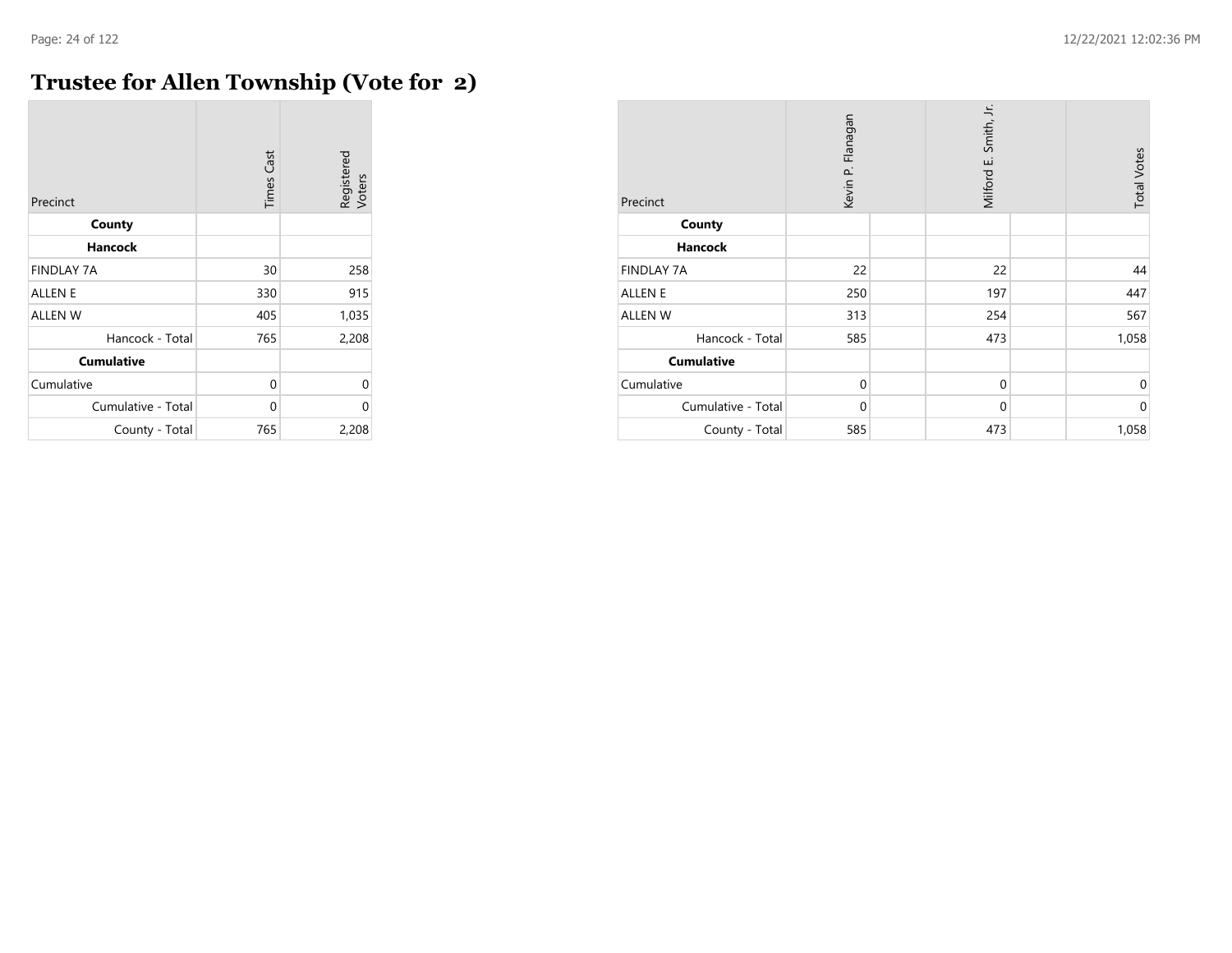# Trustee for Allen Township (Vote for 2)

| Precinct | Times Cast | Registered Voters |
|---|---|---|
| **County** | | |
| **Hancock** | | |
| FINDLAY 7A | 30 | 258 |
| ALLEN E | 330 | 915 |
| ALLEN W | 405 | 1,035 |
| Hancock - Total | 765 | 2,208 |
| **Cumulative** | | |
| Cumulative | 0 | 0 |
| Cumulative - Total | 0 | 0 |
| County - Total | 765 | 2,208 |

| Precinct | Kevin P. Flanagan | Milford E. Smith, Jr. | Total Votes |
|---|---|---|---|
| **County** | | | |
| **Hancock** | | | |
| FINDLAY 7A | 22 | 22 | 44 |
| ALLEN E | 250 | 197 | 447 |
| ALLEN W | 313 | 254 | 567 |
| Hancock - Total | 585 | 473 | 1,058 |
| **Cumulative** | | | |
| Cumulative | 0 | 0 | 0 |
| Cumulative - Total | 0 | 0 | 0 |
| County - Total | 585 | 473 | 1,058 |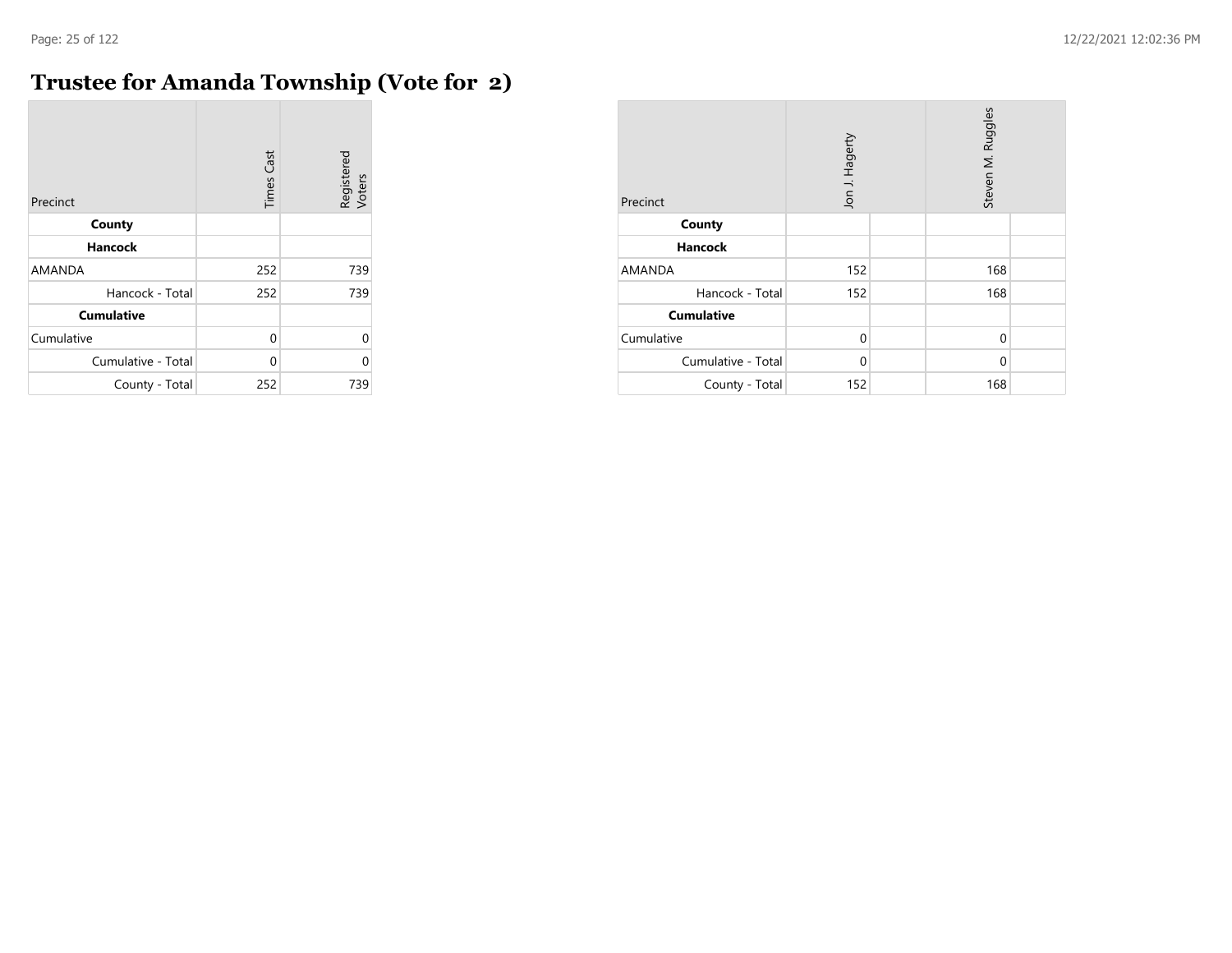# Trustee for Amanda Township (Vote for 2)

| Precinct | Times Cast | Registered Voters |
| --- | --- | --- |
| **County** | | |
| **Hancock** | | |
| AMANDA | 252 | 739 |
| Hancock - Total | 252 | 739 |
| **Cumulative** | | |
| Cumulative | 0 | 0 |
| Cumulative - Total | 0 | 0 |
| County - Total | 252 | 739 |

| Precinct | Jon J. Hagerty | | Steven M. Ruggles | |
| --- | --- | --- | --- | --- |
| **County** | | | | |
| **Hancock** | | | | |
| AMANDA | 152 | | 168 | |
| Hancock - Total | 152 | | 168 | |
| **Cumulative** | | | | |
| Cumulative | 0 | | 0 | |
| Cumulative - Total | 0 | | 0 | |
| County - Total | 152 | | 168 | |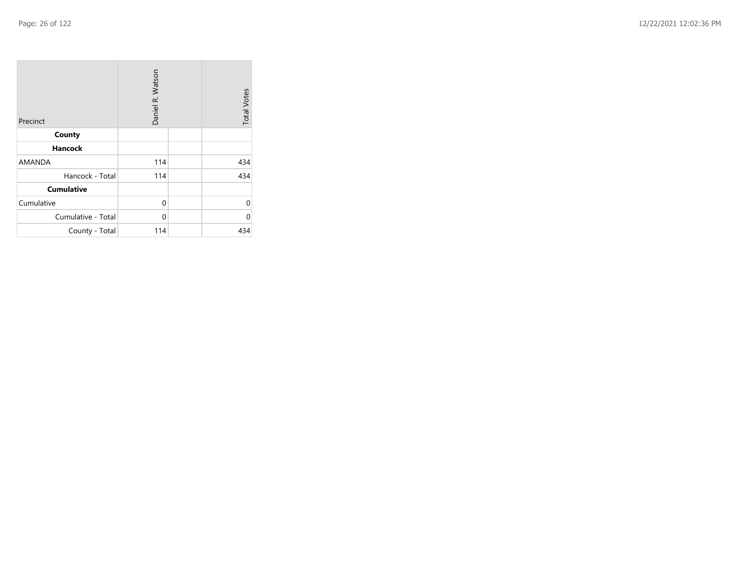| Precinct | Daniel R. Watson | | Total Votes |
|---|---|---|---|
| **County** | | | |
| **Hancock** | | | |
| AMANDA | 114 | | 434 |
| Hancock - Total | 114 | | 434 |
| **Cumulative** | | | |
| Cumulative | 0 | | 0 |
| Cumulative - Total | 0 | | 0 |
| County - Total | 114 | | 434 |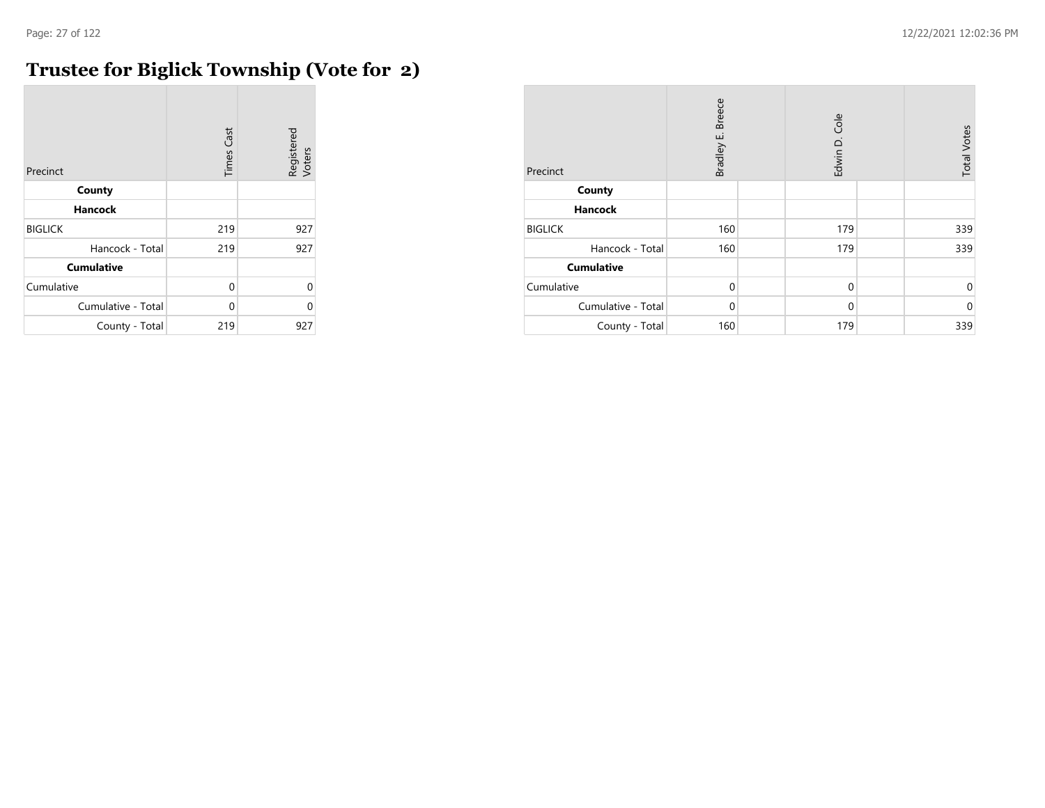# Trustee for Biglick Township (Vote for 2)

| Precinct | Times Cast | Registered Voters |
|---|---|---|
| **County** | | |
| **Hancock** | | |
| BIGLICK | 219 | 927 |
| Hancock - Total | 219 | 927 |
| **Cumulative** | | |
| Cumulative | 0 | 0 |
| Cumulative - Total | 0 | 0 |
| County - Total | 219 | 927 |

| Precinct | Bradley E. Breece | | Edwin D. Cole | | Total Votes |
|---|---|---|---|---|---|
| **County** | | | | | |
| **Hancock** | | | | | |
| BIGLICK | 160 | | 179 | | 339 |
| Hancock - Total | 160 | | 179 | | 339 |
| **Cumulative** | | | | | |
| Cumulative | 0 | | 0 | | 0 |
| Cumulative - Total | 0 | | 0 | | 0 |
| County - Total | 160 | | 179 | | 339 |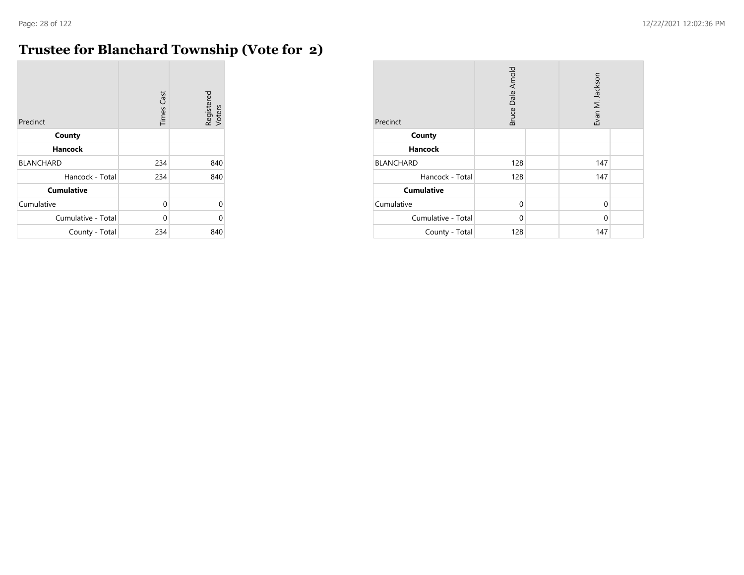# Trustee for Blanchard Township (Vote for 2)

| Precinct | Times Cast | Registered Voters |
|---|---|---|
| **County** | | |
| **Hancock** | | |
| BLANCHARD | 234 | 840 |
| Hancock - Total | 234 | 840 |
| **Cumulative** | | |
| Cumulative | 0 | 0 |
| Cumulative - Total | 0 | 0 |
| County - Total | 234 | 840 |

| Precinct | Bruce Dale Arnold | | Evan M. Jackson | |
|---|---|---|---|---|
| **County** | | | | |
| **Hancock** | | | | |
| BLANCHARD | 128 | | 147 | |
| Hancock - Total | 128 | | 147 | |
| **Cumulative** | | | | |
| Cumulative | 0 | | 0 | |
| Cumulative - Total | 0 | | 0 | |
| County - Total | 128 | | 147 | |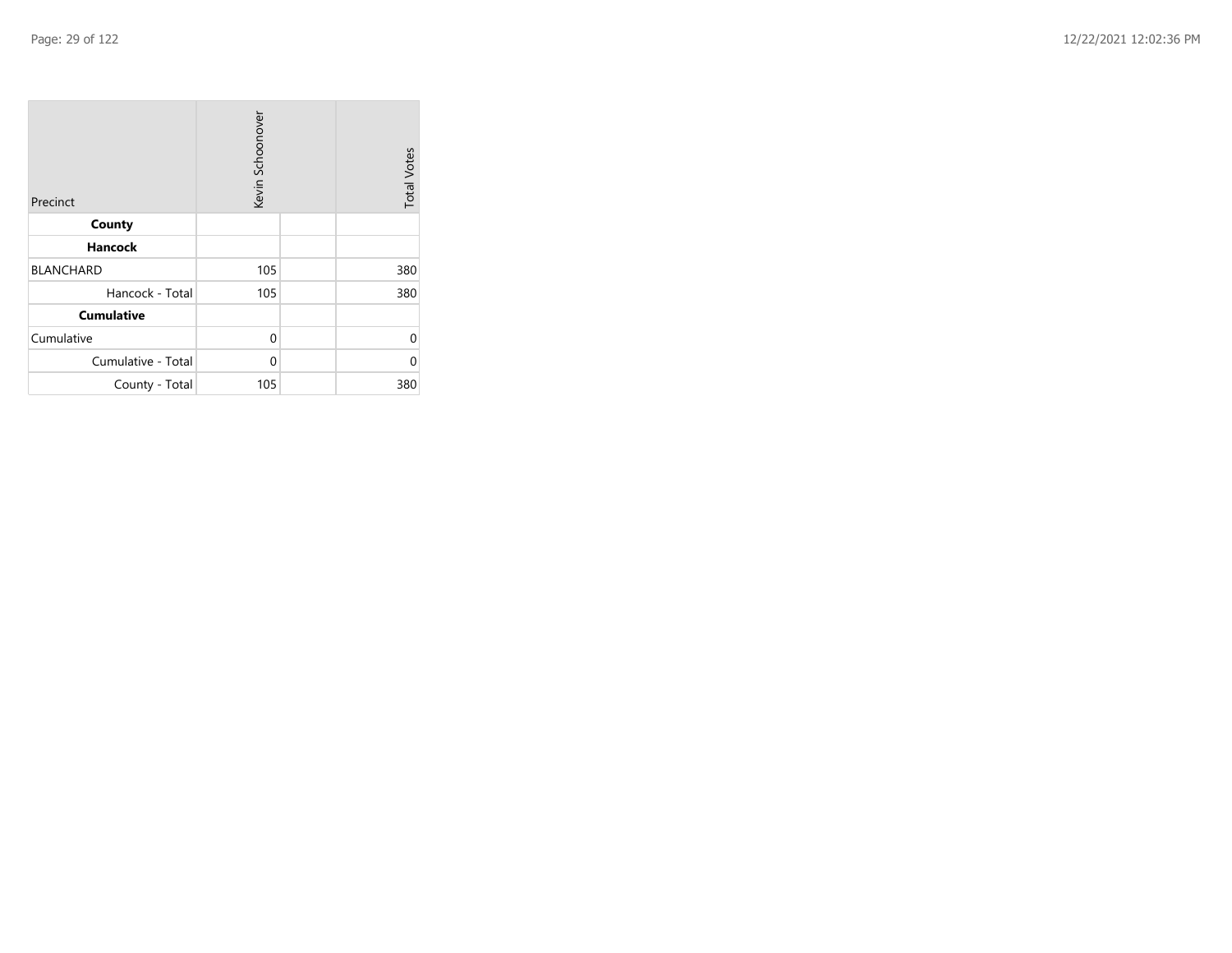| Precinct | Kevin Schoonover | | Total Votes |
|---|---|---|---|
| **County** | | | |
| **Hancock** | | | |
| BLANCHARD | 105 | | 380 |
| Hancock - Total | 105 | | 380 |
| **Cumulative** | | | |
| Cumulative | 0 | | 0 |
| Cumulative - Total | 0 | | 0 |
| County - Total | 105 | | 380 |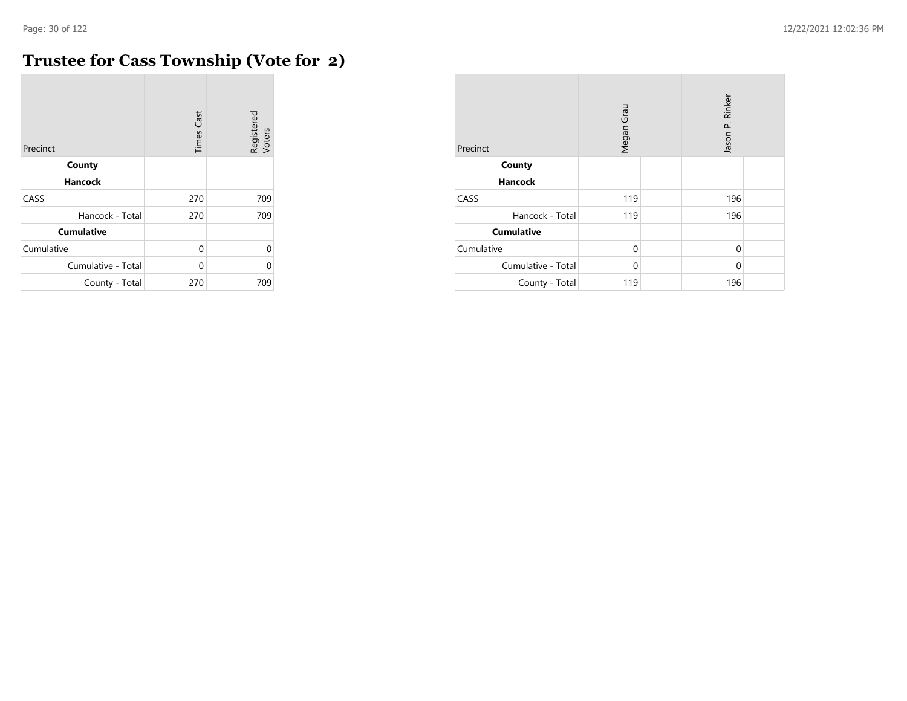# Trustee for Cass Township (Vote for 2)

| Precinct | Times Cast | Registered Voters |
|---|---|---|
| **County** | | |
| **Hancock** | | |
| CASS | 270 | 709 |
| Hancock - Total | 270 | 709 |
| **Cumulative** | | |
| Cumulative | 0 | 0 |
| Cumulative - Total | 0 | 0 |
| County - Total | 270 | 709 |

| Precinct | Megan Grau | | Jason P. Rinker | |
|---|---|---|---|---|
| **County** | | | | |
| **Hancock** | | | | |
| CASS | 119 | | 196 | |
| Hancock - Total | 119 | | 196 | |
| **Cumulative** | | | | |
| Cumulative | 0 | | 0 | |
| Cumulative - Total | 0 | | 0 | |
| County - Total | 119 | | 196 | |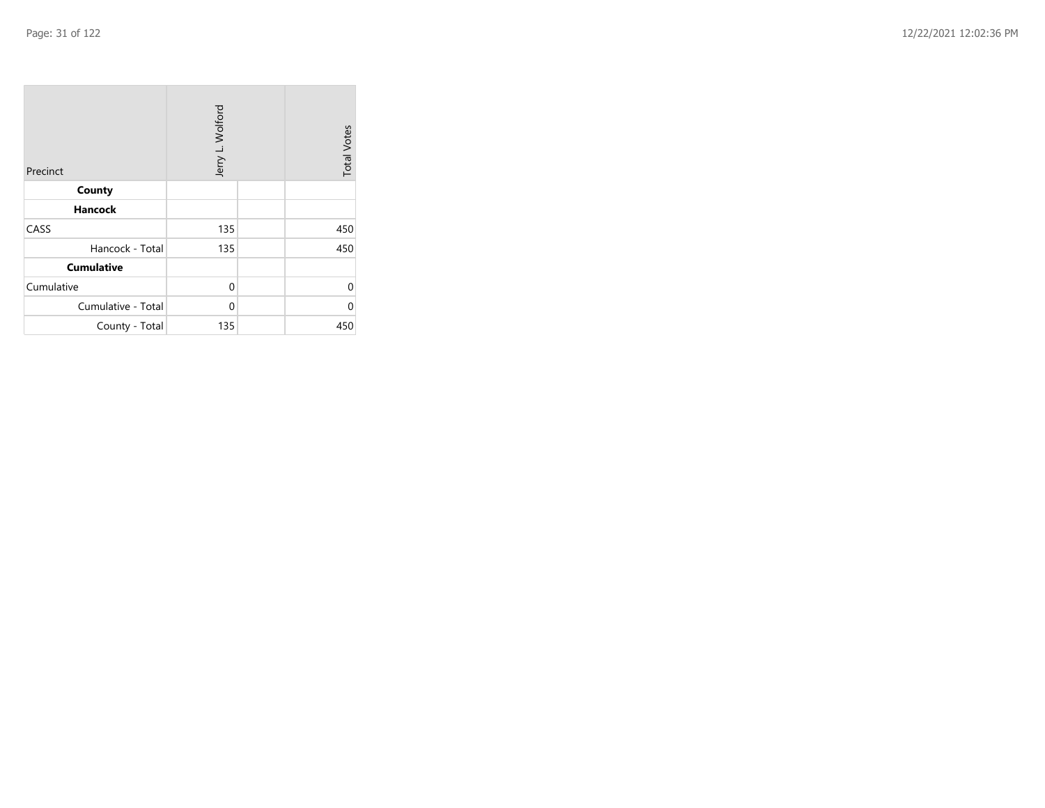| Precinct | Jerry L. Wolford | | Total Votes |
|---|---|---|---|
| **County** | | | |
| **Hancock** | | | |
| CASS | 135 | | 450 |
| Hancock - Total | 135 | | 450 |
| **Cumulative** | | | |
| Cumulative | 0 | | 0 |
| Cumulative - Total | 0 | | 0 |
| County - Total | 135 | | 450 |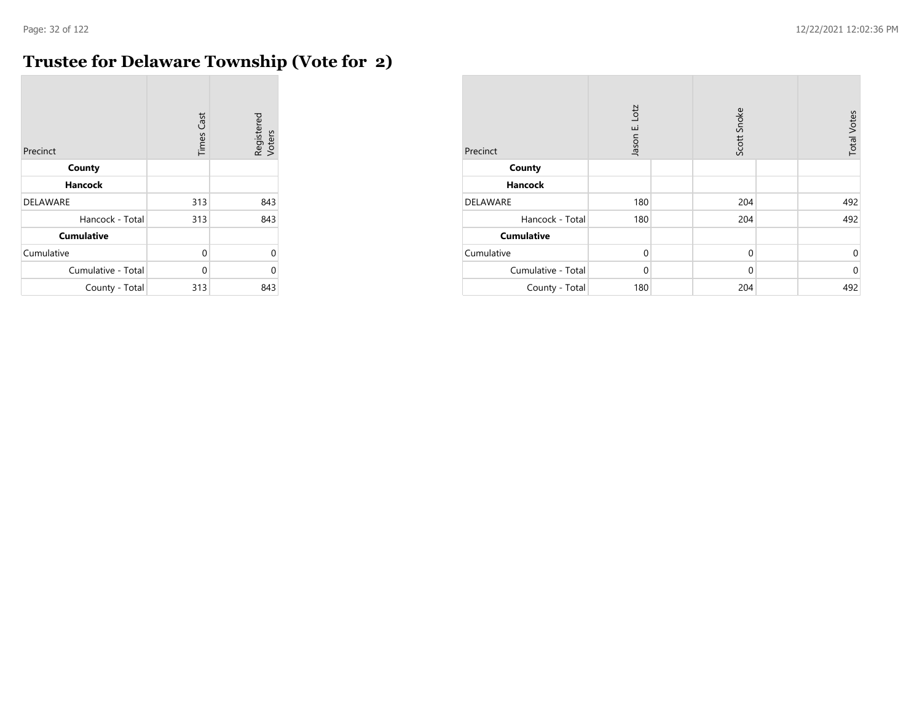# Trustee for Delaware Township (Vote for 2)

| Precinct | Times Cast | Registered Voters |
|---|---|---|
| **County** | | |
| **Hancock** | | |
| DELAWARE | 313 | 843 |
| Hancock - Total | 313 | 843 |
| **Cumulative** | | |
| Cumulative | 0 | 0 |
| Cumulative - Total | 0 | 0 |
| County - Total | 313 | 843 |

| Precinct | Jason E. Lotz | | Scott Snoke | | Total Votes |
|---|---|---|---|---|---|
| **County** | | | | | |
| **Hancock** | | | | | |
| DELAWARE | 180 | | 204 | | 492 |
| Hancock - Total | 180 | | 204 | | 492 |
| **Cumulative** | | | | | |
| Cumulative | 0 | | 0 | | 0 |
| Cumulative - Total | 0 | | 0 | | 0 |
| County - Total | 180 | | 204 | | 492 |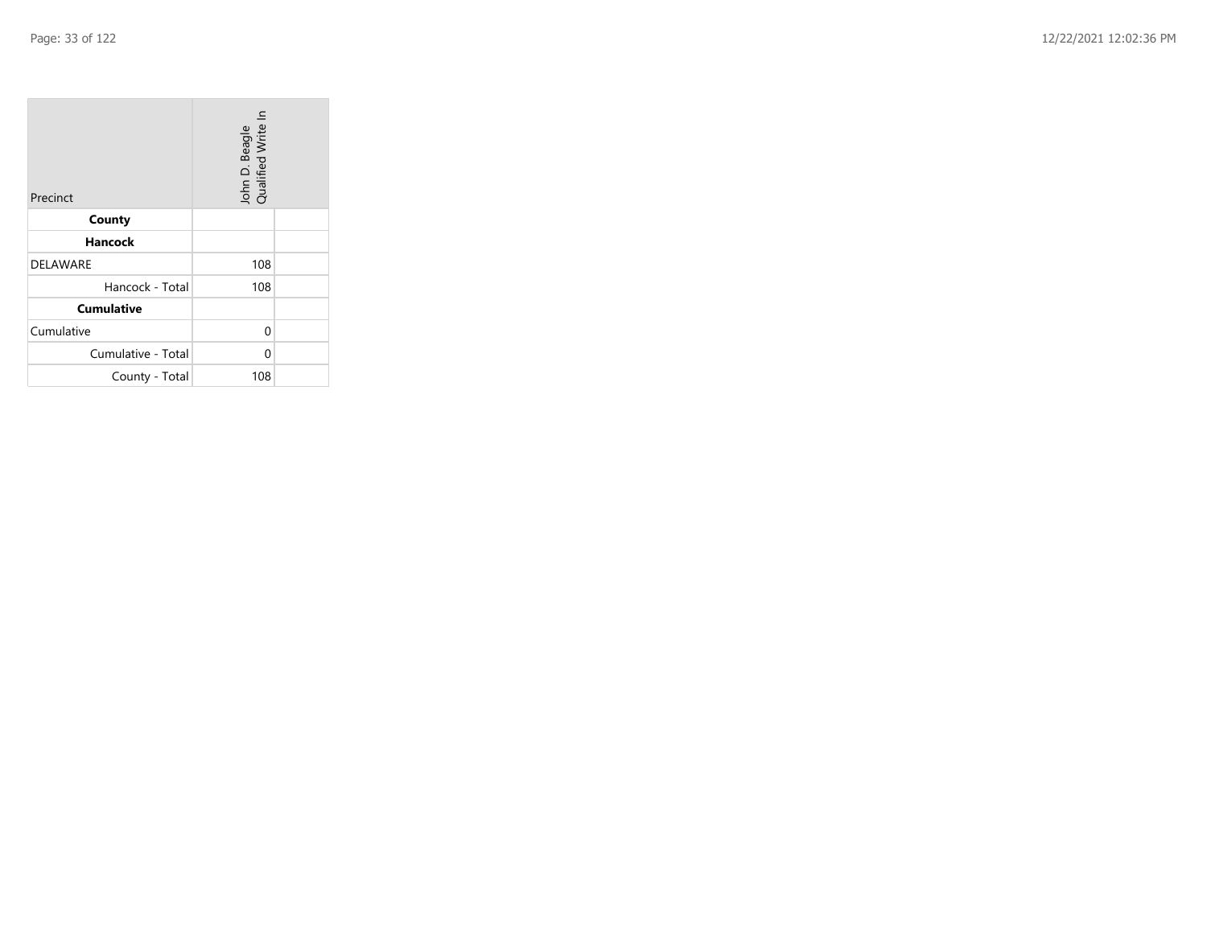| Precinct | John D. Beagle Qualified Write In | |
|---|---|---|
| **County** | | |
| **Hancock** | | |
| DELAWARE | 108 | |
| Hancock - Total | 108 | |
| **Cumulative** | | |
| Cumulative | 0 | |
| Cumulative - Total | 0 | |
| County - Total | 108 | |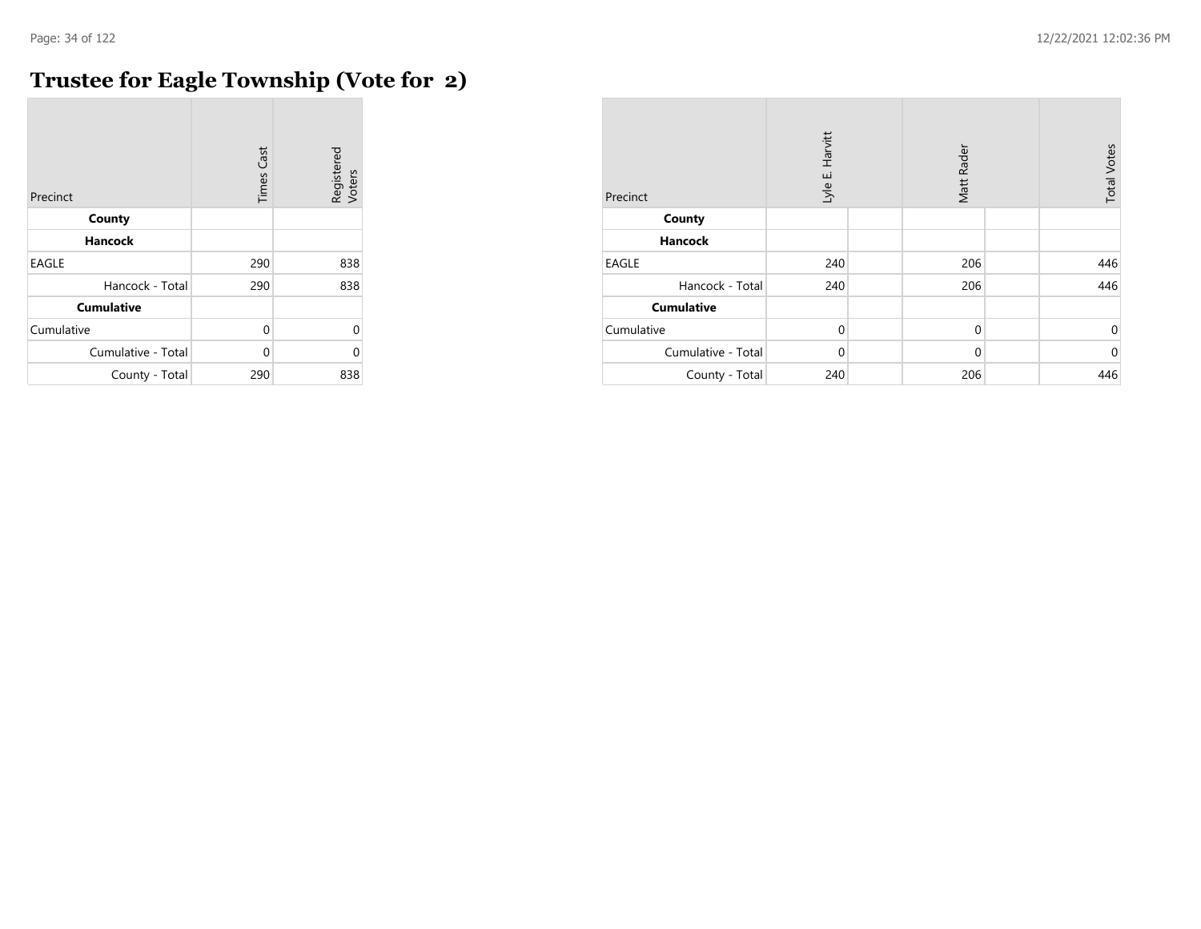# Trustee for Eagle Township (Vote for 2)

| Precinct | Times Cast | Registered Voters |
|---|---|---|
| **County** | | |
| **Hancock** | | |
| EAGLE | 290 | 838 |
| Hancock - Total | 290 | 838 |
| **Cumulative** | | |
| Cumulative | 0 | 0 |
| Cumulative - Total | 0 | 0 |
| County - Total | 290 | 838 |

| Precinct | Lyle E. Harvitt | | Matt Rader | | Total Votes |
|---|---|---|---|---|---|
| **County** | | | | | |
| **Hancock** | | | | | |
| EAGLE | 240 | | 206 | | 446 |
| Hancock - Total | 240 | | 206 | | 446 |
| **Cumulative** | | | | | |
| Cumulative | 0 | | 0 | | 0 |
| Cumulative - Total | 0 | | 0 | | 0 |
| County - Total | 240 | | 206 | | 446 |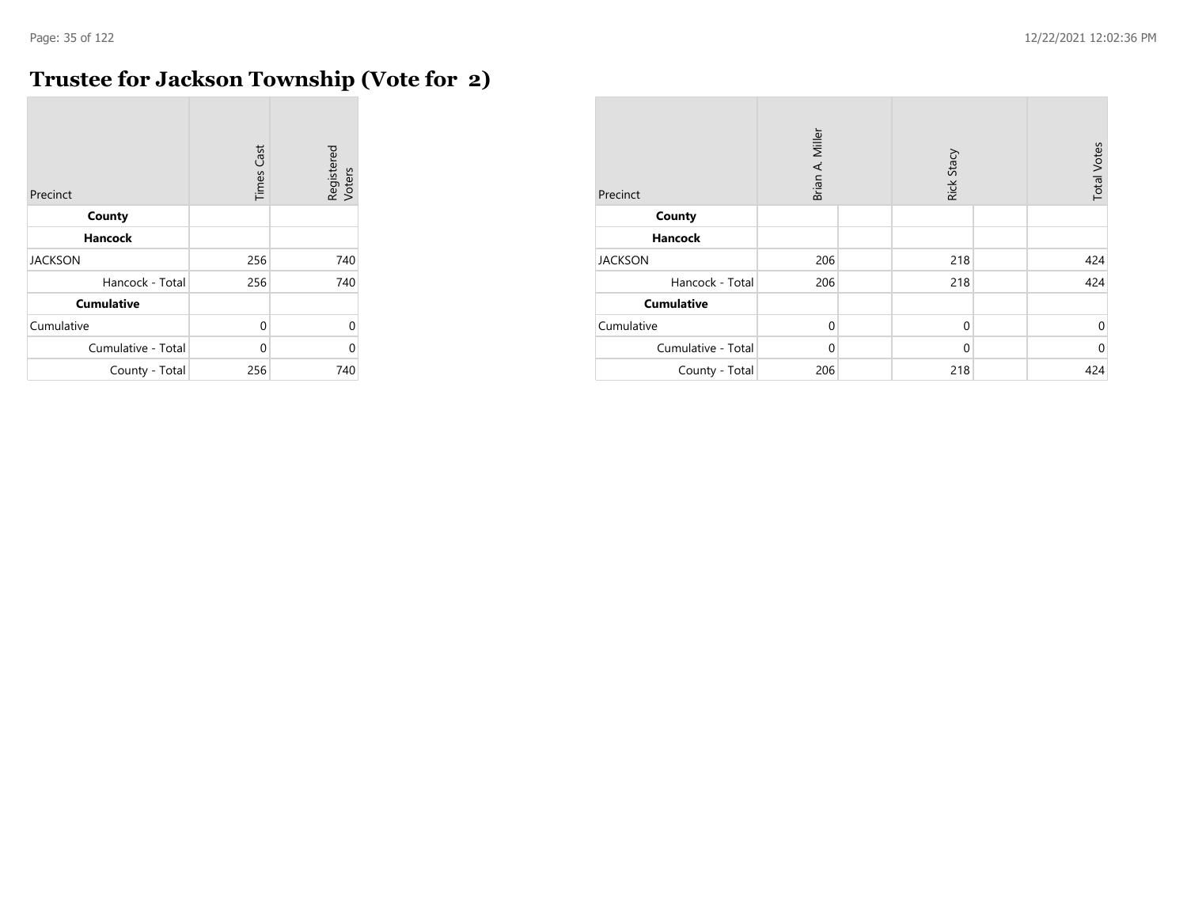# Trustee for Jackson Township (Vote for 2)

| Precinct | Times Cast | Registered Voters |
|---|---|---|
| **County** | | |
| **Hancock** | | |
| JACKSON | 256 | 740 |
| Hancock - Total | 256 | 740 |
| **Cumulative** | | |
| Cumulative | 0 | 0 |
| Cumulative - Total | 0 | 0 |
| County - Total | 256 | 740 |

| Precinct | Brian A. Miller | | Rick Stacy | | Total Votes |
|---|---|---|---|---|---|
| **County** | | | | | |
| **Hancock** | | | | | |
| JACKSON | 206 | | 218 | | 424 |
| Hancock - Total | 206 | | 218 | | 424 |
| **Cumulative** | | | | | |
| Cumulative | 0 | | 0 | | 0 |
| Cumulative - Total | 0 | | 0 | | 0 |
| County - Total | 206 | | 218 | | 424 |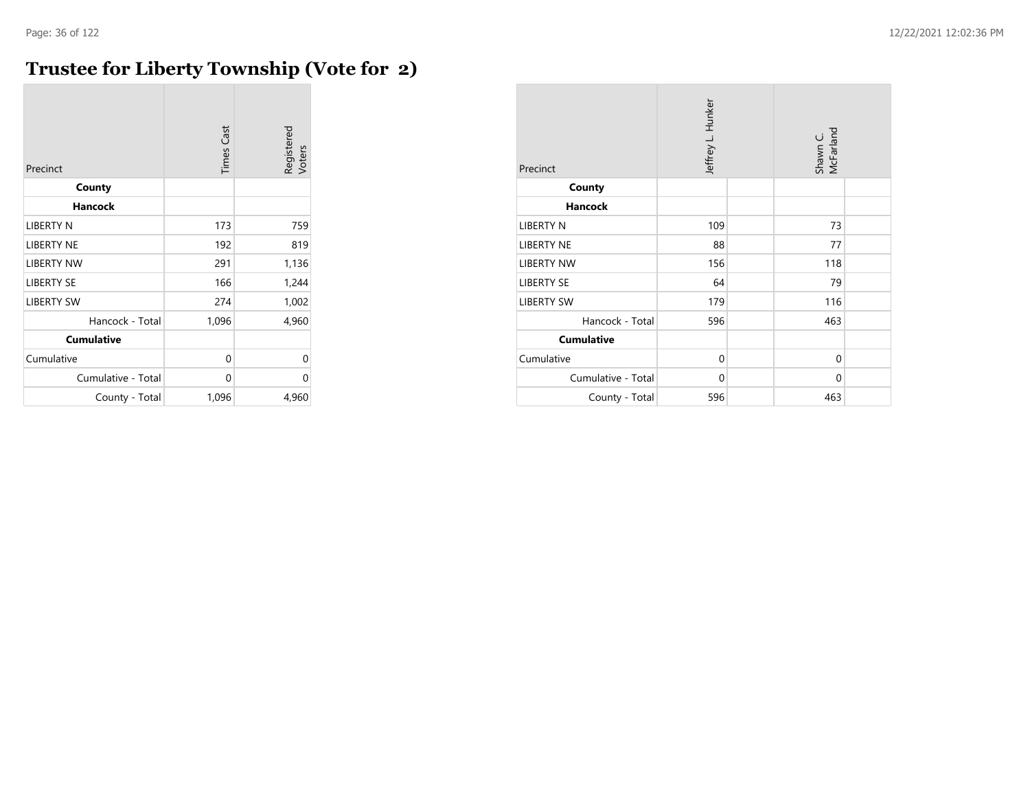# Trustee for Liberty Township (Vote for 2)

| Precinct | Times Cast | Registered Voters |
|---|---|---|
| **County** | | |
| **Hancock** | | |
| LIBERTY N | 173 | 759 |
| LIBERTY NE | 192 | 819 |
| LIBERTY NW | 291 | 1,136 |
| LIBERTY SE | 166 | 1,244 |
| LIBERTY SW | 274 | 1,002 |
| Hancock - Total | 1,096 | 4,960 |
| **Cumulative** | | |
| Cumulative | 0 | 0 |
| Cumulative - Total | 0 | 0 |
| County - Total | 1,096 | 4,960 |

| Precinct | Jeffrey L. Hunker | Shawn C. McFarland |
|---|---|---|
| **County** | | |
| **Hancock** | | |
| LIBERTY N | 109 | 73 |
| LIBERTY NE | 88 | 77 |
| LIBERTY NW | 156 | 118 |
| LIBERTY SE | 64 | 79 |
| LIBERTY SW | 179 | 116 |
| Hancock - Total | 596 | 463 |
| **Cumulative** | | |
| Cumulative | 0 | 0 |
| Cumulative - Total | 0 | 0 |
| County - Total | 596 | 463 |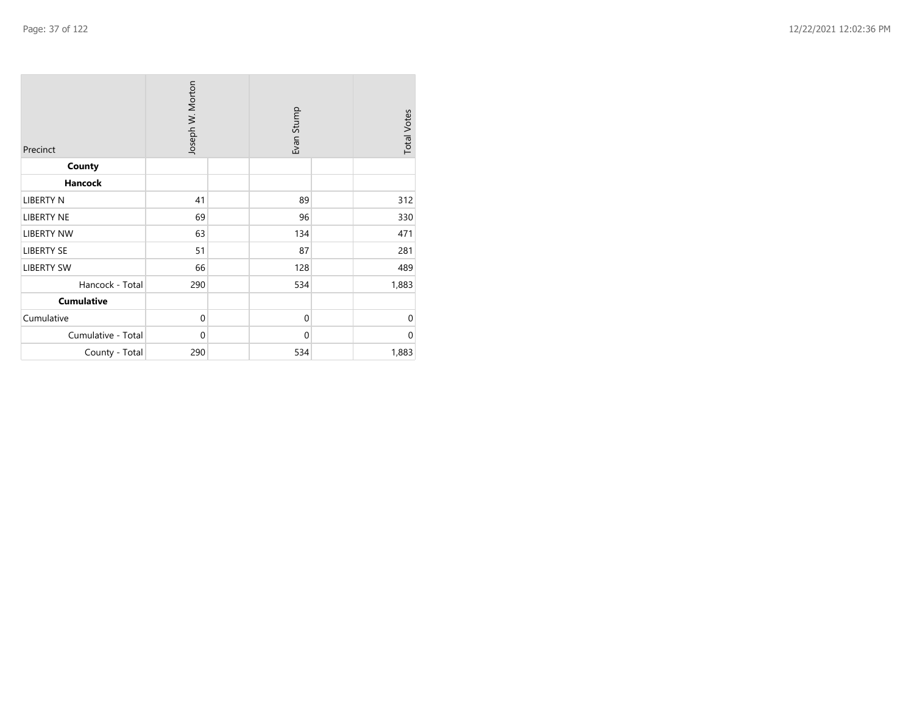| Precinct | Joseph W. Morton | | Evan Stump | | Total Votes |
|---|---|---|---|---|---|
| **County** | | | | | |
| **Hancock** | | | | | |
| LIBERTY N | 41 | | 89 | | 312 |
| LIBERTY NE | 69 | | 96 | | 330 |
| LIBERTY NW | 63 | | 134 | | 471 |
| LIBERTY SE | 51 | | 87 | | 281 |
| LIBERTY SW | 66 | | 128 | | 489 |
| Hancock - Total | 290 | | 534 | | 1,883 |
| **Cumulative** | | | | | |
| Cumulative | 0 | | 0 | | 0 |
| Cumulative - Total | 0 | | 0 | | 0 |
| County - Total | 290 | | 534 | | 1,883 |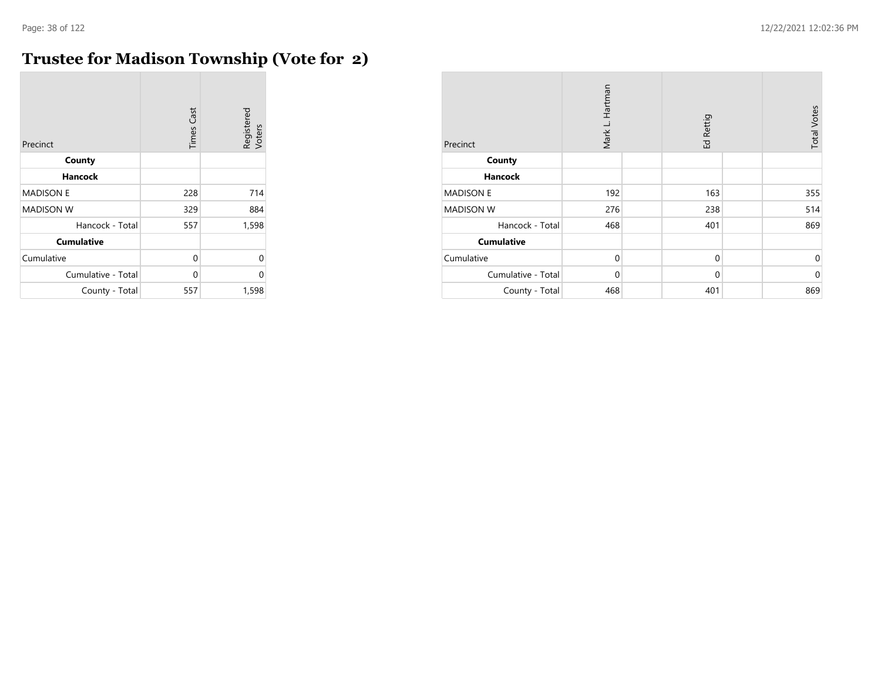# Trustee for Madison Township (Vote for 2)

| Precinct | Times Cast | Registered Voters |
|---|---|---|
| **County** | | |
| **Hancock** | | |
| MADISON E | 228 | 714 |
| MADISON W | 329 | 884 |
| Hancock - Total | 557 | 1,598 |
| **Cumulative** | | |
| Cumulative | 0 | 0 |
| Cumulative - Total | 0 | 0 |
| County - Total | 557 | 1,598 |

| Precinct | Mark L. Hartman | Ed Rettig | Total Votes |
|---|---|---|---|
| **County** | | | |
| **Hancock** | | | |
| MADISON E | 192 | 163 | 355 |
| MADISON W | 276 | 238 | 514 |
| Hancock - Total | 468 | 401 | 869 |
| **Cumulative** | | | |
| Cumulative | 0 | 0 | 0 |
| Cumulative - Total | 0 | 0 | 0 |
| County - Total | 468 | 401 | 869 |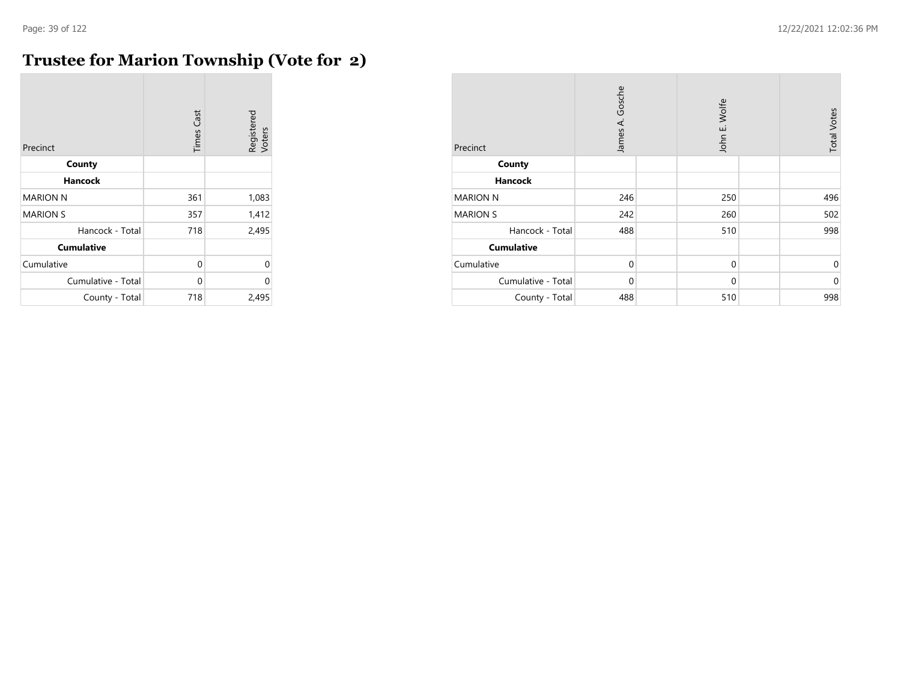# Trustee for Marion Township (Vote for 2)

| Precinct | Times Cast | Registered Voters |
|---|---|---|
| **County** | | |
| **Hancock** | | |
| MARION N | 361 | 1,083 |
| MARION S | 357 | 1,412 |
| Hancock - Total | 718 | 2,495 |
| **Cumulative** | | |
| Cumulative | 0 | 0 |
| Cumulative - Total | 0 | 0 |
| County - Total | 718 | 2,495 |

| Precinct | James A. Gosche | | John E. Wolfe | | Total Votes |
|---|---|---|---|---|---|
| **County** | | | | | |
| **Hancock** | | | | | |
| MARION N | 246 | | 250 | | 496 |
| MARION S | 242 | | 260 | | 502 |
| Hancock - Total | 488 | | 510 | | 998 |
| **Cumulative** | | | | | |
| Cumulative | 0 | | 0 | | 0 |
| Cumulative - Total | 0 | | 0 | | 0 |
| County - Total | 488 | | 510 | | 998 |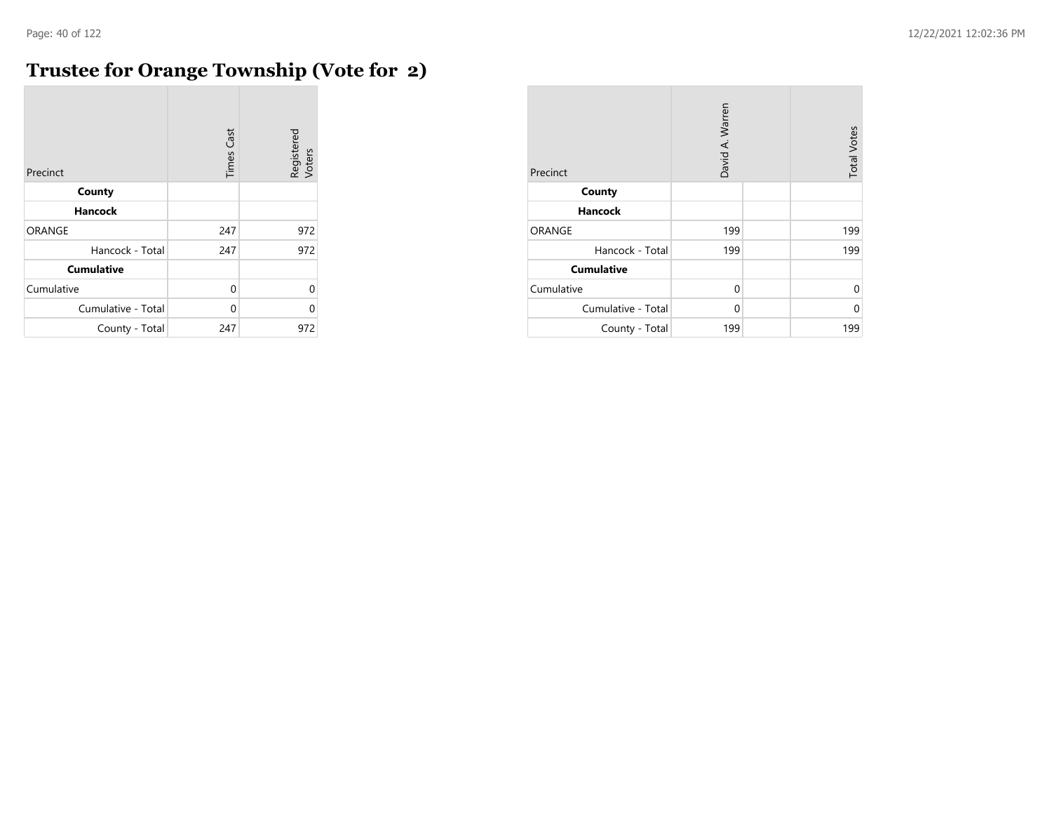# Trustee for Orange Township (Vote for 2)

| Precinct | Times Cast | Registered Voters |
|---|---|---|
| **County** | | |
| **Hancock** | | |
| ORANGE | 247 | 972 |
| Hancock - Total | 247 | 972 |
| **Cumulative** | | |
| Cumulative | 0 | 0 |
| Cumulative - Total | 0 | 0 |
| County - Total | 247 | 972 |

| Precinct | David A. Warren | | Total Votes |
|---|---|---|---|
| **County** | | | |
| **Hancock** | | | |
| ORANGE | 199 | | 199 |
| Hancock - Total | 199 | | 199 |
| **Cumulative** | | | |
| Cumulative | 0 | | 0 |
| Cumulative - Total | 0 | | 0 |
| County - Total | 199 | | 199 |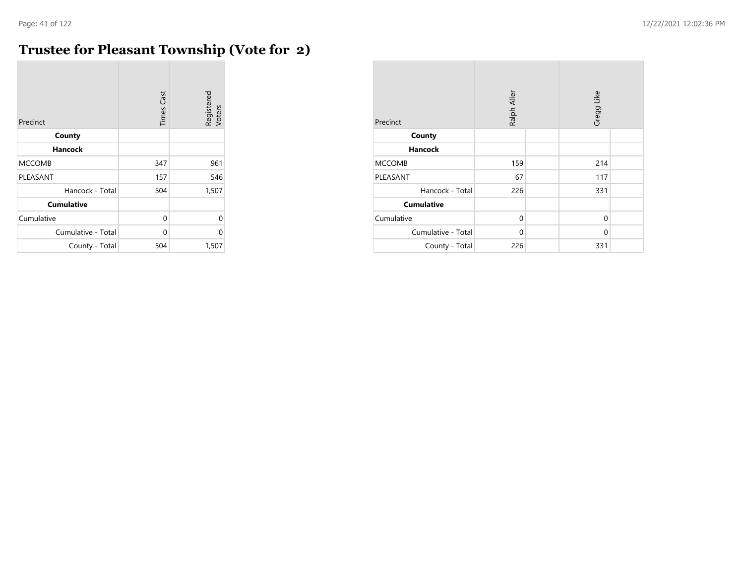# Trustee for Pleasant Township (Vote for 2)

| Precinct | Times Cast | Registered Voters |
|---|---|---|
| **County** | | |
| **Hancock** | | |
| MCCOMB | 347 | 961 |
| PLEASANT | 157 | 546 |
| Hancock - Total | 504 | 1,507 |
| **Cumulative** | | |
| Cumulative | 0 | 0 |
| Cumulative - Total | 0 | 0 |
| County - Total | 504 | 1,507 |

| Precinct | Ralph Aller | | Gregg Like | |
|---|---|---|---|---|
| **County** | | | | |
| **Hancock** | | | | |
| MCCOMB | 159 | | 214 | |
| PLEASANT | 67 | | 117 | |
| Hancock - Total | 226 | | 331 | |
| **Cumulative** | | | | |
| Cumulative | 0 | | 0 | |
| Cumulative - Total | 0 | | 0 | |
| County - Total | 226 | | 331 | |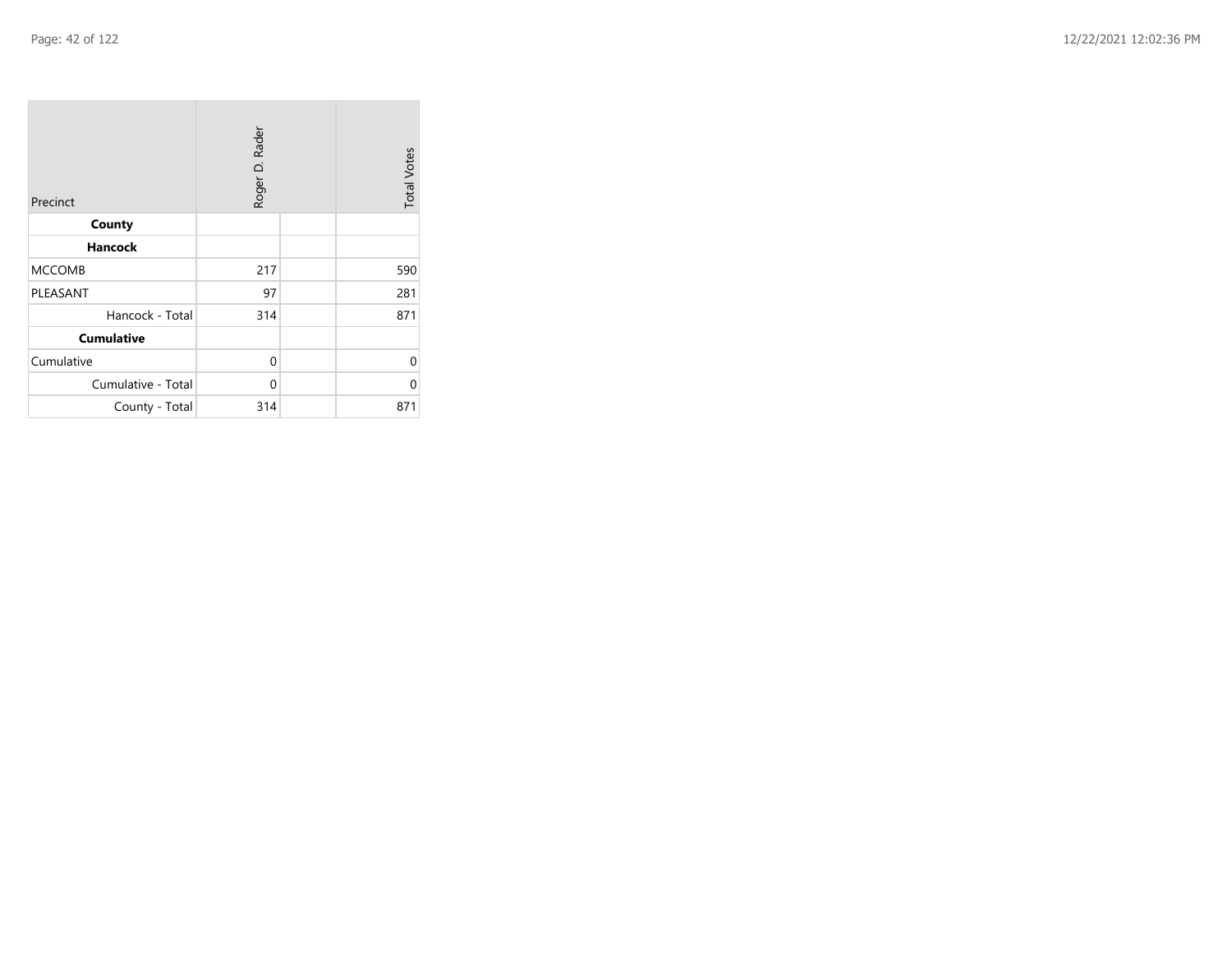| Precinct | Roger D. Rader | | Total Votes |
|---|---|---|---|
| **County** | | | |
| **Hancock** | | | |
| MCCOMB | 217 | | 590 |
| PLEASANT | 97 | | 281 |
| Hancock - Total | 314 | | 871 |
| **Cumulative** | | | |
| Cumulative | 0 | | 0 |
| Cumulative - Total | 0 | | 0 |
| County - Total | 314 | | 871 |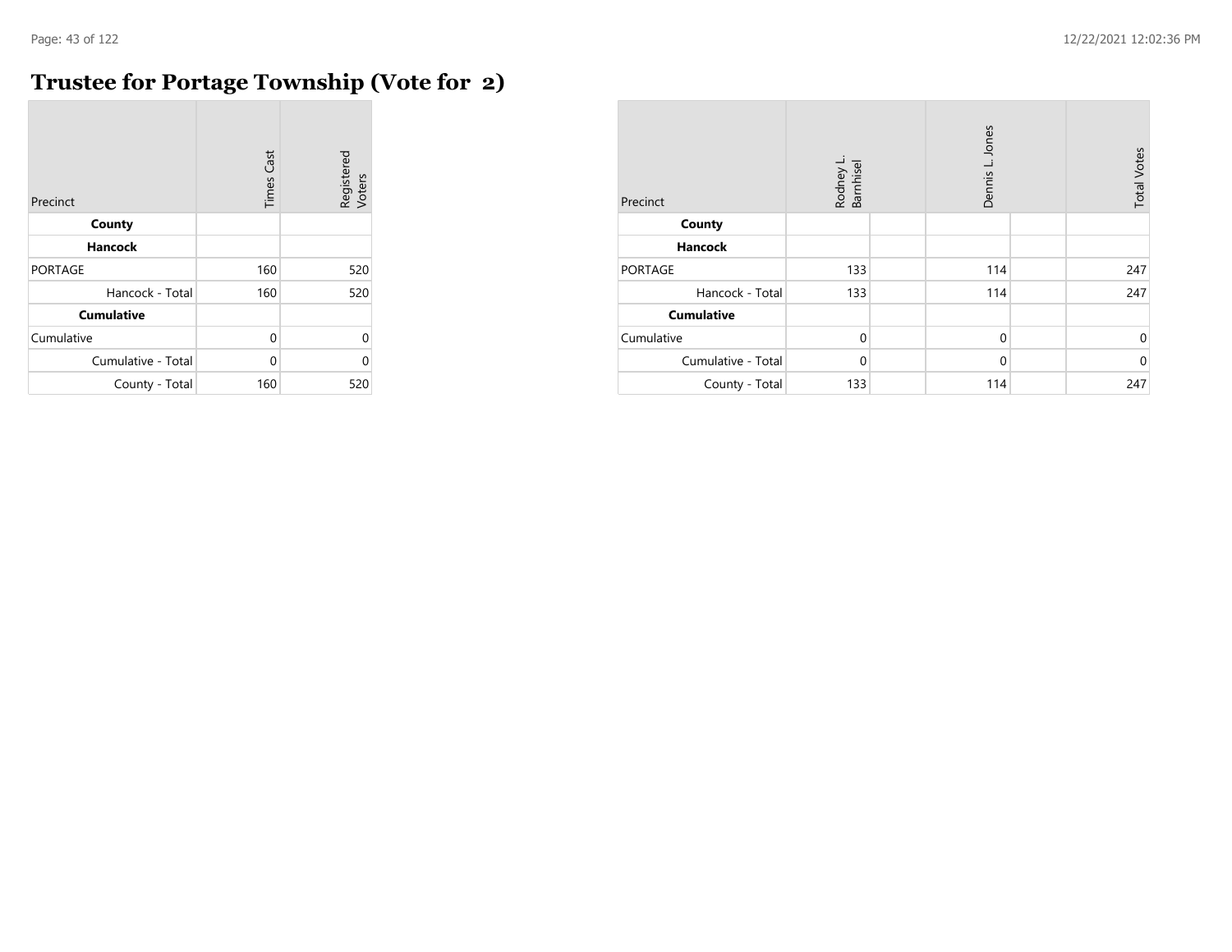# Trustee for Portage Township (Vote for 2)

| Precinct | Times Cast | Registered Voters |
|---|---|---|
| **County** | | |
| **Hancock** | | |
| PORTAGE | 160 | 520 |
| Hancock - Total | 160 | 520 |
| **Cumulative** | | |
| Cumulative | 0 | 0 |
| Cumulative - Total | 0 | 0 |
| County - Total | 160 | 520 |

| Precinct | Rodney L. Barnhisel | Dennis L. Jones | Total Votes |
|---|---|---|---|
| **County** | | | |
| **Hancock** | | | |
| PORTAGE | 133 | 114 | 247 |
| Hancock - Total | 133 | 114 | 247 |
| **Cumulative** | | | |
| Cumulative | 0 | 0 | 0 |
| Cumulative - Total | 0 | 0 | 0 |
| County - Total | 133 | 114 | 247 |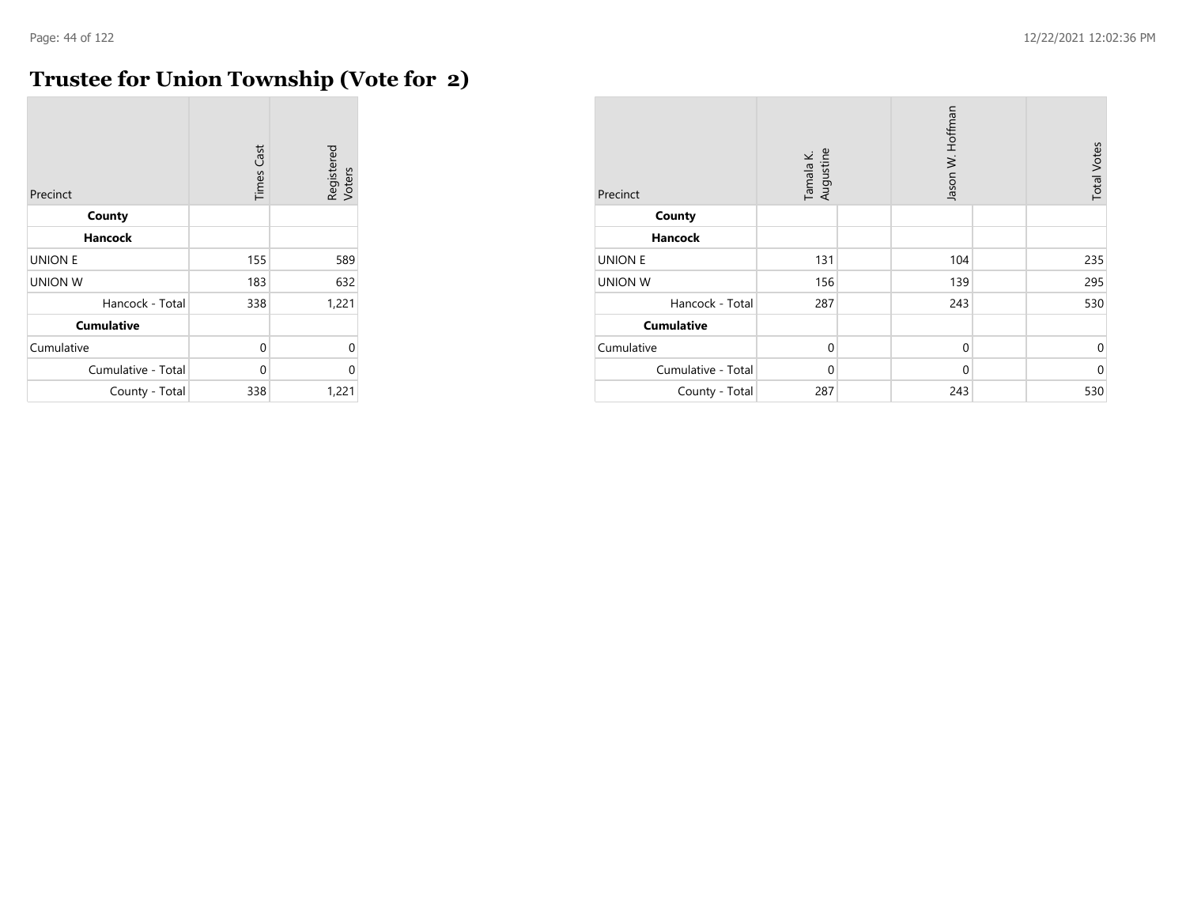# Trustee for Union Township (Vote for 2)

| Precinct | Times Cast | Registered Voters |
|---|---|---|
| **County** | | |
| **Hancock** | | |
| UNION E | 155 | 589 |
| UNION W | 183 | 632 |
| Hancock - Total | 338 | 1,221 |
| **Cumulative** | | |
| Cumulative | 0 | 0 |
| Cumulative - Total | 0 | 0 |
| County - Total | 338 | 1,221 |

| Precinct | Tamala K. Augustine | | Jason W. Hoffman | | Total Votes |
|---|---|---|---|---|---|
| **County** | | | | | |
| **Hancock** | | | | | |
| UNION E | 131 | | 104 | | 235 |
| UNION W | 156 | | 139 | | 295 |
| Hancock - Total | 287 | | 243 | | 530 |
| **Cumulative** | | | | | |
| Cumulative | 0 | | 0 | | 0 |
| Cumulative - Total | 0 | | 0 | | 0 |
| County - Total | 287 | | 243 | | 530 |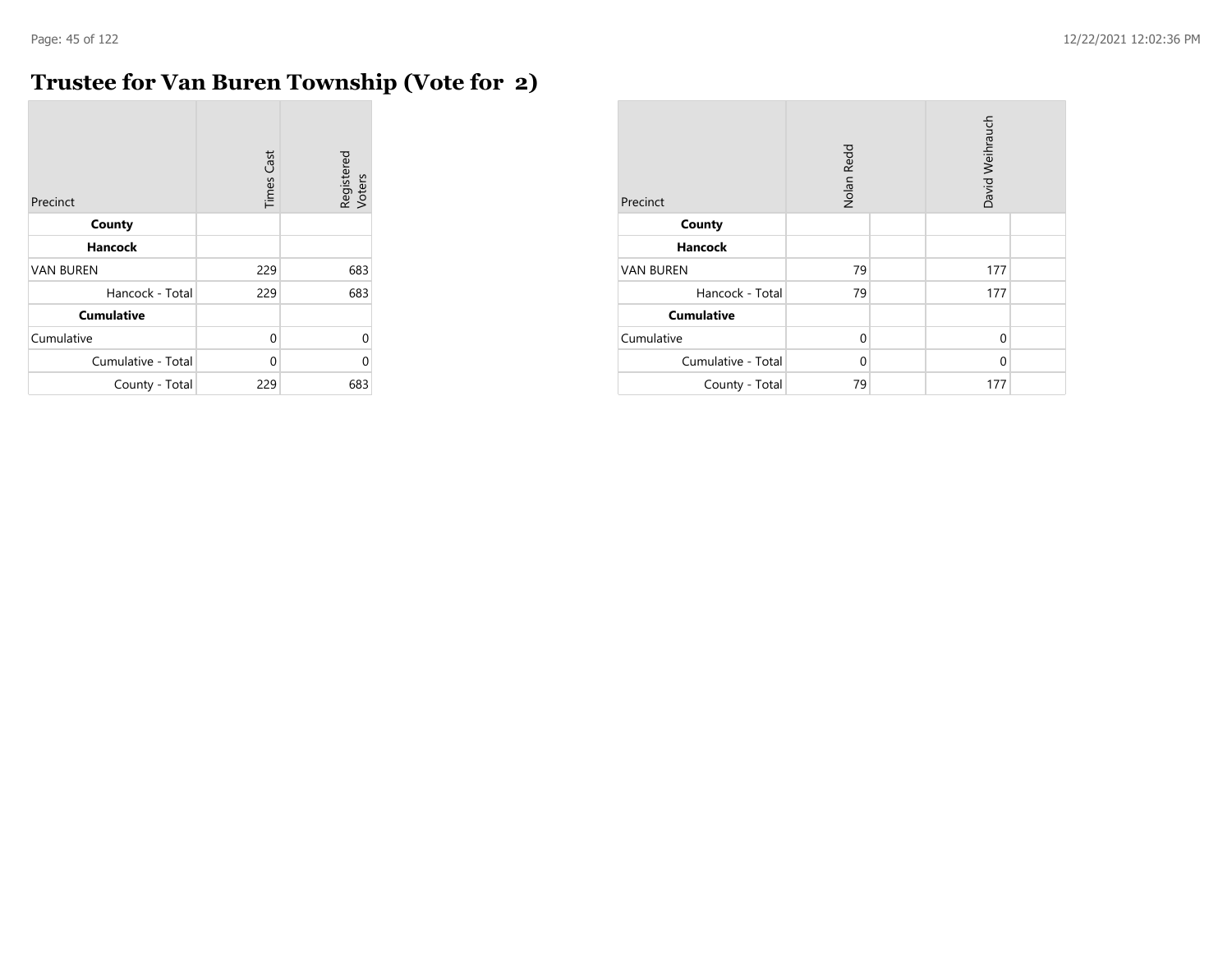# Trustee for Van Buren Township (Vote for 2)

| Precinct | Times Cast | Registered Voters |
|---|---|---|
| **County** | | |
| **Hancock** | | |
| VAN BUREN | 229 | 683 |
| Hancock - Total | 229 | 683 |
| **Cumulative** | | |
| Cumulative | 0 | 0 |
| Cumulative - Total | 0 | 0 |
| County - Total | 229 | 683 |

| Precinct | Nolan Redd | | David Weihrauch | |
|---|---|---|---|---|
| **County** | | | | |
| **Hancock** | | | | |
| VAN BUREN | 79 | | 177 | |
| Hancock - Total | 79 | | 177 | |
| **Cumulative** | | | | |
| Cumulative | 0 | | 0 | |
| Cumulative - Total | 0 | | 0 | |
| County - Total | 79 | | 177 | |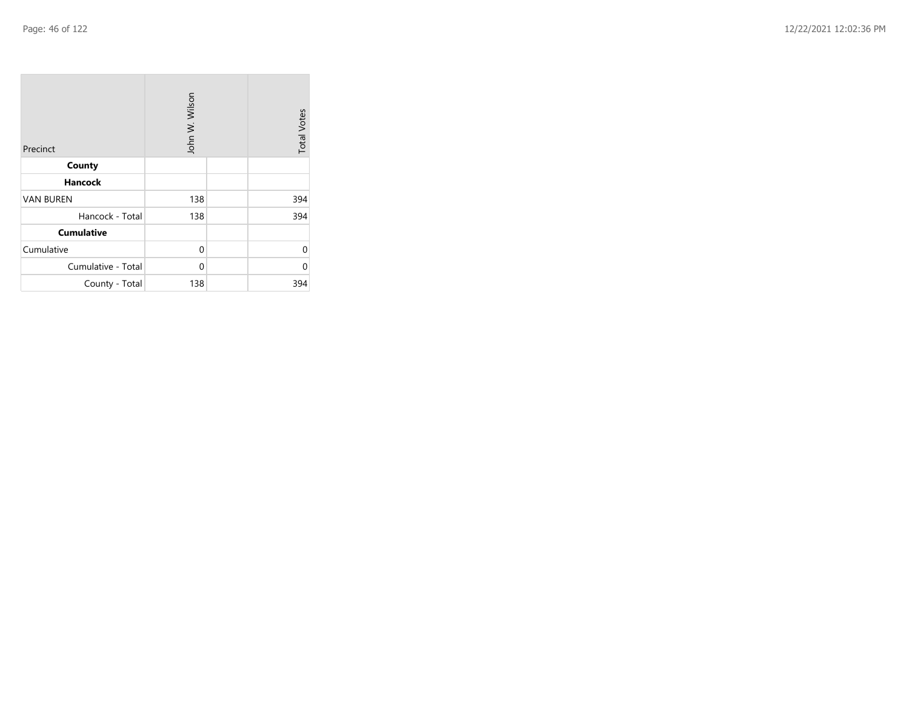| Precinct | John W. Wilson | | Total Votes |
| --- | --- | --- | --- |
| **County** | | | |
| **Hancock** | | | |
| VAN BUREN | 138 | | 394 |
| Hancock - Total | 138 | | 394 |
| **Cumulative** | | | |
| Cumulative | 0 | | 0 |
| Cumulative - Total | 0 | | 0 |
| County - Total | 138 | | 394 |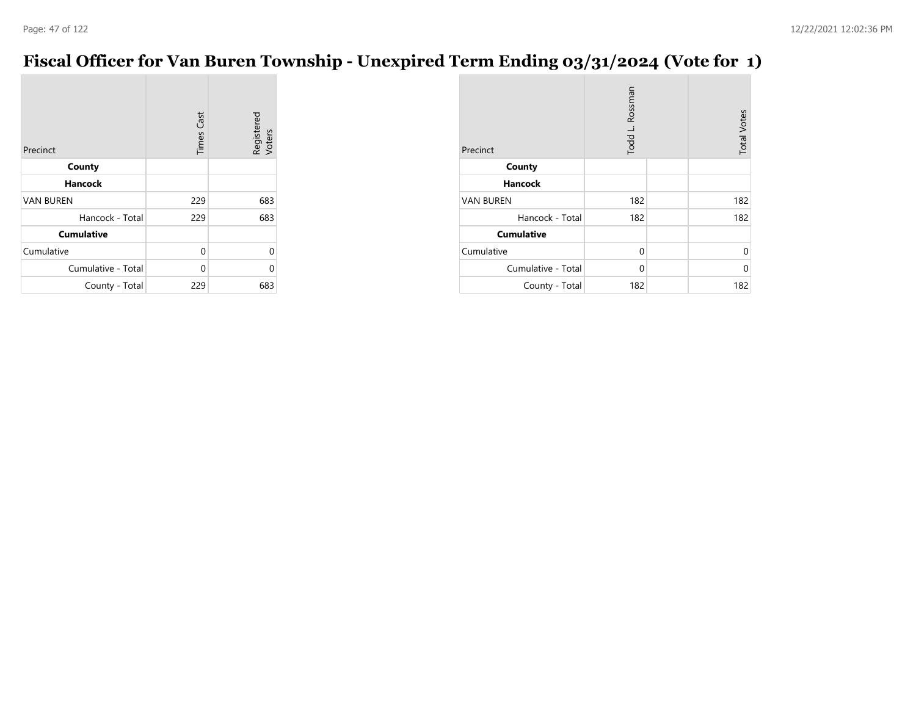# Fiscal Officer for Van Buren Township - Unexpired Term Ending 03/31/2024 (Vote for 1)

| Precinct | Times Cast | Registered Voters |
|---|---|---|
| **County** | | |
| **Hancock** | | |
| VAN BUREN | 229 | 683 |
| Hancock - Total | 229 | 683 |
| **Cumulative** | | |
| Cumulative | 0 | 0 |
| Cumulative - Total | 0 | 0 |
| County - Total | 229 | 683 |

| Precinct | Todd L. Rossman | | Total Votes |
|---|---|---|---|
| **County** | | | |
| **Hancock** | | | |
| VAN BUREN | 182 | | 182 |
| Hancock - Total | 182 | | 182 |
| **Cumulative** | | | |
| Cumulative | 0 | | 0 |
| Cumulative - Total | 0 | | 0 |
| County - Total | 182 | | 182 |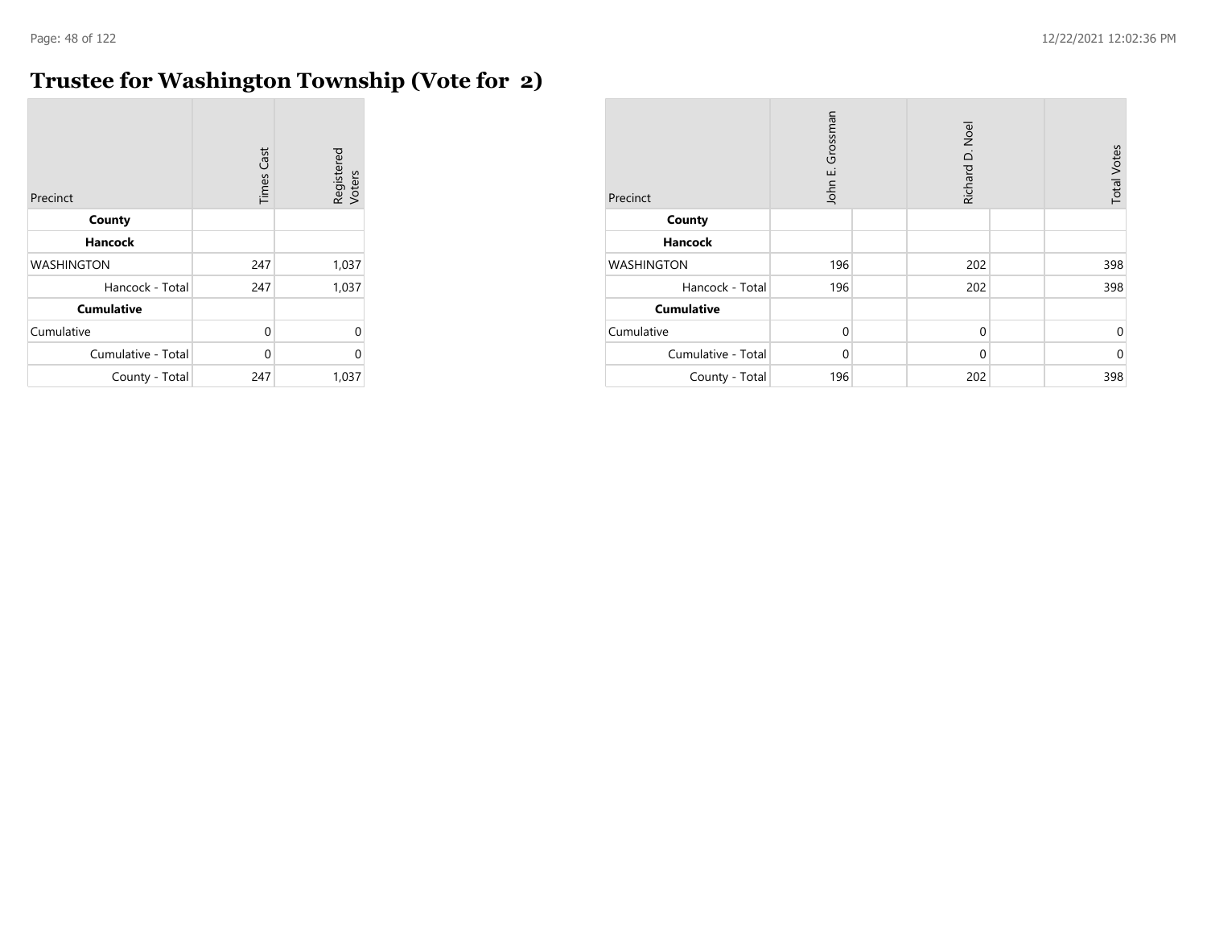# Trustee for Washington Township (Vote for 2)

| Precinct | Times Cast | Registered Voters |
|---|---|---|
| **County** | | |
| **Hancock** | | |
| WASHINGTON | 247 | 1,037 |
| Hancock - Total | 247 | 1,037 |
| **Cumulative** | | |
| Cumulative | 0 | 0 |
| Cumulative - Total | 0 | 0 |
| County - Total | 247 | 1,037 |

| Precinct | John E. Grossman | | Richard D. Noel | | Total Votes |
|---|---|---|---|---|---|
| **County** | | | | | |
| **Hancock** | | | | | |
| WASHINGTON | 196 | | 202 | | 398 |
| Hancock - Total | 196 | | 202 | | 398 |
| **Cumulative** | | | | | |
| Cumulative | 0 | | 0 | | 0 |
| Cumulative - Total | 0 | | 0 | | 0 |
| County - Total | 196 | | 202 | | 398 |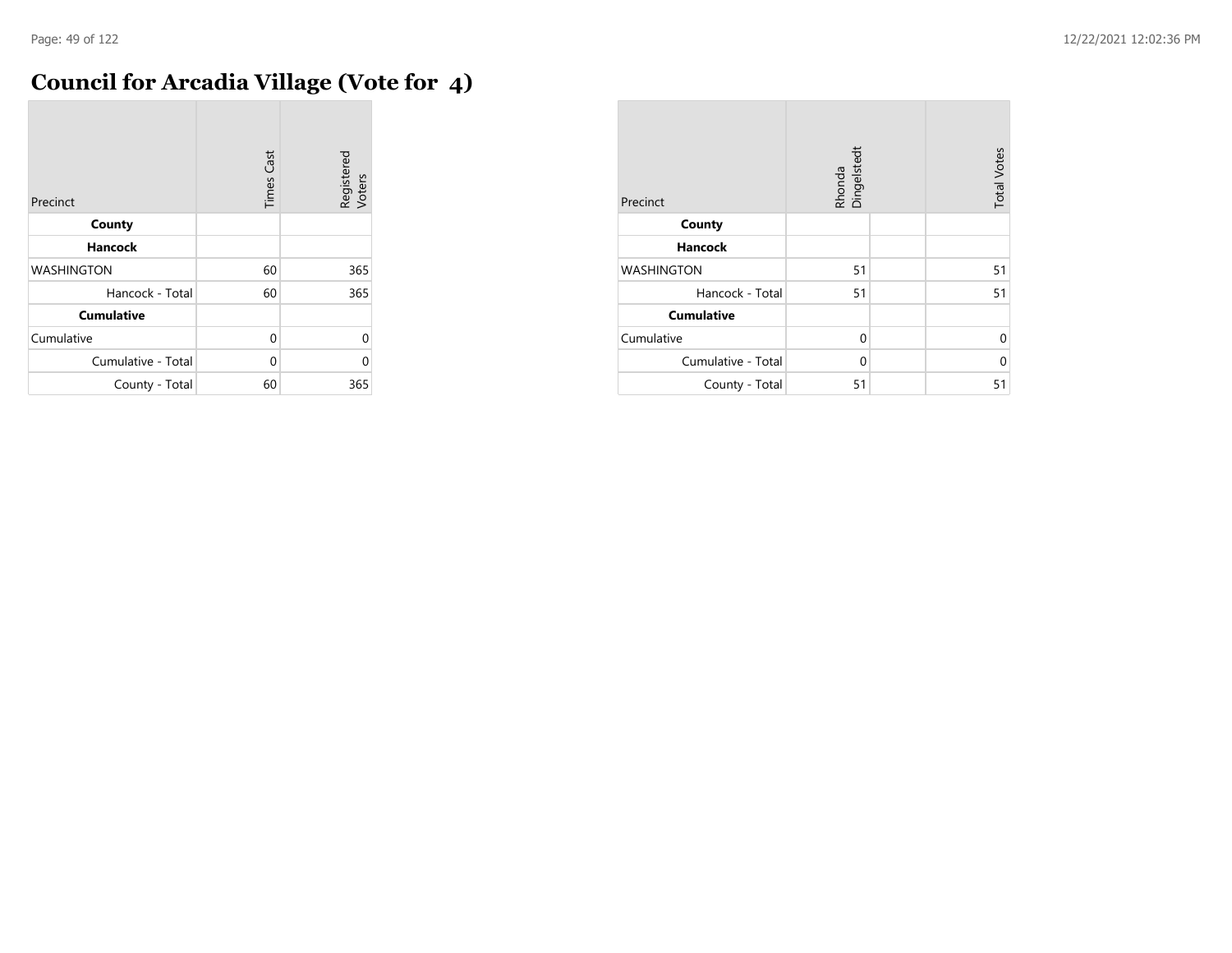# Council for Arcadia Village (Vote for 4)

| Precinct | Times Cast | Registered Voters |
|---|---|---|
| **County** | | |
| **Hancock** | | |
| WASHINGTON | 60 | 365 |
| Hancock - Total | 60 | 365 |
| **Cumulative** | | |
| Cumulative | 0 | 0 |
| Cumulative - Total | 0 | 0 |
| County - Total | 60 | 365 |

| Precinct | Rhonda Dingelstedt | | Total Votes |
|---|---|---|---|
| **County** | | | |
| **Hancock** | | | |
| WASHINGTON | 51 | | 51 |
| Hancock - Total | 51 | | 51 |
| **Cumulative** | | | |
| Cumulative | 0 | | 0 |
| Cumulative - Total | 0 | | 0 |
| County - Total | 51 | | 51 |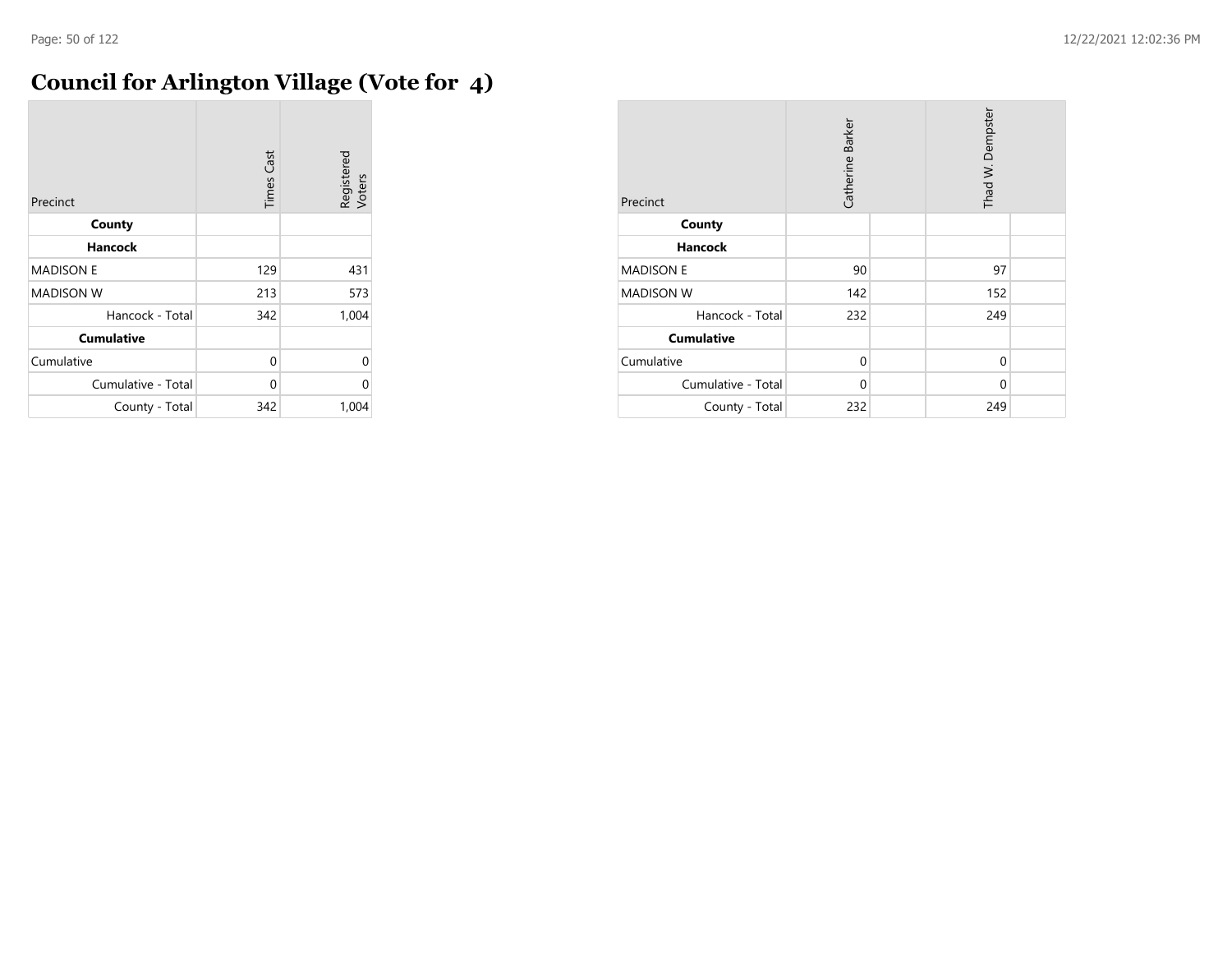# Council for Arlington Village (Vote for 4)

| Precinct | Times Cast | Registered Voters |
|---|---|---|
| **County** | | |
| **Hancock** | | |
| MADISON E | 129 | 431 |
| MADISON W | 213 | 573 |
| Hancock - Total | 342 | 1,004 |
| **Cumulative** | | |
| Cumulative | 0 | 0 |
| Cumulative - Total | 0 | 0 |
| County - Total | 342 | 1,004 |

| Precinct | Catherine Barker | | Thad W. Dempster | |
|---|---|---|---|---|
| **County** | | | | |
| **Hancock** | | | | |
| MADISON E | 90 | | 97 | |
| MADISON W | 142 | | 152 | |
| Hancock - Total | 232 | | 249 | |
| **Cumulative** | | | | |
| Cumulative | 0 | | 0 | |
| Cumulative - Total | 0 | | 0 | |
| County - Total | 232 | | 249 | |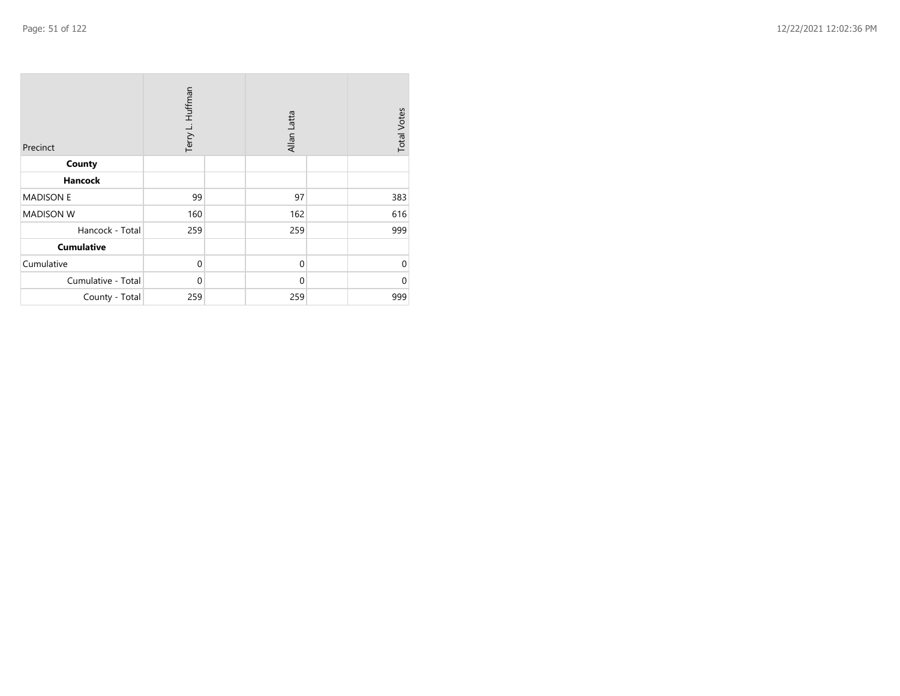| Precinct | Terry L. Huffman | | Allan Latta | | Total Votes |
|---|---|---|---|---|---|
| **County** | | | | | |
| **Hancock** | | | | | |
| MADISON E | 99 | | 97 | | 383 |
| MADISON W | 160 | | 162 | | 616 |
| Hancock - Total | 259 | | 259 | | 999 |
| **Cumulative** | | | | | |
| Cumulative | 0 | | 0 | | 0 |
| Cumulative - Total | 0 | | 0 | | 0 |
| County - Total | 259 | | 259 | | 999 |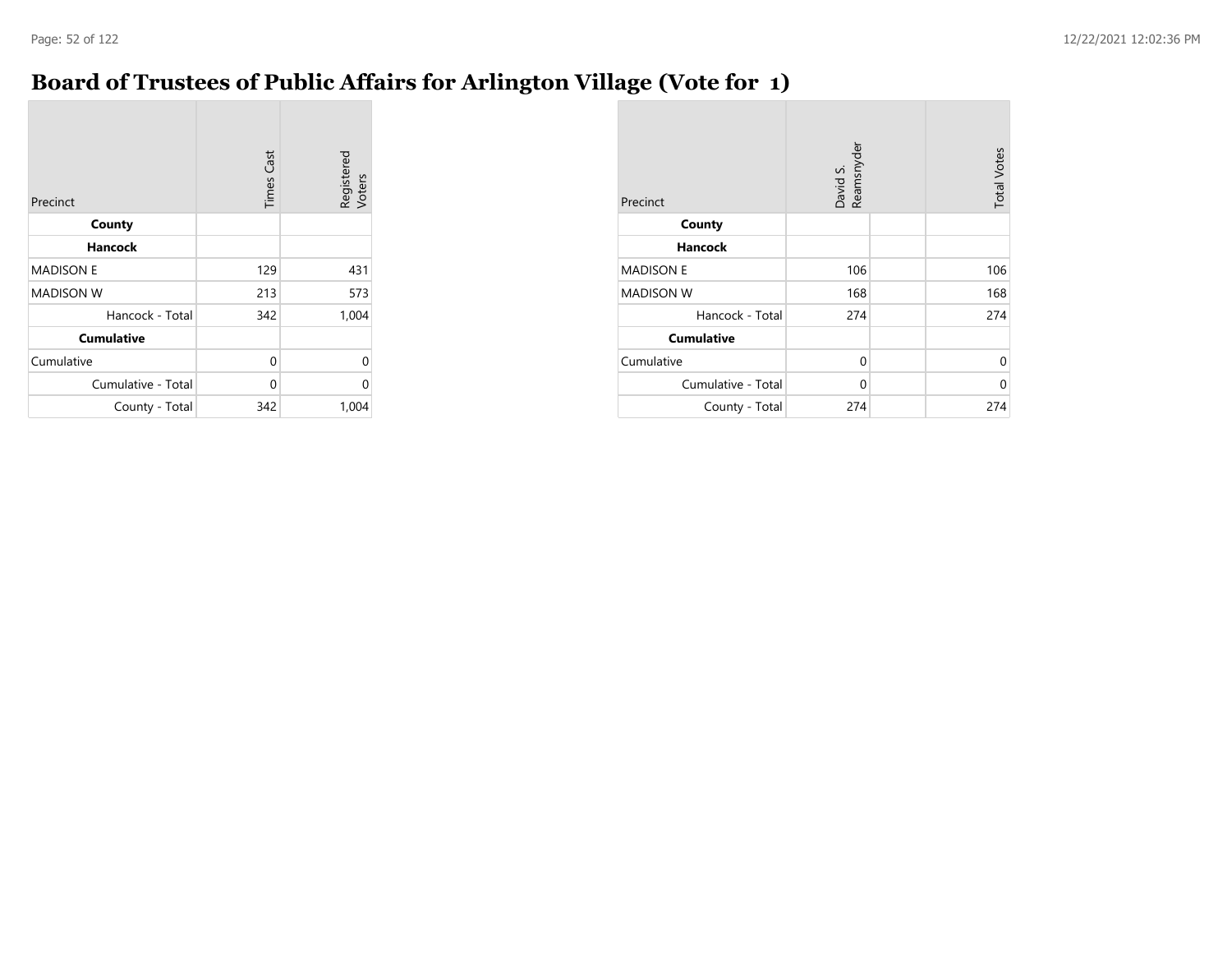# Board of Trustees of Public Affairs for Arlington Village (Vote for 1)

| Precinct | Times Cast | Registered Voters |
|---|---|---|
| **County** | | |
| **Hancock** | | |
| MADISON E | 129 | 431 |
| MADISON W | 213 | 573 |
| Hancock - Total | 342 | 1,004 |
| **Cumulative** | | |
| Cumulative | 0 | 0 |
| Cumulative - Total | 0 | 0 |
| County - Total | 342 | 1,004 |

| Precinct | David S. Reamsnyder | | Total Votes |
|---|---|---|---|
| **County** | | | |
| **Hancock** | | | |
| MADISON E | 106 | | 106 |
| MADISON W | 168 | | 168 |
| Hancock - Total | 274 | | 274 |
| **Cumulative** | | | |
| Cumulative | 0 | | 0 |
| Cumulative - Total | 0 | | 0 |
| County - Total | 274 | | 274 |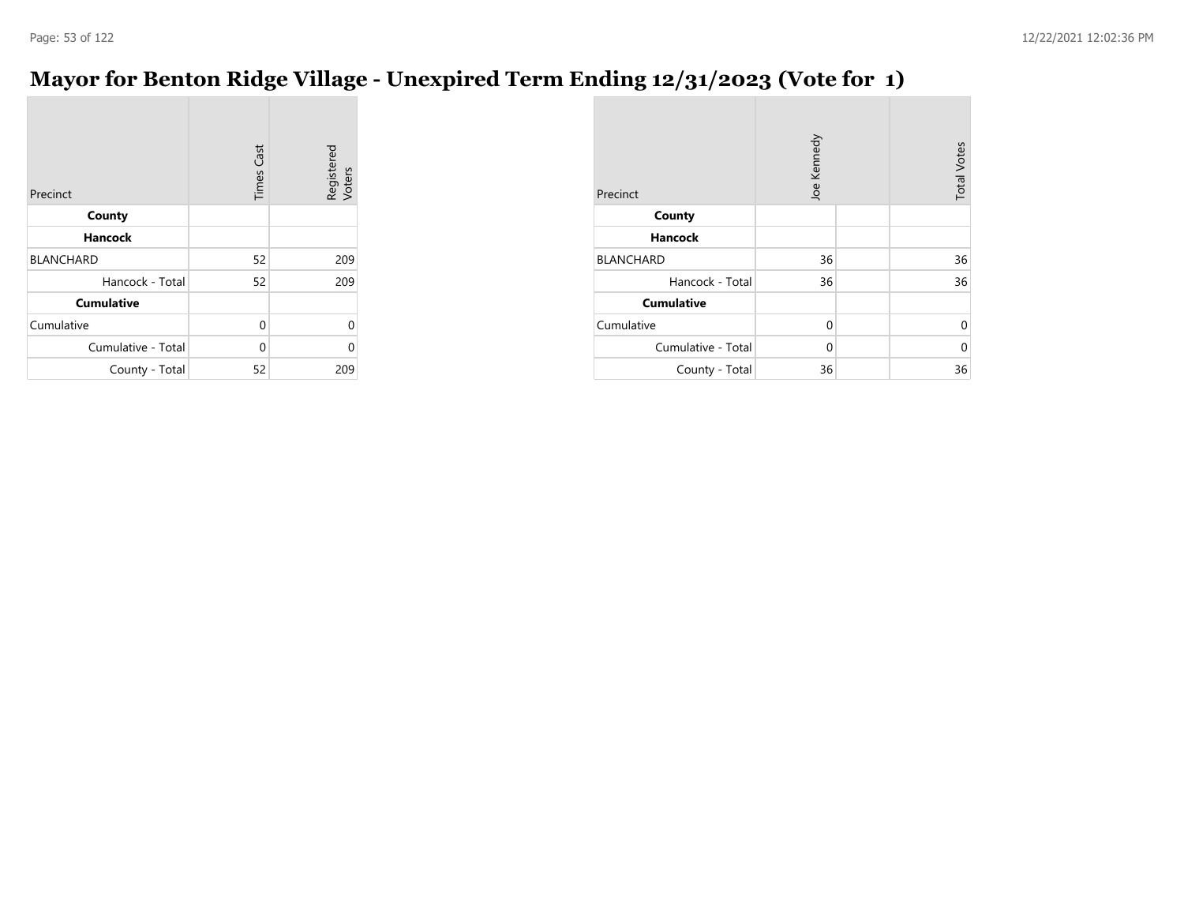# Mayor for Benton Ridge Village - Unexpired Term Ending 12/31/2023 (Vote for 1)

| Precinct | Times Cast | Registered Voters |
|---|---|---|
| **County** | | |
| **Hancock** | | |
| BLANCHARD | 52 | 209 |
| Hancock - Total | 52 | 209 |
| **Cumulative** | | |
| Cumulative | 0 | 0 |
| Cumulative - Total | 0 | 0 |
| County - Total | 52 | 209 |

| Precinct | Joe Kennedy | | Total Votes |
|---|---|---|---|
| **County** | | | |
| **Hancock** | | | |
| BLANCHARD | 36 | | 36 |
| Hancock - Total | 36 | | 36 |
| **Cumulative** | | | |
| Cumulative | 0 | | 0 |
| Cumulative - Total | 0 | | 0 |
| County - Total | 36 | | 36 |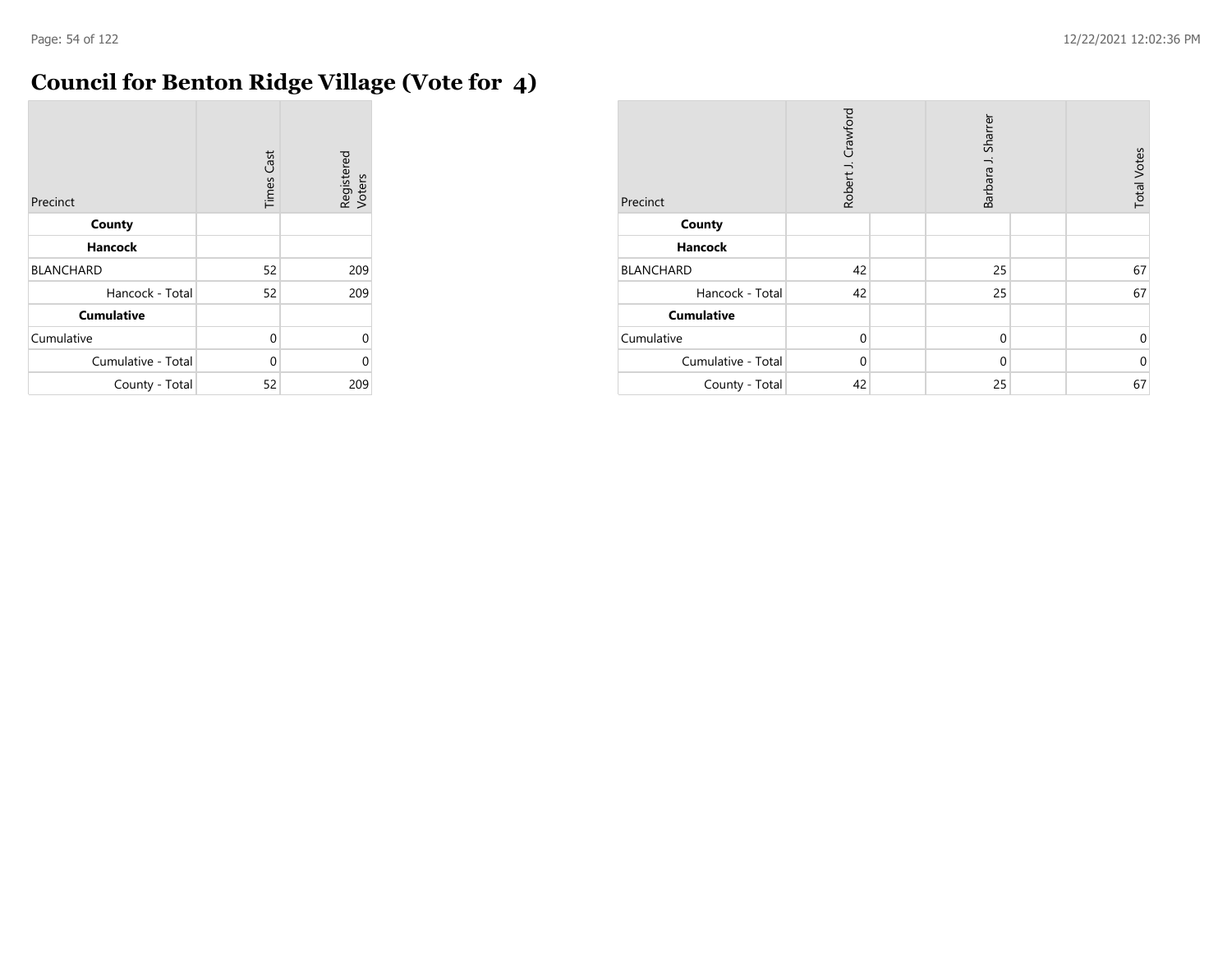# Council for Benton Ridge Village (Vote for 4)

| Precinct | Times Cast | Registered Voters |
|---|---|---|
| **County** | | |
| **Hancock** | | |
| BLANCHARD | 52 | 209 |
| Hancock - Total | 52 | 209 |
| **Cumulative** | | |
| Cumulative | 0 | 0 |
| Cumulative - Total | 0 | 0 |
| County - Total | 52 | 209 |

| Precinct | Robert J. Crawford | | Barbara J. Sharrer | | Total Votes |
|---|---|---|---|---|---|
| **County** | | | | | |
| **Hancock** | | | | | |
| BLANCHARD | 42 | | 25 | | 67 |
| Hancock - Total | 42 | | 25 | | 67 |
| **Cumulative** | | | | | |
| Cumulative | 0 | | 0 | | 0 |
| Cumulative - Total | 0 | | 0 | | 0 |
| County - Total | 42 | | 25 | | 67 |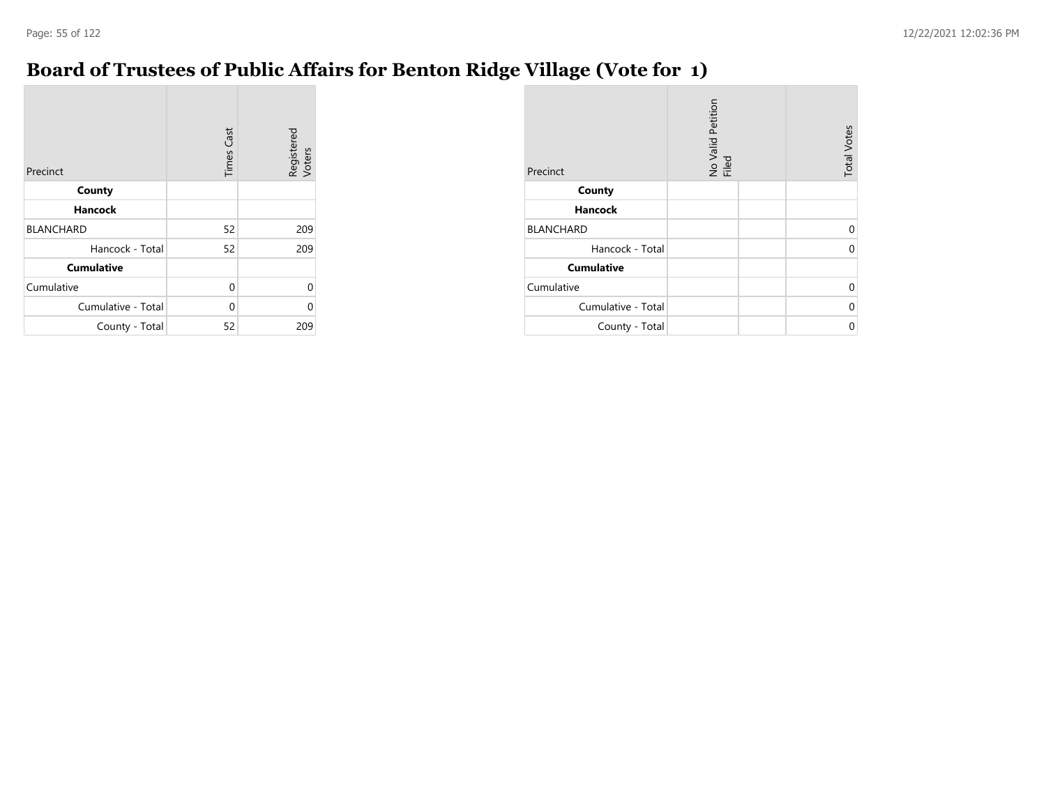# Board of Trustees of Public Affairs for Benton Ridge Village (Vote for 1)

| Precinct | Times Cast | Registered Voters |
|---|---|---|
| **County** | | |
| **Hancock** | | |
| BLANCHARD | 52 | 209 |
| Hancock - Total | 52 | 209 |
| **Cumulative** | | |
| Cumulative | 0 | 0 |
| Cumulative - Total | 0 | 0 |
| County - Total | 52 | 209 |

| Precinct | No Valid Petition Filed | | Total Votes |
|---|---|---|---|
| **County** | | | |
| **Hancock** | | | |
| BLANCHARD | | | 0 |
| Hancock - Total | | | 0 |
| **Cumulative** | | | |
| Cumulative | | | 0 |
| Cumulative - Total | | | 0 |
| County - Total | | | 0 |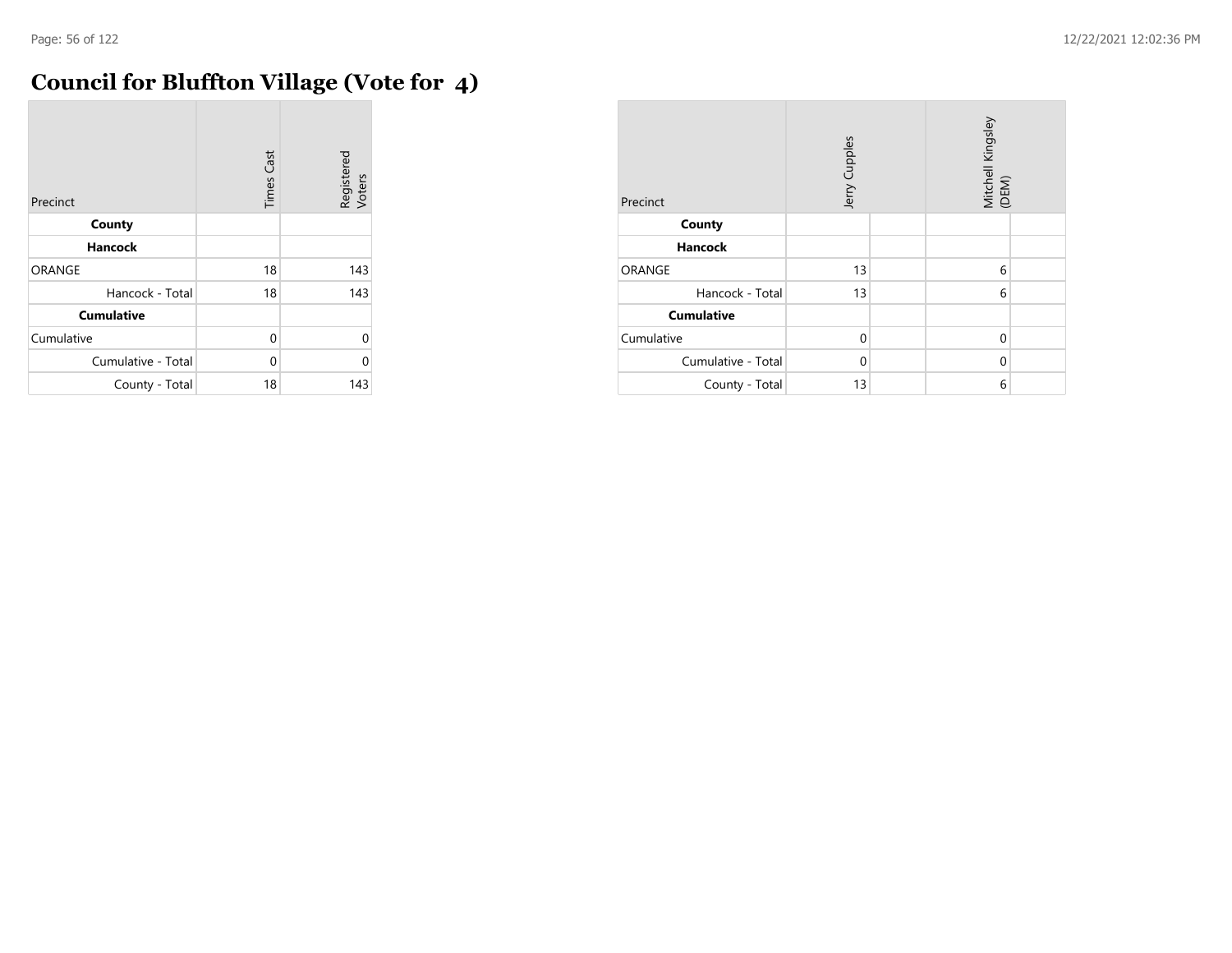# Council for Bluffton Village (Vote for 4)

| Precinct | Times Cast | Registered Voters |
| --- | --- | --- |
| **County** | | |
| **Hancock** | | |
| ORANGE | 18 | 143 |
| Hancock - Total | 18 | 143 |
| **Cumulative** | | |
| Cumulative | 0 | 0 |
| Cumulative - Total | 0 | 0 |
| County - Total | 18 | 143 |

| Precinct | Jerry Cupples | | Mitchell Kingsley (DEM) | |
| --- | --- | --- | --- | --- |
| **County** | | | | |
| **Hancock** | | | | |
| ORANGE | 13 | | 6 | |
| Hancock - Total | 13 | | 6 | |
| **Cumulative** | | | | |
| Cumulative | 0 | | 0 | |
| Cumulative - Total | 0 | | 0 | |
| County - Total | 13 | | 6 | |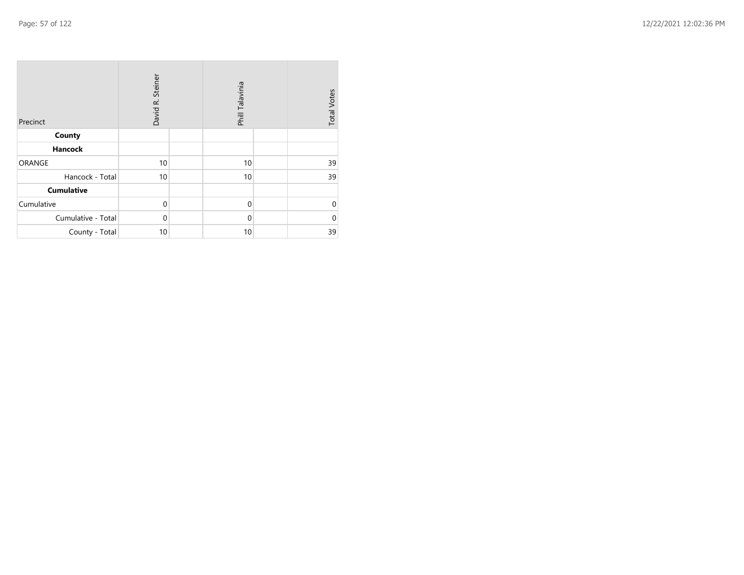| Precinct | David R. Steiner | | Phill Talavinia | | Total Votes |
|---|---|---|---|---|---|
| **County** | | | | | |
| **Hancock** | | | | | |
| ORANGE | 10 | | 10 | | 39 |
| Hancock - Total | 10 | | 10 | | 39 |
| **Cumulative** | | | | | |
| Cumulative | 0 | | 0 | | 0 |
| Cumulative - Total | 0 | | 0 | | 0 |
| County - Total | 10 | | 10 | | 39 |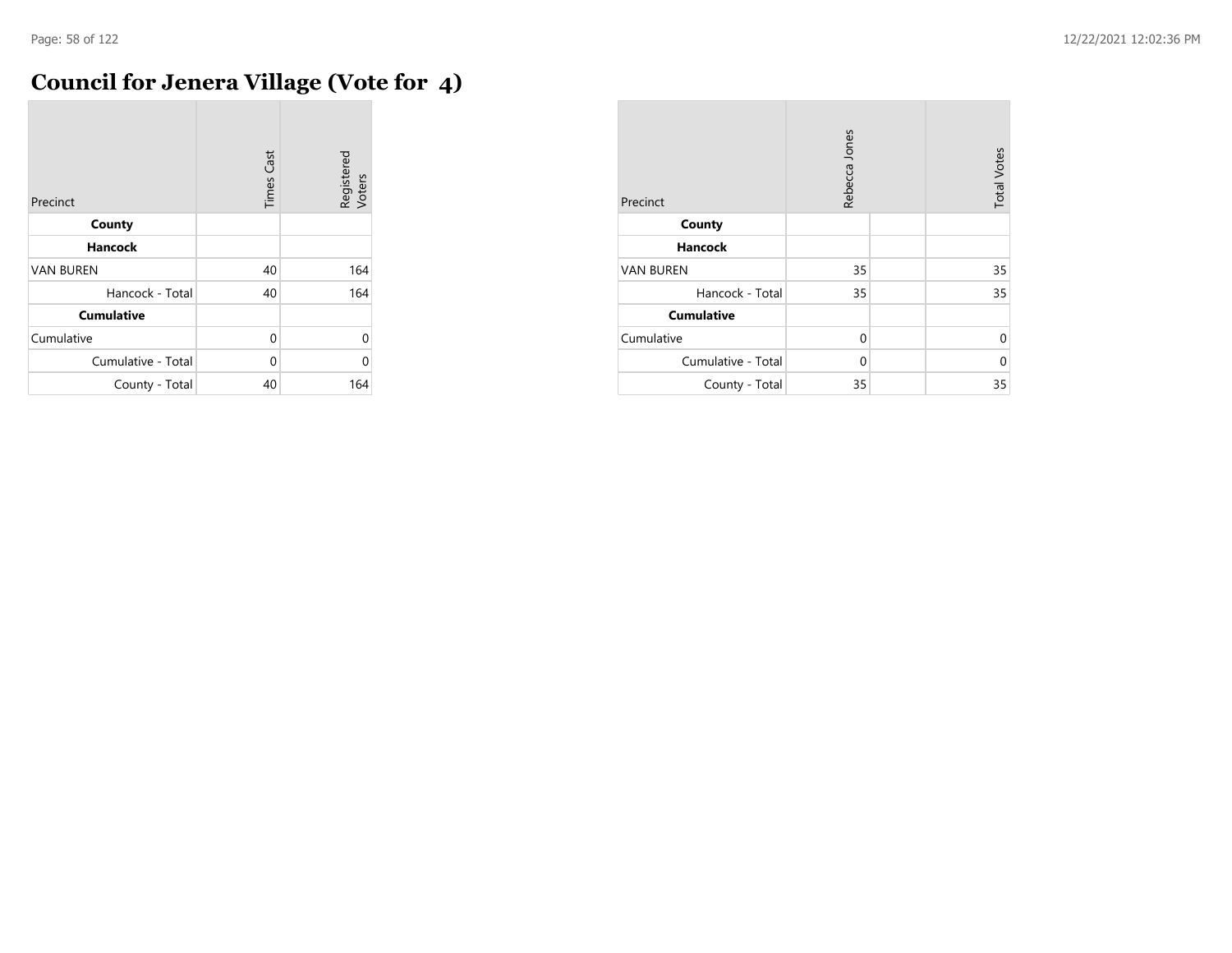# Council for Jenera Village (Vote for 4)

| Precinct | Times Cast | Registered Voters |
|---|---|---|
| **County** | | |
| **Hancock** | | |
| VAN BUREN | 40 | 164 |
| Hancock - Total | 40 | 164 |
| **Cumulative** | | |
| Cumulative | 0 | 0 |
| Cumulative - Total | 0 | 0 |
| County - Total | 40 | 164 |

| Precinct | Rebecca Jones | | Total Votes |
|---|---|---|---|
| **County** | | | |
| **Hancock** | | | |
| VAN BUREN | 35 | | 35 |
| Hancock - Total | 35 | | 35 |
| **Cumulative** | | | |
| Cumulative | 0 | | 0 |
| Cumulative - Total | 0 | | 0 |
| County - Total | 35 | | 35 |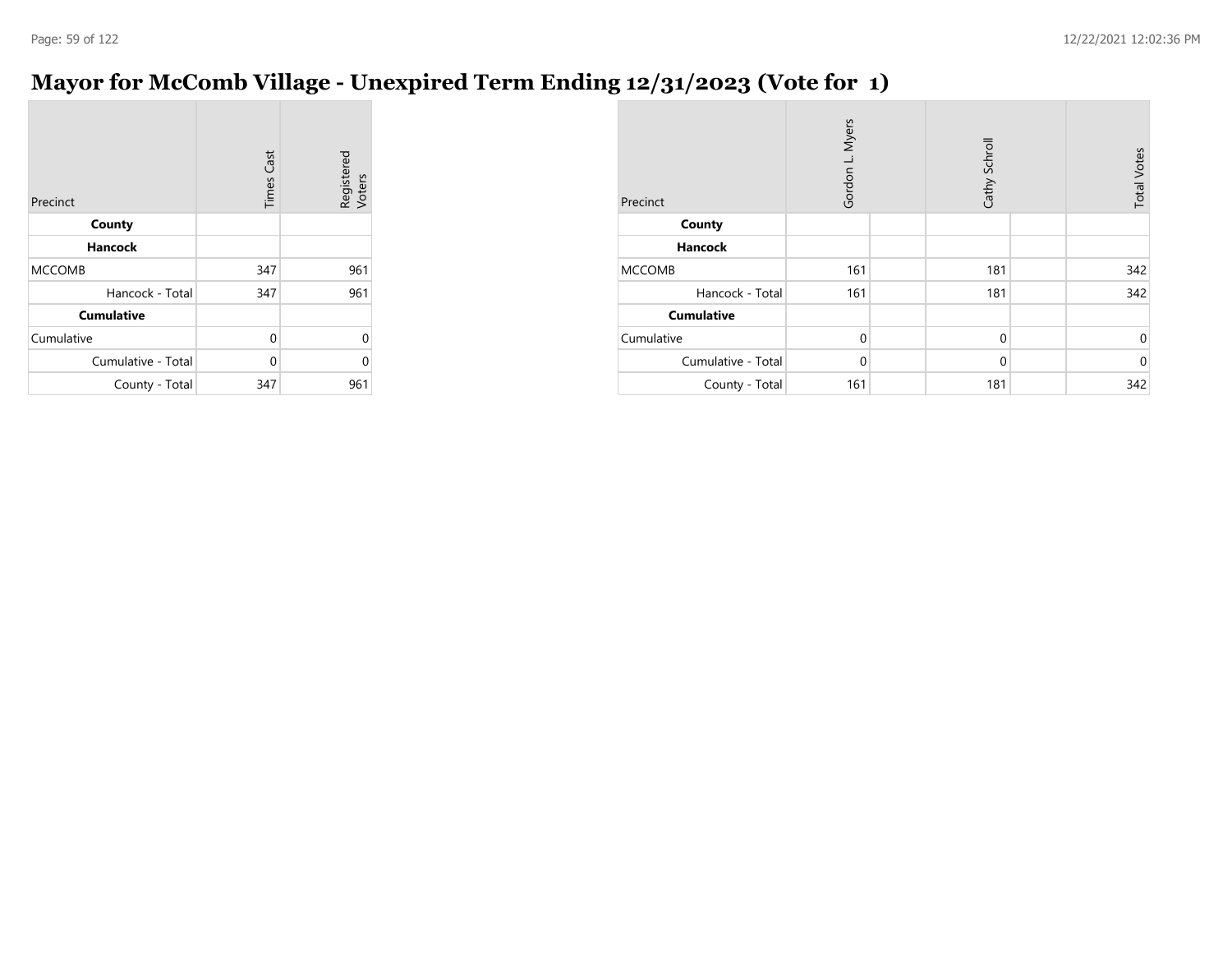# Mayor for McComb Village - Unexpired Term Ending 12/31/2023 (Vote for 1)

| Precinct | Times Cast | Registered Voters |
|---|---|---|
| **County** | | |
| **Hancock** | | |
| MCCOMB | 347 | 961 |
| Hancock - Total | 347 | 961 |
| **Cumulative** | | |
| Cumulative | 0 | 0 |
| Cumulative - Total | 0 | 0 |
| County - Total | 347 | 961 |

| Precinct | Gordon L. Myers | | Cathy Schroll | | Total Votes |
|---|---|---|---|---|---|
| **County** | | | | | |
| **Hancock** | | | | | |
| MCCOMB | 161 | | 181 | | 342 |
| Hancock - Total | 161 | | 181 | | 342 |
| **Cumulative** | | | | | |
| Cumulative | 0 | | 0 | | 0 |
| Cumulative - Total | 0 | | 0 | | 0 |
| County - Total | 161 | | 181 | | 342 |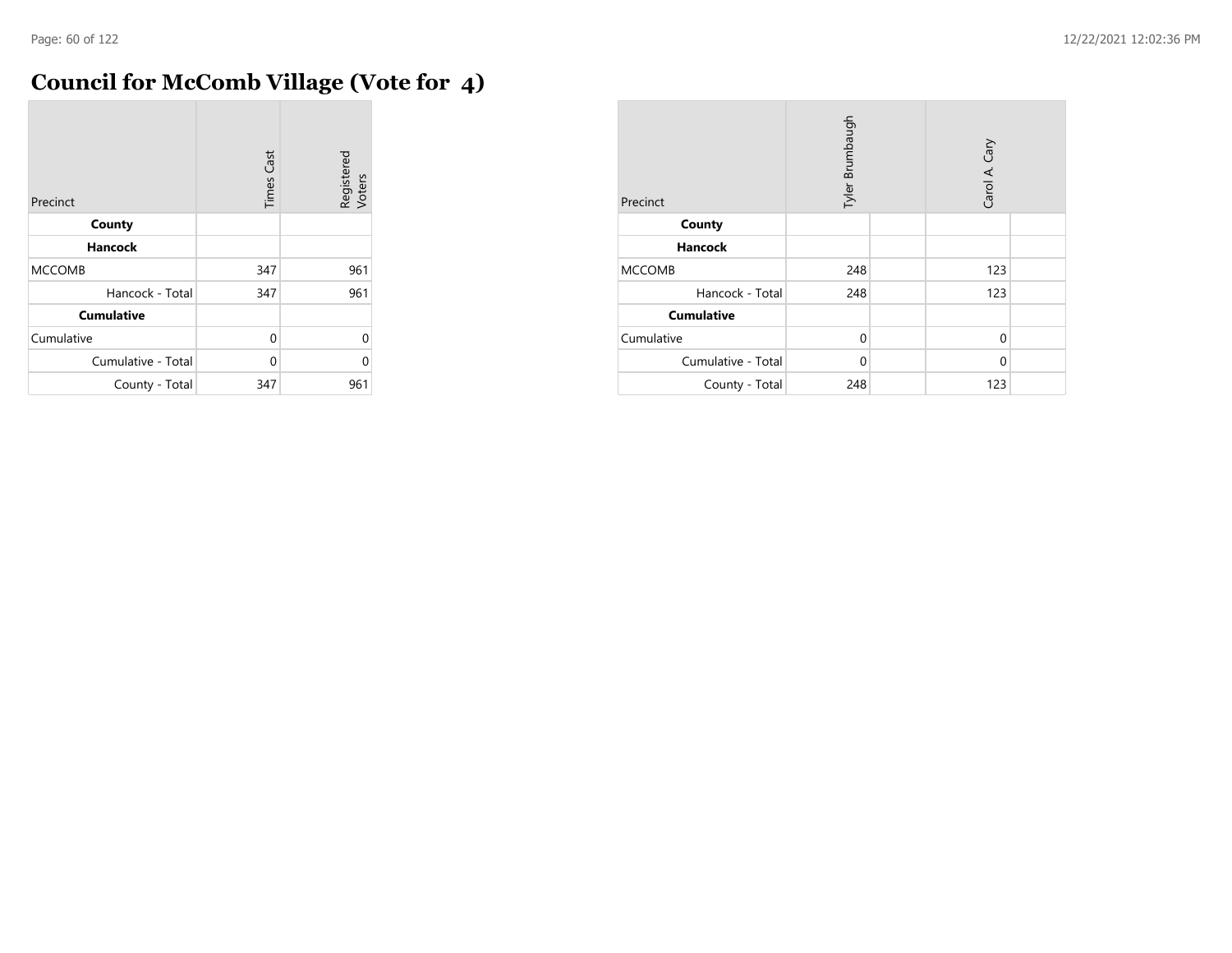# Council for McComb Village (Vote for 4)

| Precinct | Times Cast | Registered Voters |
|---|---|---|
| **County** | | |
| **Hancock** | | |
| MCCOMB | 347 | 961 |
| Hancock - Total | 347 | 961 |
| **Cumulative** | | |
| Cumulative | 0 | 0 |
| Cumulative - Total | 0 | 0 |
| County - Total | 347 | 961 |

| Precinct | Tyler Brumbaugh | | Carol A. Cary | |
|---|---|---|---|---|
| **County** | | | | |
| **Hancock** | | | | |
| MCCOMB | 248 | | 123 | |
| Hancock - Total | 248 | | 123 | |
| **Cumulative** | | | | |
| Cumulative | 0 | | 0 | |
| Cumulative - Total | 0 | | 0 | |
| County - Total | 248 | | 123 | |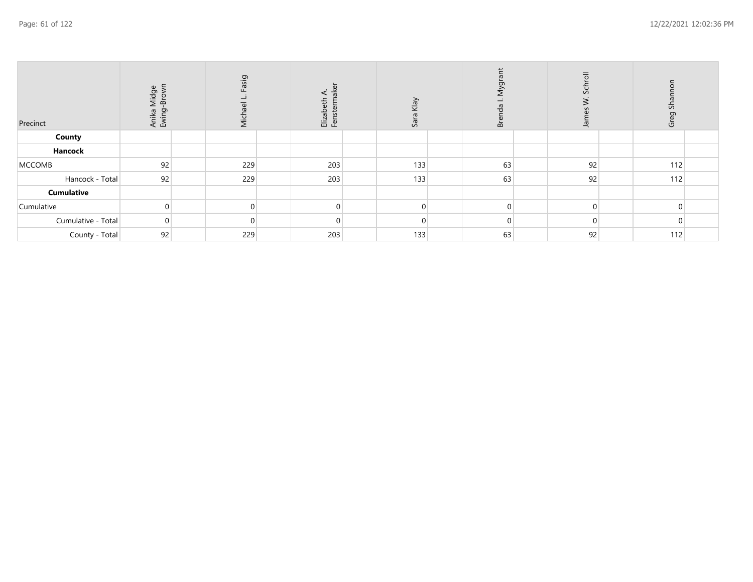| Precinct | Anika Midge Ewing-Brown | | Michael L. Fasig | | Elizabeth A. Fenstermaker | | Sara Klay | | Brenda I. Mygrant | | James W. Schroll | | Greg Shannon | |
|---|---|---|---|---|---|---|---|---|---|---|---|---|---|---|
| **County** | | | | | | | | | | | | | | |
| **Hancock** | | | | | | | | | | | | | | |
| MCCOMB | 92 | | 229 | | 203 | | 133 | | 63 | | 92 | | 112 | |
| Hancock - Total | 92 | | 229 | | 203 | | 133 | | 63 | | 92 | | 112 | |
| **Cumulative** | | | | | | | | | | | | | | |
| Cumulative | 0 | | 0 | | 0 | | 0 | | 0 | | 0 | | 0 | |
| Cumulative - Total | 0 | | 0 | | 0 | | 0 | | 0 | | 0 | | 0 | |
| County - Total | 92 | | 229 | | 203 | | 133 | | 63 | | 92 | | 112 | |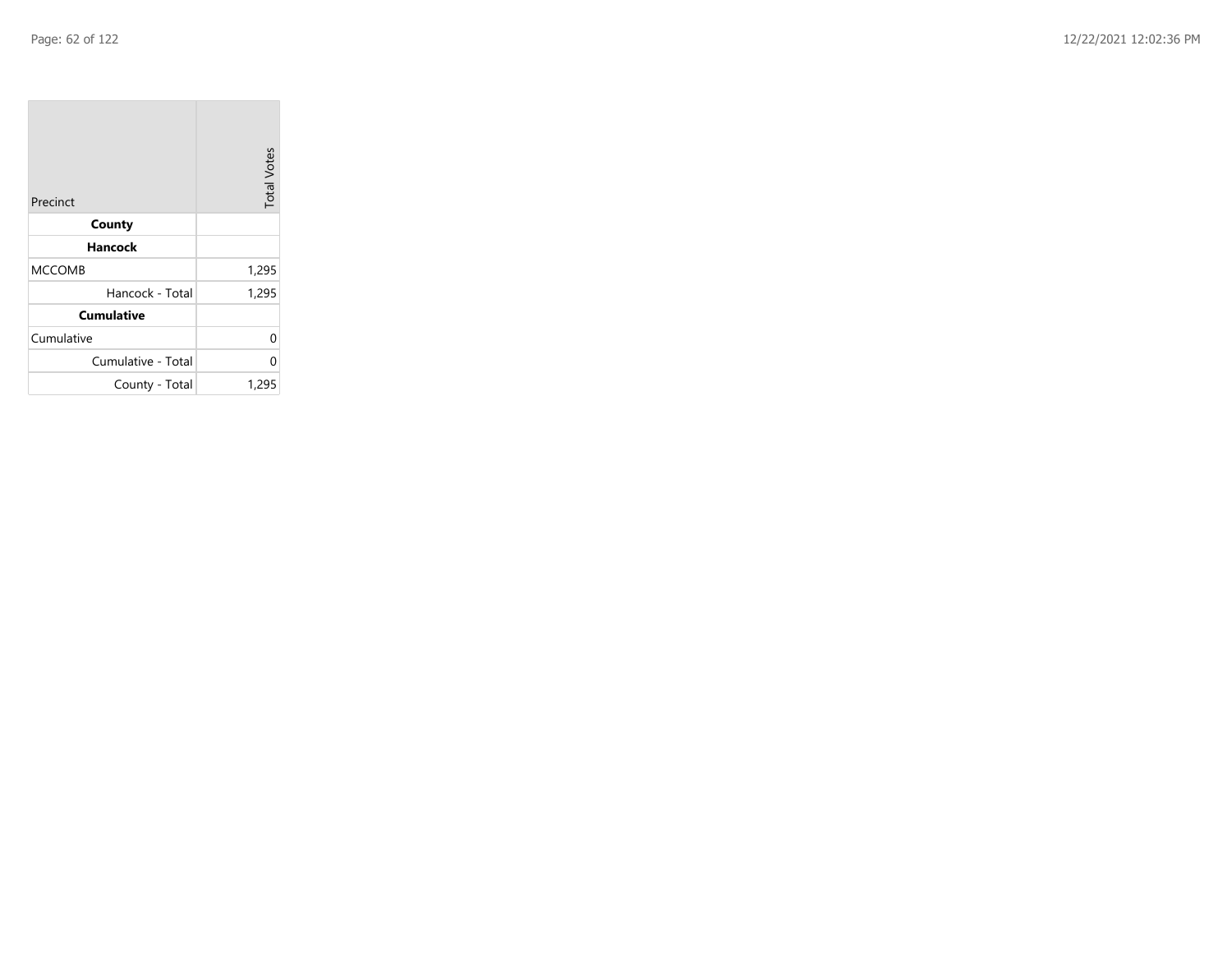| Precinct | Total Votes |
|---|---|
| **County** | |
| **Hancock** | |
| MCCOMB | 1,295 |
| Hancock - Total | 1,295 |
| **Cumulative** | |
| Cumulative | 0 |
| Cumulative - Total | 0 |
| County - Total | 1,295 |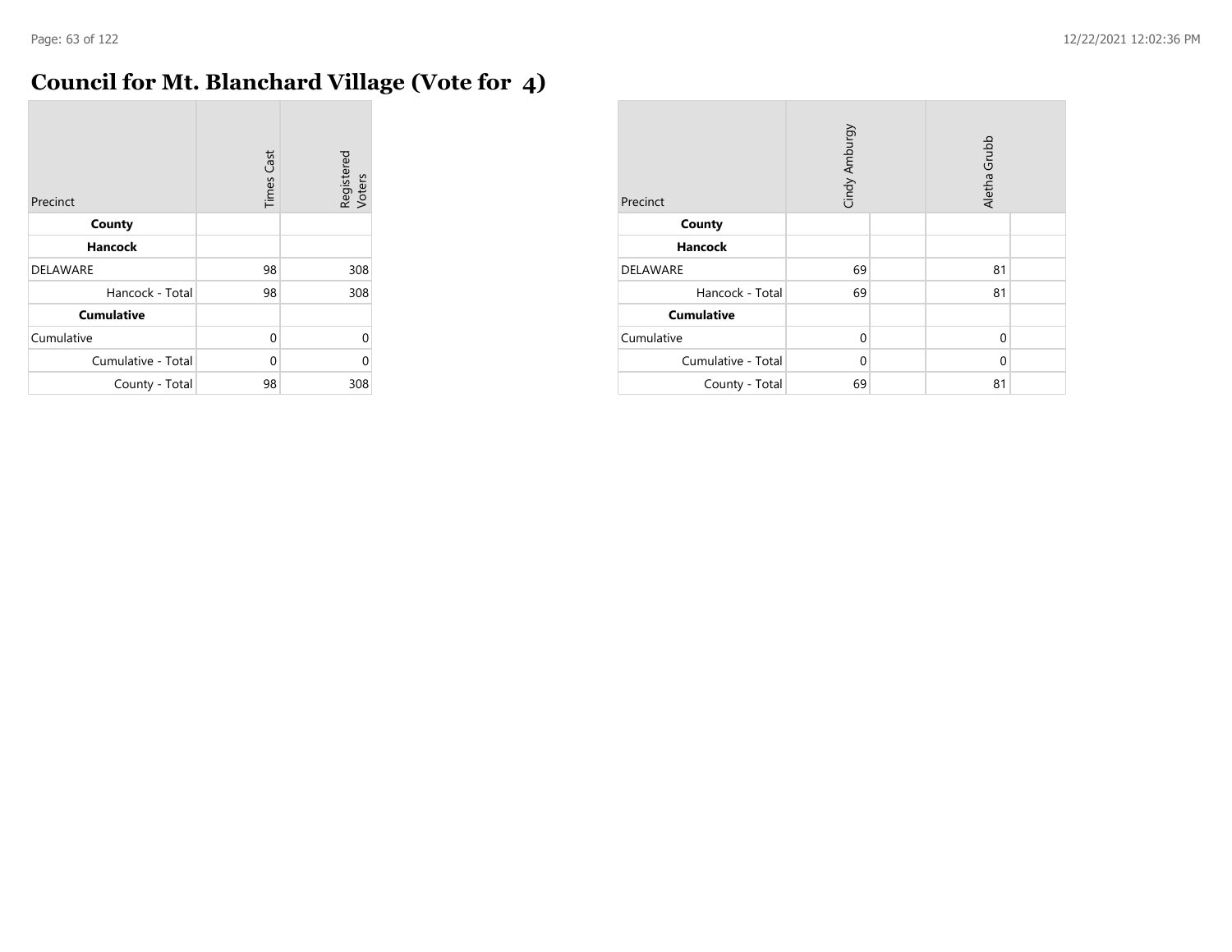# Council for Mt. Blanchard Village (Vote for 4)

| Precinct | Times Cast | Registered Voters |
| --- | --- | --- |
| **County** | | |
| **Hancock** | | |
| DELAWARE | 98 | 308 |
| Hancock - Total | 98 | 308 |
| **Cumulative** | | |
| Cumulative | 0 | 0 |
| Cumulative - Total | 0 | 0 |
| County - Total | 98 | 308 |

| Precinct | Cindy Amburgy | | Aletha Grubb | |
| --- | --- | --- | --- | --- |
| **County** | | | | |
| **Hancock** | | | | |
| DELAWARE | 69 | | 81 | |
| Hancock - Total | 69 | | 81 | |
| **Cumulative** | | | | |
| Cumulative | 0 | | 0 | |
| Cumulative - Total | 0 | | 0 | |
| County - Total | 69 | | 81 | |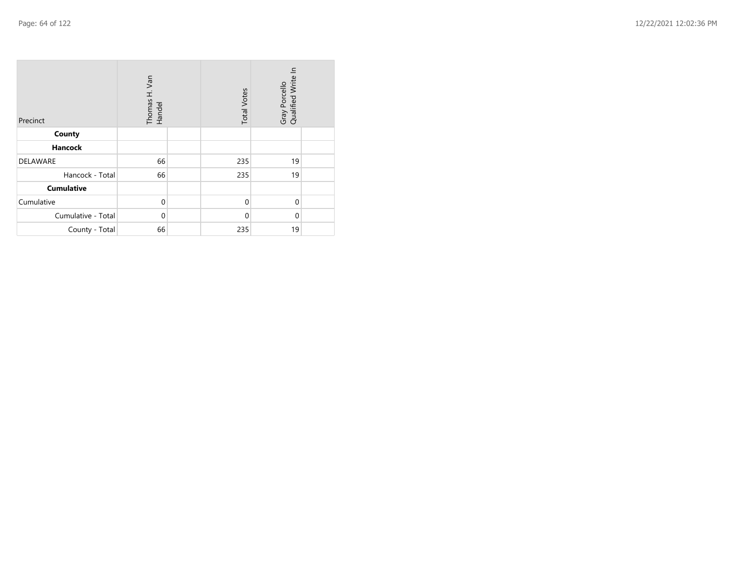| Precinct | Thomas H. Van Handel | | Total Votes | Gray Porcello Qualified Write In | |
|---|---|---|---|---|---|
| **County** | | | | | |
| **Hancock** | | | | | |
| DELAWARE | 66 | | 235 | 19 | |
| Hancock - Total | 66 | | 235 | 19 | |
| **Cumulative** | | | | | |
| Cumulative | 0 | | 0 | 0 | |
| Cumulative - Total | 0 | | 0 | 0 | |
| County - Total | 66 | | 235 | 19 | |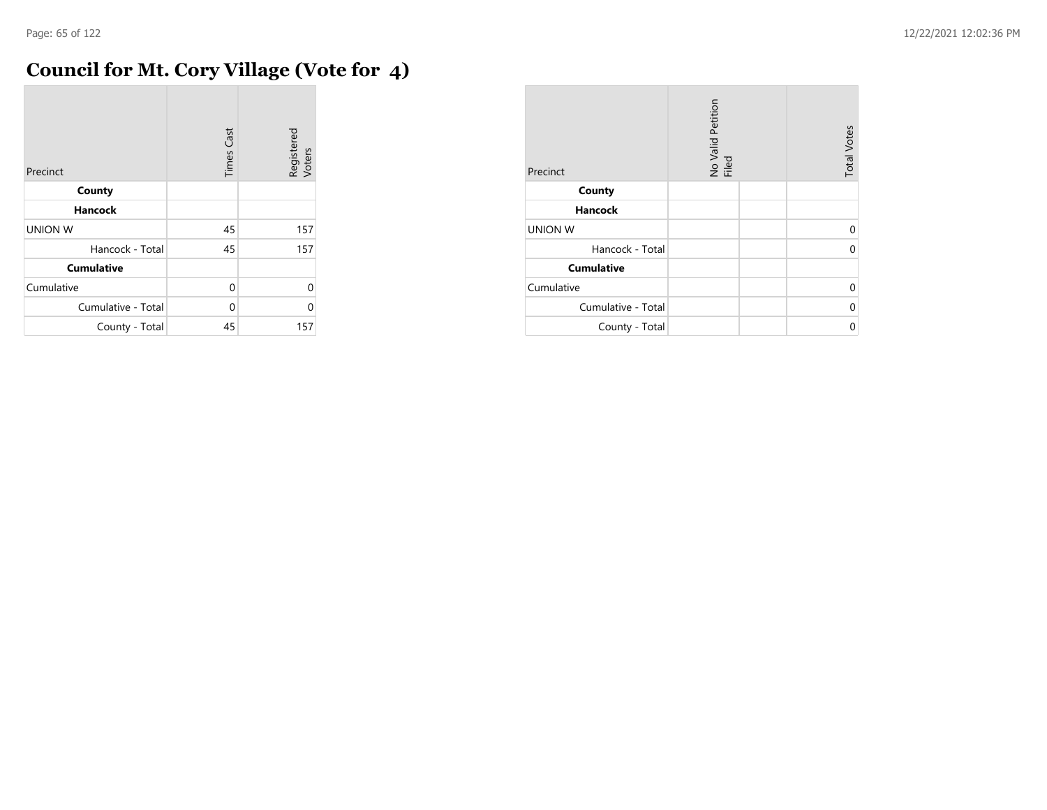# Council for Mt. Cory Village (Vote for 4)

| Precinct | Times Cast | Registered Voters |
|---|---|---|
| **County** | | |
| **Hancock** | | |
| UNION W | 45 | 157 |
| Hancock - Total | 45 | 157 |
| **Cumulative** | | |
| Cumulative | 0 | 0 |
| Cumulative - Total | 0 | 0 |
| County - Total | 45 | 157 |

| Precinct | No Valid Petition Filed | | Total Votes |
|---|---|---|---|
| **County** | | | |
| **Hancock** | | | |
| UNION W | | | 0 |
| Hancock - Total | | | 0 |
| **Cumulative** | | | |
| Cumulative | | | 0 |
| Cumulative - Total | | | 0 |
| County - Total | | | 0 |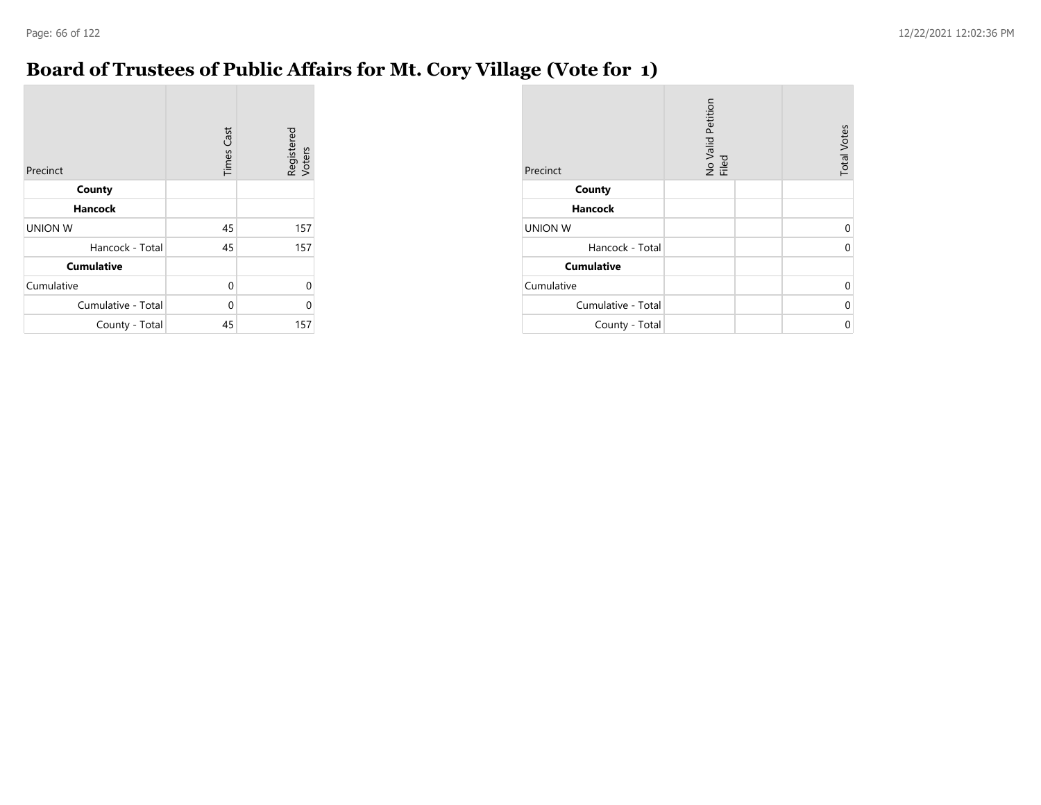# Board of Trustees of Public Affairs for Mt. Cory Village (Vote for 1)

| Precinct | Times Cast | Registered Voters |
|---|---|---|
| **County** | | |
| **Hancock** | | |
| UNION W | 45 | 157 |
| Hancock - Total | 45 | 157 |
| **Cumulative** | | |
| Cumulative | 0 | 0 |
| Cumulative - Total | 0 | 0 |
| County - Total | 45 | 157 |

| Precinct | No Valid Petition Filed | | Total Votes |
|---|---|---|---|
| **County** | | | |
| **Hancock** | | | |
| UNION W | | | 0 |
| Hancock - Total | | | 0 |
| **Cumulative** | | | |
| Cumulative | | | 0 |
| Cumulative - Total | | | 0 |
| County - Total | | | 0 |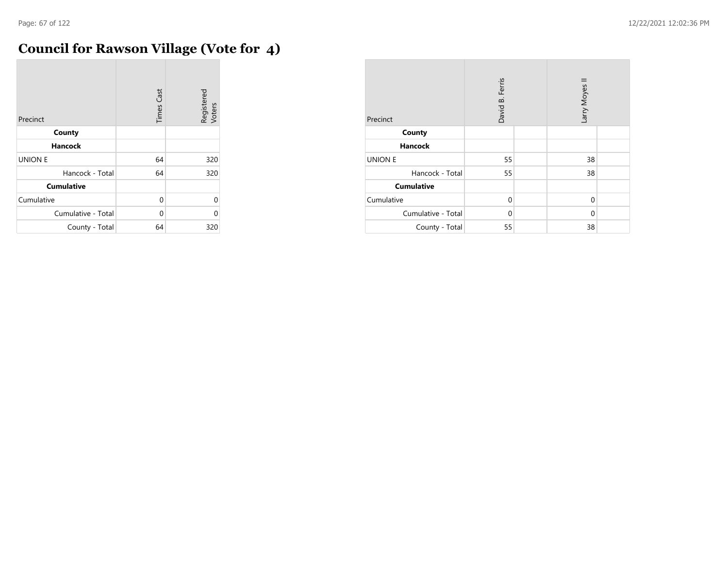# Council for Rawson Village (Vote for 4)

| Precinct | Times Cast | Registered Voters |
|---|---|---|
| **County** | | |
| **Hancock** | | |
| UNION E | 64 | 320 |
| Hancock - Total | 64 | 320 |
| **Cumulative** | | |
| Cumulative | 0 | 0 |
| Cumulative - Total | 0 | 0 |
| County - Total | 64 | 320 |

| Precinct | David B. Ferris | | Larry Moyes II | |
|---|---|---|---|---|
| **County** | | | | |
| **Hancock** | | | | |
| UNION E | 55 | | 38 | |
| Hancock - Total | 55 | | 38 | |
| **Cumulative** | | | | |
| Cumulative | 0 | | 0 | |
| Cumulative - Total | 0 | | 0 | |
| County - Total | 55 | | 38 | |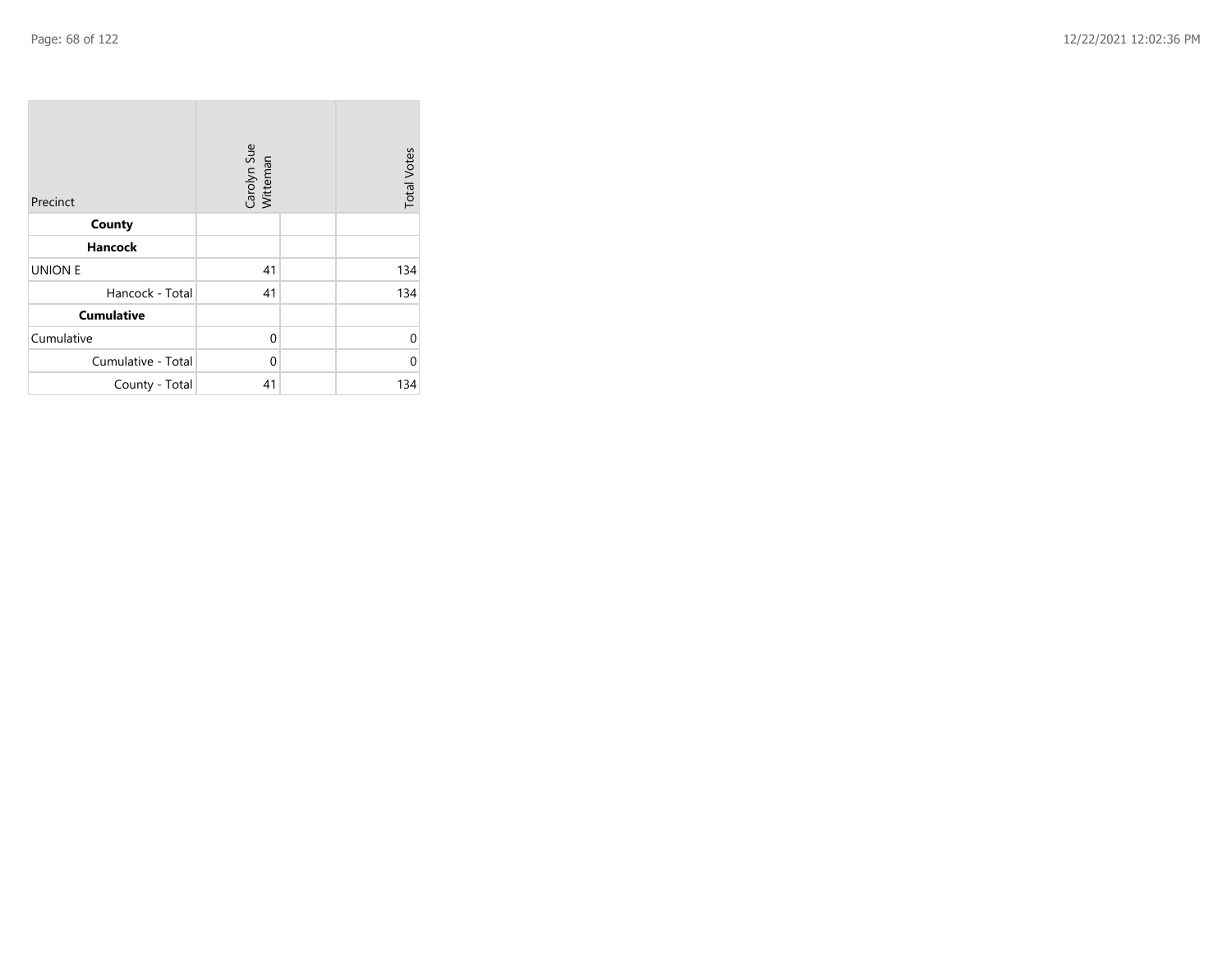| Precinct | Carolyn Sue Witteman | | Total Votes |
|---|---|---|---|
| **County** | | | |
| **Hancock** | | | |
| UNION E | 41 | | 134 |
| Hancock - Total | 41 | | 134 |
| **Cumulative** | | | |
| Cumulative | 0 | | 0 |
| Cumulative - Total | 0 | | 0 |
| County - Total | 41 | | 134 |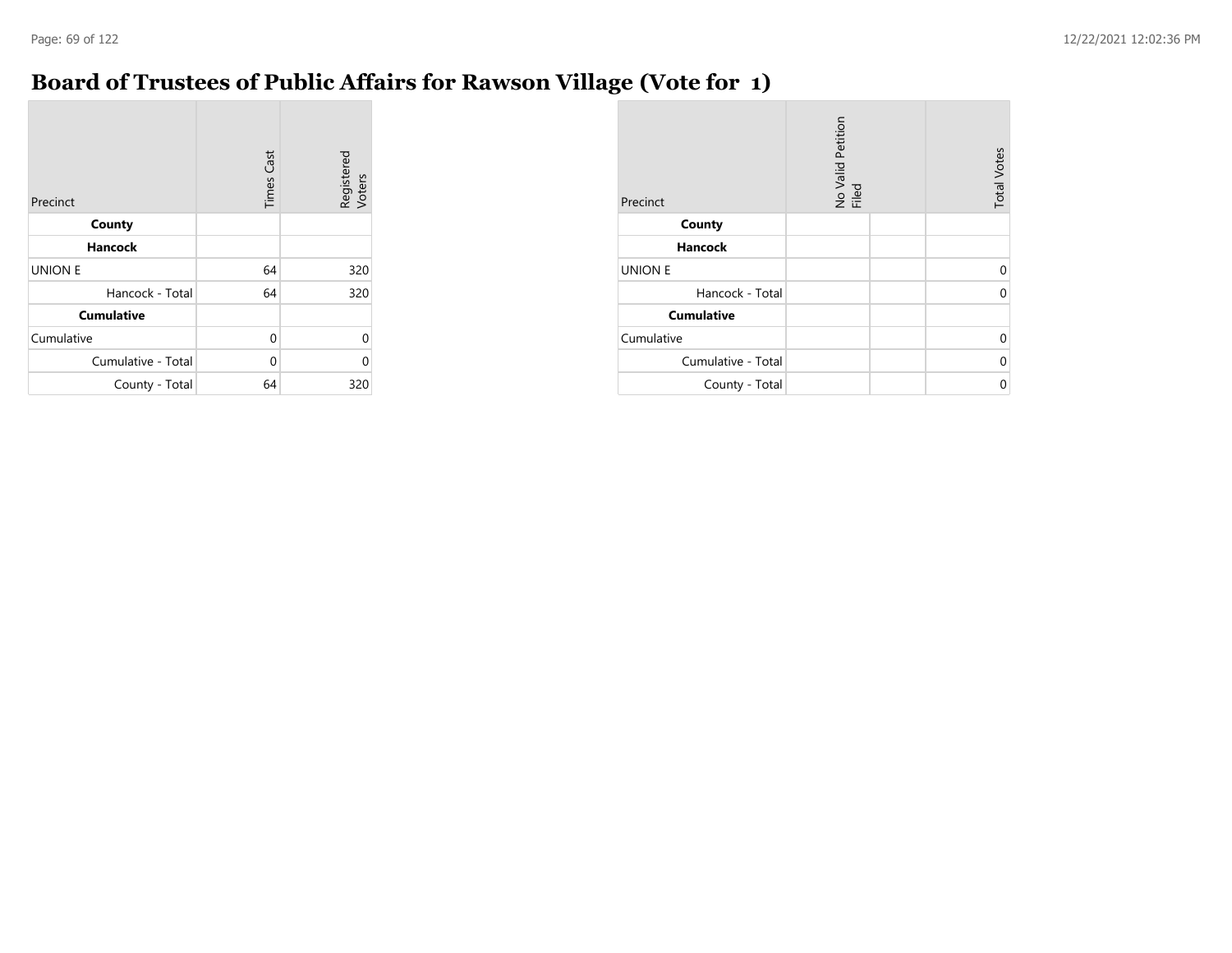# Board of Trustees of Public Affairs for Rawson Village (Vote for 1)

| Precinct | Times Cast | Registered Voters |
|---|---|---|
| **County** | | |
| **Hancock** | | |
| UNION E | 64 | 320 |
| Hancock - Total | 64 | 320 |
| **Cumulative** | | |
| Cumulative | 0 | 0 |
| Cumulative - Total | 0 | 0 |
| County - Total | 64 | 320 |

| Precinct | No Valid Petition Filed | | Total Votes |
|---|---|---|---|
| **County** | | | |
| **Hancock** | | | |
| UNION E | | | 0 |
| Hancock - Total | | | 0 |
| **Cumulative** | | | |
| Cumulative | | | 0 |
| Cumulative - Total | | | 0 |
| County - Total | | | 0 |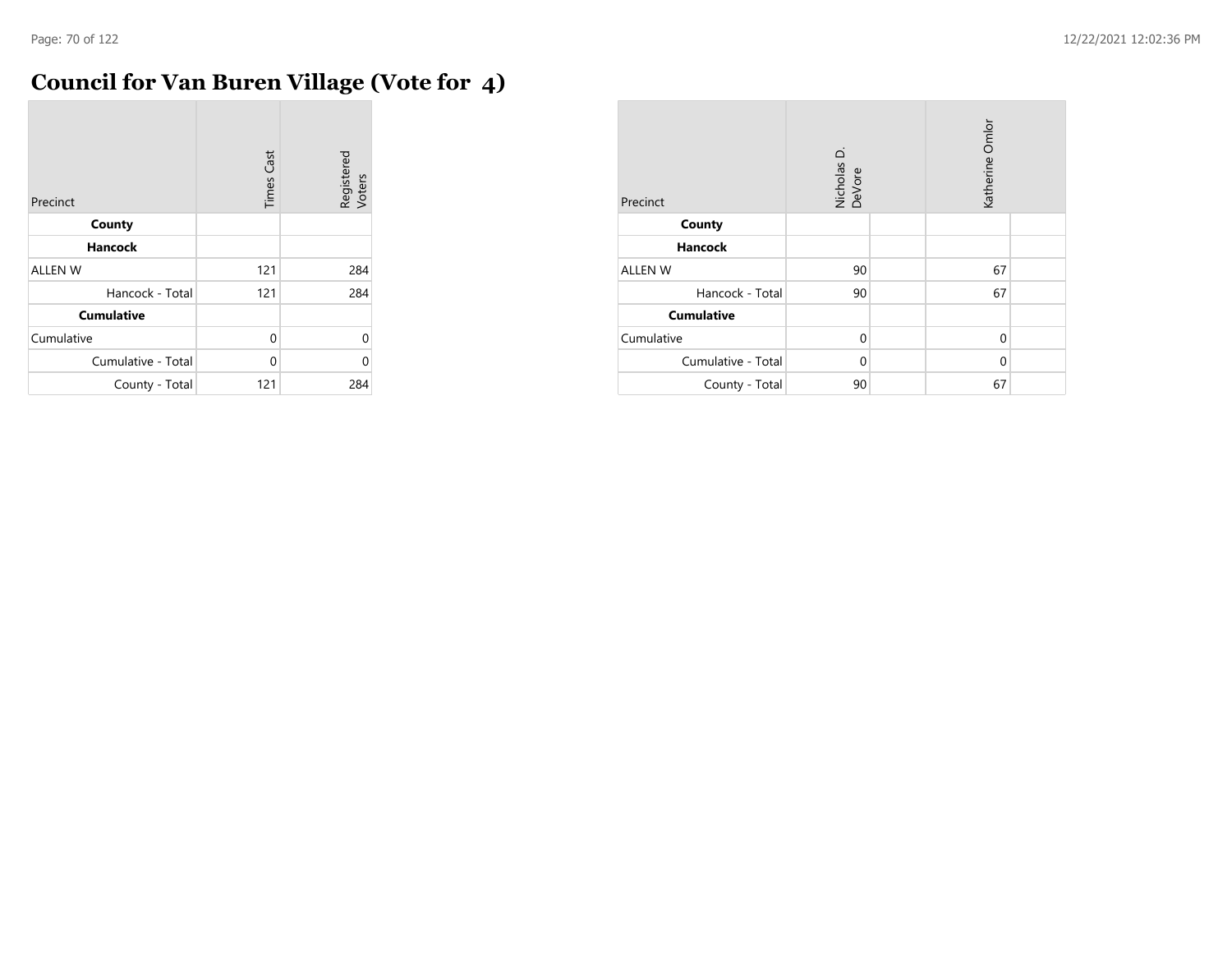# Council for Van Buren Village (Vote for 4)

| Precinct | Times Cast | Registered Voters |
|---|---|---|
| **County** | | |
| **Hancock** | | |
| ALLEN W | 121 | 284 |
| Hancock - Total | 121 | 284 |
| **Cumulative** | | |
| Cumulative | 0 | 0 |
| Cumulative - Total | 0 | 0 |
| County - Total | 121 | 284 |

| Precinct | Nicholas D. DeVore | | Katherine Omlor | |
|---|---|---|---|---|
| **County** | | | | |
| **Hancock** | | | | |
| ALLEN W | 90 | | 67 | |
| Hancock - Total | 90 | | 67 | |
| **Cumulative** | | | | |
| Cumulative | 0 | | 0 | |
| Cumulative - Total | 0 | | 0 | |
| County - Total | 90 | | 67 | |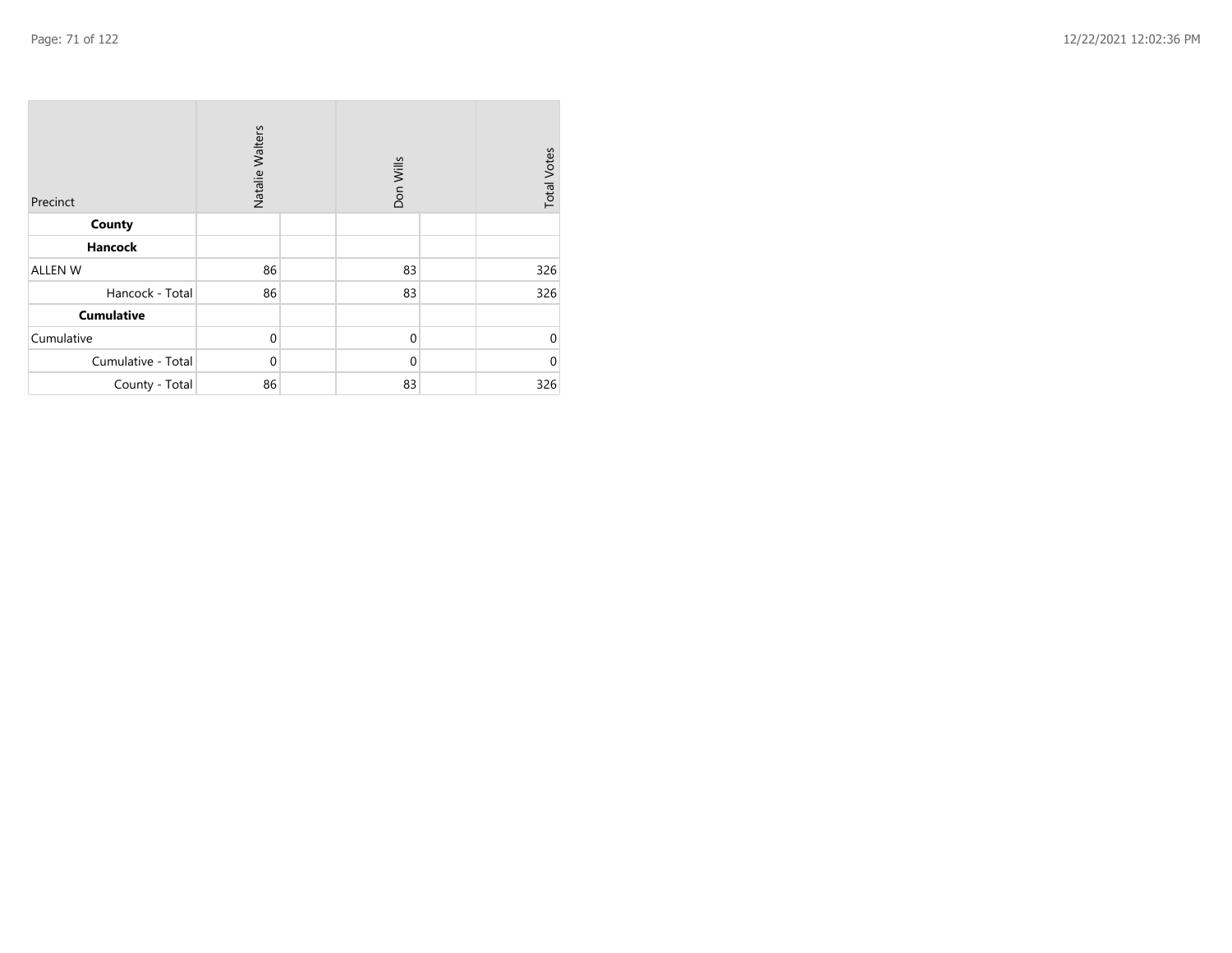| Precinct | Natalie Walters | | Don Wills | | Total Votes |
|---|---|---|---|---|---|
| **County** | | | | | |
| **Hancock** | | | | | |
| ALLEN W | 86 | | 83 | | 326 |
| Hancock - Total | 86 | | 83 | | 326 |
| **Cumulative** | | | | | |
| Cumulative | 0 | | 0 | | 0 |
| Cumulative - Total | 0 | | 0 | | 0 |
| County - Total | 86 | | 83 | | 326 |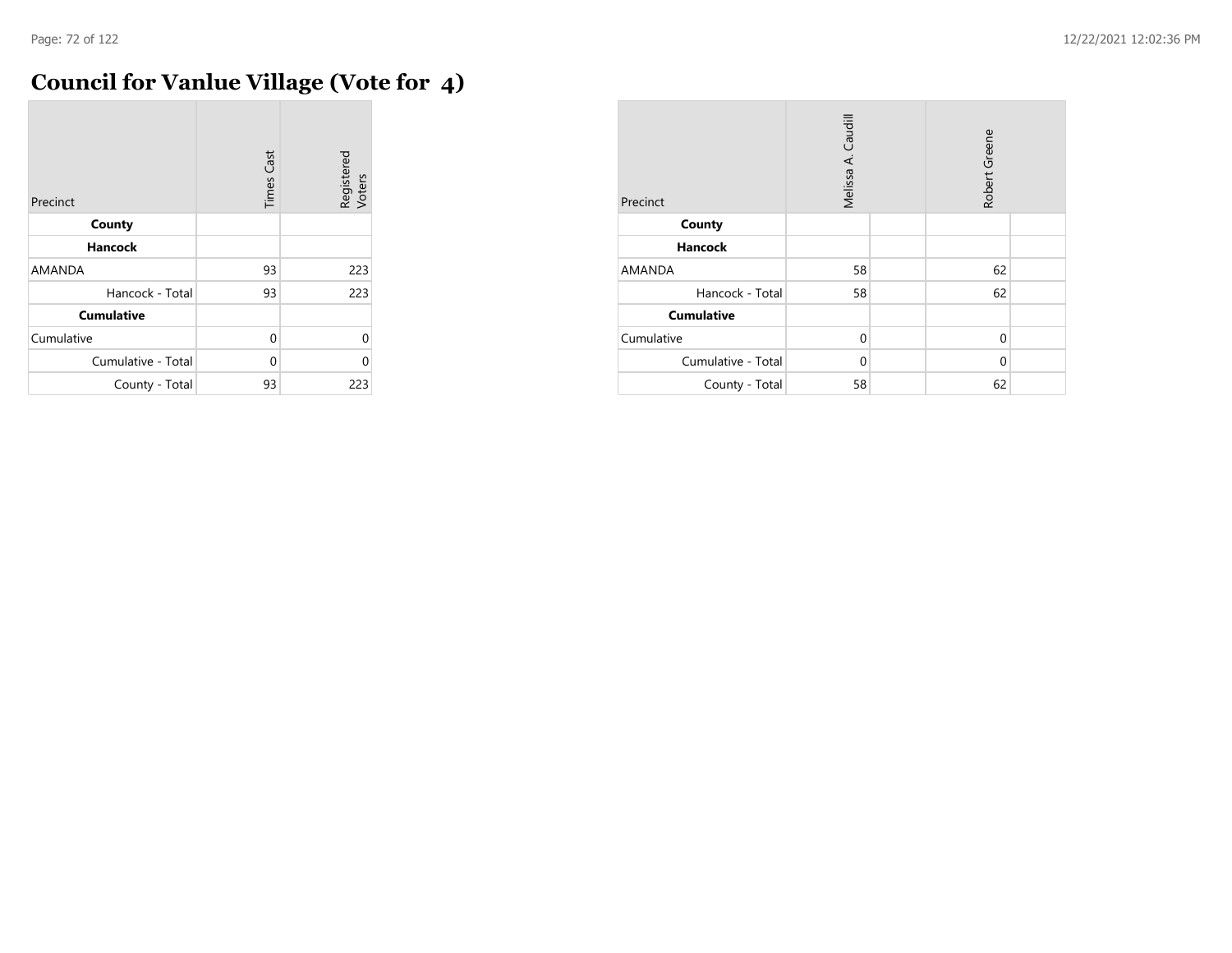# Council for Vanlue Village (Vote for 4)

| Precinct | Times Cast | Registered Voters |
|---|---|---|
| **County** | | |
| **Hancock** | | |
| AMANDA | 93 | 223 |
| Hancock - Total | 93 | 223 |
| **Cumulative** | | |
| Cumulative | 0 | 0 |
| Cumulative - Total | 0 | 0 |
| County - Total | 93 | 223 |

| Precinct | Melissa A. Caudill | | Robert Greene | |
|---|---|---|---|---|
| **County** | | | | |
| **Hancock** | | | | |
| AMANDA | 58 | | 62 | |
| Hancock - Total | 58 | | 62 | |
| **Cumulative** | | | | |
| Cumulative | 0 | | 0 | |
| Cumulative - Total | 0 | | 0 | |
| County - Total | 58 | | 62 | |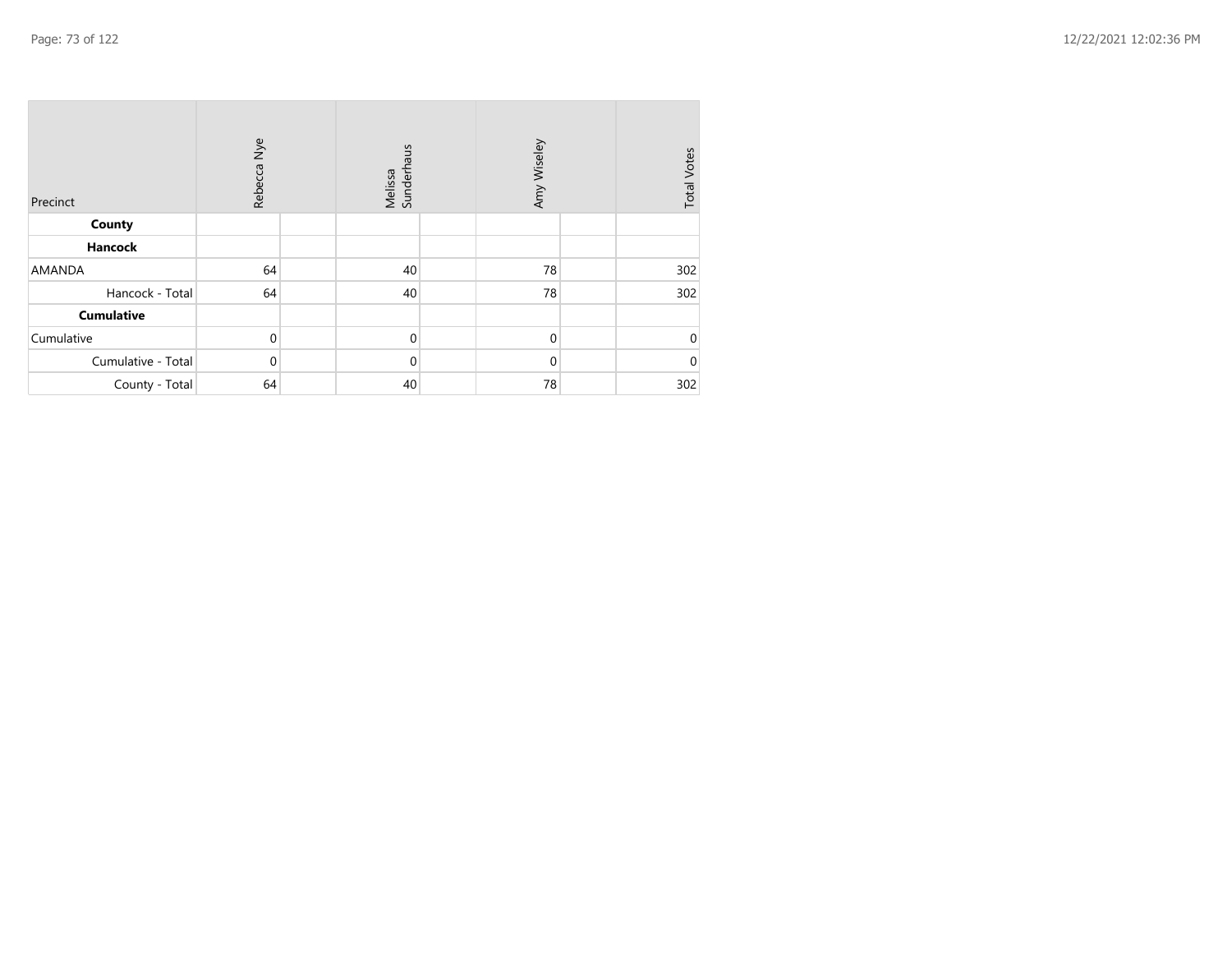| Precinct | Rebecca Nye | | Melissa Sunderhaus | | Amy Wiseley | | Total Votes |
|---|---|---|---|---|---|---|---|
| **County** | | | | | | | |
| **Hancock** | | | | | | | |
| AMANDA | 64 | | 40 | | 78 | | 302 |
| Hancock - Total | 64 | | 40 | | 78 | | 302 |
| **Cumulative** | | | | | | | |
| Cumulative | 0 | | 0 | | 0 | | 0 |
| Cumulative - Total | 0 | | 0 | | 0 | | 0 |
| County - Total | 64 | | 40 | | 78 | | 302 |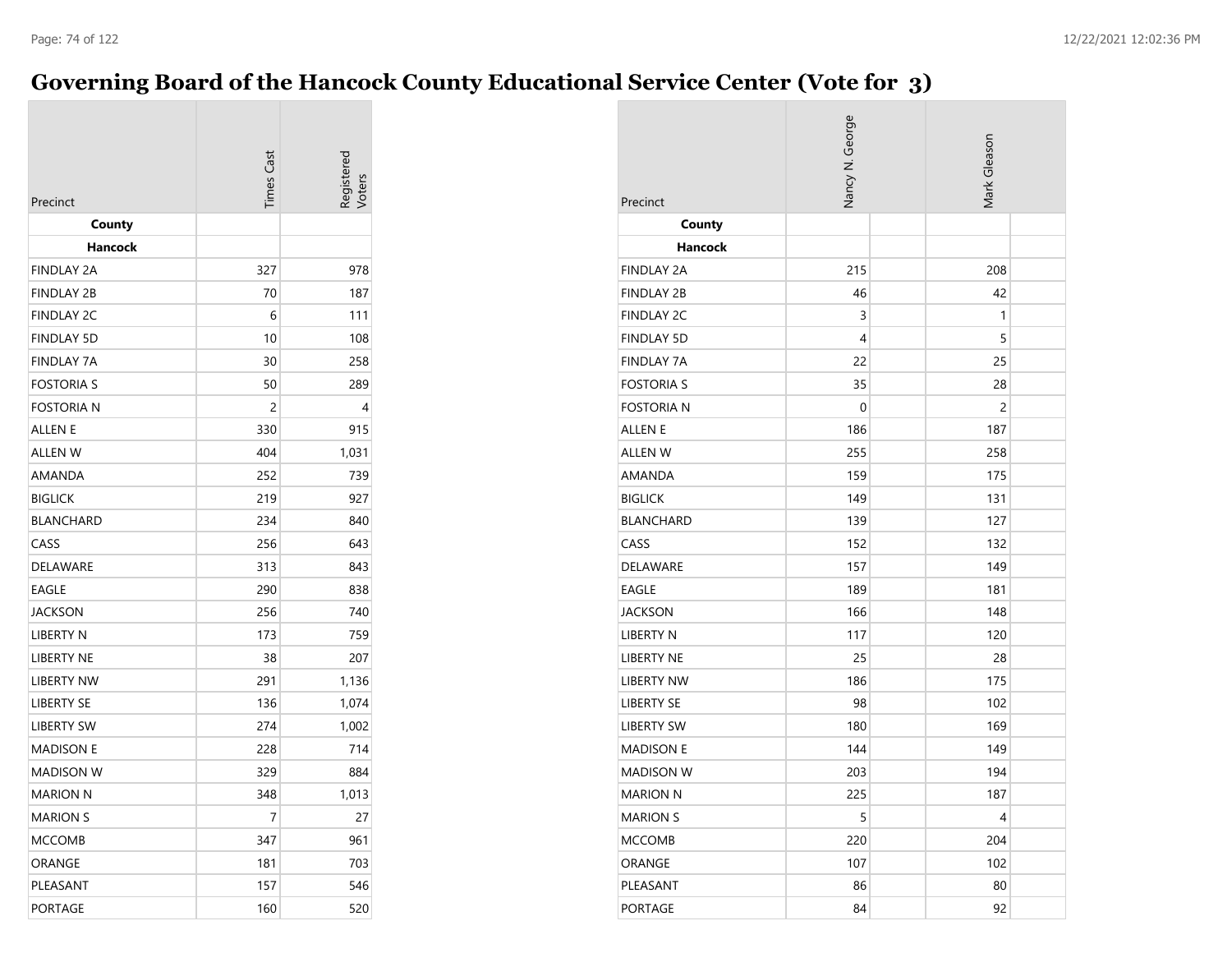# Governing Board of the Hancock County Educational Service Center (Vote for 3)

| Precinct | Times Cast | Registered Voters |
|---|---|---|
| **County** | | |
| **Hancock** | | |
| FINDLAY 2A | 327 | 978 |
| FINDLAY 2B | 70 | 187 |
| FINDLAY 2C | 6 | 111 |
| FINDLAY 5D | 10 | 108 |
| FINDLAY 7A | 30 | 258 |
| FOSTORIA S | 50 | 289 |
| FOSTORIA N | 2 | 4 |
| ALLEN E | 330 | 915 |
| ALLEN W | 404 | 1,031 |
| AMANDA | 252 | 739 |
| BIGLICK | 219 | 927 |
| BLANCHARD | 234 | 840 |
| CASS | 256 | 643 |
| DELAWARE | 313 | 843 |
| EAGLE | 290 | 838 |
| JACKSON | 256 | 740 |
| LIBERTY N | 173 | 759 |
| LIBERTY NE | 38 | 207 |
| LIBERTY NW | 291 | 1,136 |
| LIBERTY SE | 136 | 1,074 |
| LIBERTY SW | 274 | 1,002 |
| MADISON E | 228 | 714 |
| MADISON W | 329 | 884 |
| MARION N | 348 | 1,013 |
| MARION S | 7 | 27 |
| MCCOMB | 347 | 961 |
| ORANGE | 181 | 703 |
| PLEASANT | 157 | 546 |
| PORTAGE | 160 | 520 |

| Precinct | Nancy N. George | | Mark Gleason | |
|---|---|---|---|---|
| **County** | | | | |
| **Hancock** | | | | |
| FINDLAY 2A | 215 | | 208 | |
| FINDLAY 2B | 46 | | 42 | |
| FINDLAY 2C | 3 | | 1 | |
| FINDLAY 5D | 4 | | 5 | |
| FINDLAY 7A | 22 | | 25 | |
| FOSTORIA S | 35 | | 28 | |
| FOSTORIA N | 0 | | 2 | |
| ALLEN E | 186 | | 187 | |
| ALLEN W | 255 | | 258 | |
| AMANDA | 159 | | 175 | |
| BIGLICK | 149 | | 131 | |
| BLANCHARD | 139 | | 127 | |
| CASS | 152 | | 132 | |
| DELAWARE | 157 | | 149 | |
| EAGLE | 189 | | 181 | |
| JACKSON | 166 | | 148 | |
| LIBERTY N | 117 | | 120 | |
| LIBERTY NE | 25 | | 28 | |
| LIBERTY NW | 186 | | 175 | |
| LIBERTY SE | 98 | | 102 | |
| LIBERTY SW | 180 | | 169 | |
| MADISON E | 144 | | 149 | |
| MADISON W | 203 | | 194 | |
| MARION N | 225 | | 187 | |
| MARION S | 5 | | 4 | |
| MCCOMB | 220 | | 204 | |
| ORANGE | 107 | | 102 | |
| PLEASANT | 86 | | 80 | |
| PORTAGE | 84 | | 92 | |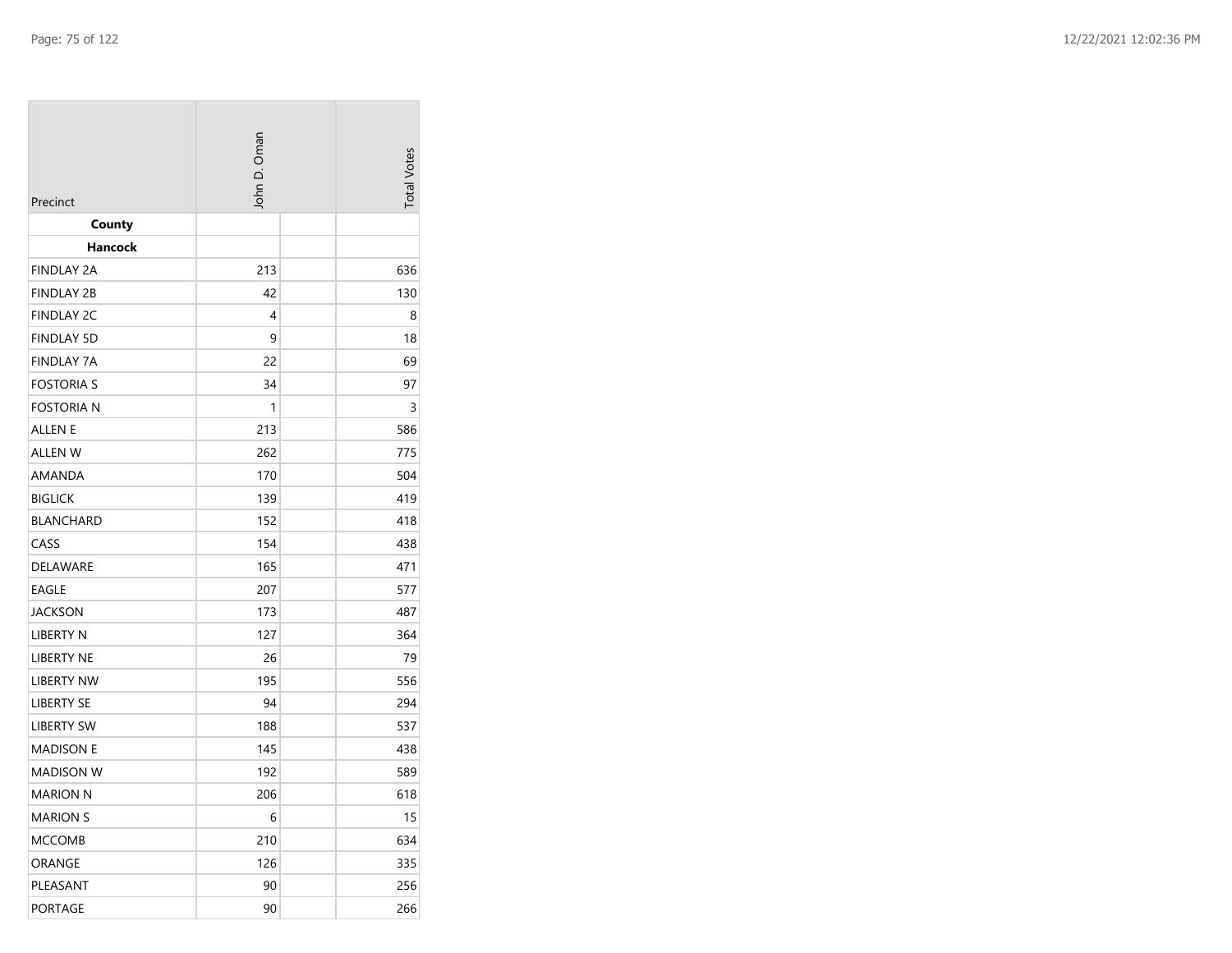| Precinct | John D. Oman | | Total Votes |
|---|---|---|---|
| **County** | | | |
| **Hancock** | | | |
| FINDLAY 2A | 213 | | 636 |
| FINDLAY 2B | 42 | | 130 |
| FINDLAY 2C | 4 | | 8 |
| FINDLAY 5D | 9 | | 18 |
| FINDLAY 7A | 22 | | 69 |
| FOSTORIA S | 34 | | 97 |
| FOSTORIA N | 1 | | 3 |
| ALLEN E | 213 | | 586 |
| ALLEN W | 262 | | 775 |
| AMANDA | 170 | | 504 |
| BIGLICK | 139 | | 419 |
| BLANCHARD | 152 | | 418 |
| CASS | 154 | | 438 |
| DELAWARE | 165 | | 471 |
| EAGLE | 207 | | 577 |
| JACKSON | 173 | | 487 |
| LIBERTY N | 127 | | 364 |
| LIBERTY NE | 26 | | 79 |
| LIBERTY NW | 195 | | 556 |
| LIBERTY SE | 94 | | 294 |
| LIBERTY SW | 188 | | 537 |
| MADISON E | 145 | | 438 |
| MADISON W | 192 | | 589 |
| MARION N | 206 | | 618 |
| MARION S | 6 | | 15 |
| MCCOMB | 210 | | 634 |
| ORANGE | 126 | | 335 |
| PLEASANT | 90 | | 256 |
| PORTAGE | 90 | | 266 |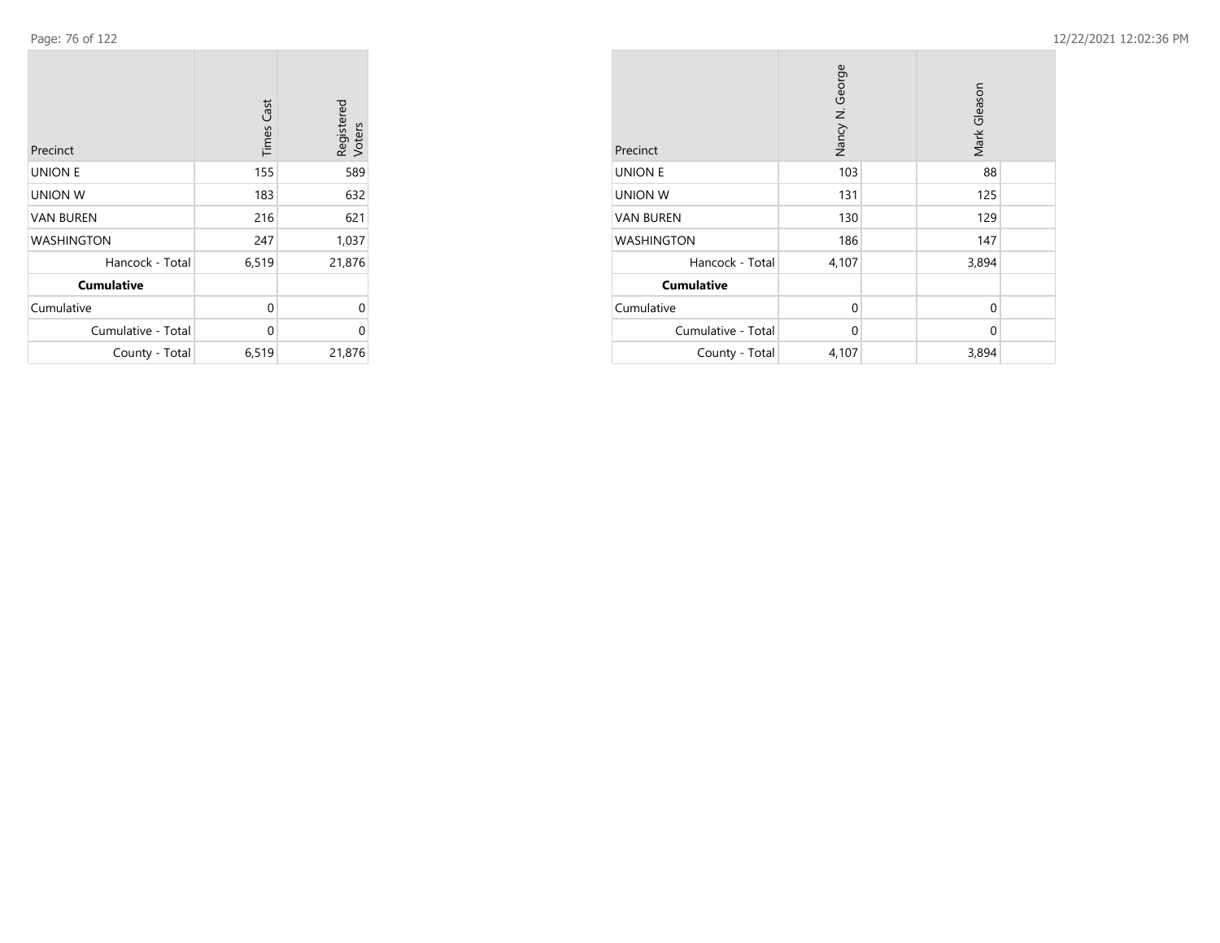| Precinct | Times Cast | Registered Voters |
|---|---|---|
| UNION E | 155 | 589 |
| UNION W | 183 | 632 |
| VAN BUREN | 216 | 621 |
| WASHINGTON | 247 | 1,037 |
| Hancock - Total | 6,519 | 21,876 |
| **Cumulative** | | |
| Cumulative | 0 | 0 |
| Cumulative - Total | 0 | 0 |
| County - Total | 6,519 | 21,876 |

| Precinct | Nancy N. George | Mark Gleason |
|---|---|---|
| UNION E | 103 | 88 |
| UNION W | 131 | 125 |
| VAN BUREN | 130 | 129 |
| WASHINGTON | 186 | 147 |
| Hancock - Total | 4,107 | 3,894 |
| **Cumulative** | | |
| Cumulative | 0 | 0 |
| Cumulative - Total | 0 | 0 |
| County - Total | 4,107 | 3,894 |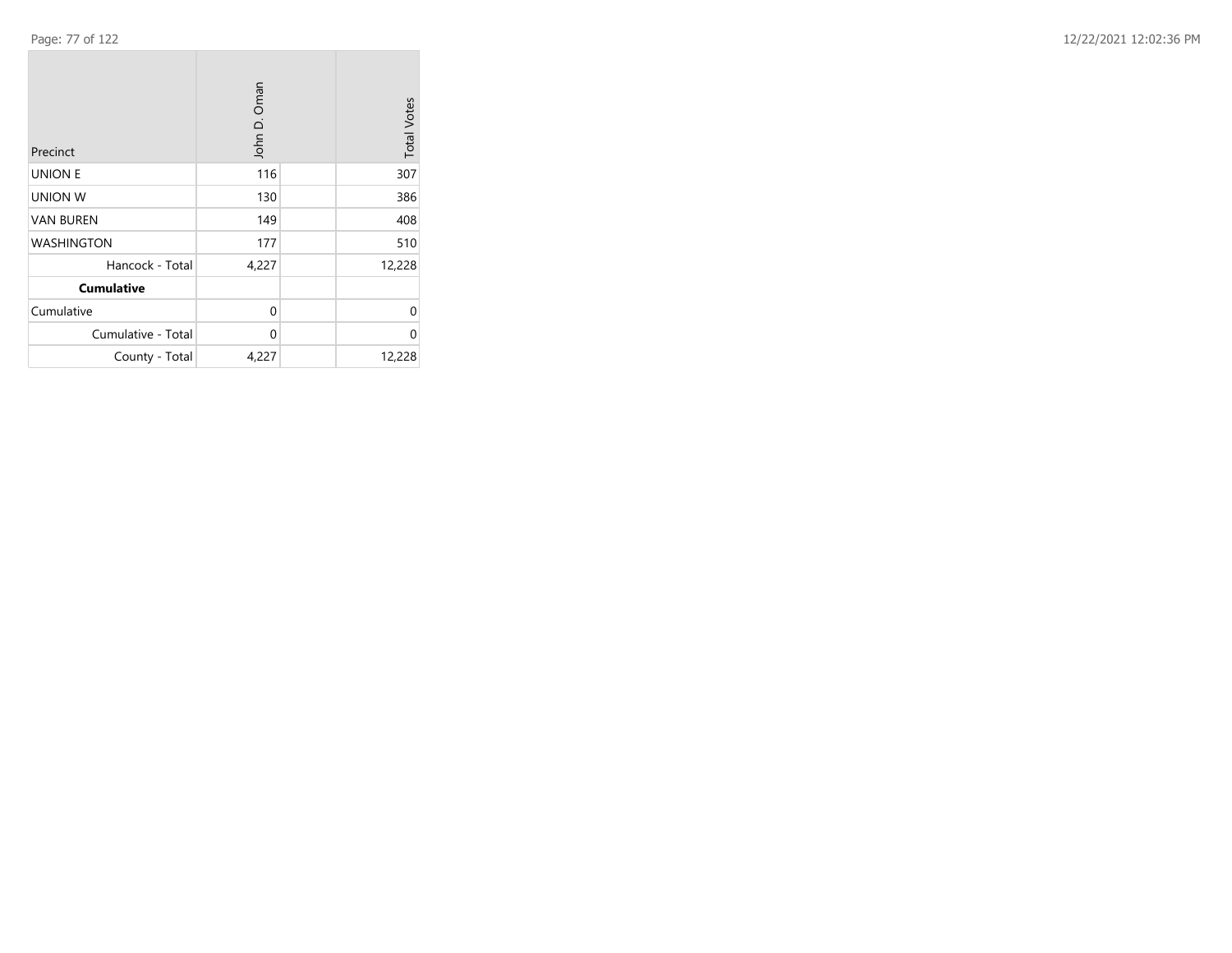| Precinct | John D. Oman | | Total Votes |
|---|---|---|---|
| UNION E | 116 | | 307 |
| UNION W | 130 | | 386 |
| VAN BUREN | 149 | | 408 |
| WASHINGTON | 177 | | 510 |
| Hancock - Total | 4,227 | | 12,228 |
| **Cumulative** | | | |
| Cumulative | 0 | | 0 |
| Cumulative - Total | 0 | | 0 |
| County - Total | 4,227 | | 12,228 |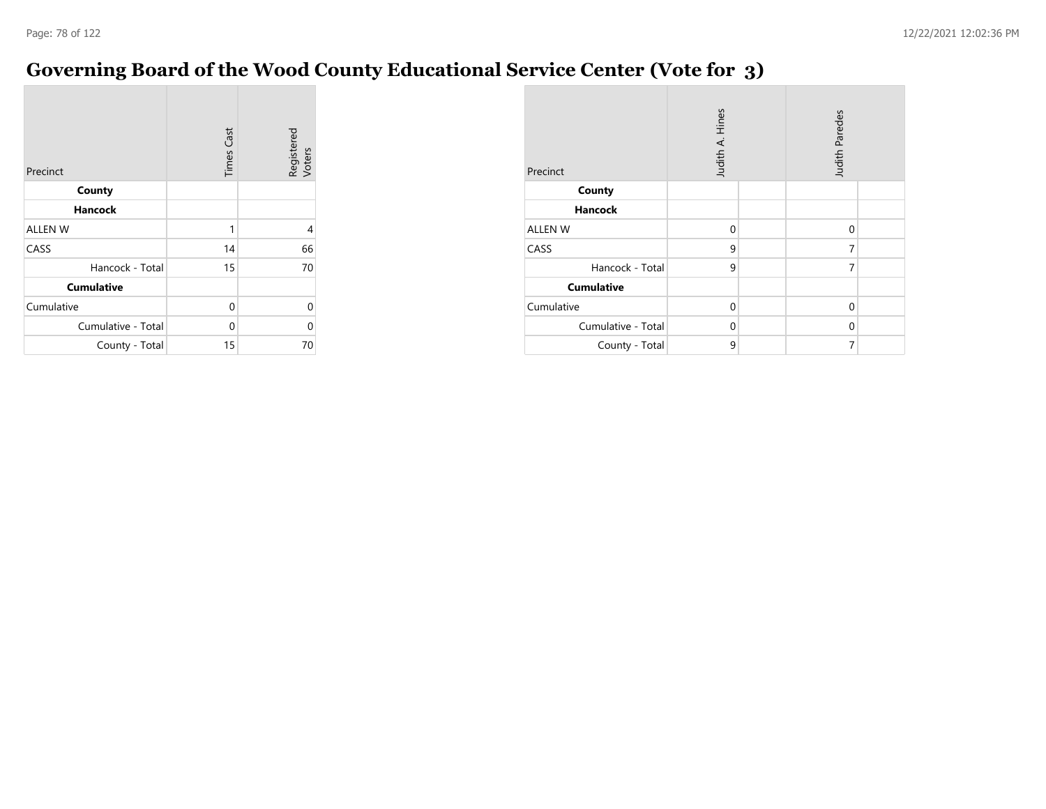# Governing Board of the Wood County Educational Service Center (Vote for 3)

| Precinct | Times Cast | Registered Voters |
|---|---|---|
| **County** | | |
| **Hancock** | | |
| ALLEN W | 1 | 4 |
| CASS | 14 | 66 |
| Hancock - Total | 15 | 70 |
| **Cumulative** | | |
| Cumulative | 0 | 0 |
| Cumulative - Total | 0 | 0 |
| County - Total | 15 | 70 |

| Precinct | Judith A. Hines | | Judith Paredes | |
|---|---|---|---|---|
| **County** | | | | |
| **Hancock** | | | | |
| ALLEN W | 0 | | 0 | |
| CASS | 9 | | 7 | |
| Hancock - Total | 9 | | 7 | |
| **Cumulative** | | | | |
| Cumulative | 0 | | 0 | |
| Cumulative - Total | 0 | | 0 | |
| County - Total | 9 | | 7 | |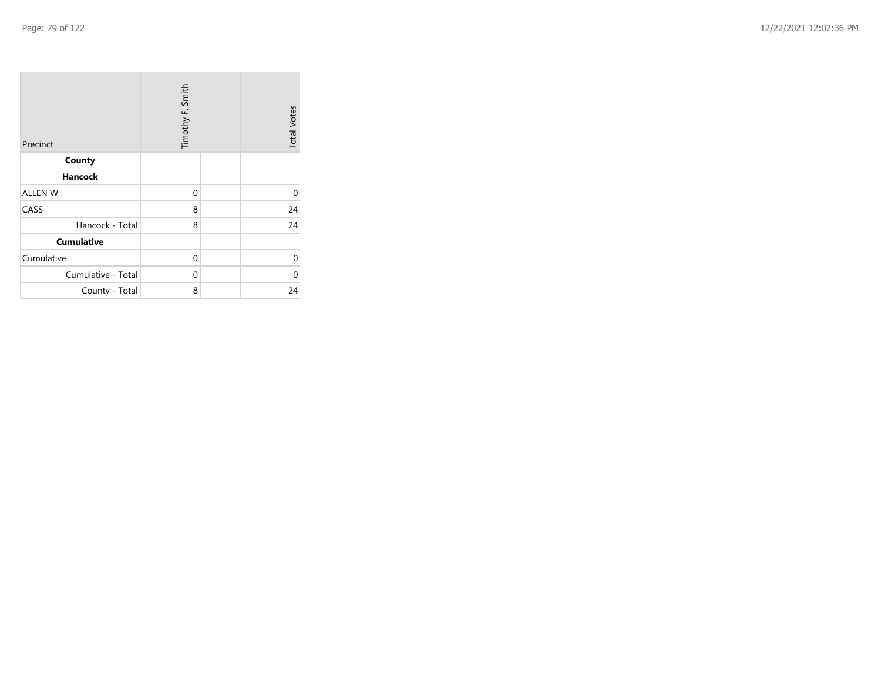| Precinct | Timothy F. Smith | | Total Votes |
|---|---|---|---|
| **County** | | | |
| **Hancock** | | | |
| ALLEN W | 0 | | 0 |
| CASS | 8 | | 24 |
| Hancock - Total | 8 | | 24 |
| **Cumulative** | | | |
| Cumulative | 0 | | 0 |
| Cumulative - Total | 0 | | 0 |
| County - Total | 8 | | 24 |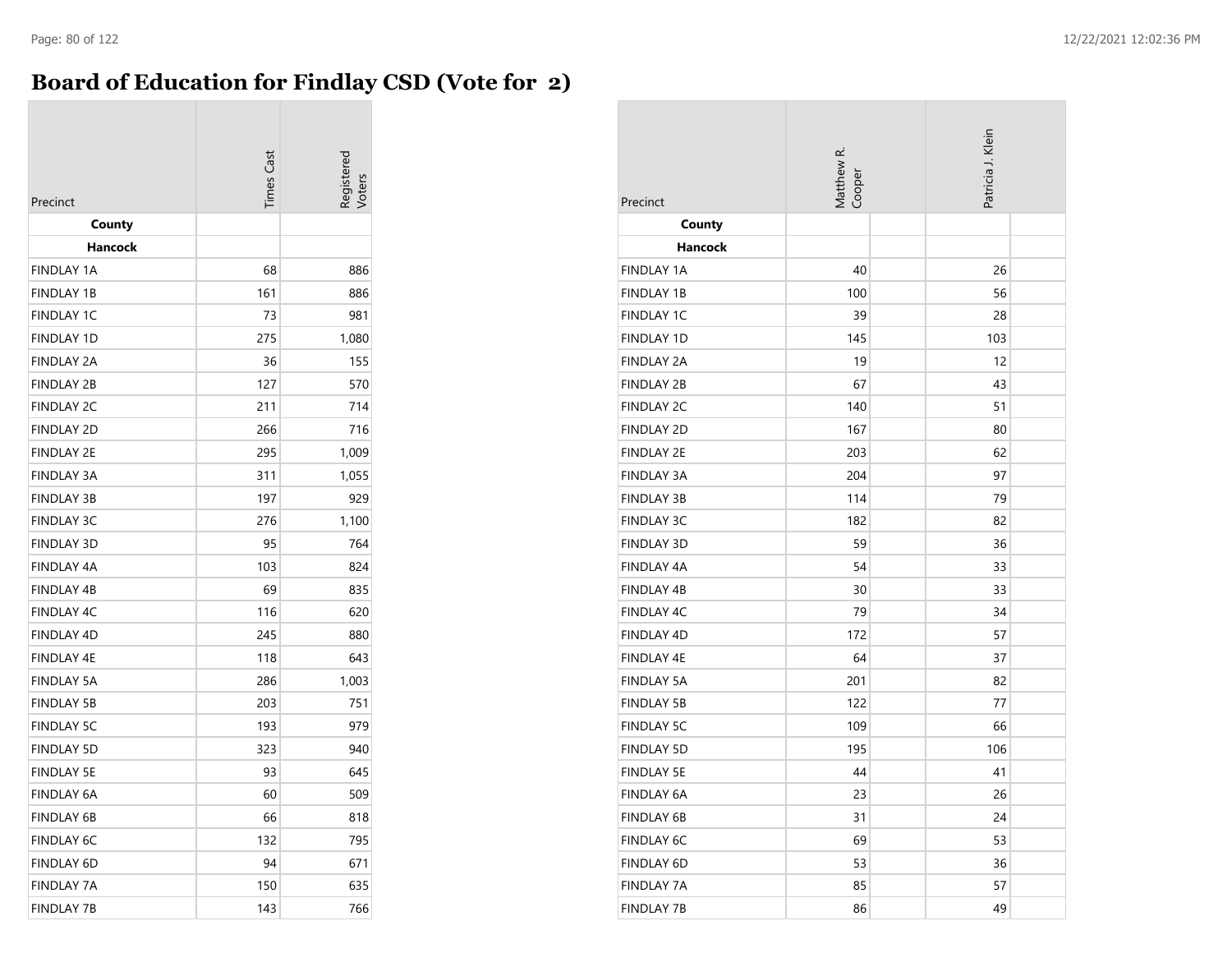# Board of Education for Findlay CSD (Vote for 2)

| Precinct | Times Cast | Registered Voters |
|---|---|---|
| **County** | | |
| **Hancock** | | |
| FINDLAY 1A | 68 | 886 |
| FINDLAY 1B | 161 | 886 |
| FINDLAY 1C | 73 | 981 |
| FINDLAY 1D | 275 | 1,080 |
| FINDLAY 2A | 36 | 155 |
| FINDLAY 2B | 127 | 570 |
| FINDLAY 2C | 211 | 714 |
| FINDLAY 2D | 266 | 716 |
| FINDLAY 2E | 295 | 1,009 |
| FINDLAY 3A | 311 | 1,055 |
| FINDLAY 3B | 197 | 929 |
| FINDLAY 3C | 276 | 1,100 |
| FINDLAY 3D | 95 | 764 |
| FINDLAY 4A | 103 | 824 |
| FINDLAY 4B | 69 | 835 |
| FINDLAY 4C | 116 | 620 |
| FINDLAY 4D | 245 | 880 |
| FINDLAY 4E | 118 | 643 |
| FINDLAY 5A | 286 | 1,003 |
| FINDLAY 5B | 203 | 751 |
| FINDLAY 5C | 193 | 979 |
| FINDLAY 5D | 323 | 940 |
| FINDLAY 5E | 93 | 645 |
| FINDLAY 6A | 60 | 509 |
| FINDLAY 6B | 66 | 818 |
| FINDLAY 6C | 132 | 795 |
| FINDLAY 6D | 94 | 671 |
| FINDLAY 7A | 150 | 635 |
| FINDLAY 7B | 143 | 766 |

| Precinct | Matthew R. Cooper | | Patricia J. Klein | |
|---|---|---|---|---|
| **County** | | | | |
| **Hancock** | | | | |
| FINDLAY 1A | 40 | | 26 | |
| FINDLAY 1B | 100 | | 56 | |
| FINDLAY 1C | 39 | | 28 | |
| FINDLAY 1D | 145 | | 103 | |
| FINDLAY 2A | 19 | | 12 | |
| FINDLAY 2B | 67 | | 43 | |
| FINDLAY 2C | 140 | | 51 | |
| FINDLAY 2D | 167 | | 80 | |
| FINDLAY 2E | 203 | | 62 | |
| FINDLAY 3A | 204 | | 97 | |
| FINDLAY 3B | 114 | | 79 | |
| FINDLAY 3C | 182 | | 82 | |
| FINDLAY 3D | 59 | | 36 | |
| FINDLAY 4A | 54 | | 33 | |
| FINDLAY 4B | 30 | | 33 | |
| FINDLAY 4C | 79 | | 34 | |
| FINDLAY 4D | 172 | | 57 | |
| FINDLAY 4E | 64 | | 37 | |
| FINDLAY 5A | 201 | | 82 | |
| FINDLAY 5B | 122 | | 77 | |
| FINDLAY 5C | 109 | | 66 | |
| FINDLAY 5D | 195 | | 106 | |
| FINDLAY 5E | 44 | | 41 | |
| FINDLAY 6A | 23 | | 26 | |
| FINDLAY 6B | 31 | | 24 | |
| FINDLAY 6C | 69 | | 53 | |
| FINDLAY 6D | 53 | | 36 | |
| FINDLAY 7A | 85 | | 57 | |
| FINDLAY 7B | 86 | | 49 | |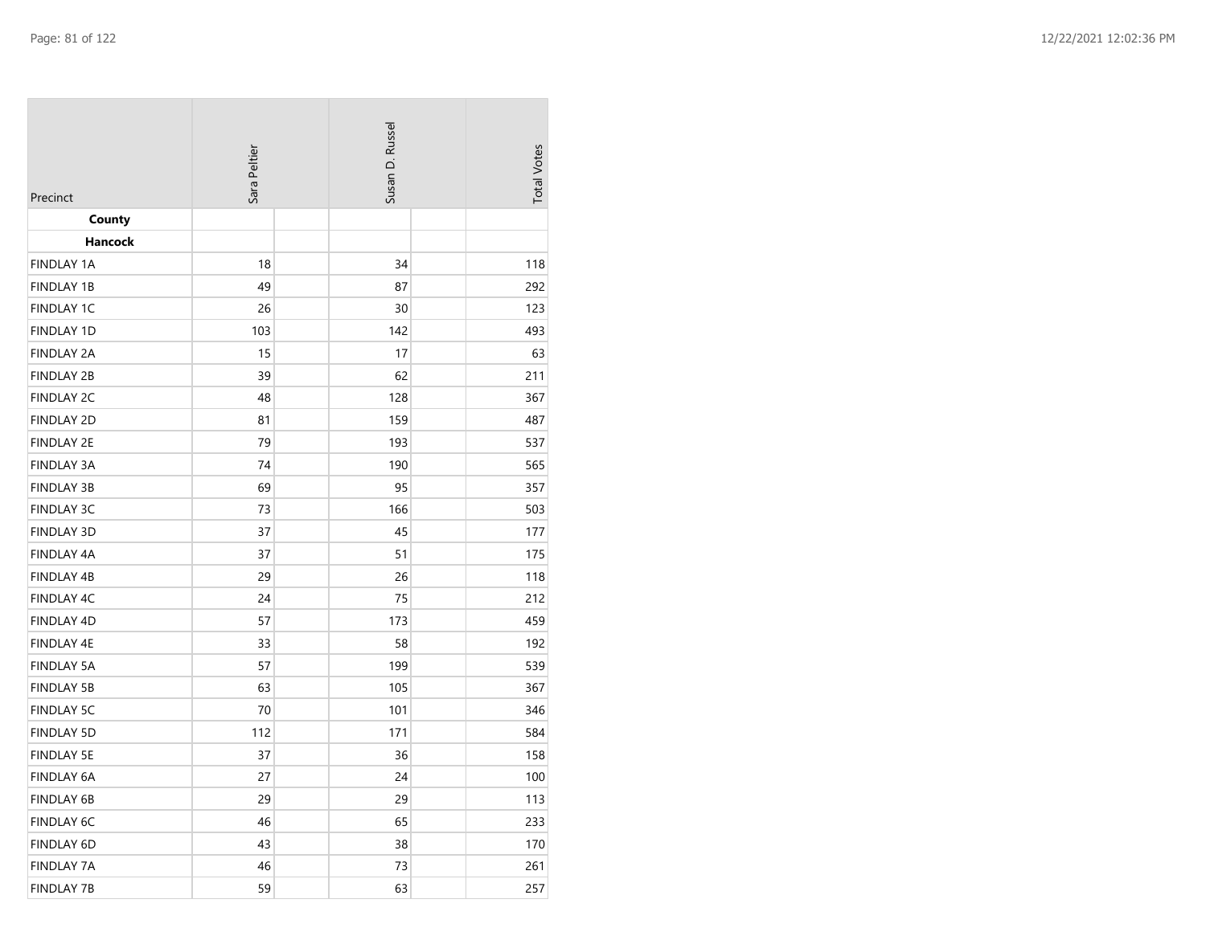| Precinct | Sara Peltier | | Susan D. Russel | | Total Votes |
|---|---|---|---|---|---|
| **County** | | | | | |
| **Hancock** | | | | | |
| FINDLAY 1A | 18 | | 34 | | 118 |
| FINDLAY 1B | 49 | | 87 | | 292 |
| FINDLAY 1C | 26 | | 30 | | 123 |
| FINDLAY 1D | 103 | | 142 | | 493 |
| FINDLAY 2A | 15 | | 17 | | 63 |
| FINDLAY 2B | 39 | | 62 | | 211 |
| FINDLAY 2C | 48 | | 128 | | 367 |
| FINDLAY 2D | 81 | | 159 | | 487 |
| FINDLAY 2E | 79 | | 193 | | 537 |
| FINDLAY 3A | 74 | | 190 | | 565 |
| FINDLAY 3B | 69 | | 95 | | 357 |
| FINDLAY 3C | 73 | | 166 | | 503 |
| FINDLAY 3D | 37 | | 45 | | 177 |
| FINDLAY 4A | 37 | | 51 | | 175 |
| FINDLAY 4B | 29 | | 26 | | 118 |
| FINDLAY 4C | 24 | | 75 | | 212 |
| FINDLAY 4D | 57 | | 173 | | 459 |
| FINDLAY 4E | 33 | | 58 | | 192 |
| FINDLAY 5A | 57 | | 199 | | 539 |
| FINDLAY 5B | 63 | | 105 | | 367 |
| FINDLAY 5C | 70 | | 101 | | 346 |
| FINDLAY 5D | 112 | | 171 | | 584 |
| FINDLAY 5E | 37 | | 36 | | 158 |
| FINDLAY 6A | 27 | | 24 | | 100 |
| FINDLAY 6B | 29 | | 29 | | 113 |
| FINDLAY 6C | 46 | | 65 | | 233 |
| FINDLAY 6D | 43 | | 38 | | 170 |
| FINDLAY 7A | 46 | | 73 | | 261 |
| FINDLAY 7B | 59 | | 63 | | 257 |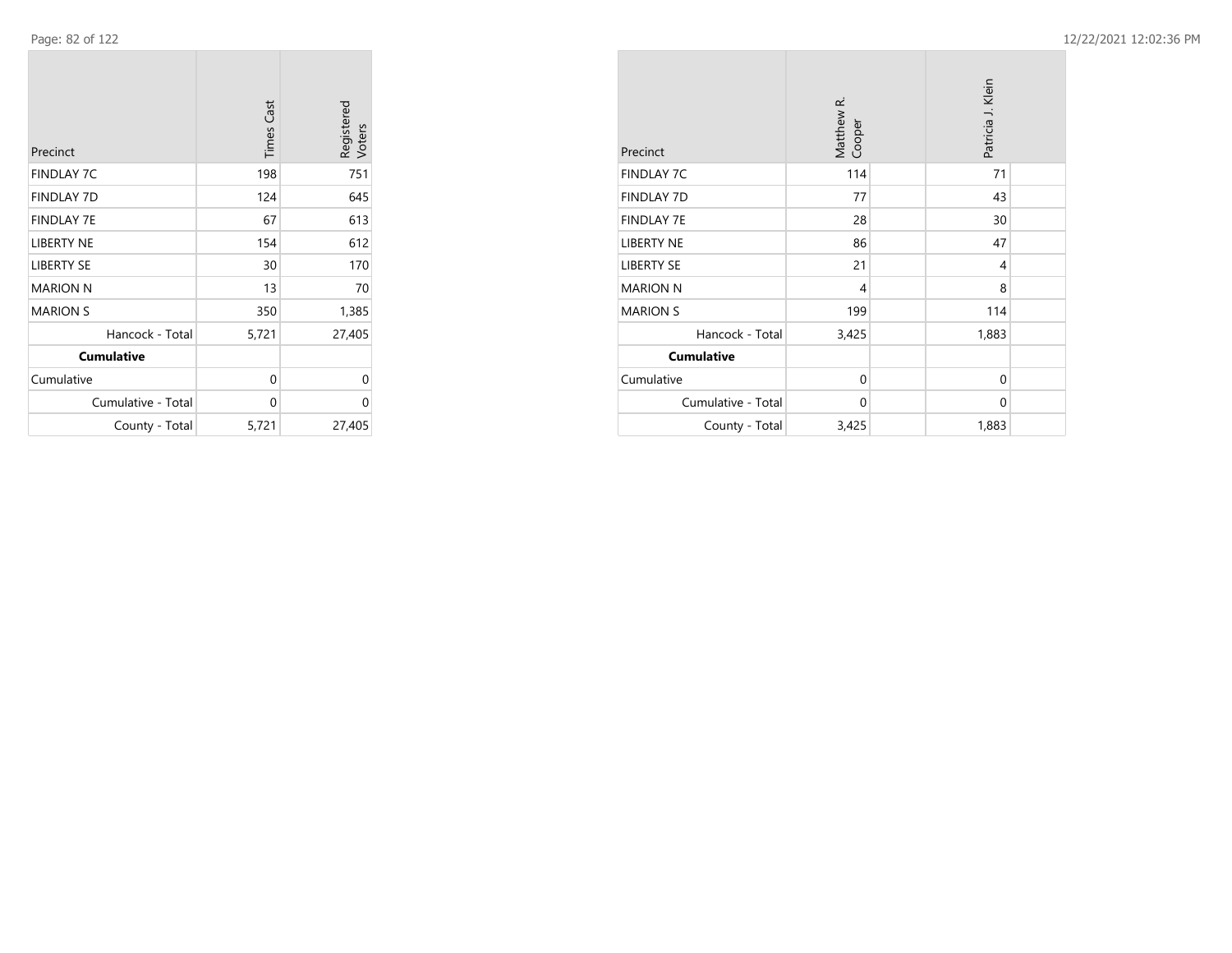| Precinct | Times Cast | Registered Voters |
|---|---|---|
| FINDLAY 7C | 198 | 751 |
| FINDLAY 7D | 124 | 645 |
| FINDLAY 7E | 67 | 613 |
| LIBERTY NE | 154 | 612 |
| LIBERTY SE | 30 | 170 |
| MARION N | 13 | 70 |
| MARION S | 350 | 1,385 |
| Hancock - Total | 5,721 | 27,405 |
| **Cumulative** | | |
| Cumulative | 0 | 0 |
| Cumulative - Total | 0 | 0 |
| County - Total | 5,721 | 27,405 |

| Precinct | Matthew R. Cooper | Patricia J. Klein |
|---|---|---|
| FINDLAY 7C | 114 | 71 |
| FINDLAY 7D | 77 | 43 |
| FINDLAY 7E | 28 | 30 |
| LIBERTY NE | 86 | 47 |
| LIBERTY SE | 21 | 4 |
| MARION N | 4 | 8 |
| MARION S | 199 | 114 |
| Hancock - Total | 3,425 | 1,883 |
| **Cumulative** | | |
| Cumulative | 0 | 0 |
| Cumulative - Total | 0 | 0 |
| County - Total | 3,425 | 1,883 |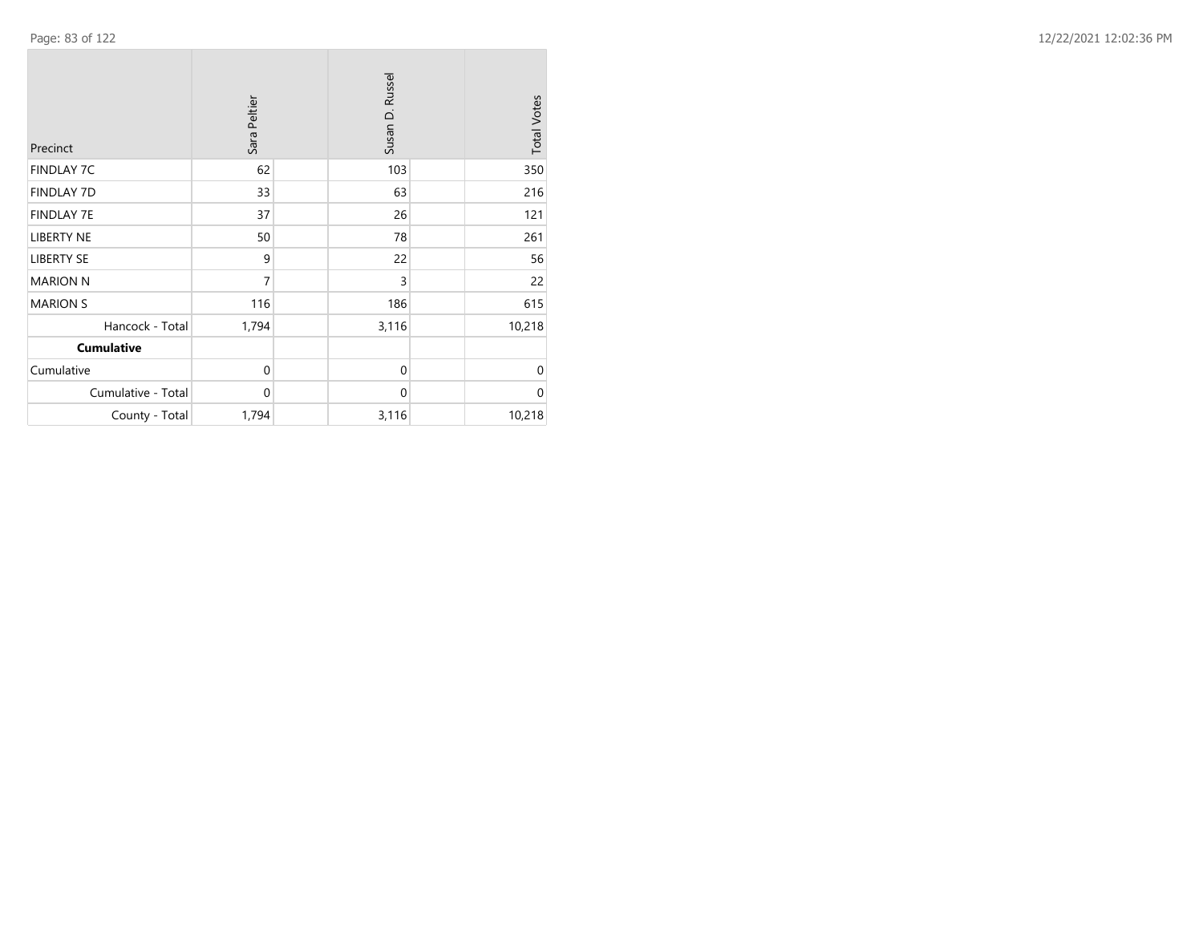| Precinct | Sara Peltier | | Susan D. Russel | | Total Votes |
|---|---|---|---|---|---|
| FINDLAY 7C | 62 | | 103 | | 350 |
| FINDLAY 7D | 33 | | 63 | | 216 |
| FINDLAY 7E | 37 | | 26 | | 121 |
| LIBERTY NE | 50 | | 78 | | 261 |
| LIBERTY SE | 9 | | 22 | | 56 |
| MARION N | 7 | | 3 | | 22 |
| MARION S | 116 | | 186 | | 615 |
| Hancock - Total | 1,794 | | 3,116 | | 10,218 |
| **Cumulative** | | | | | |
| Cumulative | 0 | | 0 | | 0 |
| Cumulative - Total | 0 | | 0 | | 0 |
| County - Total | 1,794 | | 3,116 | | 10,218 |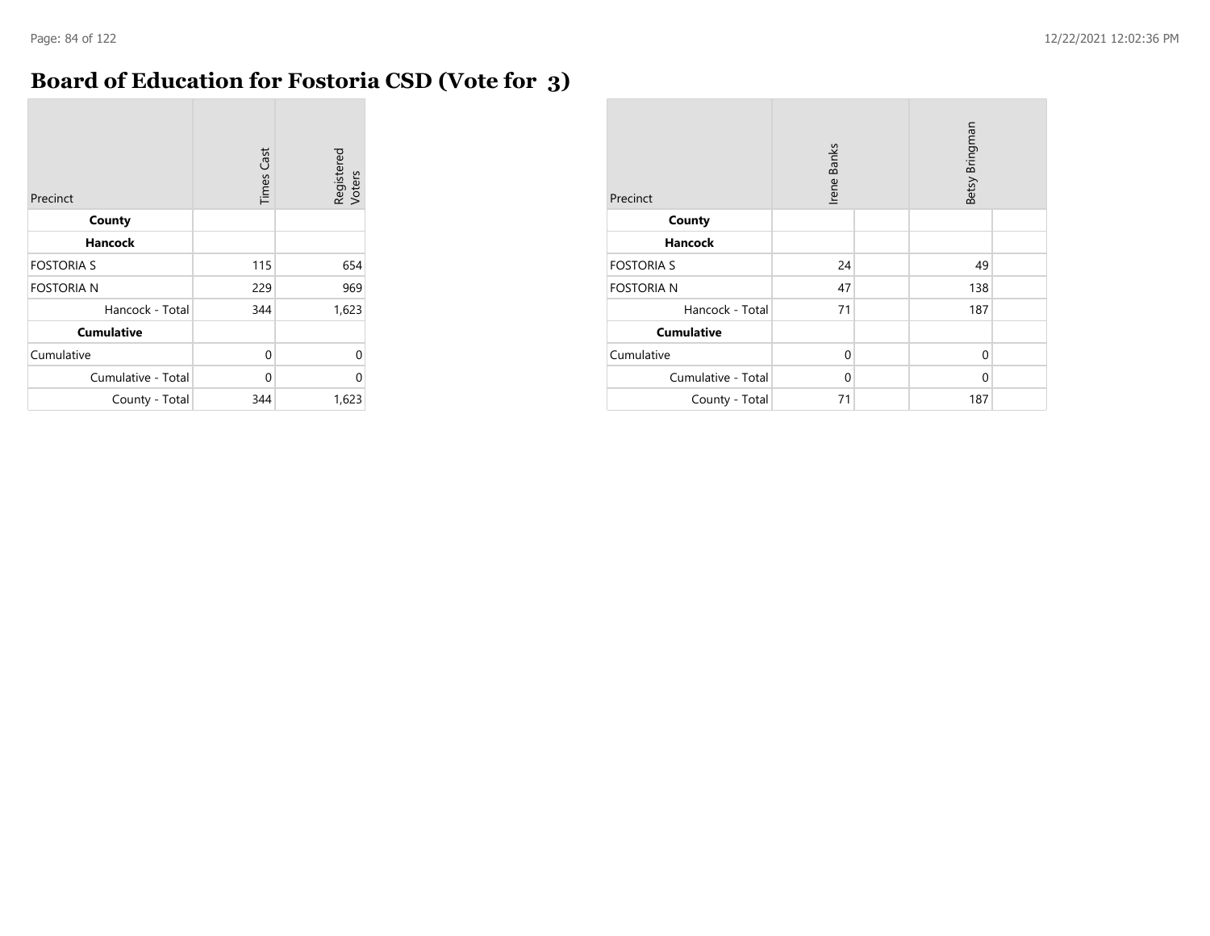# Board of Education for Fostoria CSD (Vote for 3)

| Precinct | Times Cast | Registered Voters |
|---|---|---|
| **County** | | |
| **Hancock** | | |
| FOSTORIA S | 115 | 654 |
| FOSTORIA N | 229 | 969 |
| Hancock - Total | 344 | 1,623 |
| **Cumulative** | | |
| Cumulative | 0 | 0 |
| Cumulative - Total | 0 | 0 |
| County - Total | 344 | 1,623 |

| Precinct | Irene Banks | | Betsy Bringman | |
|---|---|---|---|---|
| **County** | | | | |
| **Hancock** | | | | |
| FOSTORIA S | 24 | | 49 | |
| FOSTORIA N | 47 | | 138 | |
| Hancock - Total | 71 | | 187 | |
| **Cumulative** | | | | |
| Cumulative | 0 | | 0 | |
| Cumulative - Total | 0 | | 0 | |
| County - Total | 71 | | 187 | |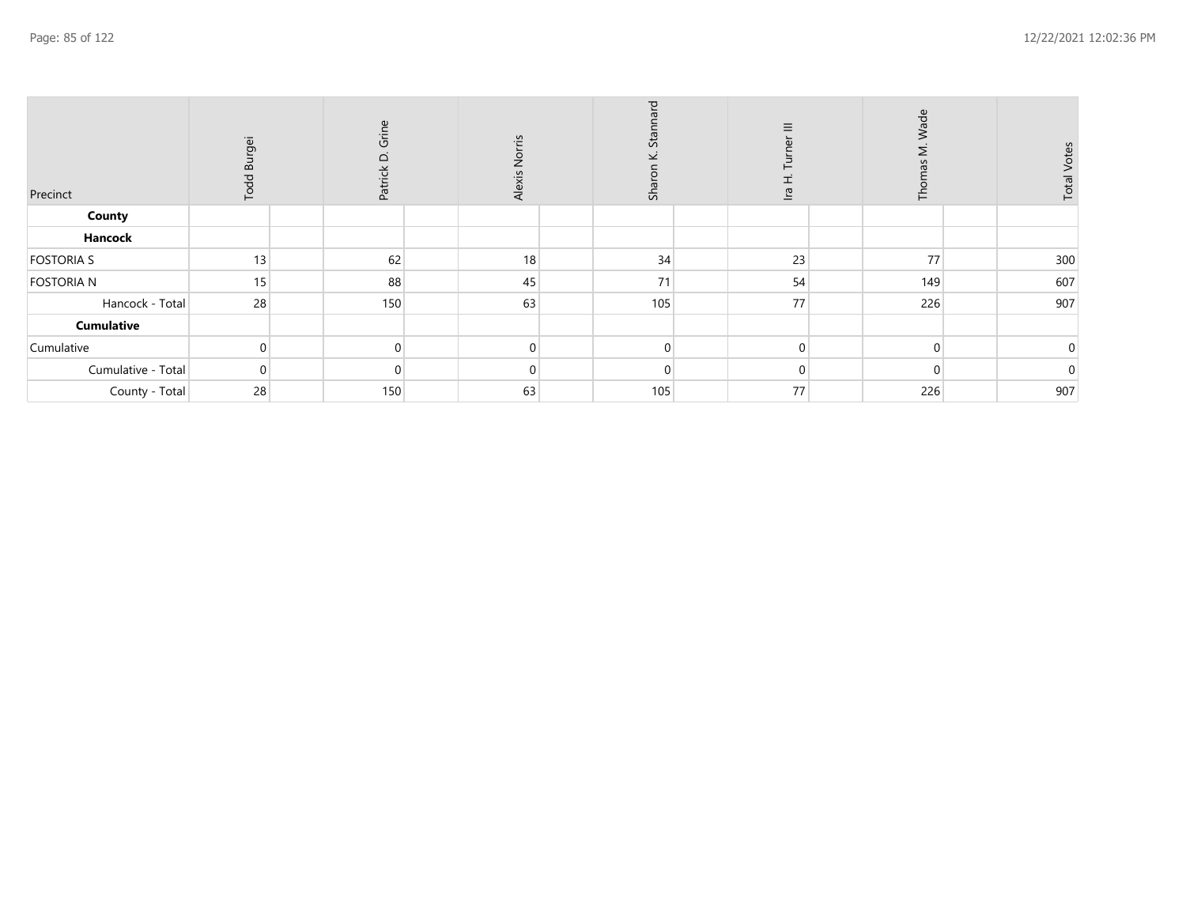| Precinct | Todd Burgei | Patrick D. Grine | Alexis Norris | Sharon K. Stannard | Ira H. Turner III | Thomas M. Wade | Total Votes |
|---|---|---|---|---|---|---|---|
| **County** | | | | | | | |
| **Hancock** | | | | | | | |
| FOSTORIA S | 13 | 62 | 18 | 34 | 23 | 77 | 300 |
| FOSTORIA N | 15 | 88 | 45 | 71 | 54 | 149 | 607 |
| Hancock - Total | 28 | 150 | 63 | 105 | 77 | 226 | 907 |
| **Cumulative** | | | | | | | |
| Cumulative | 0 | 0 | 0 | 0 | 0 | 0 | 0 |
| Cumulative - Total | 0 | 0 | 0 | 0 | 0 | 0 | 0 |
| County - Total | 28 | 150 | 63 | 105 | 77 | 226 | 907 |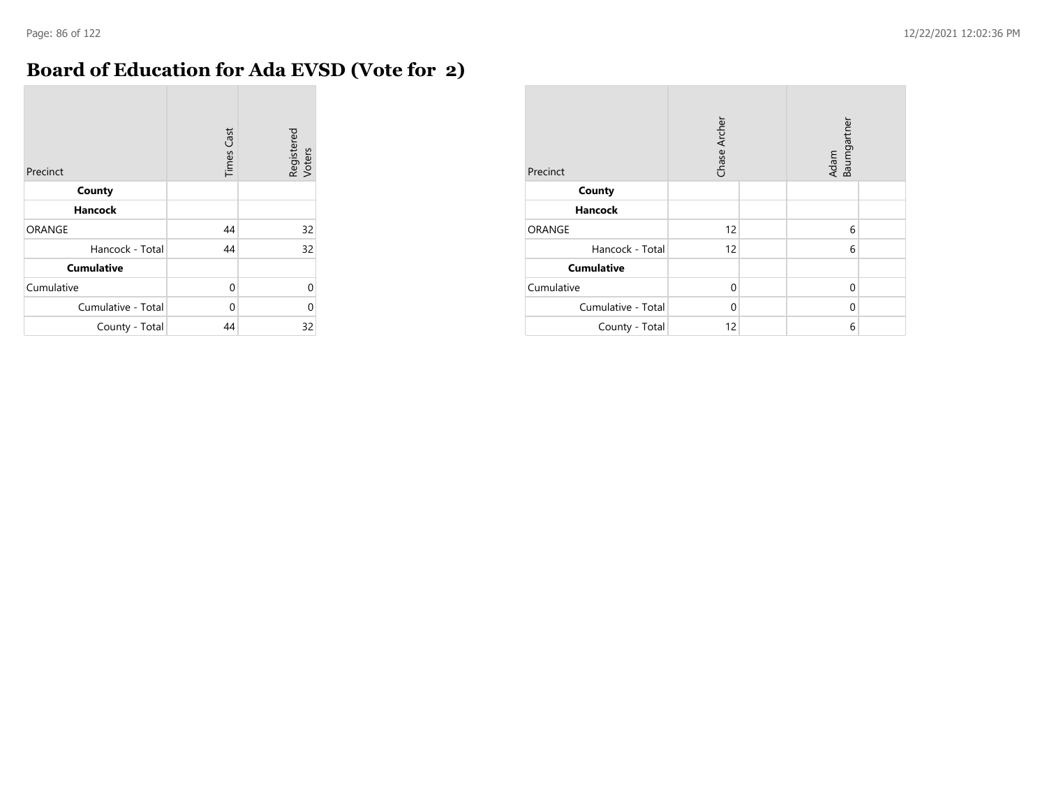# Board of Education for Ada EVSD (Vote for 2)

| Precinct | Times Cast | Registered Voters |
|---|---|---|
| **County** | | |
| **Hancock** | | |
| ORANGE | 44 | 32 |
| Hancock - Total | 44 | 32 |
| **Cumulative** | | |
| Cumulative | 0 | 0 |
| Cumulative - Total | 0 | 0 |
| County - Total | 44 | 32 |

| Precinct | Chase Archer | | Adam Baumgartner | |
|---|---|---|---|---|
| **County** | | | | |
| **Hancock** | | | | |
| ORANGE | 12 | | 6 | |
| Hancock - Total | 12 | | 6 | |
| **Cumulative** | | | | |
| Cumulative | 0 | | 0 | |
| Cumulative - Total | 0 | | 0 | |
| County - Total | 12 | | 6 | |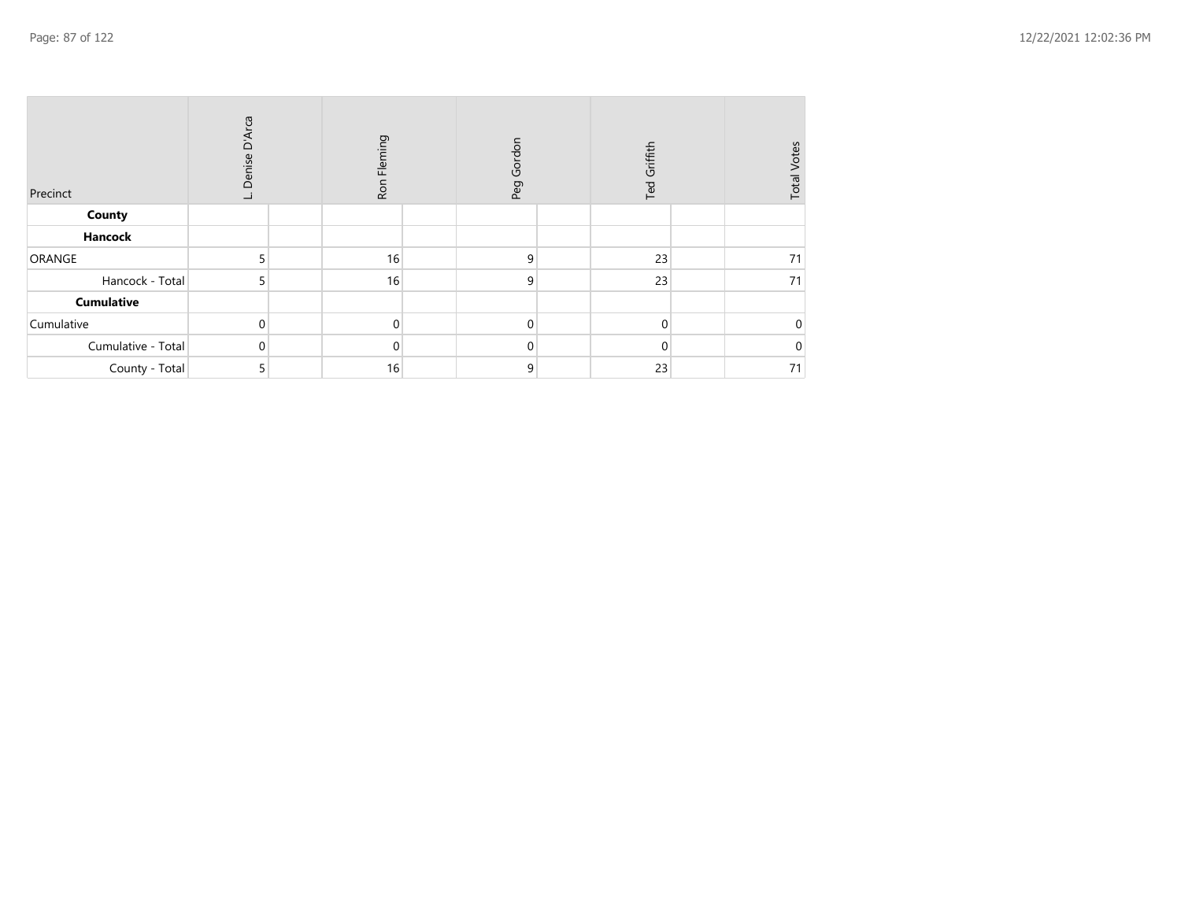| Precinct | L. Denise D'Arca | | Ron Fleming | | Peg Gordon | | Ted Griffith | | Total Votes |
|---|---|---|---|---|---|---|---|---|---|
| **County** | | | | | | | | | |
| **Hancock** | | | | | | | | | |
| ORANGE | 5 | | 16 | | 9 | | 23 | | 71 |
| Hancock - Total | 5 | | 16 | | 9 | | 23 | | 71 |
| **Cumulative** | | | | | | | | | |
| Cumulative | 0 | | 0 | | 0 | | 0 | | 0 |
| Cumulative - Total | 0 | | 0 | | 0 | | 0 | | 0 |
| County - Total | 5 | | 16 | | 9 | | 23 | | 71 |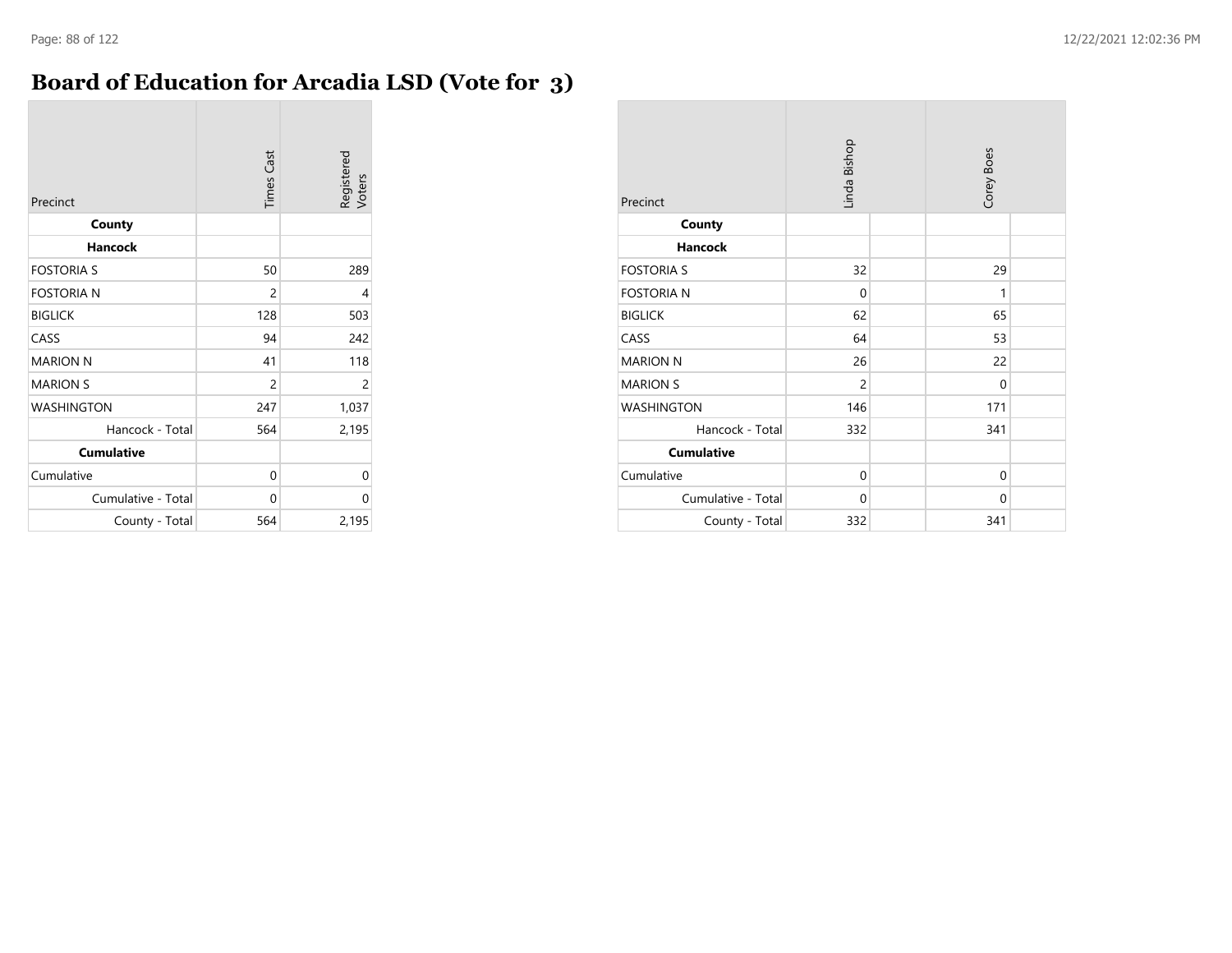# Board of Education for Arcadia LSD (Vote for 3)

| Precinct | Times Cast | Registered Voters |
|---|---|---|
| **County** | | |
| **Hancock** | | |
| FOSTORIA S | 50 | 289 |
| FOSTORIA N | 2 | 4 |
| BIGLICK | 128 | 503 |
| CASS | 94 | 242 |
| MARION N | 41 | 118 |
| MARION S | 2 | 2 |
| WASHINGTON | 247 | 1,037 |
| Hancock - Total | 564 | 2,195 |
| **Cumulative** | | |
| Cumulative | 0 | 0 |
| Cumulative - Total | 0 | 0 |
| County - Total | 564 | 2,195 |

| Precinct | Linda Bishop | | Corey Boes | |
|---|---|---|---|---|
| **County** | | | | |
| **Hancock** | | | | |
| FOSTORIA S | 32 | | 29 | |
| FOSTORIA N | 0 | | 1 | |
| BIGLICK | 62 | | 65 | |
| CASS | 64 | | 53 | |
| MARION N | 26 | | 22 | |
| MARION S | 2 | | 0 | |
| WASHINGTON | 146 | | 171 | |
| Hancock - Total | 332 | | 341 | |
| **Cumulative** | | | | |
| Cumulative | 0 | | 0 | |
| Cumulative - Total | 0 | | 0 | |
| County - Total | 332 | | 341 | |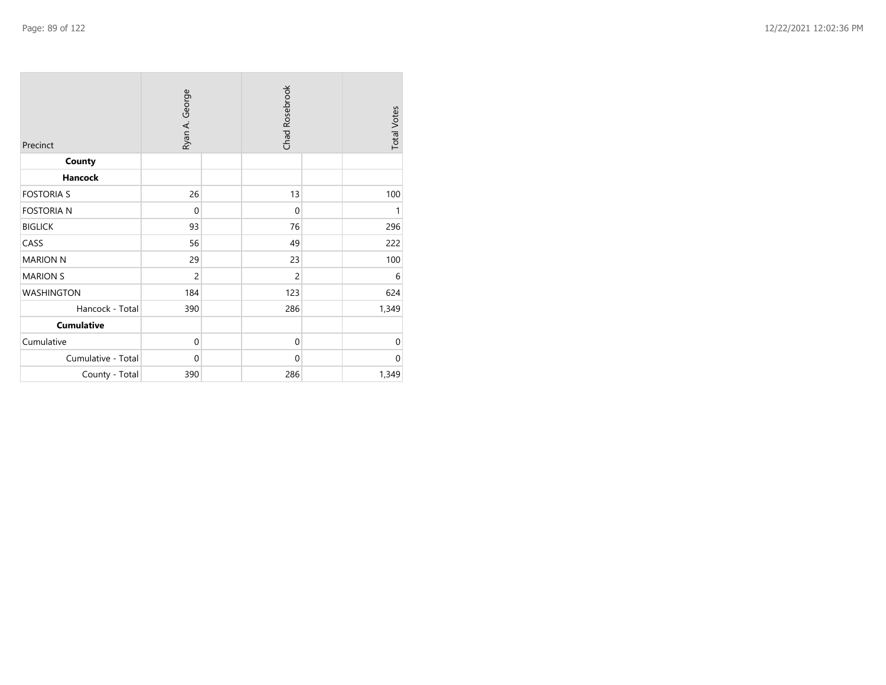| Precinct | Ryan A. George | | Chad Rosebrook | | Total Votes |
|---|---|---|---|---|---|
| **County** | | | | | |
| **Hancock** | | | | | |
| FOSTORIA S | 26 | | 13 | | 100 |
| FOSTORIA N | 0 | | 0 | | 1 |
| BIGLICK | 93 | | 76 | | 296 |
| CASS | 56 | | 49 | | 222 |
| MARION N | 29 | | 23 | | 100 |
| MARION S | 2 | | 2 | | 6 |
| WASHINGTON | 184 | | 123 | | 624 |
| Hancock - Total | 390 | | 286 | | 1,349 |
| **Cumulative** | | | | | |
| Cumulative | 0 | | 0 | | 0 |
| Cumulative - Total | 0 | | 0 | | 0 |
| County - Total | 390 | | 286 | | 1,349 |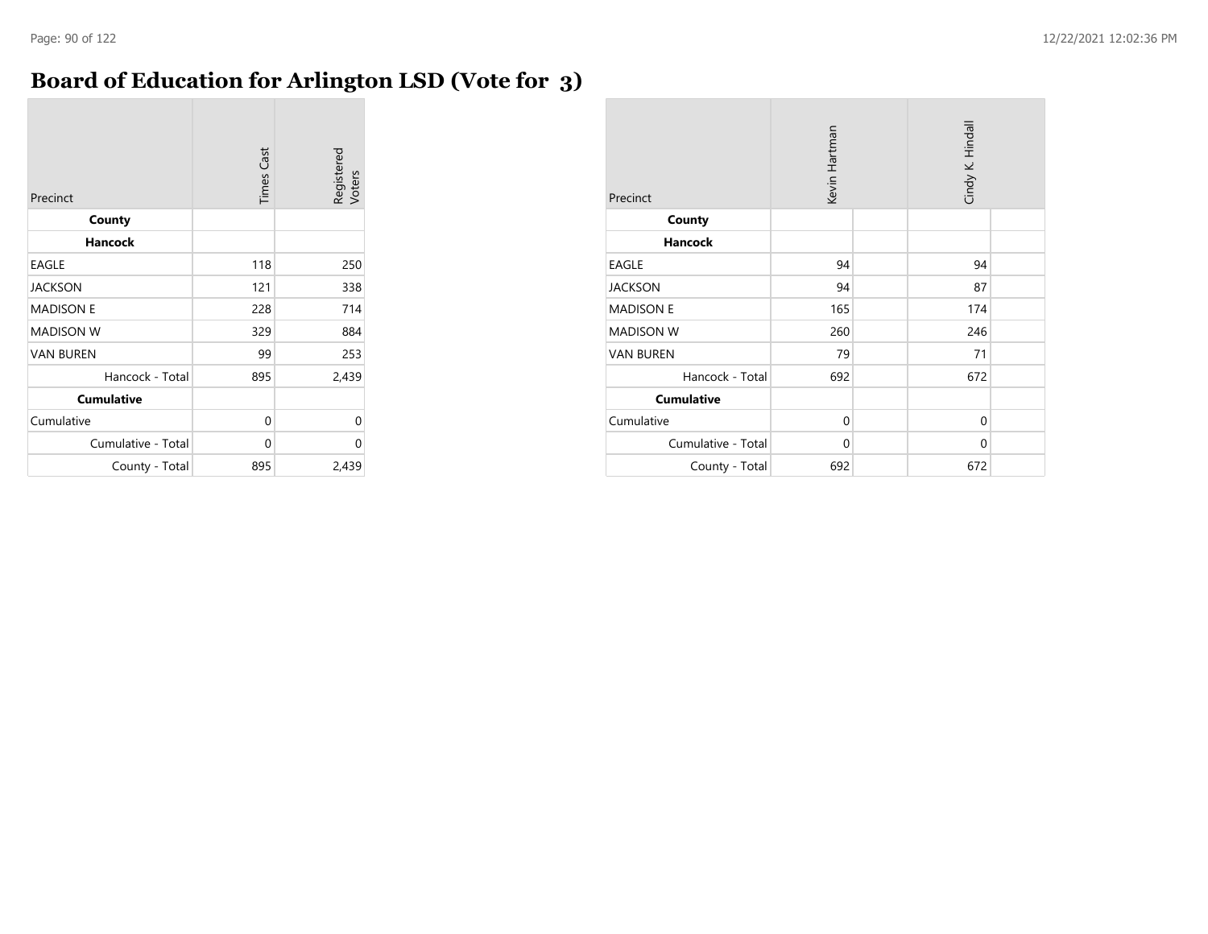# Board of Education for Arlington LSD (Vote for 3)

| Precinct | Times Cast | Registered Voters |
|---|---|---|
| **County** | | |
| **Hancock** | | |
| EAGLE | 118 | 250 |
| JACKSON | 121 | 338 |
| MADISON E | 228 | 714 |
| MADISON W | 329 | 884 |
| VAN BUREN | 99 | 253 |
| Hancock - Total | 895 | 2,439 |
| **Cumulative** | | |
| Cumulative | 0 | 0 |
| Cumulative - Total | 0 | 0 |
| County - Total | 895 | 2,439 |

| Precinct | Kevin Hartman | | Cindy K. Hindall | |
|---|---|---|---|---|
| **County** | | | | |
| **Hancock** | | | | |
| EAGLE | 94 | | 94 | |
| JACKSON | 94 | | 87 | |
| MADISON E | 165 | | 174 | |
| MADISON W | 260 | | 246 | |
| VAN BUREN | 79 | | 71 | |
| Hancock - Total | 692 | | 672 | |
| **Cumulative** | | | | |
| Cumulative | 0 | | 0 | |
| Cumulative - Total | 0 | | 0 | |
| County - Total | 692 | | 672 | |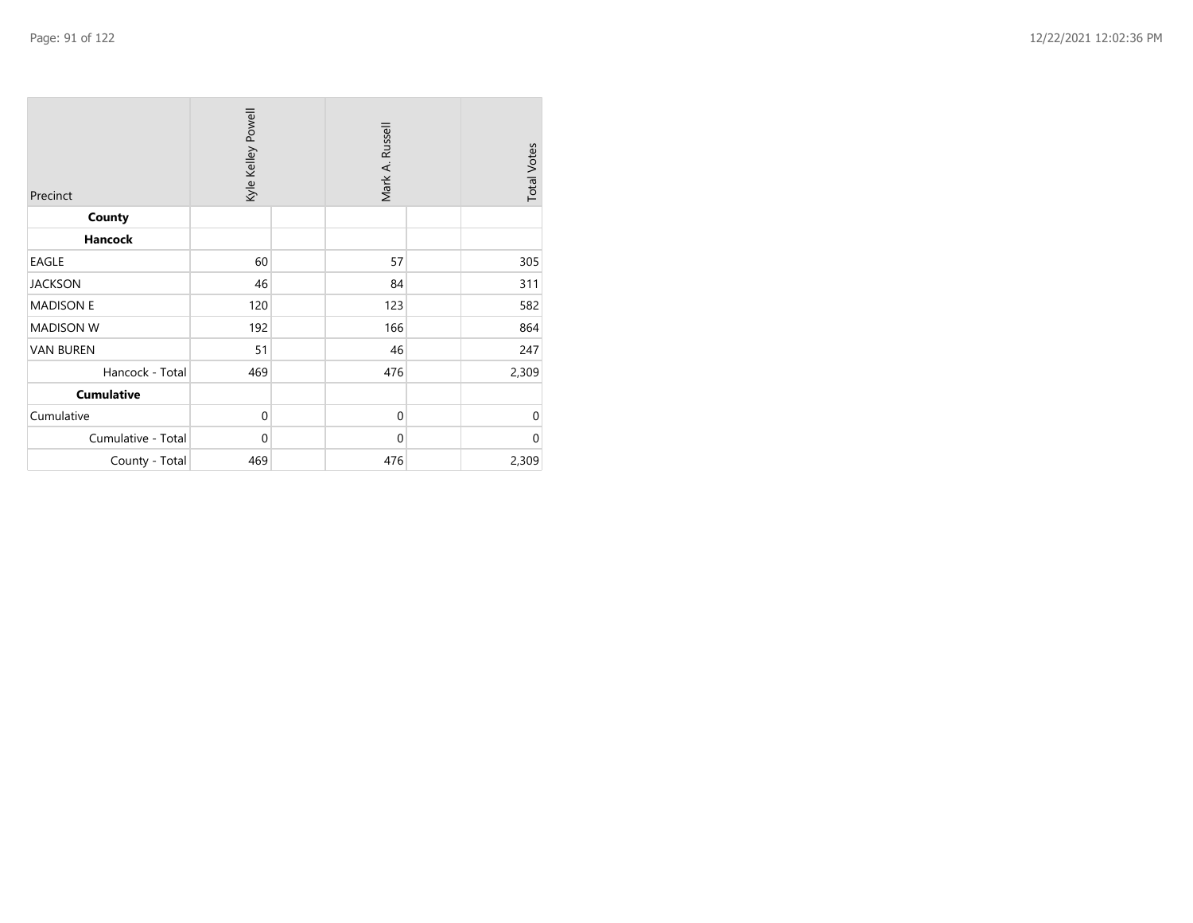| Precinct | Kyle Kelley Powell | | Mark A. Russell | | Total Votes |
|---|---|---|---|---|---|
| **County** | | | | | |
| **Hancock** | | | | | |
| EAGLE | 60 | | 57 | | 305 |
| JACKSON | 46 | | 84 | | 311 |
| MADISON E | 120 | | 123 | | 582 |
| MADISON W | 192 | | 166 | | 864 |
| VAN BUREN | 51 | | 46 | | 247 |
| Hancock - Total | 469 | | 476 | | 2,309 |
| **Cumulative** | | | | | |
| Cumulative | 0 | | 0 | | 0 |
| Cumulative - Total | 0 | | 0 | | 0 |
| County - Total | 469 | | 476 | | 2,309 |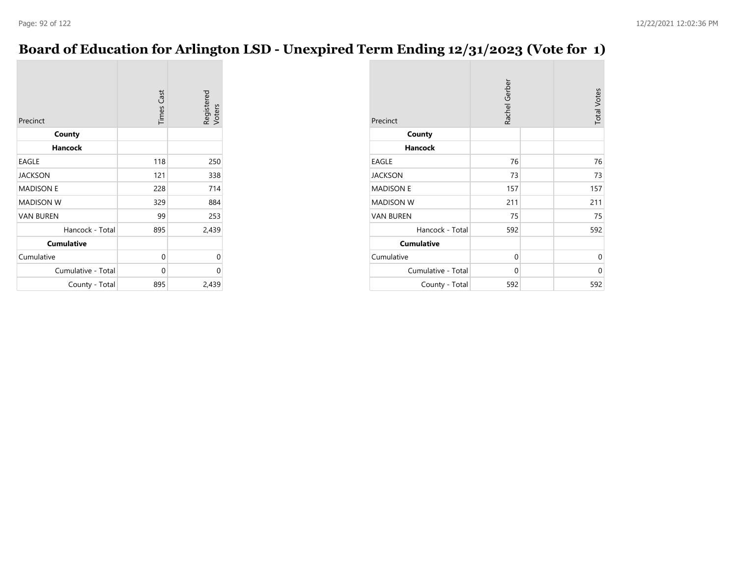# Board of Education for Arlington LSD - Unexpired Term Ending 12/31/2023 (Vote for 1)

| Precinct | Times Cast | Registered Voters |
|---|---|---|
| **County** | | |
| **Hancock** | | |
| EAGLE | 118 | 250 |
| JACKSON | 121 | 338 |
| MADISON E | 228 | 714 |
| MADISON W | 329 | 884 |
| VAN BUREN | 99 | 253 |
| Hancock - Total | 895 | 2,439 |
| **Cumulative** | | |
| Cumulative | 0 | 0 |
| Cumulative - Total | 0 | 0 |
| County - Total | 895 | 2,439 |

| Precinct | Rachel Gerber | | Total Votes |
|---|---|---|---|
| **County** | | | |
| **Hancock** | | | |
| EAGLE | 76 | | 76 |
| JACKSON | 73 | | 73 |
| MADISON E | 157 | | 157 |
| MADISON W | 211 | | 211 |
| VAN BUREN | 75 | | 75 |
| Hancock - Total | 592 | | 592 |
| **Cumulative** | | | |
| Cumulative | 0 | | 0 |
| Cumulative - Total | 0 | | 0 |
| County - Total | 592 | | 592 |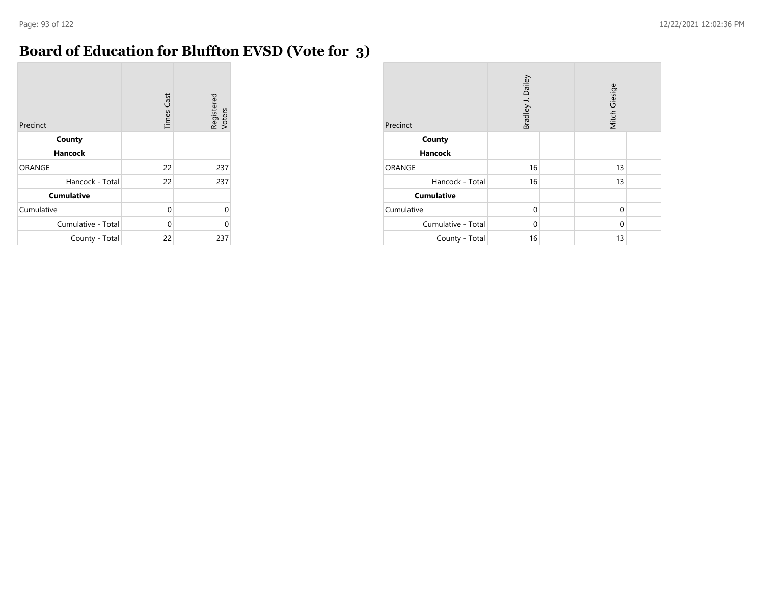# Board of Education for Bluffton EVSD (Vote for 3)

| Precinct | Times Cast | Registered Voters |
|---|---|---|
| **County** | | |
| **Hancock** | | |
| ORANGE | 22 | 237 |
| Hancock - Total | 22 | 237 |
| **Cumulative** | | |
| Cumulative | 0 | 0 |
| Cumulative - Total | 0 | 0 |
| County - Total | 22 | 237 |

| Precinct | Bradley J. Dailey | | Mitch Giesige | |
|---|---|---|---|---|
| **County** | | | | |
| **Hancock** | | | | |
| ORANGE | 16 | | 13 | |
| Hancock - Total | 16 | | 13 | |
| **Cumulative** | | | | |
| Cumulative | 0 | | 0 | |
| Cumulative - Total | 0 | | 0 | |
| County - Total | 16 | | 13 | |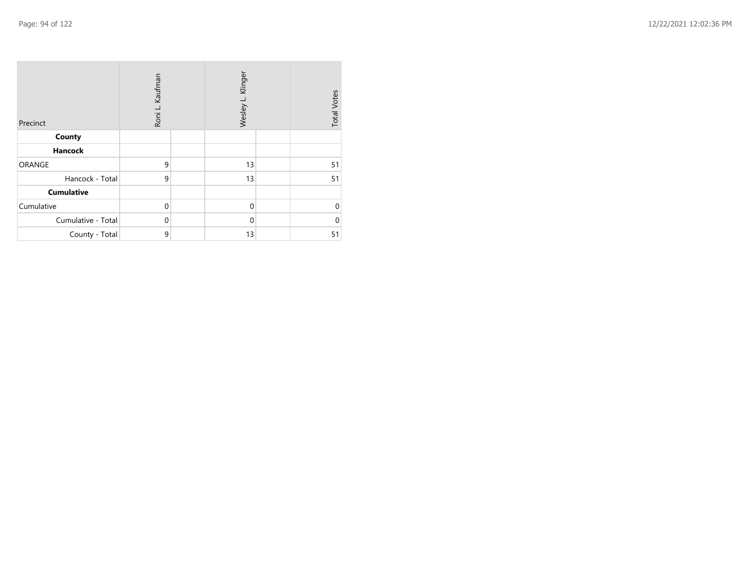| Precinct | Roni L. Kaufman | | Wesley L. Klinger | | Total Votes |
|---|---|---|---|---|---|
| **County** | | | | | |
| **Hancock** | | | | | |
| ORANGE | 9 | | 13 | | 51 |
| Hancock - Total | 9 | | 13 | | 51 |
| **Cumulative** | | | | | |
| Cumulative | 0 | | 0 | | 0 |
| Cumulative - Total | 0 | | 0 | | 0 |
| County - Total | 9 | | 13 | | 51 |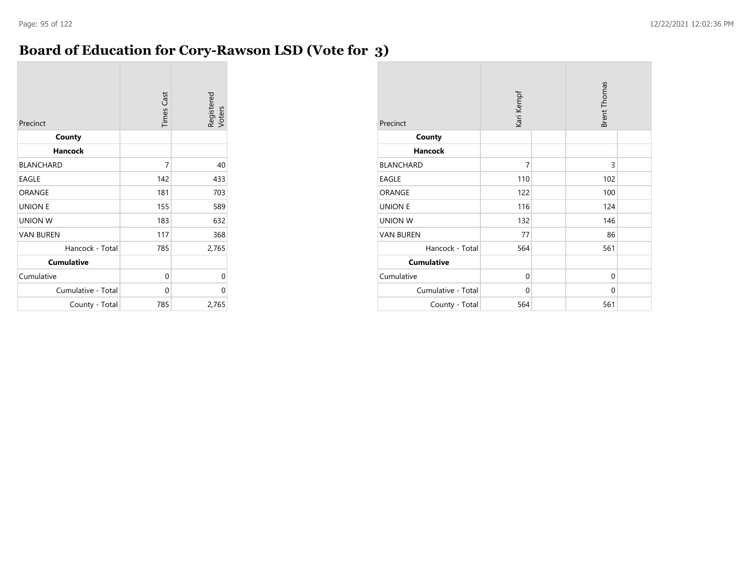# Board of Education for Cory-Rawson LSD (Vote for 3)

| Precinct | Times Cast | Registered Voters |
|---|---|---|
| **County** | | |
| **Hancock** | | |
| BLANCHARD | 7 | 40 |
| EAGLE | 142 | 433 |
| ORANGE | 181 | 703 |
| UNION E | 155 | 589 |
| UNION W | 183 | 632 |
| VAN BUREN | 117 | 368 |
| Hancock - Total | 785 | 2,765 |
| **Cumulative** | | |
| Cumulative | 0 | 0 |
| Cumulative - Total | 0 | 0 |
| County - Total | 785 | 2,765 |

| Precinct | Kari Kempf | | Brent Thomas | |
|---|---|---|---|---|
| **County** | | | | |
| **Hancock** | | | | |
| BLANCHARD | 7 | | 3 | |
| EAGLE | 110 | | 102 | |
| ORANGE | 122 | | 100 | |
| UNION E | 116 | | 124 | |
| UNION W | 132 | | 146 | |
| VAN BUREN | 77 | | 86 | |
| Hancock - Total | 564 | | 561 | |
| **Cumulative** | | | | |
| Cumulative | 0 | | 0 | |
| Cumulative - Total | 0 | | 0 | |
| County - Total | 564 | | 561 | |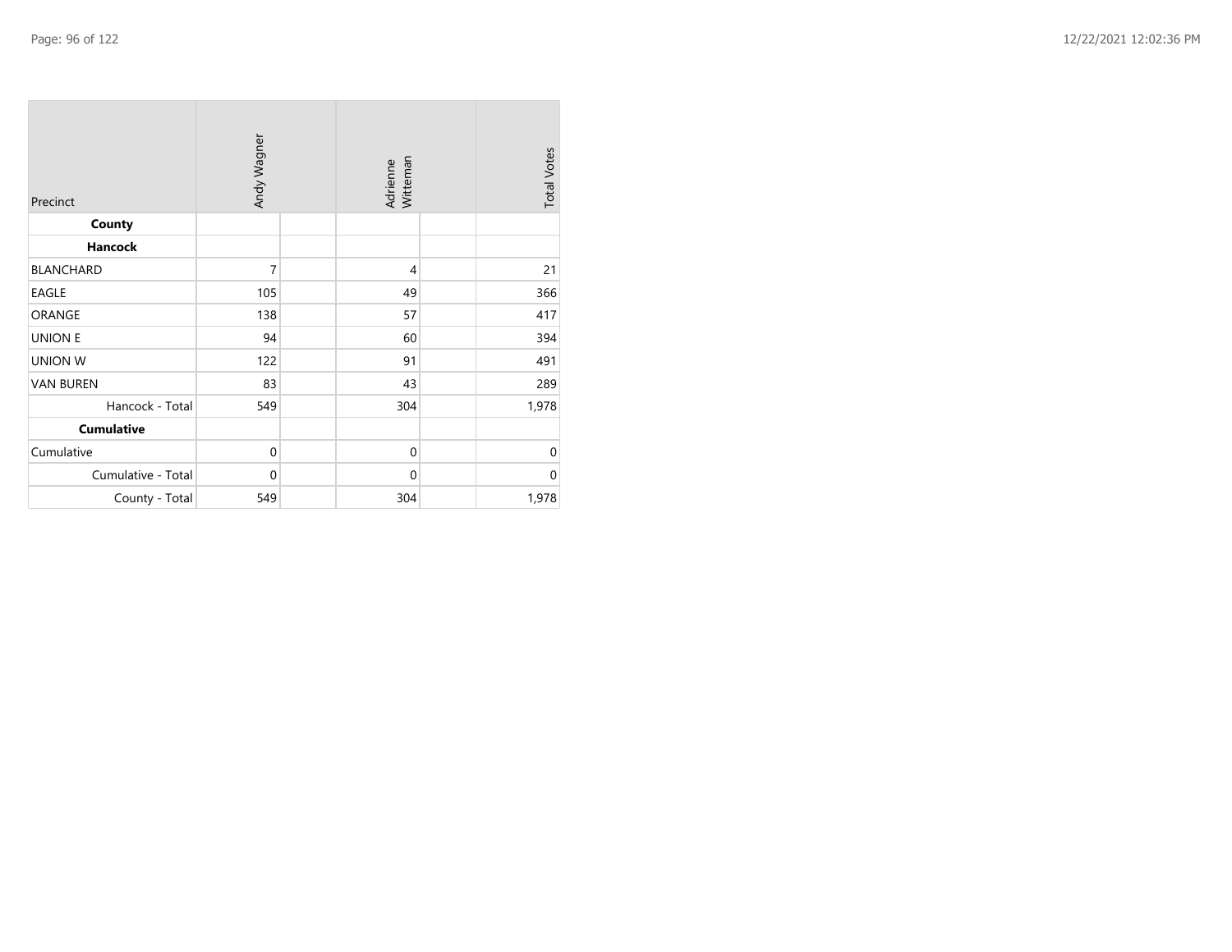| Precinct | Andy Wagner | | Adrienne Witteman | | Total Votes |
|---|---|---|---|---|---|
| **County** | | | | | |
| **Hancock** | | | | | |
| BLANCHARD | 7 | | 4 | | 21 |
| EAGLE | 105 | | 49 | | 366 |
| ORANGE | 138 | | 57 | | 417 |
| UNION E | 94 | | 60 | | 394 |
| UNION W | 122 | | 91 | | 491 |
| VAN BUREN | 83 | | 43 | | 289 |
| Hancock - Total | 549 | | 304 | | 1,978 |
| **Cumulative** | | | | | |
| Cumulative | 0 | | 0 | | 0 |
| Cumulative - Total | 0 | | 0 | | 0 |
| County - Total | 549 | | 304 | | 1,978 |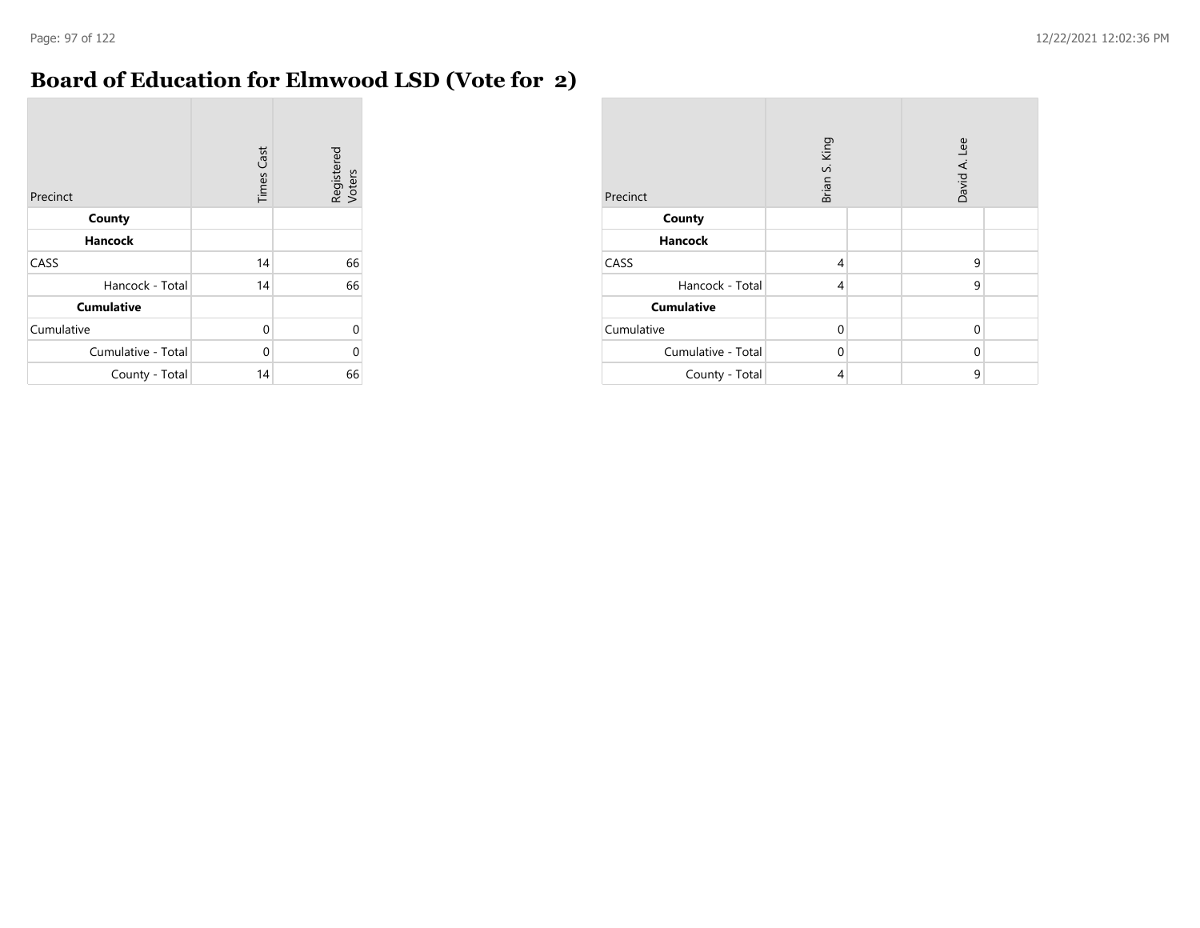# Board of Education for Elmwood LSD (Vote for 2)

| Precinct | Times Cast | Registered Voters |
|---|---|---|
| **County** | | |
| **Hancock** | | |
| CASS | 14 | 66 |
| Hancock - Total | 14 | 66 |
| **Cumulative** | | |
| Cumulative | 0 | 0 |
| Cumulative - Total | 0 | 0 |
| County - Total | 14 | 66 |

| Precinct | Brian S. King | | David A. Lee | |
|---|---|---|---|---|
| **County** | | | | |
| **Hancock** | | | | |
| CASS | 4 | | 9 | |
| Hancock - Total | 4 | | 9 | |
| **Cumulative** | | | | |
| Cumulative | 0 | | 0 | |
| Cumulative - Total | 0 | | 0 | |
| County - Total | 4 | | 9 | |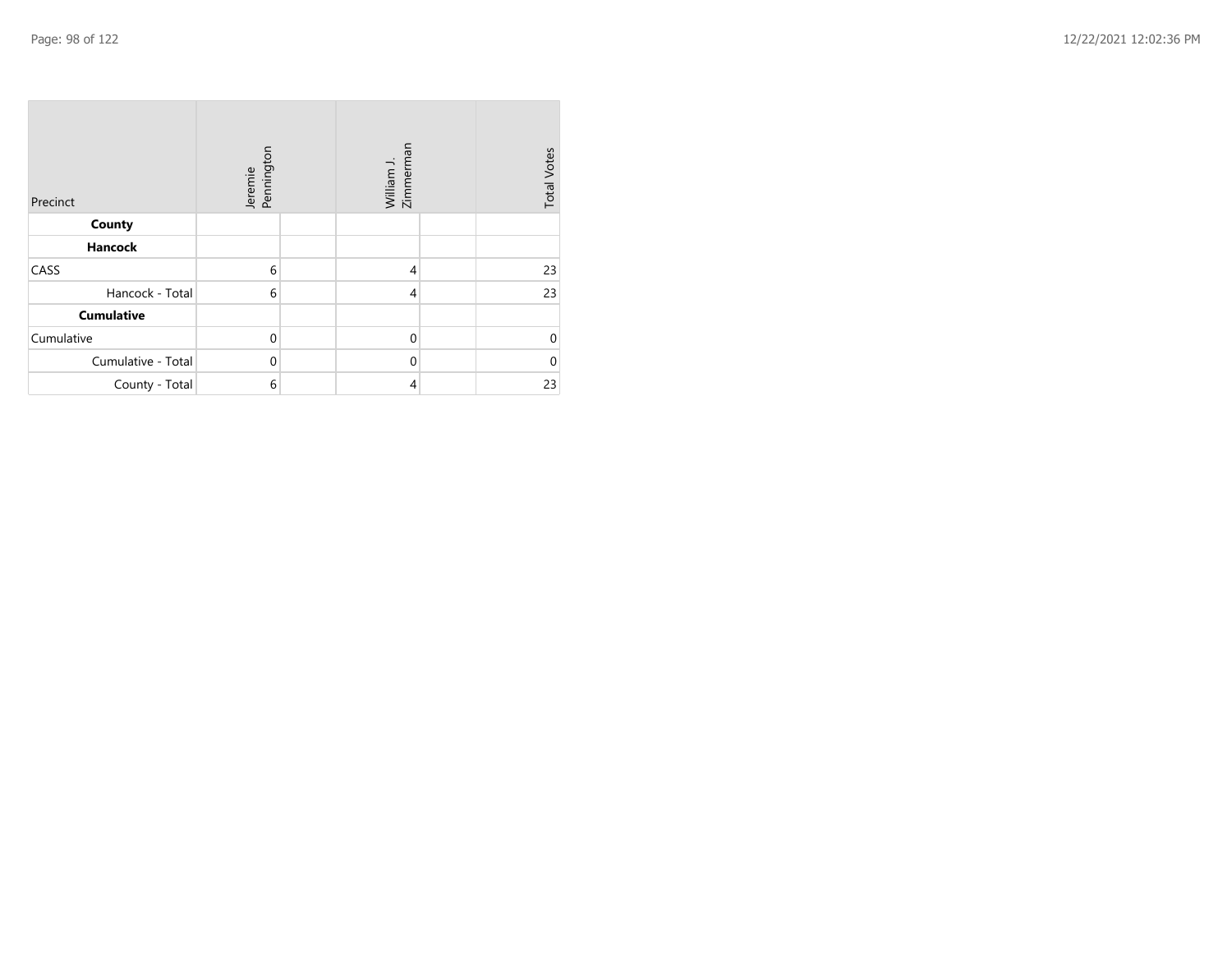| Precinct | Jeremie Pennington | | William J. Zimmerman | | Total Votes |
|---|---|---|---|---|---|
| **County** | | | | | |
| **Hancock** | | | | | |
| CASS | 6 | | 4 | | 23 |
| Hancock - Total | 6 | | 4 | | 23 |
| **Cumulative** | | | | | |
| Cumulative | 0 | | 0 | | 0 |
| Cumulative - Total | 0 | | 0 | | 0 |
| County - Total | 6 | | 4 | | 23 |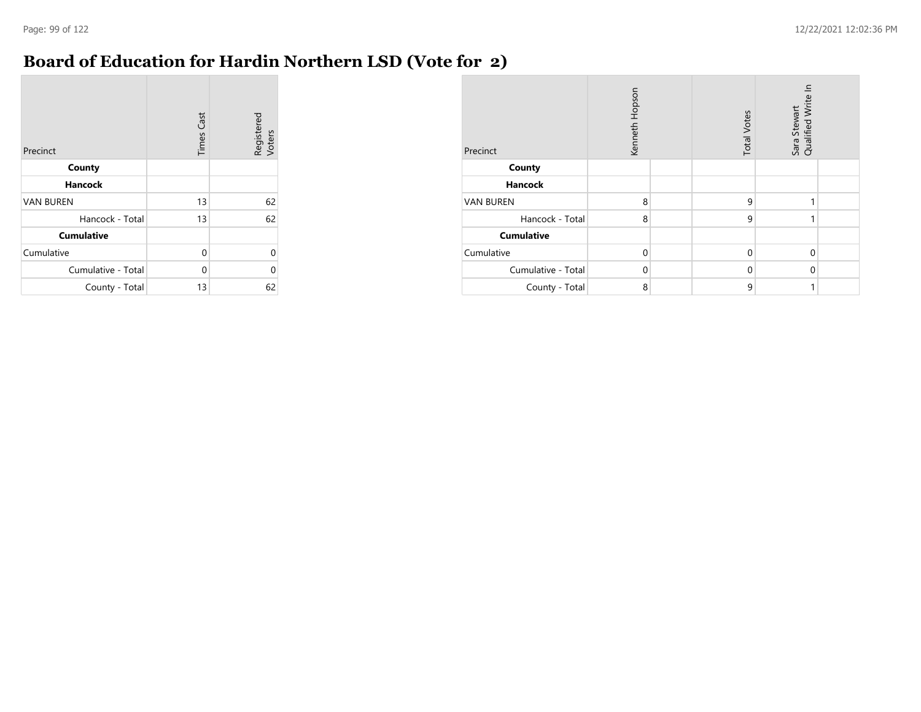# Board of Education for Hardin Northern LSD (Vote for 2)

| Precinct | Times Cast | Registered Voters |
| --- | --- | --- |
| **County** | | |
| **Hancock** | | |
| VAN BUREN | 13 | 62 |
| Hancock - Total | 13 | 62 |
| **Cumulative** | | |
| Cumulative | 0 | 0 |
| Cumulative - Total | 0 | 0 |
| County - Total | 13 | 62 |

| Precinct | Kenneth Hopson | Total Votes | Sara Stewart Qualified Write In |
| --- | --- | --- | --- |
| **County** | | | |
| **Hancock** | | | |
| VAN BUREN | 8 | 9 | 1 |
| Hancock - Total | 8 | 9 | 1 |
| **Cumulative** | | | |
| Cumulative | 0 | 0 | 0 |
| Cumulative - Total | 0 | 0 | 0 |
| County - Total | 8 | 9 | 1 |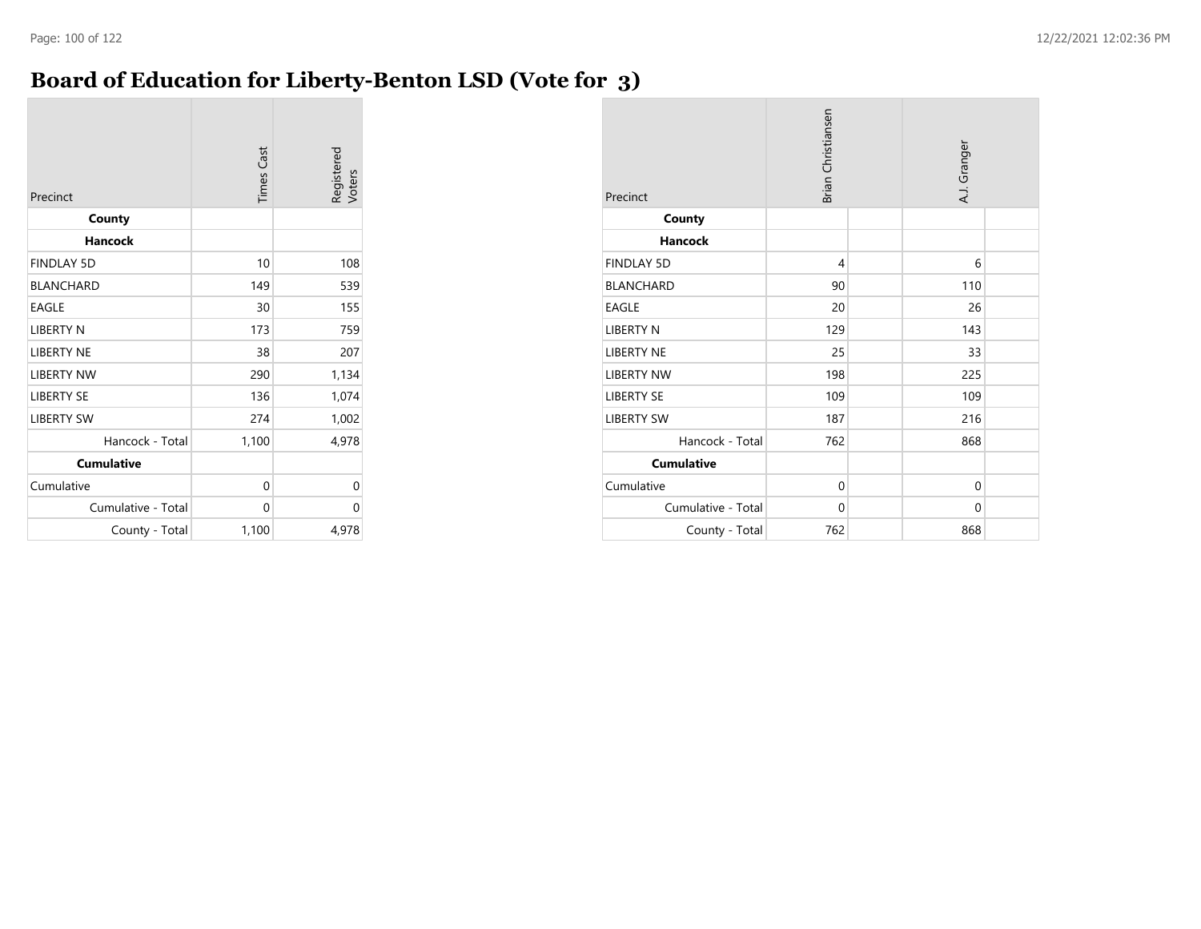# Board of Education for Liberty-Benton LSD (Vote for 3)

| Precinct | Times Cast | Registered Voters |
|---|---|---|
| **County** | | |
| **Hancock** | | |
| FINDLAY 5D | 10 | 108 |
| BLANCHARD | 149 | 539 |
| EAGLE | 30 | 155 |
| LIBERTY N | 173 | 759 |
| LIBERTY NE | 38 | 207 |
| LIBERTY NW | 290 | 1,134 |
| LIBERTY SE | 136 | 1,074 |
| LIBERTY SW | 274 | 1,002 |
| Hancock - Total | 1,100 | 4,978 |
| **Cumulative** | | |
| Cumulative | 0 | 0 |
| Cumulative - Total | 0 | 0 |
| County - Total | 1,100 | 4,978 |

| Precinct | Brian Christiansen | | A.J. Granger | |
|---|---|---|---|---|
| **County** | | | | |
| **Hancock** | | | | |
| FINDLAY 5D | 4 | | 6 | |
| BLANCHARD | 90 | | 110 | |
| EAGLE | 20 | | 26 | |
| LIBERTY N | 129 | | 143 | |
| LIBERTY NE | 25 | | 33 | |
| LIBERTY NW | 198 | | 225 | |
| LIBERTY SE | 109 | | 109 | |
| LIBERTY SW | 187 | | 216 | |
| Hancock - Total | 762 | | 868 | |
| **Cumulative** | | | | |
| Cumulative | 0 | | 0 | |
| Cumulative - Total | 0 | | 0 | |
| County - Total | 762 | | 868 | |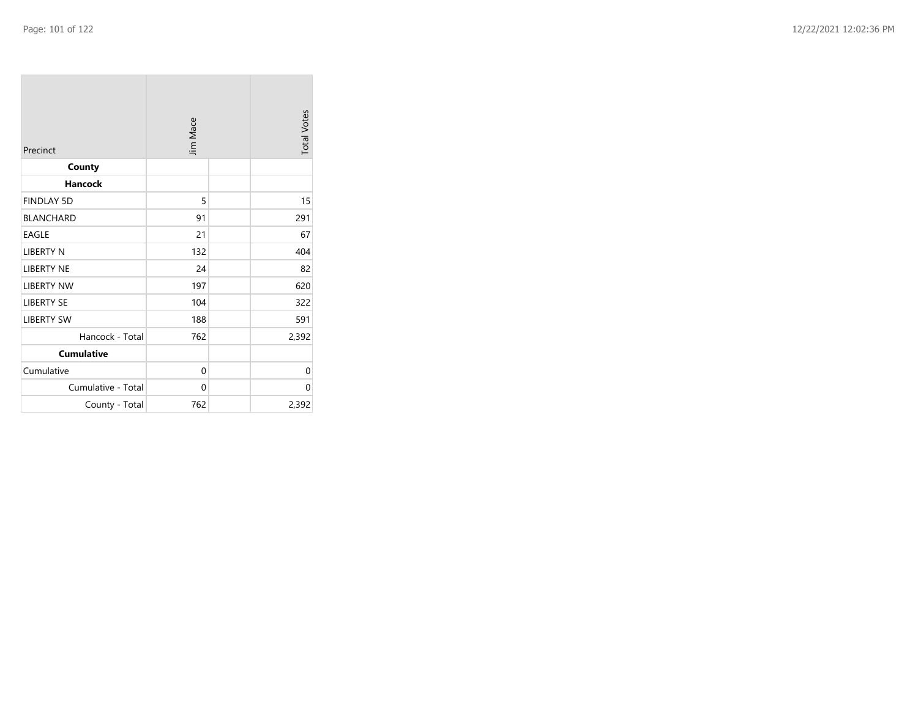| Precinct | Jim Mace | | Total Votes |
|---|---|---|---|
| **County** | | | |
| **Hancock** | | | |
| FINDLAY 5D | 5 | | 15 |
| BLANCHARD | 91 | | 291 |
| EAGLE | 21 | | 67 |
| LIBERTY N | 132 | | 404 |
| LIBERTY NE | 24 | | 82 |
| LIBERTY NW | 197 | | 620 |
| LIBERTY SE | 104 | | 322 |
| LIBERTY SW | 188 | | 591 |
| Hancock - Total | 762 | | 2,392 |
| **Cumulative** | | | |
| Cumulative | 0 | | 0 |
| Cumulative - Total | 0 | | 0 |
| County - Total | 762 | | 2,392 |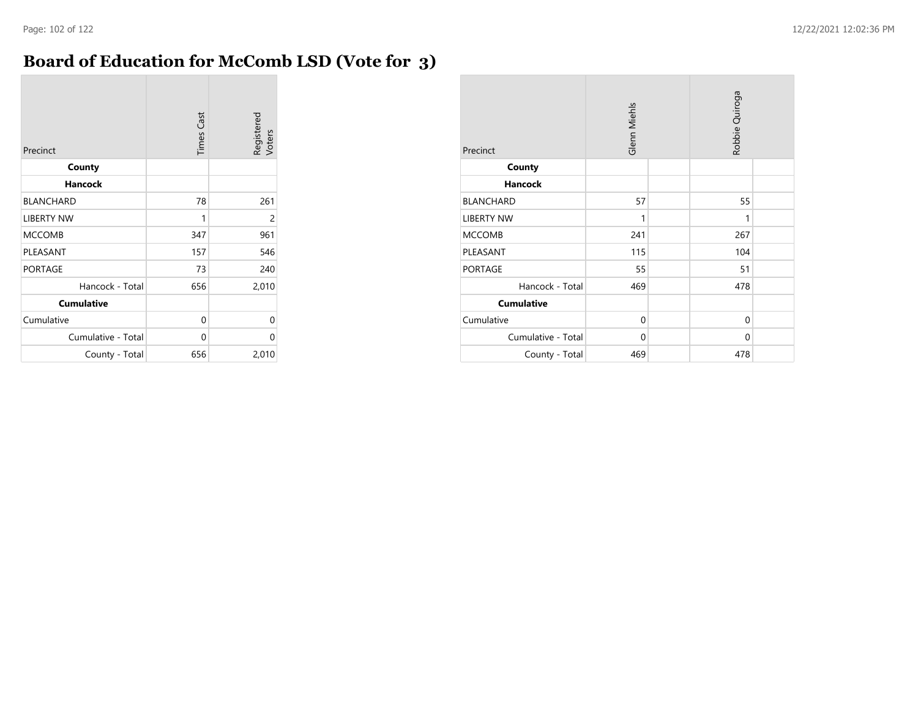# Board of Education for McComb LSD (Vote for 3)

| Precinct | Times Cast | Registered Voters |
|---|---|---|
| **County** | | |
| **Hancock** | | |
| BLANCHARD | 78 | 261 |
| LIBERTY NW | 1 | 2 |
| MCCOMB | 347 | 961 |
| PLEASANT | 157 | 546 |
| PORTAGE | 73 | 240 |
| Hancock - Total | 656 | 2,010 |
| **Cumulative** | | |
| Cumulative | 0 | 0 |
| Cumulative - Total | 0 | 0 |
| County - Total | 656 | 2,010 |

| Precinct | Glenn Miehls | | Robbie Quiroga | |
|---|---|---|---|---|
| **County** | | | | |
| **Hancock** | | | | |
| BLANCHARD | 57 | | 55 | |
| LIBERTY NW | 1 | | 1 | |
| MCCOMB | 241 | | 267 | |
| PLEASANT | 115 | | 104 | |
| PORTAGE | 55 | | 51 | |
| Hancock - Total | 469 | | 478 | |
| **Cumulative** | | | | |
| Cumulative | 0 | | 0 | |
| Cumulative - Total | 0 | | 0 | |
| County - Total | 469 | | 478 | |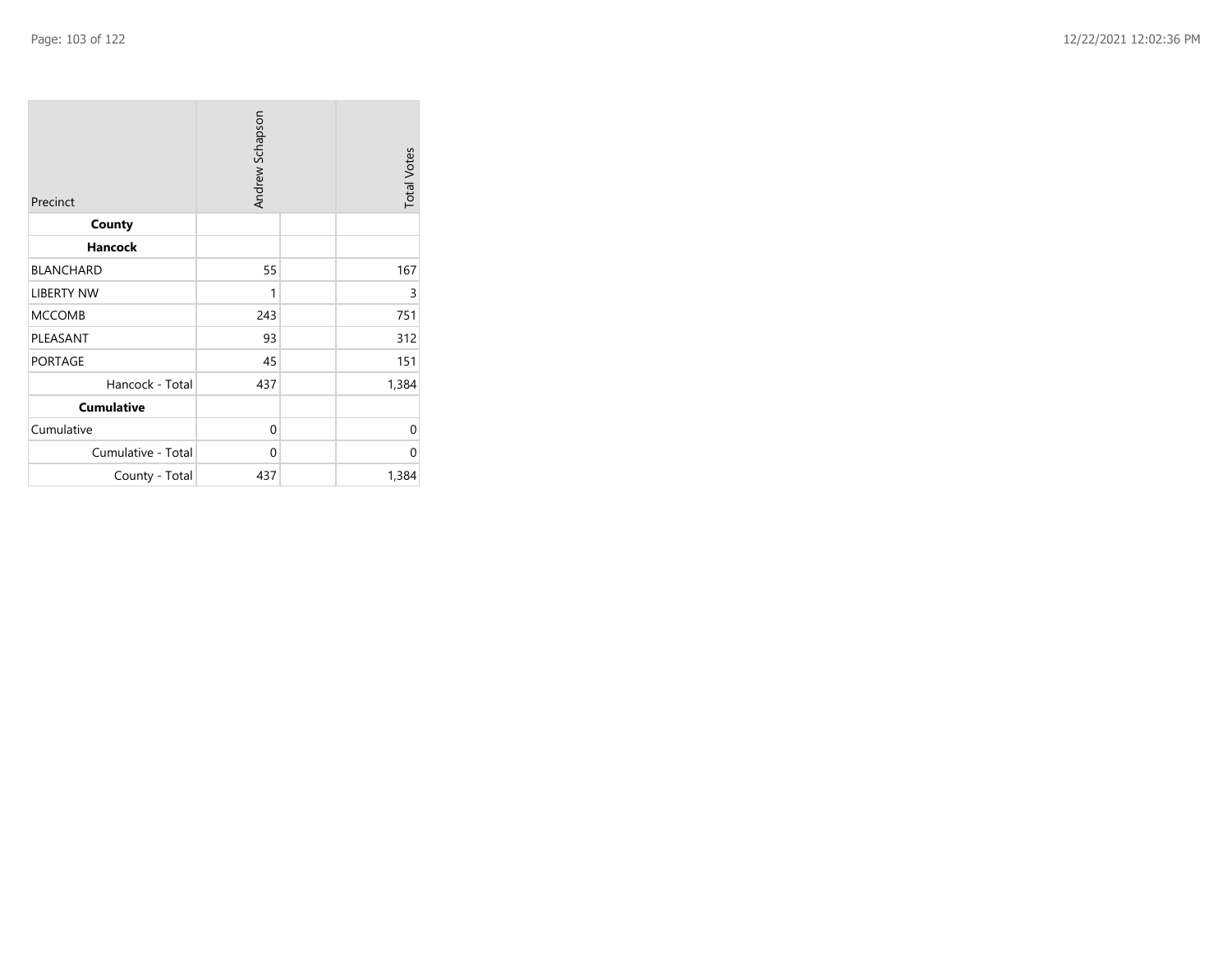| Precinct | Andrew Schapson | | Total Votes |
|---|---|---|---|
| **County** | | | |
| **Hancock** | | | |
| BLANCHARD | 55 | | 167 |
| LIBERTY NW | 1 | | 3 |
| MCCOMB | 243 | | 751 |
| PLEASANT | 93 | | 312 |
| PORTAGE | 45 | | 151 |
| Hancock - Total | 437 | | 1,384 |
| **Cumulative** | | | |
| Cumulative | 0 | | 0 |
| Cumulative - Total | 0 | | 0 |
| County - Total | 437 | | 1,384 |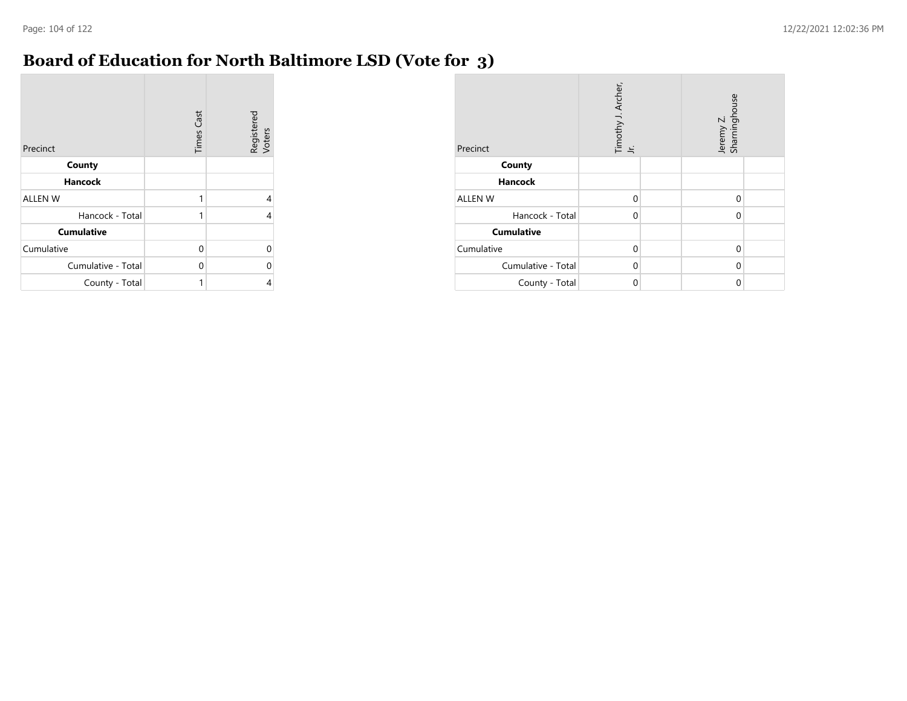# Board of Education for North Baltimore LSD (Vote for 3)

| Precinct | Times Cast | Registered Voters |
|---|---|---|
| **County** | | |
| **Hancock** | | |
| ALLEN W | 1 | 4 |
| Hancock - Total | 1 | 4 |
| **Cumulative** | | |
| Cumulative | 0 | 0 |
| Cumulative - Total | 0 | 0 |
| County - Total | 1 | 4 |

| Precinct | Timothy J. Archer, Jr. | | Jeremy Z. Sharninghouse | |
|---|---|---|---|---|
| **County** | | | | |
| **Hancock** | | | | |
| ALLEN W | 0 | | 0 | |
| Hancock - Total | 0 | | 0 | |
| **Cumulative** | | | | |
| Cumulative | 0 | | 0 | |
| Cumulative - Total | 0 | | 0 | |
| County - Total | 0 | | 0 | |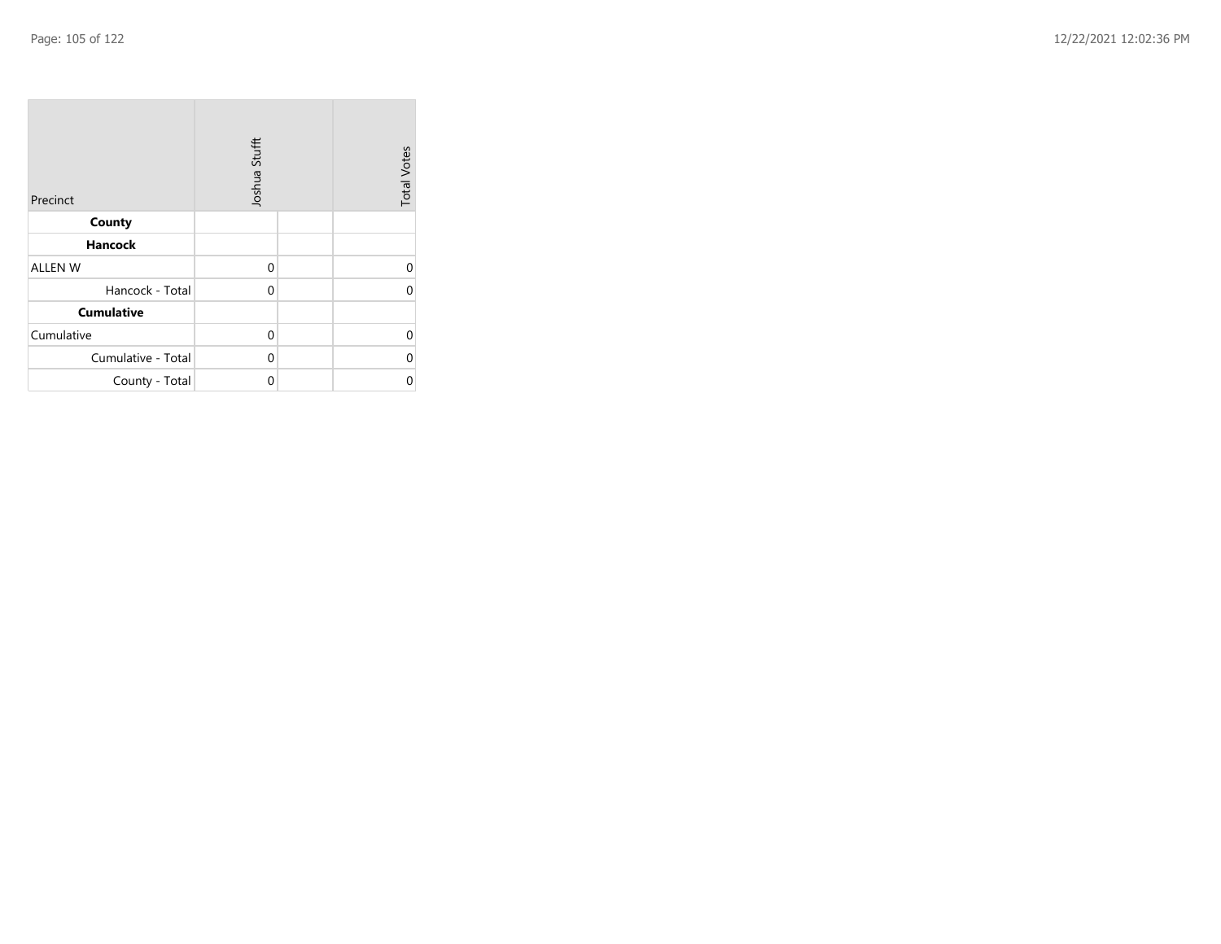| Precinct | Joshua Stufft | | Total Votes |
|---|---|---|---|
| **County** | | | |
| **Hancock** | | | |
| ALLEN W | 0 | | 0 |
| Hancock - Total | 0 | | 0 |
| **Cumulative** | | | |
| Cumulative | 0 | | 0 |
| Cumulative - Total | 0 | | 0 |
| County - Total | 0 | | 0 |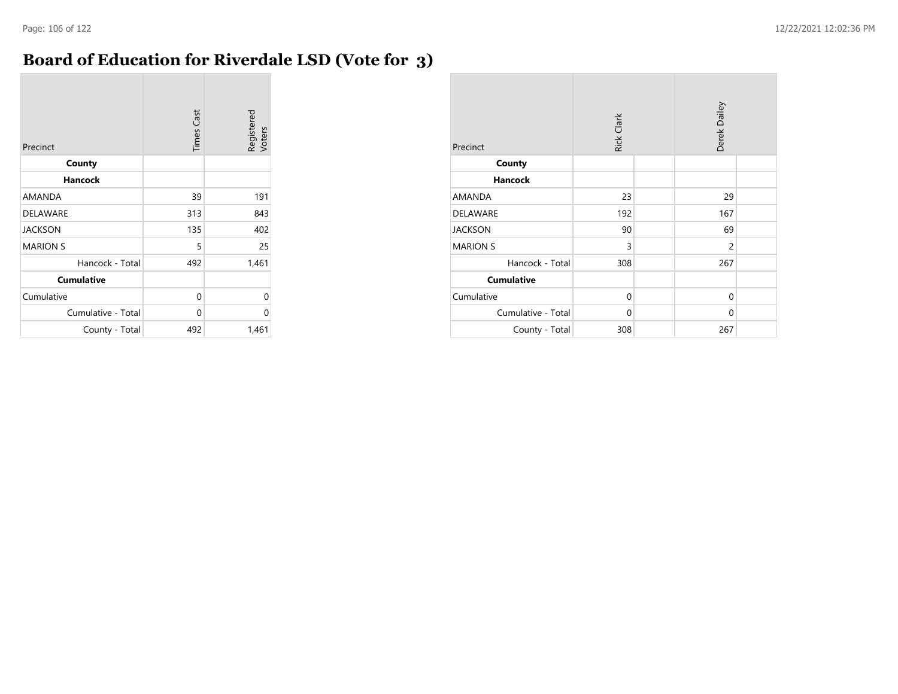# Board of Education for Riverdale LSD (Vote for 3)

| Precinct | Times Cast | Registered Voters |
|---|---|---|
| **County** | | |
| **Hancock** | | |
| AMANDA | 39 | 191 |
| DELAWARE | 313 | 843 |
| JACKSON | 135 | 402 |
| MARION S | 5 | 25 |
| Hancock - Total | 492 | 1,461 |
| **Cumulative** | | |
| Cumulative | 0 | 0 |
| Cumulative - Total | 0 | 0 |
| County - Total | 492 | 1,461 |

| Precinct | Rick Clark | | Derek Dailey | |
|---|---|---|---|---|
| **County** | | | | |
| **Hancock** | | | | |
| AMANDA | 23 | | 29 | |
| DELAWARE | 192 | | 167 | |
| JACKSON | 90 | | 69 | |
| MARION S | 3 | | 2 | |
| Hancock - Total | 308 | | 267 | |
| **Cumulative** | | | | |
| Cumulative | 0 | | 0 | |
| Cumulative - Total | 0 | | 0 | |
| County - Total | 308 | | 267 | |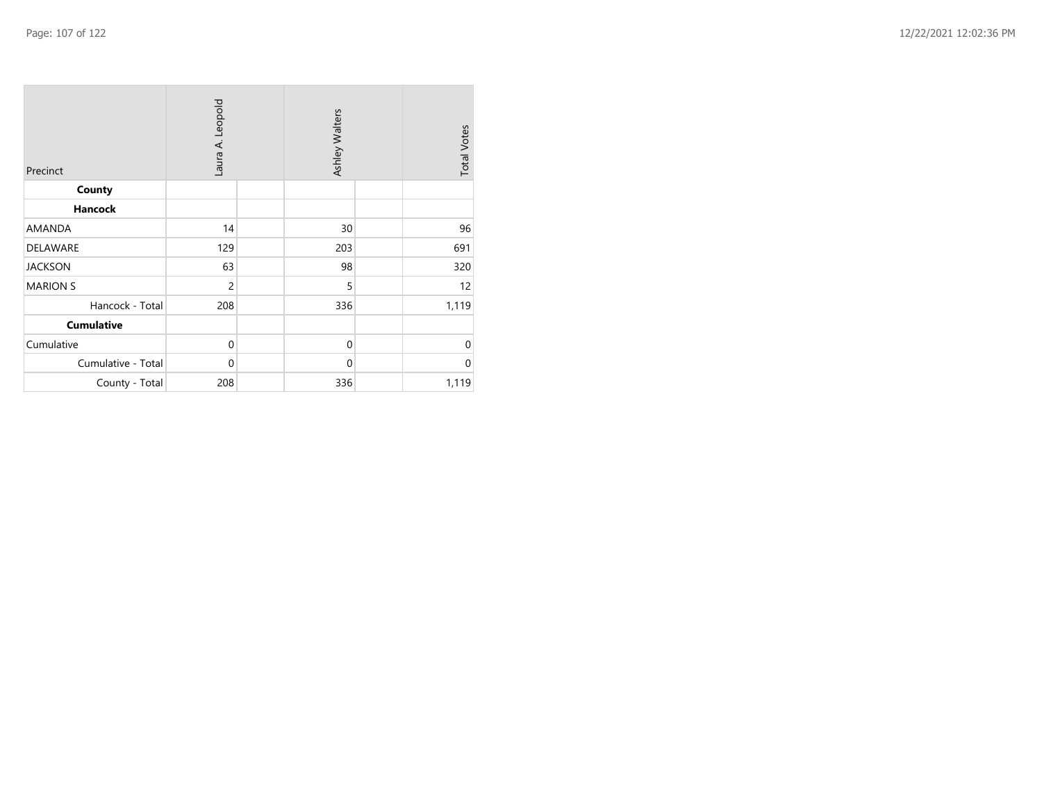| Precinct | Laura A. Leopold | | Ashley Walters | | Total Votes |
|---|---|---|---|---|---|
| **County** | | | | | |
| **Hancock** | | | | | |
| AMANDA | 14 | | 30 | | 96 |
| DELAWARE | 129 | | 203 | | 691 |
| JACKSON | 63 | | 98 | | 320 |
| MARION S | 2 | | 5 | | 12 |
| Hancock - Total | 208 | | 336 | | 1,119 |
| **Cumulative** | | | | | |
| Cumulative | 0 | | 0 | | 0 |
| Cumulative - Total | 0 | | 0 | | 0 |
| County - Total | 208 | | 336 | | 1,119 |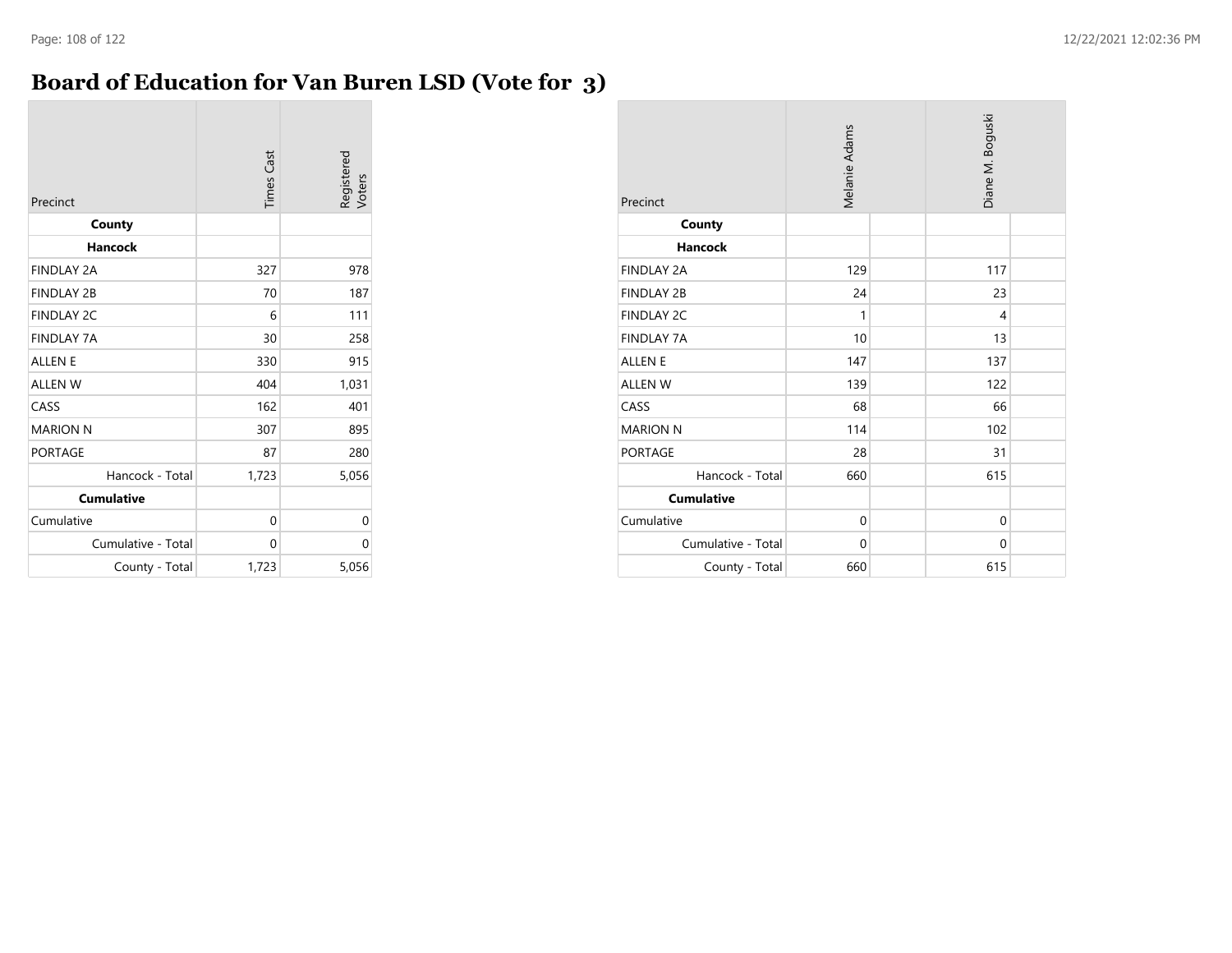# Board of Education for Van Buren LSD (Vote for 3)

| Precinct | Times Cast | Registered Voters |
|---|---|---|
| **County** | | |
| **Hancock** | | |
| FINDLAY 2A | 327 | 978 |
| FINDLAY 2B | 70 | 187 |
| FINDLAY 2C | 6 | 111 |
| FINDLAY 7A | 30 | 258 |
| ALLEN E | 330 | 915 |
| ALLEN W | 404 | 1,031 |
| CASS | 162 | 401 |
| MARION N | 307 | 895 |
| PORTAGE | 87 | 280 |
| Hancock - Total | 1,723 | 5,056 |
| **Cumulative** | | |
| Cumulative | 0 | 0 |
| Cumulative - Total | 0 | 0 |
| County - Total | 1,723 | 5,056 |

| Precinct | Melanie Adams | | Diane M. Boguski | |
|---|---|---|---|---|
| **County** | | | | |
| **Hancock** | | | | |
| FINDLAY 2A | 129 | | 117 | |
| FINDLAY 2B | 24 | | 23 | |
| FINDLAY 2C | 1 | | 4 | |
| FINDLAY 7A | 10 | | 13 | |
| ALLEN E | 147 | | 137 | |
| ALLEN W | 139 | | 122 | |
| CASS | 68 | | 66 | |
| MARION N | 114 | | 102 | |
| PORTAGE | 28 | | 31 | |
| Hancock - Total | 660 | | 615 | |
| **Cumulative** | | | | |
| Cumulative | 0 | | 0 | |
| Cumulative - Total | 0 | | 0 | |
| County - Total | 660 | | 615 | |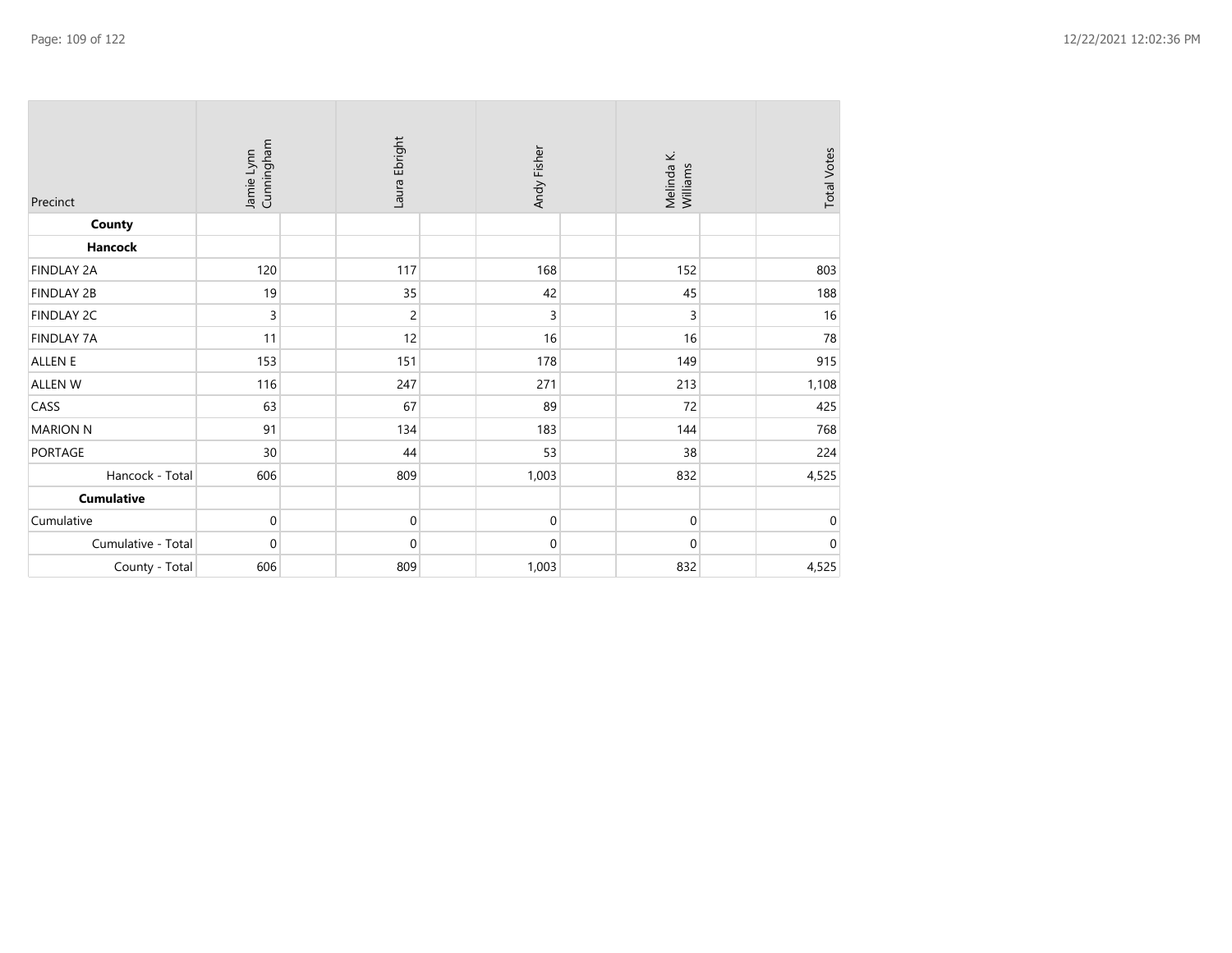| Precinct | Jamie Lynn Cunningham | Laura Ebright | Andy Fisher | Melinda K. Williams | Total Votes |
|---|---|---|---|---|---|
| **County** | | | | | |
| **Hancock** | | | | | |
| FINDLAY 2A | 120 | 117 | 168 | 152 | 803 |
| FINDLAY 2B | 19 | 35 | 42 | 45 | 188 |
| FINDLAY 2C | 3 | 2 | 3 | 3 | 16 |
| FINDLAY 7A | 11 | 12 | 16 | 16 | 78 |
| ALLEN E | 153 | 151 | 178 | 149 | 915 |
| ALLEN W | 116 | 247 | 271 | 213 | 1,108 |
| CASS | 63 | 67 | 89 | 72 | 425 |
| MARION N | 91 | 134 | 183 | 144 | 768 |
| PORTAGE | 30 | 44 | 53 | 38 | 224 |
| Hancock - Total | 606 | 809 | 1,003 | 832 | 4,525 |
| **Cumulative** | | | | | |
| Cumulative | 0 | 0 | 0 | 0 | 0 |
| Cumulative - Total | 0 | 0 | 0 | 0 | 0 |
| County - Total | 606 | 809 | 1,003 | 832 | 4,525 |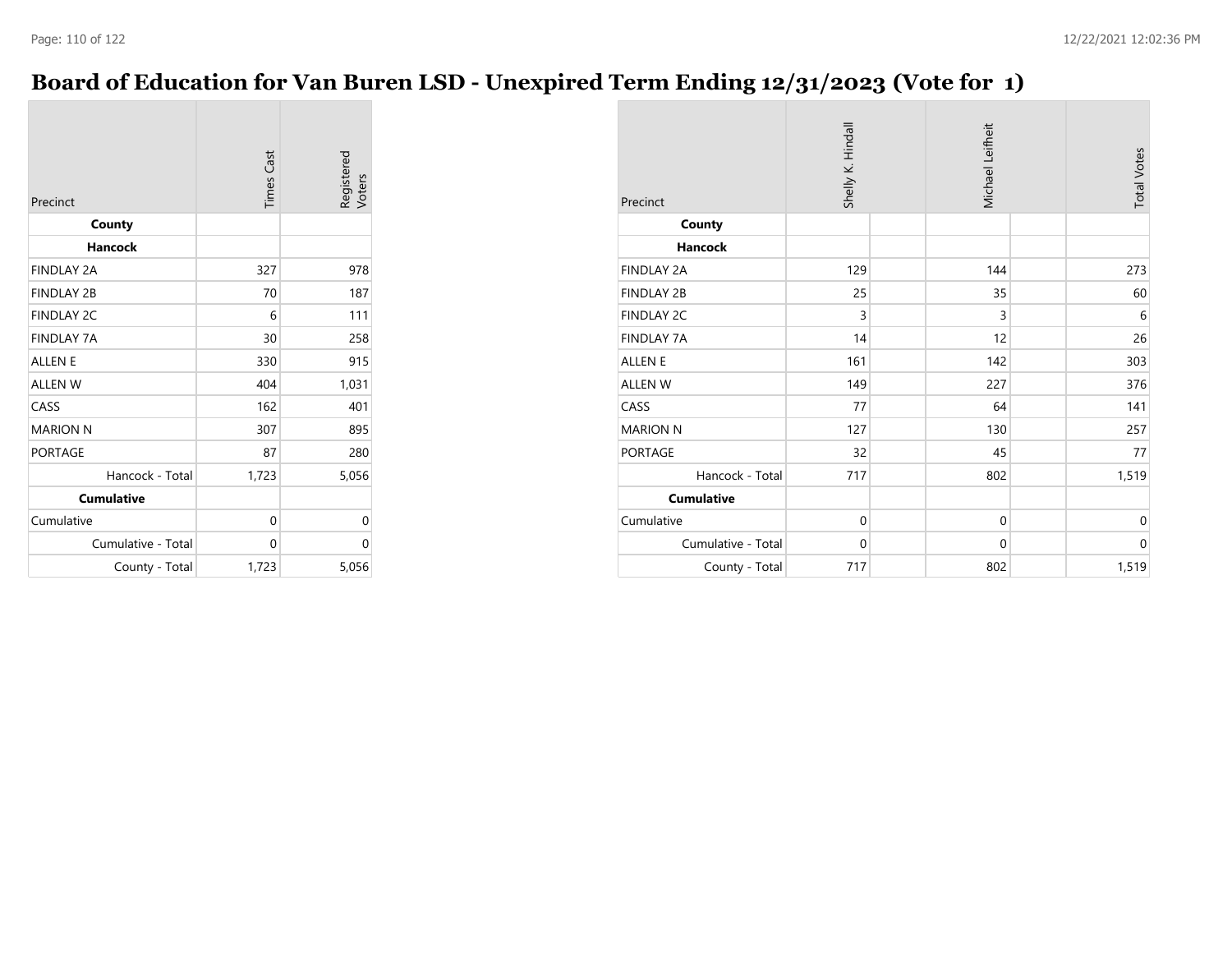# Board of Education for Van Buren LSD - Unexpired Term Ending 12/31/2023 (Vote for 1)

| Precinct | Times Cast | Registered Voters |
|---|---|---|
| **County** | | |
| **Hancock** | | |
| FINDLAY 2A | 327 | 978 |
| FINDLAY 2B | 70 | 187 |
| FINDLAY 2C | 6 | 111 |
| FINDLAY 7A | 30 | 258 |
| ALLEN E | 330 | 915 |
| ALLEN W | 404 | 1,031 |
| CASS | 162 | 401 |
| MARION N | 307 | 895 |
| PORTAGE | 87 | 280 |
| Hancock - Total | 1,723 | 5,056 |
| **Cumulative** | | |
| Cumulative | 0 | 0 |
| Cumulative - Total | 0 | 0 |
| County - Total | 1,723 | 5,056 |

| Precinct | Shelly K. Hindall | Michael Leifheit | Total Votes |
|---|---|---|---|
| **County** | | | |
| **Hancock** | | | |
| FINDLAY 2A | 129 | 144 | 273 |
| FINDLAY 2B | 25 | 35 | 60 |
| FINDLAY 2C | 3 | 3 | 6 |
| FINDLAY 7A | 14 | 12 | 26 |
| ALLEN E | 161 | 142 | 303 |
| ALLEN W | 149 | 227 | 376 |
| CASS | 77 | 64 | 141 |
| MARION N | 127 | 130 | 257 |
| PORTAGE | 32 | 45 | 77 |
| Hancock - Total | 717 | 802 | 1,519 |
| **Cumulative** | | | |
| Cumulative | 0 | 0 | 0 |
| Cumulative - Total | 0 | 0 | 0 |
| County - Total | 717 | 802 | 1,519 |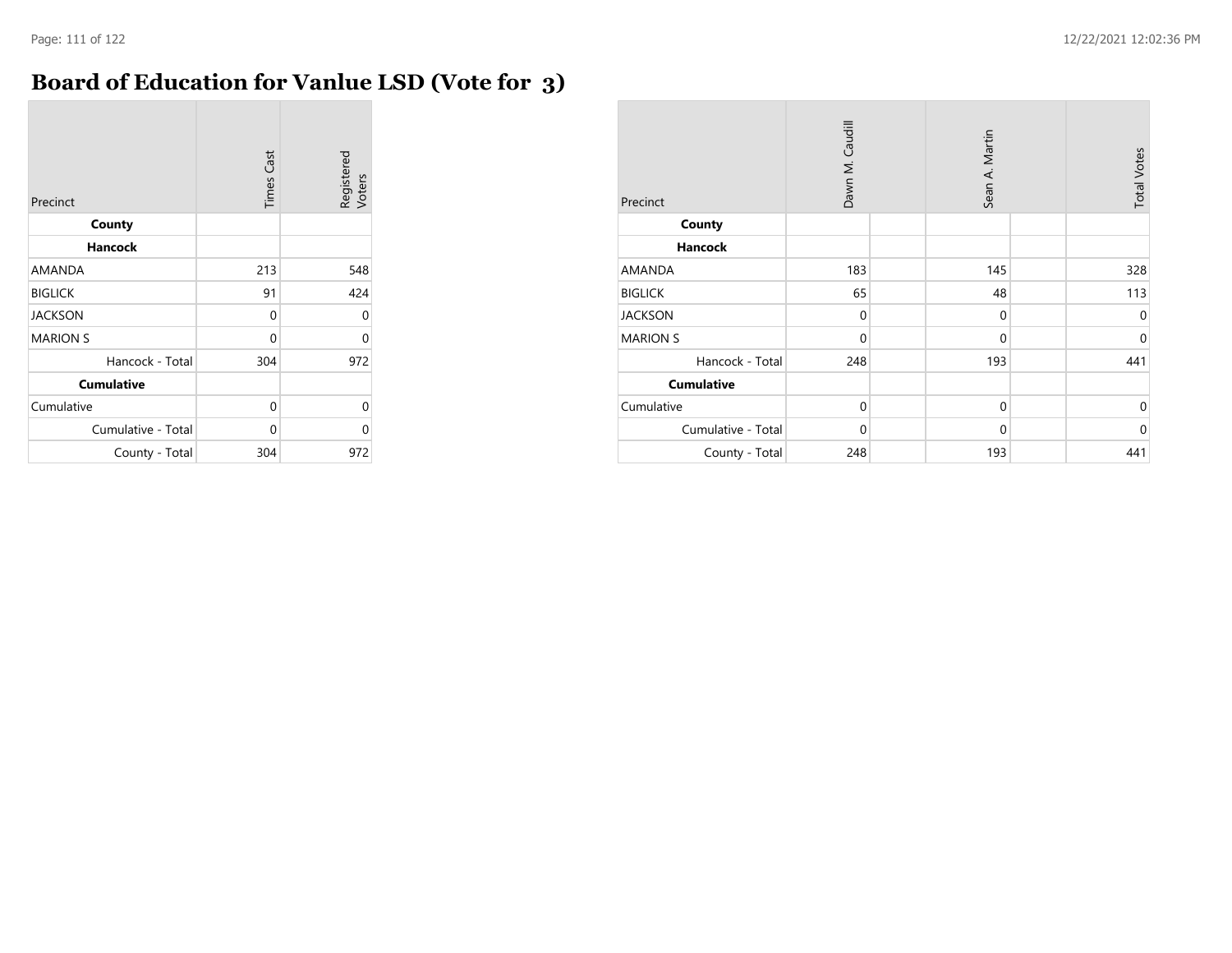# Board of Education for Vanlue LSD (Vote for 3)

| Precinct | Times Cast | Registered Voters |
|---|---|---|
| **County** | | |
| **Hancock** | | |
| AMANDA | 213 | 548 |
| BIGLICK | 91 | 424 |
| JACKSON | 0 | 0 |
| MARION S | 0 | 0 |
| Hancock - Total | 304 | 972 |
| **Cumulative** | | |
| Cumulative | 0 | 0 |
| Cumulative - Total | 0 | 0 |
| County - Total | 304 | 972 |

| Precinct | Dawn M. Caudill | | Sean A. Martin | | Total Votes |
|---|---|---|---|---|---|
| **County** | | | | | |
| **Hancock** | | | | | |
| AMANDA | 183 | | 145 | | 328 |
| BIGLICK | 65 | | 48 | | 113 |
| JACKSON | 0 | | 0 | | 0 |
| MARION S | 0 | | 0 | | 0 |
| Hancock - Total | 248 | | 193 | | 441 |
| **Cumulative** | | | | | |
| Cumulative | 0 | | 0 | | 0 |
| Cumulative - Total | 0 | | 0 | | 0 |
| County - Total | 248 | | 193 | | 441 |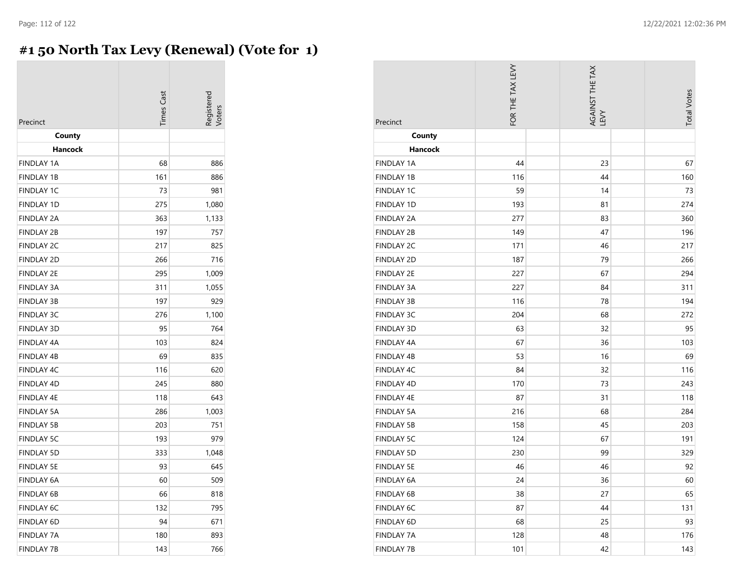# #1 50 North Tax Levy (Renewal) (Vote for 1)

| Precinct | Times Cast | Registered Voters |
|---|---|---|
| **County** | | |
| **Hancock** | | |
| FINDLAY 1A | 68 | 886 |
| FINDLAY 1B | 161 | 886 |
| FINDLAY 1C | 73 | 981 |
| FINDLAY 1D | 275 | 1,080 |
| FINDLAY 2A | 363 | 1,133 |
| FINDLAY 2B | 197 | 757 |
| FINDLAY 2C | 217 | 825 |
| FINDLAY 2D | 266 | 716 |
| FINDLAY 2E | 295 | 1,009 |
| FINDLAY 3A | 311 | 1,055 |
| FINDLAY 3B | 197 | 929 |
| FINDLAY 3C | 276 | 1,100 |
| FINDLAY 3D | 95 | 764 |
| FINDLAY 4A | 103 | 824 |
| FINDLAY 4B | 69 | 835 |
| FINDLAY 4C | 116 | 620 |
| FINDLAY 4D | 245 | 880 |
| FINDLAY 4E | 118 | 643 |
| FINDLAY 5A | 286 | 1,003 |
| FINDLAY 5B | 203 | 751 |
| FINDLAY 5C | 193 | 979 |
| FINDLAY 5D | 333 | 1,048 |
| FINDLAY 5E | 93 | 645 |
| FINDLAY 6A | 60 | 509 |
| FINDLAY 6B | 66 | 818 |
| FINDLAY 6C | 132 | 795 |
| FINDLAY 6D | 94 | 671 |
| FINDLAY 7A | 180 | 893 |
| FINDLAY 7B | 143 | 766 |

| Precinct | FOR THE TAX LEVY | | AGAINST THE TAX LEVY | | Total Votes |
|---|---|---|---|---|---|
| **County** | | | | | |
| **Hancock** | | | | | |
| FINDLAY 1A | 44 | | 23 | | 67 |
| FINDLAY 1B | 116 | | 44 | | 160 |
| FINDLAY 1C | 59 | | 14 | | 73 |
| FINDLAY 1D | 193 | | 81 | | 274 |
| FINDLAY 2A | 277 | | 83 | | 360 |
| FINDLAY 2B | 149 | | 47 | | 196 |
| FINDLAY 2C | 171 | | 46 | | 217 |
| FINDLAY 2D | 187 | | 79 | | 266 |
| FINDLAY 2E | 227 | | 67 | | 294 |
| FINDLAY 3A | 227 | | 84 | | 311 |
| FINDLAY 3B | 116 | | 78 | | 194 |
| FINDLAY 3C | 204 | | 68 | | 272 |
| FINDLAY 3D | 63 | | 32 | | 95 |
| FINDLAY 4A | 67 | | 36 | | 103 |
| FINDLAY 4B | 53 | | 16 | | 69 |
| FINDLAY 4C | 84 | | 32 | | 116 |
| FINDLAY 4D | 170 | | 73 | | 243 |
| FINDLAY 4E | 87 | | 31 | | 118 |
| FINDLAY 5A | 216 | | 68 | | 284 |
| FINDLAY 5B | 158 | | 45 | | 203 |
| FINDLAY 5C | 124 | | 67 | | 191 |
| FINDLAY 5D | 230 | | 99 | | 329 |
| FINDLAY 5E | 46 | | 46 | | 92 |
| FINDLAY 6A | 24 | | 36 | | 60 |
| FINDLAY 6B | 38 | | 27 | | 65 |
| FINDLAY 6C | 87 | | 44 | | 131 |
| FINDLAY 6D | 68 | | 25 | | 93 |
| FINDLAY 7A | 128 | | 48 | | 176 |
| FINDLAY 7B | 101 | | 42 | | 143 |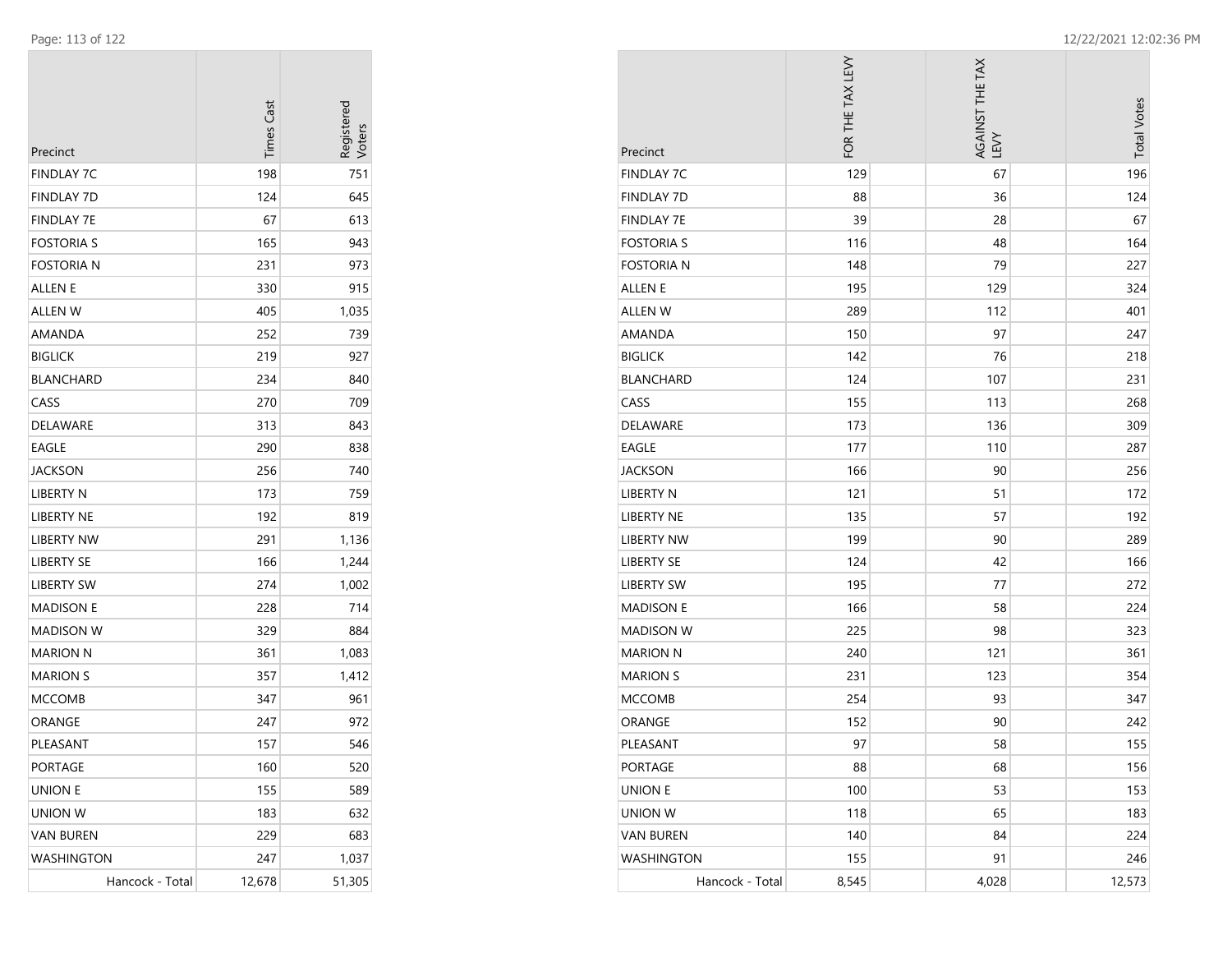| Precinct | Times Cast | Registered Voters |
|---|---|---|
| FINDLAY 7C | 198 | 751 |
| FINDLAY 7D | 124 | 645 |
| FINDLAY 7E | 67 | 613 |
| FOSTORIA S | 165 | 943 |
| FOSTORIA N | 231 | 973 |
| ALLEN E | 330 | 915 |
| ALLEN W | 405 | 1,035 |
| AMANDA | 252 | 739 |
| BIGLICK | 219 | 927 |
| BLANCHARD | 234 | 840 |
| CASS | 270 | 709 |
| DELAWARE | 313 | 843 |
| EAGLE | 290 | 838 |
| JACKSON | 256 | 740 |
| LIBERTY N | 173 | 759 |
| LIBERTY NE | 192 | 819 |
| LIBERTY NW | 291 | 1,136 |
| LIBERTY SE | 166 | 1,244 |
| LIBERTY SW | 274 | 1,002 |
| MADISON E | 228 | 714 |
| MADISON W | 329 | 884 |
| MARION N | 361 | 1,083 |
| MARION S | 357 | 1,412 |
| MCCOMB | 347 | 961 |
| ORANGE | 247 | 972 |
| PLEASANT | 157 | 546 |
| PORTAGE | 160 | 520 |
| UNION E | 155 | 589 |
| UNION W | 183 | 632 |
| VAN BUREN | 229 | 683 |
| WASHINGTON | 247 | 1,037 |
| Hancock - Total | 12,678 | 51,305 |

| Precinct | FOR THE TAX LEVY | AGAINST THE TAX LEVY | Total Votes |
|---|---|---|---|
| FINDLAY 7C | 129 | 67 | 196 |
| FINDLAY 7D | 88 | 36 | 124 |
| FINDLAY 7E | 39 | 28 | 67 |
| FOSTORIA S | 116 | 48 | 164 |
| FOSTORIA N | 148 | 79 | 227 |
| ALLEN E | 195 | 129 | 324 |
| ALLEN W | 289 | 112 | 401 |
| AMANDA | 150 | 97 | 247 |
| BIGLICK | 142 | 76 | 218 |
| BLANCHARD | 124 | 107 | 231 |
| CASS | 155 | 113 | 268 |
| DELAWARE | 173 | 136 | 309 |
| EAGLE | 177 | 110 | 287 |
| JACKSON | 166 | 90 | 256 |
| LIBERTY N | 121 | 51 | 172 |
| LIBERTY NE | 135 | 57 | 192 |
| LIBERTY NW | 199 | 90 | 289 |
| LIBERTY SE | 124 | 42 | 166 |
| LIBERTY SW | 195 | 77 | 272 |
| MADISON E | 166 | 58 | 224 |
| MADISON W | 225 | 98 | 323 |
| MARION N | 240 | 121 | 361 |
| MARION S | 231 | 123 | 354 |
| MCCOMB | 254 | 93 | 347 |
| ORANGE | 152 | 90 | 242 |
| PLEASANT | 97 | 58 | 155 |
| PORTAGE | 88 | 68 | 156 |
| UNION E | 100 | 53 | 153 |
| UNION W | 118 | 65 | 183 |
| VAN BUREN | 140 | 84 | 224 |
| WASHINGTON | 155 | 91 | 246 |
| Hancock - Total | 8,545 | 4,028 | 12,573 |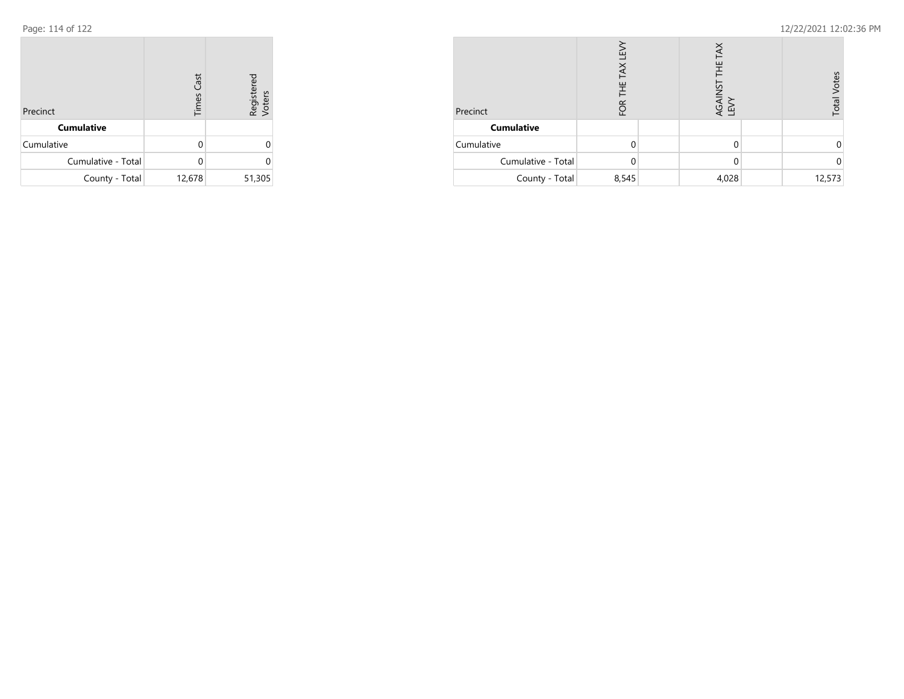| Precinct | Times Cast | Registered Voters |
|---|---|---|
| **Cumulative** | | |
| Cumulative | 0 | 0 |
| Cumulative - Total | 0 | 0 |
| County - Total | 12,678 | 51,305 |

| Precinct | FOR THE TAX LEVY | | AGAINST THE TAX LEVY | | Total Votes |
|---|---|---|---|---|---|
| **Cumulative** | | | | | |
| Cumulative | 0 | | 0 | | 0 |
| Cumulative - Total | 0 | | 0 | | 0 |
| County - Total | 8,545 | | 4,028 | | 12,573 |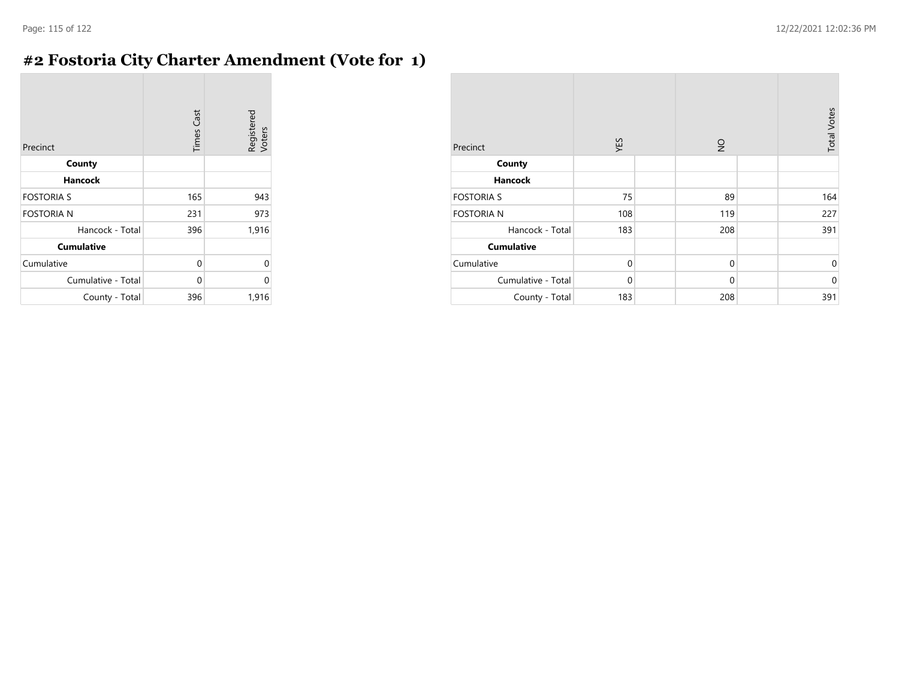# #2 Fostoria City Charter Amendment (Vote for 1)

| Precinct | Times Cast | Registered Voters |
|---|---|---|
| **County** | | |
| **Hancock** | | |
| FOSTORIA S | 165 | 943 |
| FOSTORIA N | 231 | 973 |
| Hancock - Total | 396 | 1,916 |
| **Cumulative** | | |
| Cumulative | 0 | 0 |
| Cumulative - Total | 0 | 0 |
| County - Total | 396 | 1,916 |

| Precinct | YES | | NO | | Total Votes |
|---|---|---|---|---|---|
| **County** | | | | | |
| **Hancock** | | | | | |
| FOSTORIA S | 75 | | 89 | | 164 |
| FOSTORIA N | 108 | | 119 | | 227 |
| Hancock - Total | 183 | | 208 | | 391 |
| **Cumulative** | | | | | |
| Cumulative | 0 | | 0 | | 0 |
| Cumulative - Total | 0 | | 0 | | 0 |
| County - Total | 183 | | 208 | | 391 |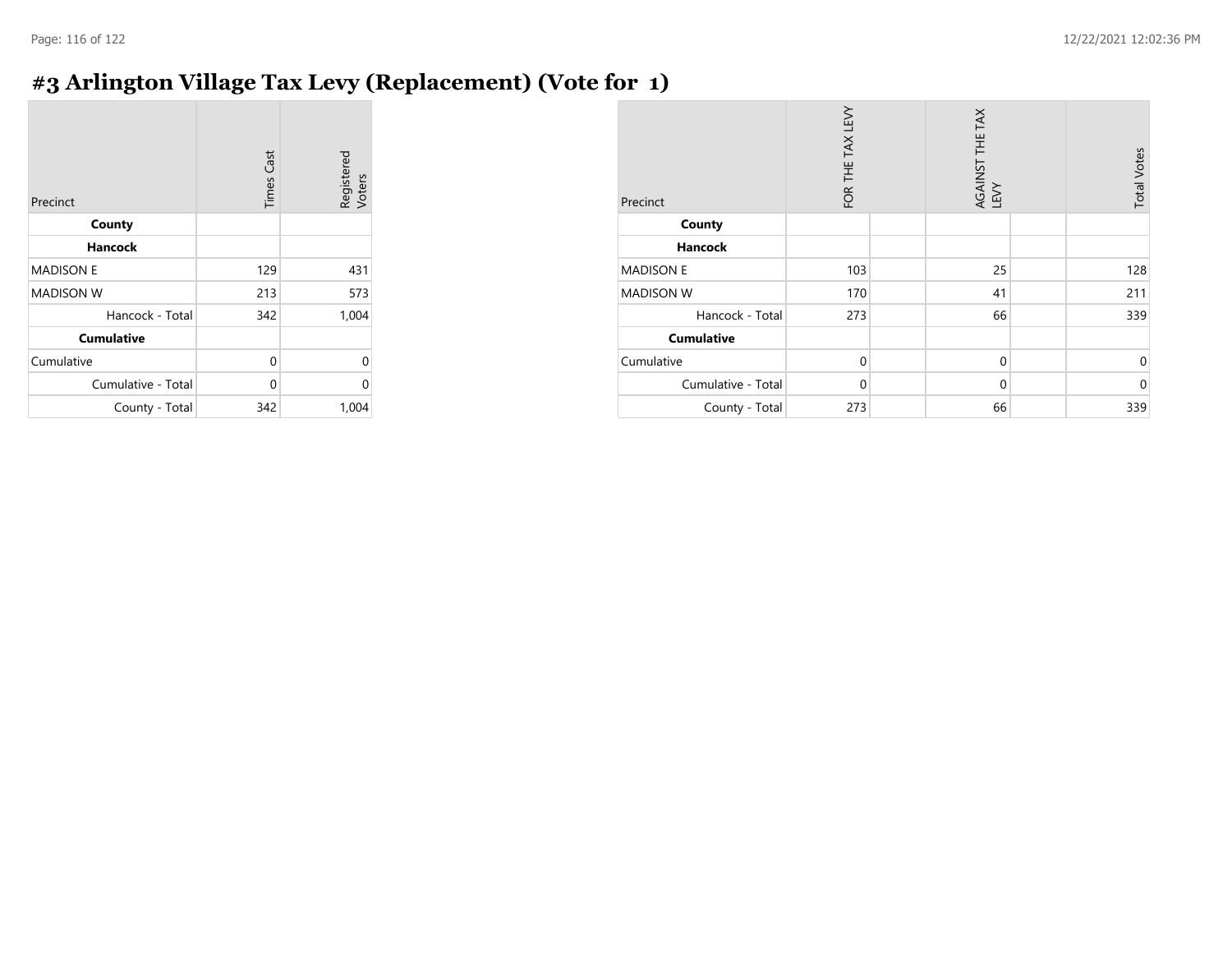# #3 Arlington Village Tax Levy (Replacement) (Vote for 1)

| Precinct | Times Cast | Registered Voters |
|---|---|---|
| **County** | | |
| **Hancock** | | |
| MADISON E | 129 | 431 |
| MADISON W | 213 | 573 |
| Hancock - Total | 342 | 1,004 |
| **Cumulative** | | |
| Cumulative | 0 | 0 |
| Cumulative - Total | 0 | 0 |
| County - Total | 342 | 1,004 |

| Precinct | FOR THE TAX LEVY | AGAINST THE TAX LEVY | Total Votes |
|---|---|---|---|
| **County** | | | |
| **Hancock** | | | |
| MADISON E | 103 | 25 | 128 |
| MADISON W | 170 | 41 | 211 |
| Hancock - Total | 273 | 66 | 339 |
| **Cumulative** | | | |
| Cumulative | 0 | 0 | 0 |
| Cumulative - Total | 0 | 0 | 0 |
| County - Total | 273 | 66 | 339 |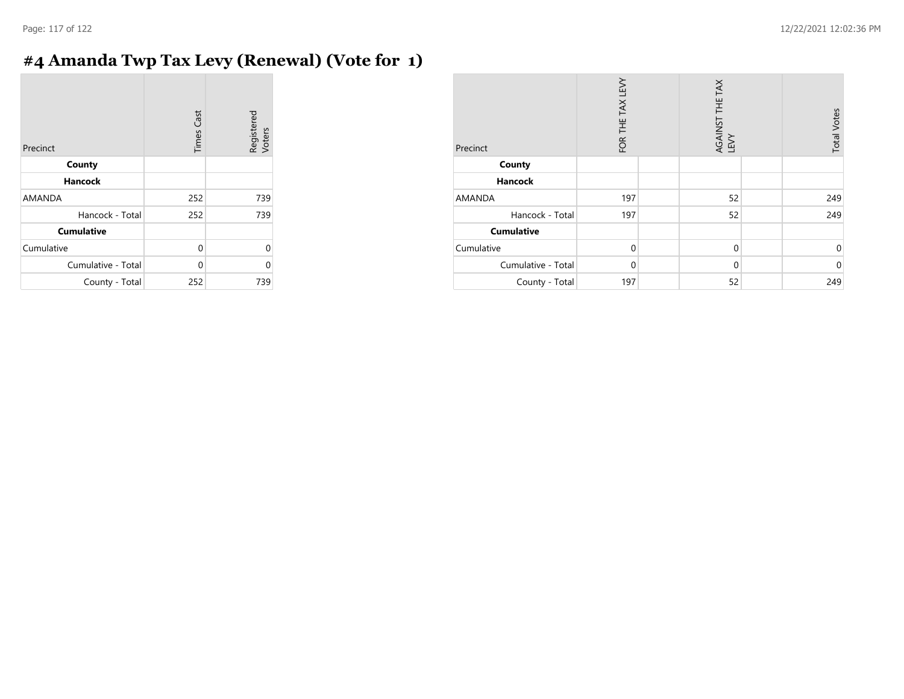# #4 Amanda Twp Tax Levy (Renewal) (Vote for 1)

| Precinct | Times Cast | Registered Voters |
|---|---|---|
| **County** | | |
| **Hancock** | | |
| AMANDA | 252 | 739 |
| Hancock - Total | 252 | 739 |
| **Cumulative** | | |
| Cumulative | 0 | 0 |
| Cumulative - Total | 0 | 0 |
| County - Total | 252 | 739 |

| Precinct | FOR THE TAX LEVY | | AGAINST THE TAX LEVY | | Total Votes |
|---|---|---|---|---|---|
| **County** | | | | | |
| **Hancock** | | | | | |
| AMANDA | 197 | | 52 | | 249 |
| Hancock - Total | 197 | | 52 | | 249 |
| **Cumulative** | | | | | |
| Cumulative | 0 | | 0 | | 0 |
| Cumulative - Total | 0 | | 0 | | 0 |
| County - Total | 197 | | 52 | | 249 |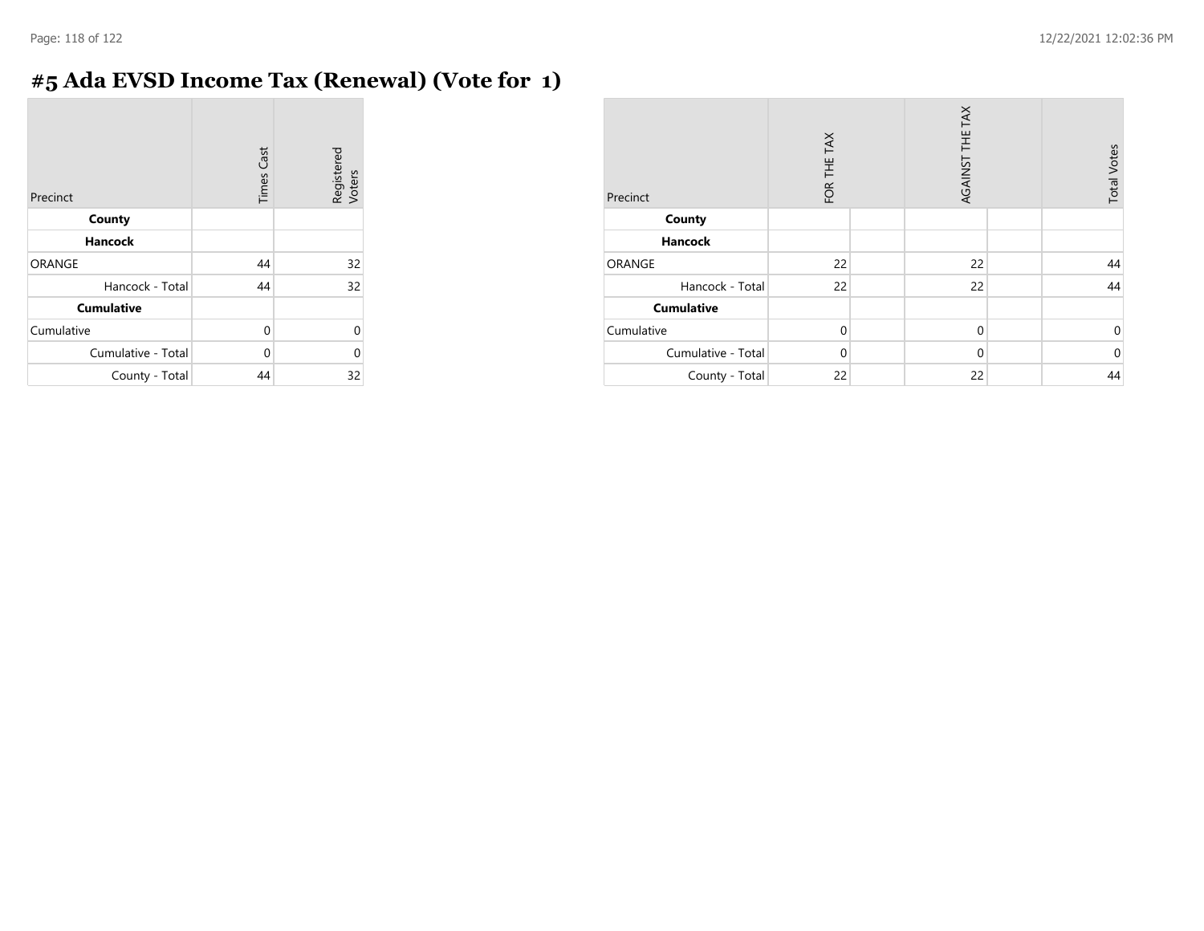# #5 Ada EVSD Income Tax (Renewal) (Vote for 1)

| Precinct | Times Cast | Registered Voters |
|---|---|---|
| **County** | | |
| **Hancock** | | |
| ORANGE | 44 | 32 |
| Hancock - Total | 44 | 32 |
| **Cumulative** | | |
| Cumulative | 0 | 0 |
| Cumulative - Total | 0 | 0 |
| County - Total | 44 | 32 |

| Precinct | FOR THE TAX | | AGAINST THE TAX | | Total Votes |
|---|---|---|---|---|---|
| **County** | | | | | |
| **Hancock** | | | | | |
| ORANGE | 22 | | 22 | | 44 |
| Hancock - Total | 22 | | 22 | | 44 |
| **Cumulative** | | | | | |
| Cumulative | 0 | | 0 | | 0 |
| Cumulative - Total | 0 | | 0 | | 0 |
| County - Total | 22 | | 22 | | 44 |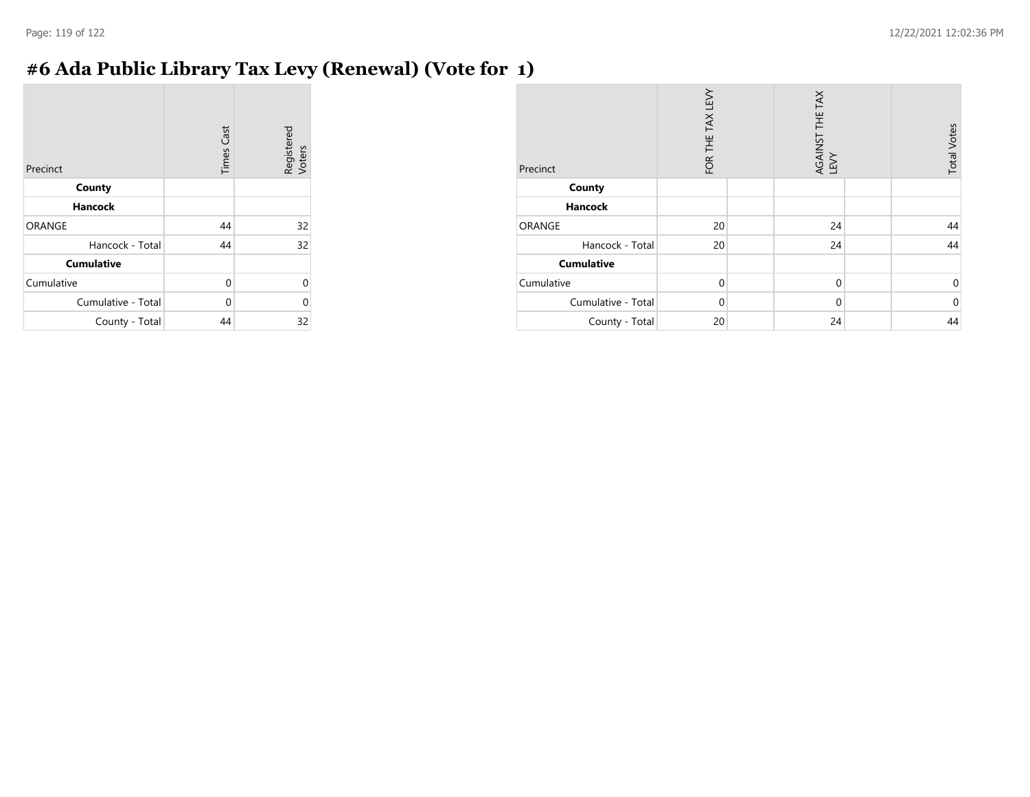# #6 Ada Public Library Tax Levy (Renewal) (Vote for 1)

| Precinct | Times Cast | Registered Voters |
|---|---|---|
| **County** | | |
| **Hancock** | | |
| ORANGE | 44 | 32 |
| Hancock - Total | 44 | 32 |
| **Cumulative** | | |
| Cumulative | 0 | 0 |
| Cumulative - Total | 0 | 0 |
| County - Total | 44 | 32 |

| Precinct | FOR THE TAX LEVY | | AGAINST THE TAX LEVY | | Total Votes |
|---|---|---|---|---|---|
| **County** | | | | | |
| **Hancock** | | | | | |
| ORANGE | 20 | | 24 | | 44 |
| Hancock - Total | 20 | | 24 | | 44 |
| **Cumulative** | | | | | |
| Cumulative | 0 | | 0 | | 0 |
| Cumulative - Total | 0 | | 0 | | 0 |
| County - Total | 20 | | 24 | | 44 |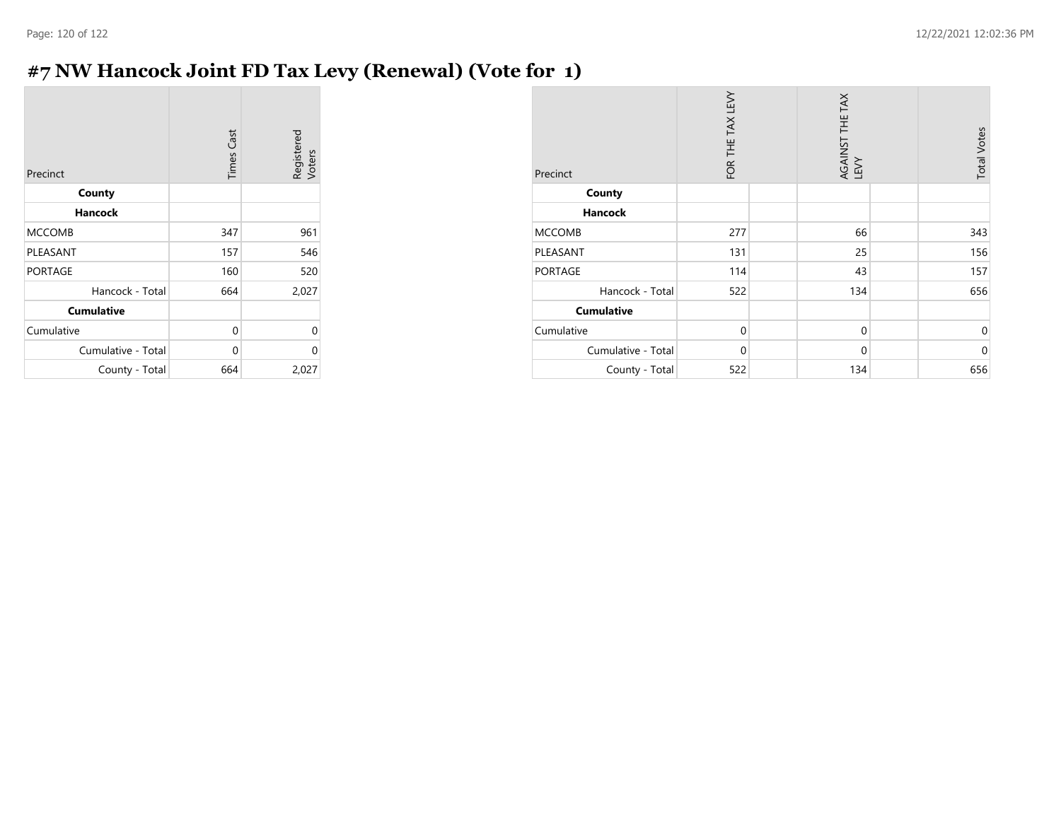# #7 NW Hancock Joint FD Tax Levy (Renewal) (Vote for 1)

| Precinct | Times Cast | Registered Voters |
|---|---|---|
| **County** | | |
| **Hancock** | | |
| MCCOMB | 347 | 961 |
| PLEASANT | 157 | 546 |
| PORTAGE | 160 | 520 |
| Hancock - Total | 664 | 2,027 |
| **Cumulative** | | |
| Cumulative | 0 | 0 |
| Cumulative - Total | 0 | 0 |
| County - Total | 664 | 2,027 |

| Precinct | FOR THE TAX LEVY | | AGAINST THE TAX LEVY | | Total Votes |
|---|---|---|---|---|---|
| **County** | | | | | |
| **Hancock** | | | | | |
| MCCOMB | 277 | | 66 | | 343 |
| PLEASANT | 131 | | 25 | | 156 |
| PORTAGE | 114 | | 43 | | 157 |
| Hancock - Total | 522 | | 134 | | 656 |
| **Cumulative** | | | | | |
| Cumulative | 0 | | 0 | | 0 |
| Cumulative - Total | 0 | | 0 | | 0 |
| County - Total | 522 | | 134 | | 656 |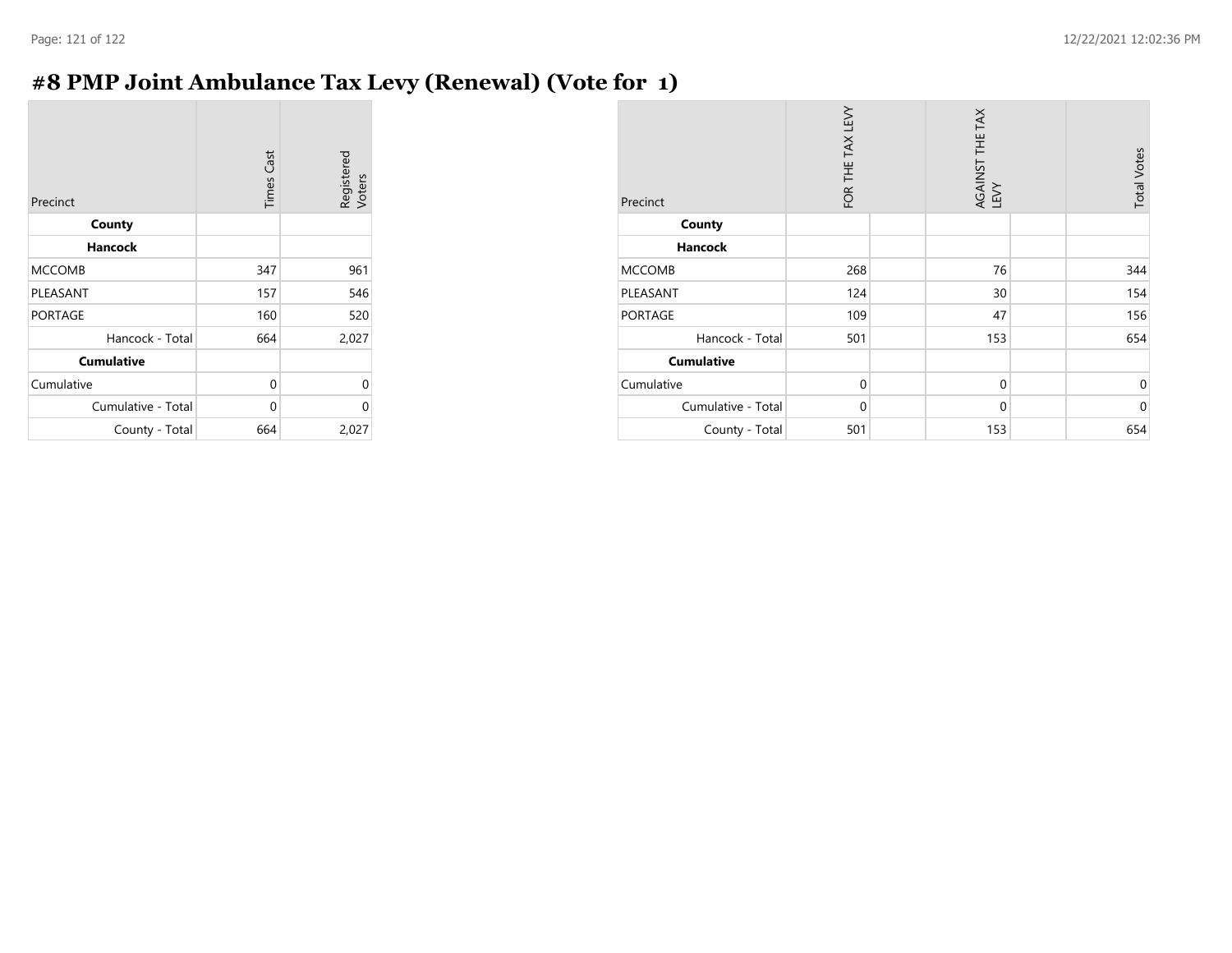# #8 PMP Joint Ambulance Tax Levy (Renewal) (Vote for 1)

| Precinct | Times Cast | Registered Voters |
|---|---|---|
| **County** | | |
| **Hancock** | | |
| MCCOMB | 347 | 961 |
| PLEASANT | 157 | 546 |
| PORTAGE | 160 | 520 |
| Hancock - Total | 664 | 2,027 |
| **Cumulative** | | |
| Cumulative | 0 | 0 |
| Cumulative - Total | 0 | 0 |
| County - Total | 664 | 2,027 |

| Precinct | FOR THE TAX LEVY | AGAINST THE TAX LEVY | Total Votes |
|---|---|---|---|
| **County** | | | |
| **Hancock** | | | |
| MCCOMB | 268 | 76 | 344 |
| PLEASANT | 124 | 30 | 154 |
| PORTAGE | 109 | 47 | 156 |
| Hancock - Total | 501 | 153 | 654 |
| **Cumulative** | | | |
| Cumulative | 0 | 0 | 0 |
| Cumulative - Total | 0 | 0 | 0 |
| County - Total | 501 | 153 | 654 |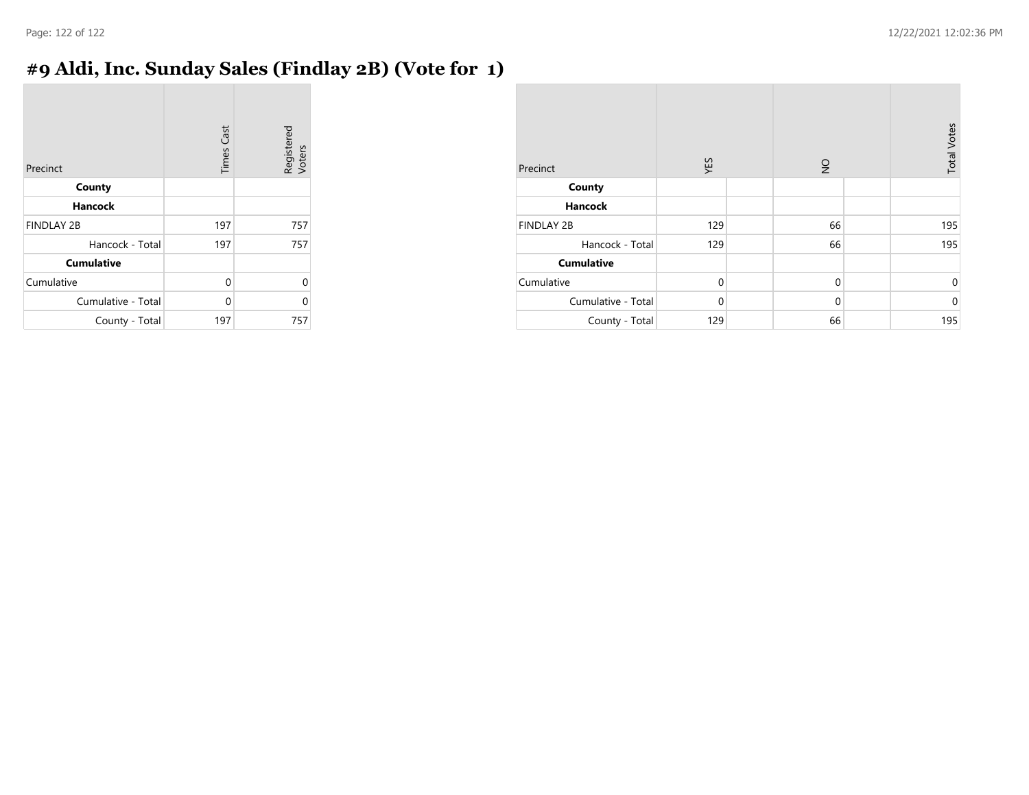# #9 Aldi, Inc. Sunday Sales (Findlay 2B) (Vote for 1)

| Precinct | Times Cast | Registered Voters |
|---|---|---|
| **County** | | |
| **Hancock** | | |
| FINDLAY 2B | 197 | 757 |
| Hancock - Total | 197 | 757 |
| **Cumulative** | | |
| Cumulative | 0 | 0 |
| Cumulative - Total | 0 | 0 |
| County - Total | 197 | 757 |

| Precinct | YES | | NO | | Total Votes |
|---|---|---|---|---|---|
| **County** | | | | | |
| **Hancock** | | | | | |
| FINDLAY 2B | 129 | | 66 | | 195 |
| Hancock - Total | 129 | | 66 | | 195 |
| **Cumulative** | | | | | |
| Cumulative | 0 | | 0 | | 0 |
| Cumulative - Total | 0 | | 0 | | 0 |
| County - Total | 129 | | 66 | | 195 |